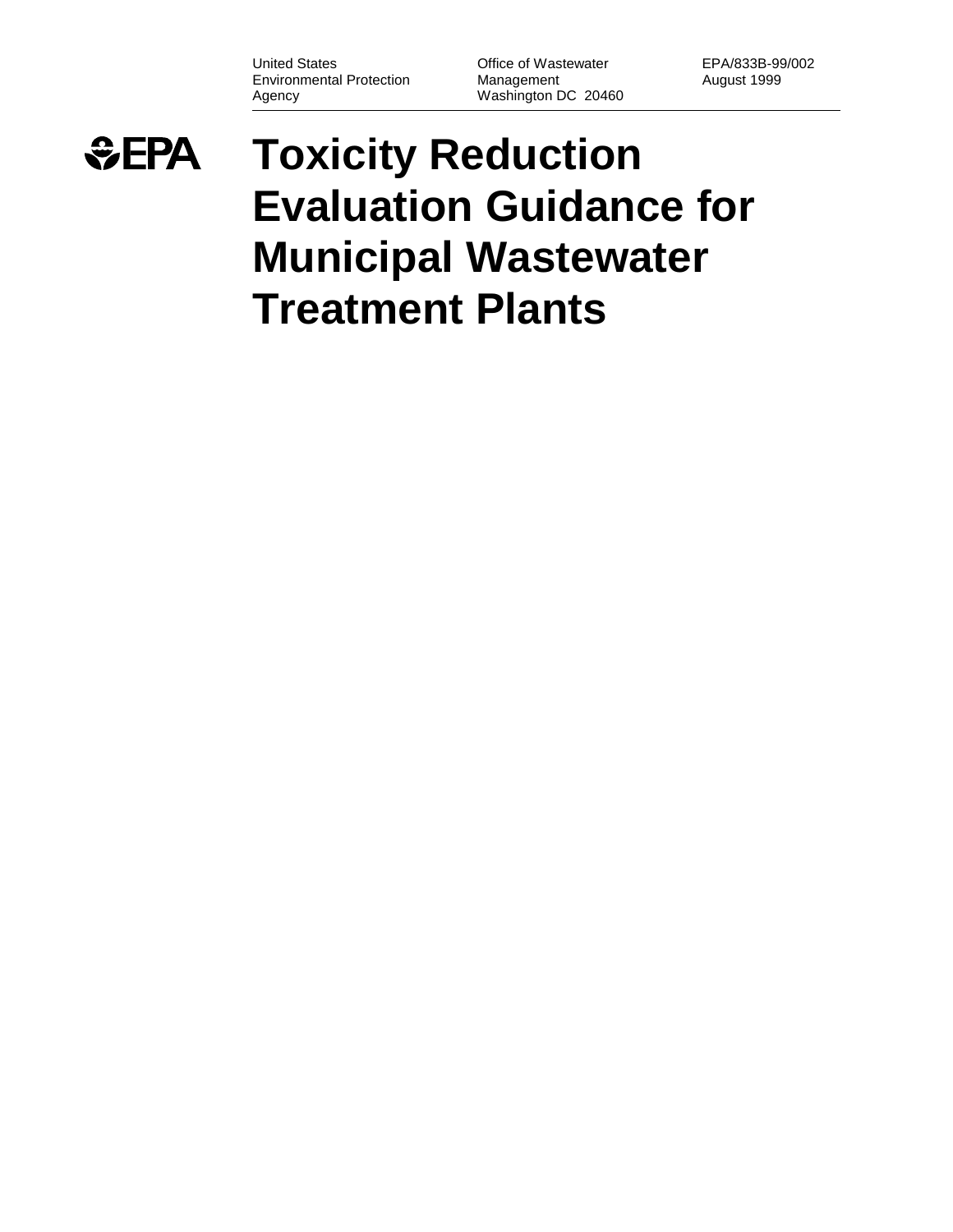United States Environmental Protection Agency

Office of Wastewater Management
Washington DC 20460

EPA/833B-99/002
August 1999

EPA

# Toxicity Reduction Evaluation Guidance for Municipal Wastewater Treatment Plants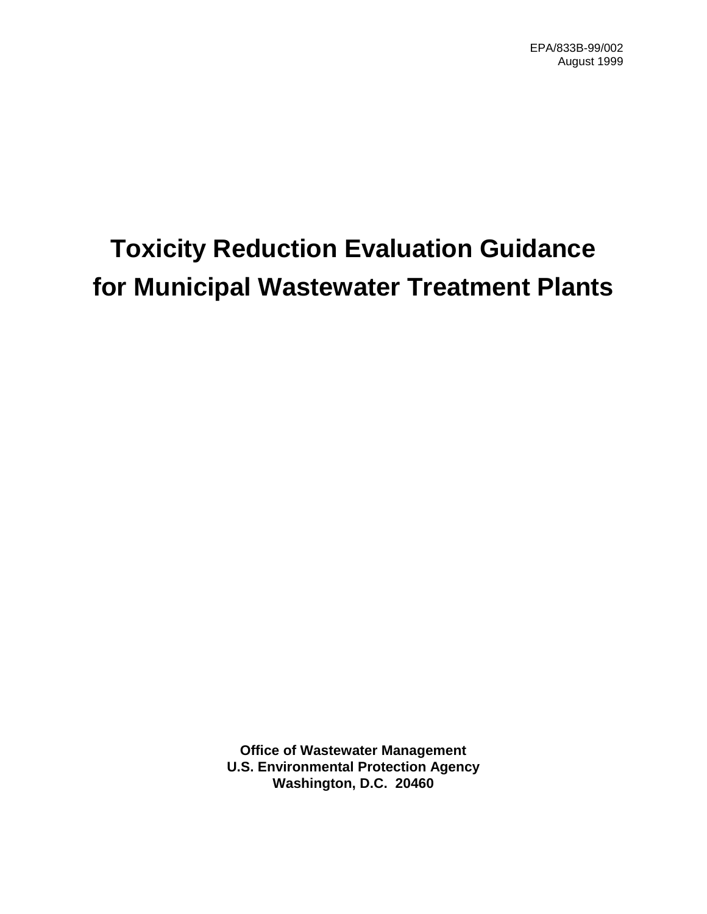EPA/833B-99/002
August 1999

# Toxicity Reduction Evaluation Guidance for Municipal Wastewater Treatment Plants

**Office of Wastewater Management**
**U.S. Environmental Protection Agency**
**Washington, D.C. 20460**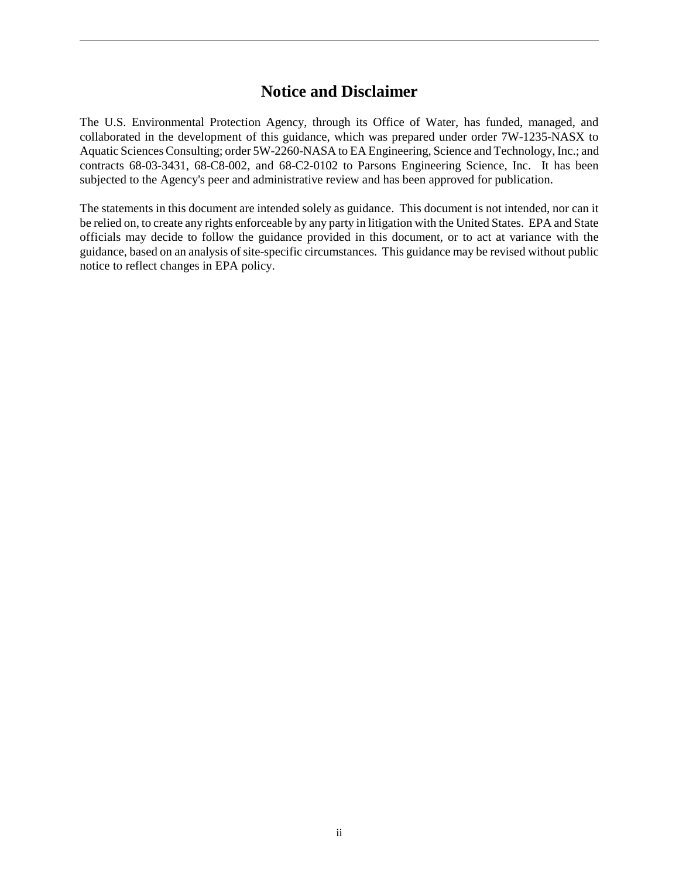# Notice and Disclaimer

The U.S. Environmental Protection Agency, through its Office of Water, has funded, managed, and collaborated in the development of this guidance, which was prepared under order 7W-1235-NASX to Aquatic Sciences Consulting; order 5W-2260-NASA to EA Engineering, Science and Technology, Inc.; and contracts 68-03-3431, 68-C8-002, and 68-C2-0102 to Parsons Engineering Science, Inc. It has been subjected to the Agency's peer and administrative review and has been approved for publication.

The statements in this document are intended solely as guidance. This document is not intended, nor can it be relied on, to create any rights enforceable by any party in litigation with the United States. EPA and State officials may decide to follow the guidance provided in this document, or to act at variance with the guidance, based on an analysis of site-specific circumstances. This guidance may be revised without public notice to reflect changes in EPA policy.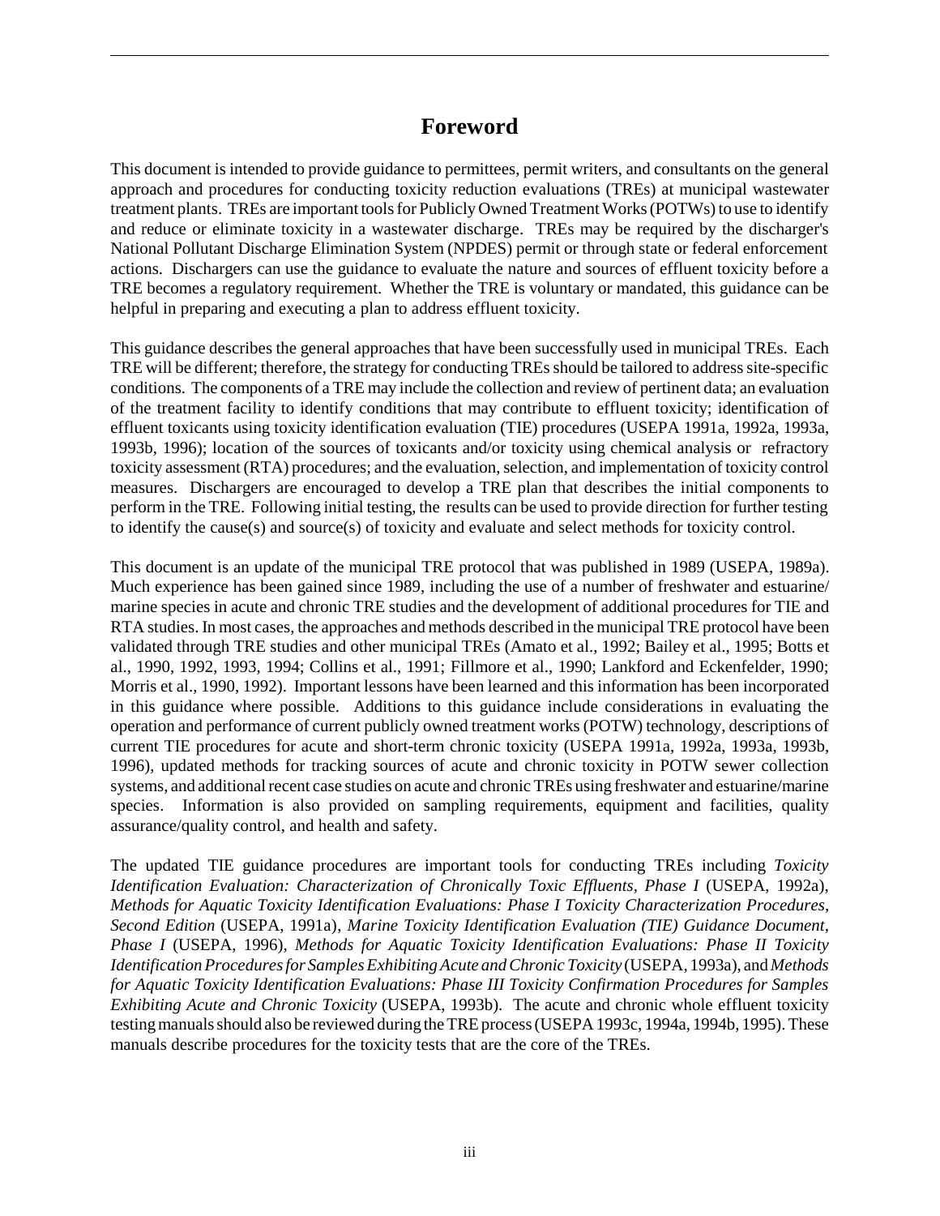# Foreword

This document is intended to provide guidance to permittees, permit writers, and consultants on the general approach and procedures for conducting toxicity reduction evaluations (TREs) at municipal wastewater treatment plants. TREs are important tools for Publicly Owned Treatment Works (POTWs) to use to identify and reduce or eliminate toxicity in a wastewater discharge. TREs may be required by the discharger's National Pollutant Discharge Elimination System (NPDES) permit or through state or federal enforcement actions. Dischargers can use the guidance to evaluate the nature and sources of effluent toxicity before a TRE becomes a regulatory requirement. Whether the TRE is voluntary or mandated, this guidance can be helpful in preparing and executing a plan to address effluent toxicity.

This guidance describes the general approaches that have been successfully used in municipal TREs. Each TRE will be different; therefore, the strategy for conducting TREs should be tailored to address site-specific conditions. The components of a TRE may include the collection and review of pertinent data; an evaluation of the treatment facility to identify conditions that may contribute to effluent toxicity; identification of effluent toxicants using toxicity identification evaluation (TIE) procedures (USEPA 1991a, 1992a, 1993a, 1993b, 1996); location of the sources of toxicants and/or toxicity using chemical analysis or refractory toxicity assessment (RTA) procedures; and the evaluation, selection, and implementation of toxicity control measures. Dischargers are encouraged to develop a TRE plan that describes the initial components to perform in the TRE. Following initial testing, the results can be used to provide direction for further testing to identify the cause(s) and source(s) of toxicity and evaluate and select methods for toxicity control.

This document is an update of the municipal TRE protocol that was published in 1989 (USEPA, 1989a). Much experience has been gained since 1989, including the use of a number of freshwater and estuarine/marine species in acute and chronic TRE studies and the development of additional procedures for TIE and RTA studies. In most cases, the approaches and methods described in the municipal TRE protocol have been validated through TRE studies and other municipal TREs (Amato et al., 1992; Bailey et al., 1995; Botts et al., 1990, 1992, 1993, 1994; Collins et al., 1991; Fillmore et al., 1990; Lankford and Eckenfelder, 1990; Morris et al., 1990, 1992). Important lessons have been learned and this information has been incorporated in this guidance where possible. Additions to this guidance include considerations in evaluating the operation and performance of current publicly owned treatment works (POTW) technology, descriptions of current TIE procedures for acute and short-term chronic toxicity (USEPA 1991a, 1992a, 1993a, 1993b, 1996), updated methods for tracking sources of acute and chronic toxicity in POTW sewer collection systems, and additional recent case studies on acute and chronic TREs using freshwater and estuarine/marine species. Information is also provided on sampling requirements, equipment and facilities, quality assurance/quality control, and health and safety.

The updated TIE guidance procedures are important tools for conducting TREs including *Toxicity Identification Evaluation: Characterization of Chronically Toxic Effluents, Phase I* (USEPA, 1992a), *Methods for Aquatic Toxicity Identification Evaluations: Phase I Toxicity Characterization Procedures, Second Edition* (USEPA, 1991a), *Marine Toxicity Identification Evaluation (TIE) Guidance Document, Phase I* (USEPA, 1996), *Methods for Aquatic Toxicity Identification Evaluations: Phase II Toxicity Identification Procedures for Samples Exhibiting Acute and Chronic Toxicity* (USEPA, 1993a), and *Methods for Aquatic Toxicity Identification Evaluations: Phase III Toxicity Confirmation Procedures for Samples Exhibiting Acute and Chronic Toxicity* (USEPA, 1993b). The acute and chronic whole effluent toxicity testing manuals should also be reviewed during the TRE process (USEPA 1993c, 1994a, 1994b, 1995). These manuals describe procedures for the toxicity tests that are the core of the TREs.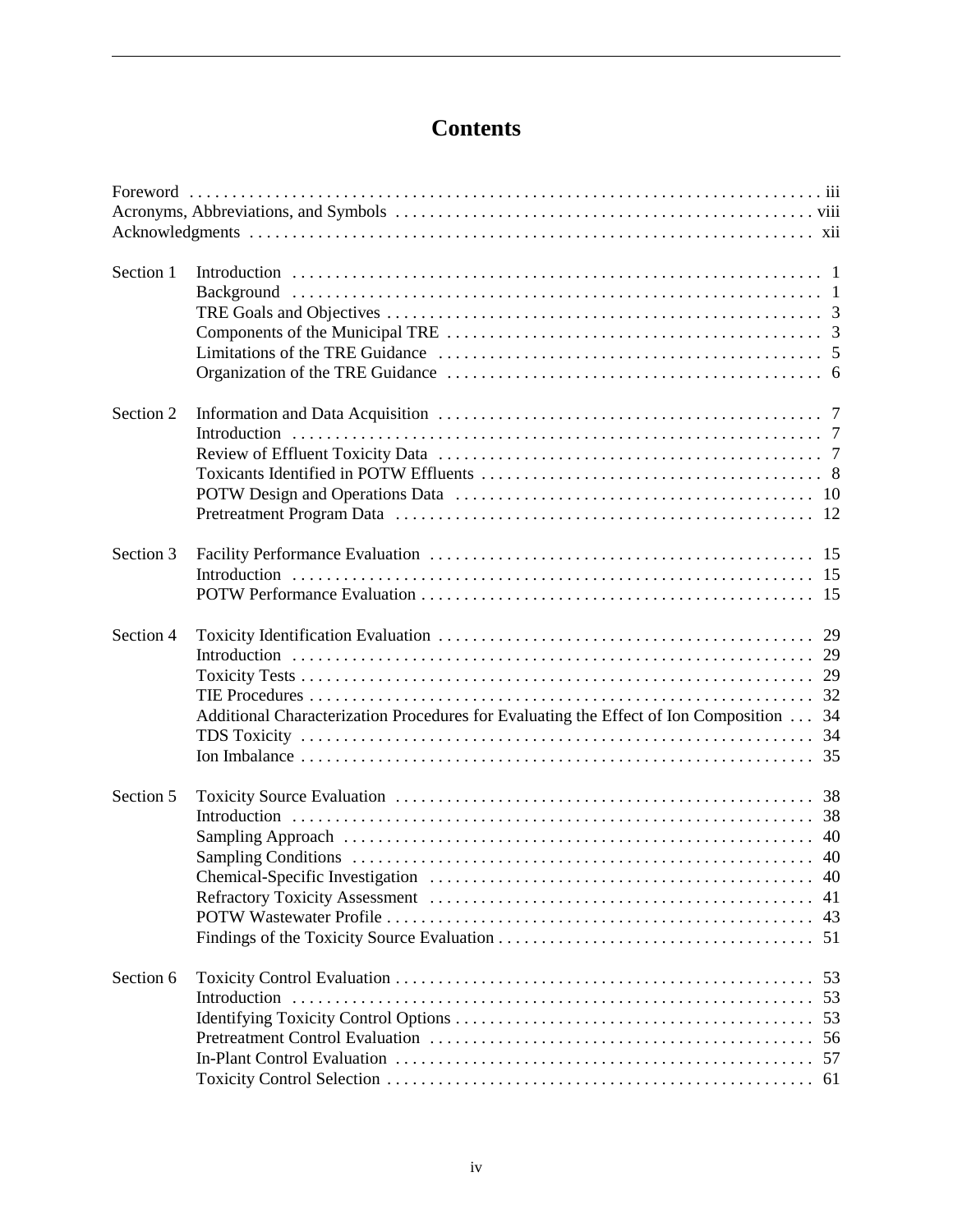# Contents

| | | |
|---|---|---|
| Foreword | | iii |
| Acronyms, Abbreviations, and Symbols | | viii |
| Acknowledgments | | xii |
| Section 1 | Introduction | 1 |
| | Background | 1 |
| | TRE Goals and Objectives | 3 |
| | Components of the Municipal TRE | 3 |
| | Limitations of the TRE Guidance | 5 |
| | Organization of the TRE Guidance | 6 |
| Section 2 | Information and Data Acquisition | 7 |
| | Introduction | 7 |
| | Review of Effluent Toxicity Data | 7 |
| | Toxicants Identified in POTW Effluents | 8 |
| | POTW Design and Operations Data | 10 |
| | Pretreatment Program Data | 12 |
| Section 3 | Facility Performance Evaluation | 15 |
| | Introduction | 15 |
| | POTW Performance Evaluation | 15 |
| Section 4 | Toxicity Identification Evaluation | 29 |
| | Introduction | 29 |
| | Toxicity Tests | 29 |
| | TIE Procedures | 32 |
| | Additional Characterization Procedures for Evaluating the Effect of Ion Composition | 34 |
| | TDS Toxicity | 34 |
| | Ion Imbalance | 35 |
| Section 5 | Toxicity Source Evaluation | 38 |
| | Introduction | 38 |
| | Sampling Approach | 40 |
| | Sampling Conditions | 40 |
| | Chemical-Specific Investigation | 40 |
| | Refractory Toxicity Assessment | 41 |
| | POTW Wastewater Profile | 43 |
| | Findings of the Toxicity Source Evaluation | 51 |
| Section 6 | Toxicity Control Evaluation | 53 |
| | Introduction | 53 |
| | Identifying Toxicity Control Options | 53 |
| | Pretreatment Control Evaluation | 56 |
| | In-Plant Control Evaluation | 57 |
| | Toxicity Control Selection | 61 |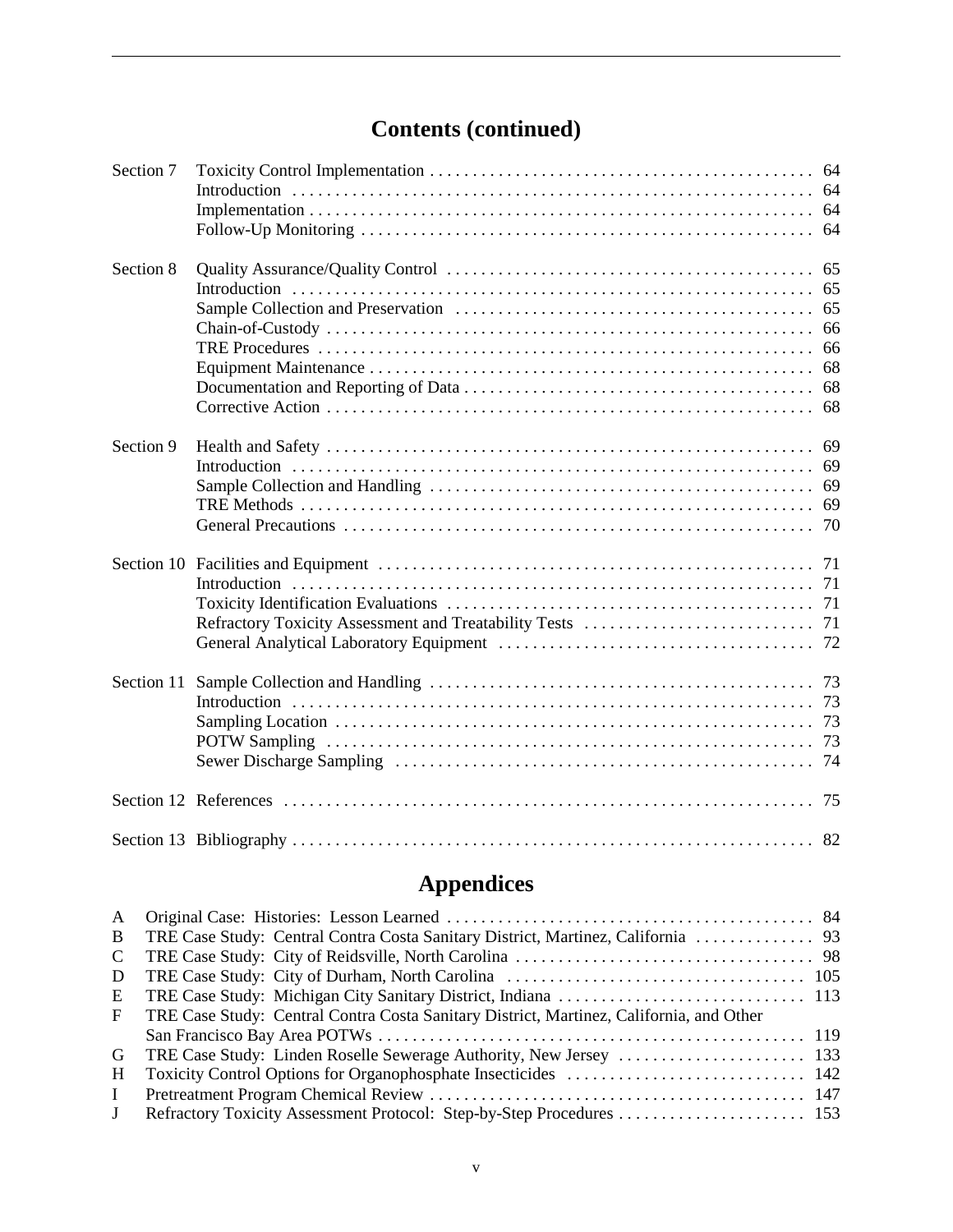## Contents (continued)

| | | |
|---|---|---|
| Section 7 | Toxicity Control Implementation | 64 |
| | Introduction | 64 |
| | Implementation | 64 |
| | Follow-Up Monitoring | 64 |
| Section 8 | Quality Assurance/Quality Control | 65 |
| | Introduction | 65 |
| | Sample Collection and Preservation | 65 |
| | Chain-of-Custody | 66 |
| | TRE Procedures | 66 |
| | Equipment Maintenance | 68 |
| | Documentation and Reporting of Data | 68 |
| | Corrective Action | 68 |
| Section 9 | Health and Safety | 69 |
| | Introduction | 69 |
| | Sample Collection and Handling | 69 |
| | TRE Methods | 69 |
| | General Precautions | 70 |
| Section 10 | Facilities and Equipment | 71 |
| | Introduction | 71 |
| | Toxicity Identification Evaluations | 71 |
| | Refractory Toxicity Assessment and Treatability Tests | 71 |
| | General Analytical Laboratory Equipment | 72 |
| Section 11 | Sample Collection and Handling | 73 |
| | Introduction | 73 |
| | Sampling Location | 73 |
| | POTW Sampling | 73 |
| | Sewer Discharge Sampling | 74 |
| Section 12 | References | 75 |
| Section 13 | Bibliography | 82 |

## Appendices

| | | |
|---|---|---|
| A | Original Case: Histories: Lesson Learned | 84 |
| B | TRE Case Study: Central Contra Costa Sanitary District, Martinez, California | 93 |
| C | TRE Case Study: City of Reidsville, North Carolina | 98 |
| D | TRE Case Study: City of Durham, North Carolina | 105 |
| E | TRE Case Study: Michigan City Sanitary District, Indiana | 113 |
| F | TRE Case Study: Central Contra Costa Sanitary District, Martinez, California, and Other San Francisco Bay Area POTWs | 119 |
| G | TRE Case Study: Linden Roselle Sewerage Authority, New Jersey | 133 |
| H | Toxicity Control Options for Organophosphate Insecticides | 142 |
| I | Pretreatment Program Chemical Review | 147 |
| J | Refractory Toxicity Assessment Protocol: Step-by-Step Procedures | 153 |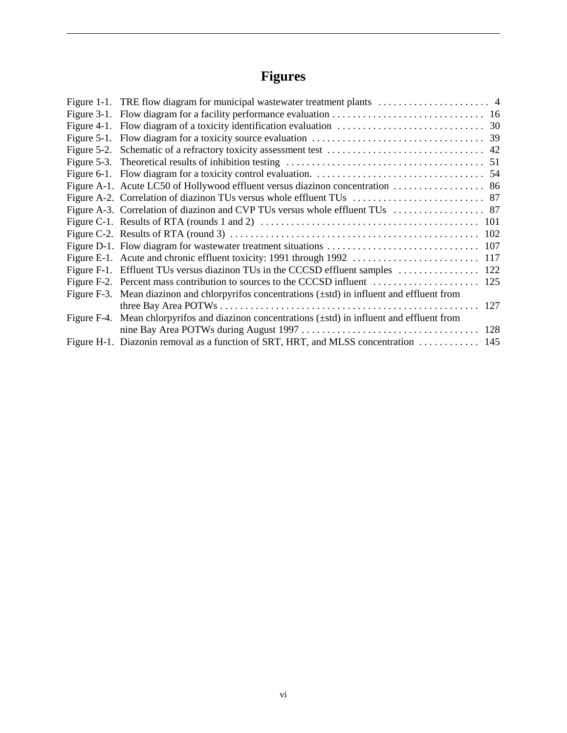# Figures

| | | |
|---|---|---|
| Figure 1-1. | TRE flow diagram for municipal wastewater treatment plants | 4 |
| Figure 3-1. | Flow diagram for a facility performance evaluation | 16 |
| Figure 4-1. | Flow diagram of a toxicity identification evaluation | 30 |
| Figure 5-1. | Flow diagram for a toxicity source evaluation | 39 |
| Figure 5-2. | Schematic of a refractory toxicity assessment test | 42 |
| Figure 5-3. | Theoretical results of inhibition testing | 51 |
| Figure 6-1. | Flow diagram for a toxicity control evaluation. | 54 |
| Figure A-1. | Acute LC50 of Hollywood effluent versus diazinon concentration | 86 |
| Figure A-2. | Correlation of diazinon TUs versus whole effluent TUs | 87 |
| Figure A-3. | Correlation of diazinon and CVP TUs versus whole effluent TUs | 87 |
| Figure C-1. | Results of RTA (rounds 1 and 2) | 101 |
| Figure C-2. | Results of RTA (round 3) | 102 |
| Figure D-1. | Flow diagram for wastewater treatment situations | 107 |
| Figure E-1. | Acute and chronic effluent toxicity: 1991 through 1992 | 117 |
| Figure F-1. | Effluent TUs versus diazinon TUs in the CCCSD effluent samples | 122 |
| Figure F-2. | Percent mass contribution to sources to the CCCSD influent | 125 |
| Figure F-3. | Mean diazinon and chlorpyrifos concentrations (±std) in influent and effluent from three Bay Area POTWs | 127 |
| Figure F-4. | Mean chlorpyrifos and diazinon concentrations (±std) in influent and effluent from nine Bay Area POTWs during August 1997 | 128 |
| Figure H-1. | Diazonin removal as a function of SRT, HRT, and MLSS concentration | 145 |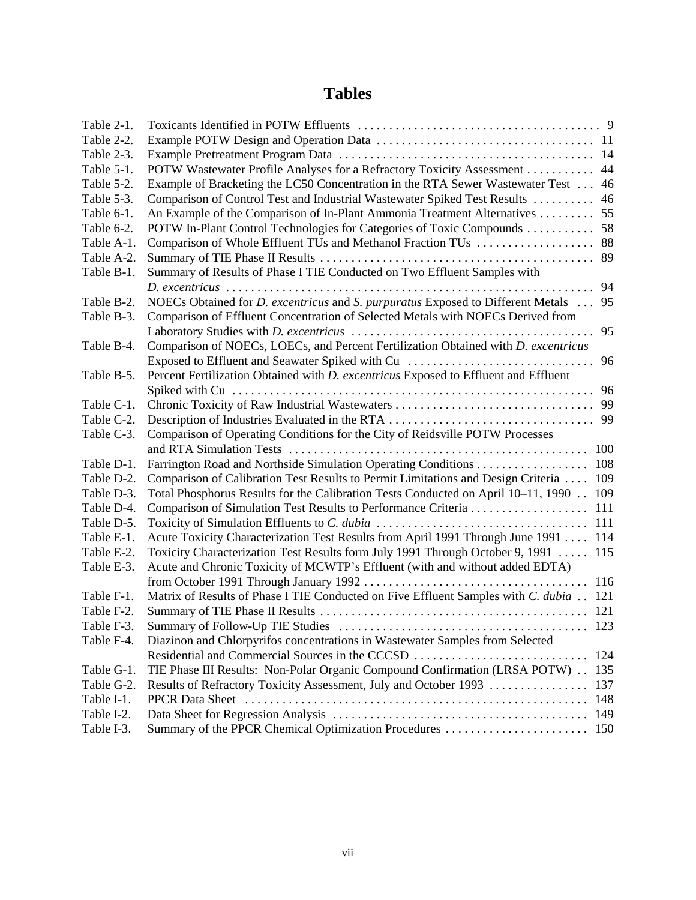# Tables

| | | |
|---|---|---|
| Table 2-1. | Toxicants Identified in POTW Effluents | 9 |
| Table 2-2. | Example POTW Design and Operation Data | 11 |
| Table 2-3. | Example Pretreatment Program Data | 14 |
| Table 5-1. | POTW Wastewater Profile Analyses for a Refractory Toxicity Assessment | 44 |
| Table 5-2. | Example of Bracketing the LC50 Concentration in the RTA Sewer Wastewater Test | 46 |
| Table 5-3. | Comparison of Control Test and Industrial Wastewater Spiked Test Results | 46 |
| Table 6-1. | An Example of the Comparison of In-Plant Ammonia Treatment Alternatives | 55 |
| Table 6-2. | POTW In-Plant Control Technologies for Categories of Toxic Compounds | 58 |
| Table A-1. | Comparison of Whole Effluent TUs and Methanol Fraction TUs | 88 |
| Table A-2. | Summary of TIE Phase II Results | 89 |
| Table B-1. | Summary of Results of Phase I TIE Conducted on Two Effluent Samples with *D. excentricus* | 94 |
| Table B-2. | NOECs Obtained for *D. excentricus* and *S. purpuratus* Exposed to Different Metals | 95 |
| Table B-3. | Comparison of Effluent Concentration of Selected Metals with NOECs Derived from Laboratory Studies with *D. excentricus* | 95 |
| Table B-4. | Comparison of NOECs, LOECs, and Percent Fertilization Obtained with *D. excentricus* Exposed to Effluent and Seawater Spiked with Cu | 96 |
| Table B-5. | Percent Fertilization Obtained with *D. excentricus* Exposed to Effluent and Effluent Spiked with Cu | 96 |
| Table C-1. | Chronic Toxicity of Raw Industrial Wastewaters | 99 |
| Table C-2. | Description of Industries Evaluated in the RTA | 99 |
| Table C-3. | Comparison of Operating Conditions for the City of Reidsville POTW Processes and RTA Simulation Tests | 100 |
| Table D-1. | Farrington Road and Northside Simulation Operating Conditions | 108 |
| Table D-2. | Comparison of Calibration Test Results to Permit Limitations and Design Criteria | 109 |
| Table D-3. | Total Phosphorus Results for the Calibration Tests Conducted on April 10–11, 1990 | 109 |
| Table D-4. | Comparison of Simulation Test Results to Performance Criteria | 111 |
| Table D-5. | Toxicity of Simulation Effluents to *C. dubia* | 111 |
| Table E-1. | Acute Toxicity Characterization Test Results from April 1991 Through June 1991 | 114 |
| Table E-2. | Toxicity Characterization Test Results form July 1991 Through October 9, 1991 | 115 |
| Table E-3. | Acute and Chronic Toxicity of MCWTP's Effluent (with and without added EDTA) from October 1991 Through January 1992 | 116 |
| Table F-1. | Matrix of Results of Phase I TIE Conducted on Five Effluent Samples with *C. dubia* | 121 |
| Table F-2. | Summary of TIE Phase II Results | 121 |
| Table F-3. | Summary of Follow-Up TIE Studies | 123 |
| Table F-4. | Diazinon and Chlorpyrifos concentrations in Wastewater Samples from Selected Residential and Commercial Sources in the CCCSD | 124 |
| Table G-1. | TIE Phase III Results: Non-Polar Organic Compound Confirmation (LRSA POTW) | 135 |
| Table G-2. | Results of Refractory Toxicity Assessment, July and October 1993 | 137 |
| Table I-1. | PPCR Data Sheet | 148 |
| Table I-2. | Data Sheet for Regression Analysis | 149 |
| Table I-3. | Summary of the PPCR Chemical Optimization Procedures | 150 |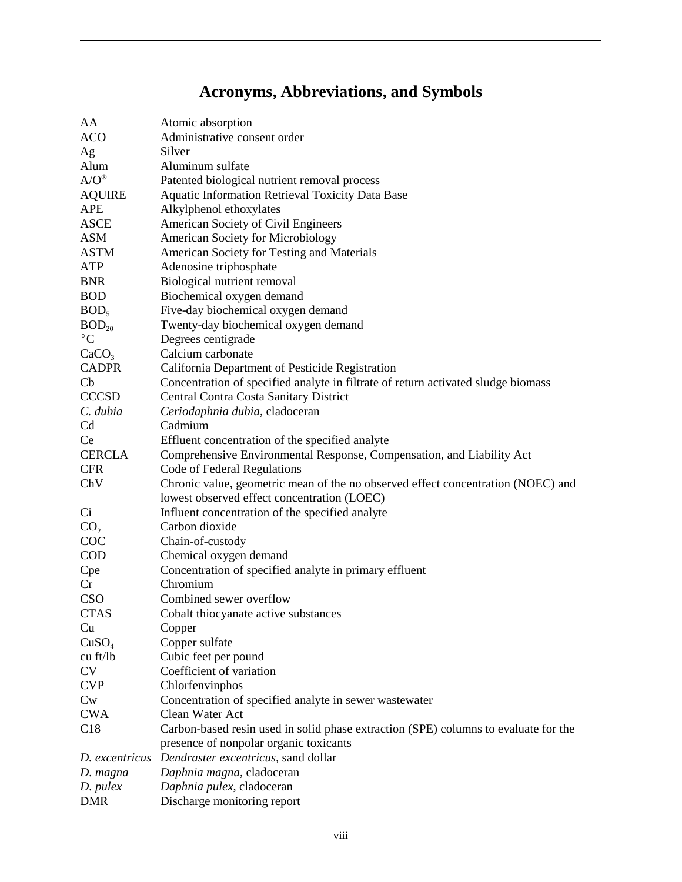# Acronyms, Abbreviations, and Symbols

| | |
|---|---|
| AA | Atomic absorption |
| ACO | Administrative consent order |
| Ag | Silver |
| Alum | Aluminum sulfate |
| A/O® | Patented biological nutrient removal process |
| AQUIRE | Aquatic Information Retrieval Toxicity Data Base |
| APE | Alkylphenol ethoxylates |
| ASCE | American Society of Civil Engineers |
| ASM | American Society for Microbiology |
| ASTM | American Society for Testing and Materials |
| ATP | Adenosine triphosphate |
| BNR | Biological nutrient removal |
| BOD | Biochemical oxygen demand |
| $BOD_5$ | Five-day biochemical oxygen demand |
| $BOD_{20}$ | Twenty-day biochemical oxygen demand |
| $^{\circ}C$ | Degrees centigrade |
| $CaCO_3$ | Calcium carbonate |
| CADPR | California Department of Pesticide Registration |
| Cb | Concentration of specified analyte in filtrate of return activated sludge biomass |
| CCCSD | Central Contra Costa Sanitary District |
| *C. dubia* | *Ceriodaphnia dubia*, cladoceran |
| Cd | Cadmium |
| Ce | Effluent concentration of the specified analyte |
| CERCLA | Comprehensive Environmental Response, Compensation, and Liability Act |
| CFR | Code of Federal Regulations |
| ChV | Chronic value, geometric mean of the no observed effect concentration (NOEC) and lowest observed effect concentration (LOEC) |
| Ci | Influent concentration of the specified analyte |
| $CO_2$ | Carbon dioxide |
| COC | Chain-of-custody |
| COD | Chemical oxygen demand |
| Cpe | Concentration of specified analyte in primary effluent |
| Cr | Chromium |
| CSO | Combined sewer overflow |
| CTAS | Cobalt thiocyanate active substances |
| Cu | Copper |
| $CuSO_4$ | Copper sulfate |
| cu ft/lb | Cubic feet per pound |
| CV | Coefficient of variation |
| CVP | Chlorfenvinphos |
| Cw | Concentration of specified analyte in sewer wastewater |
| CWA | Clean Water Act |
| C18 | Carbon-based resin used in solid phase extraction (SPE) columns to evaluate for the presence of nonpolar organic toxicants |
| *D. excentricus* | *Dendraster excentricus*, sand dollar |
| *D. magna* | *Daphnia magna*, cladoceran |
| *D. pulex* | *Daphnia pulex*, cladoceran |
| DMR | Discharge monitoring report |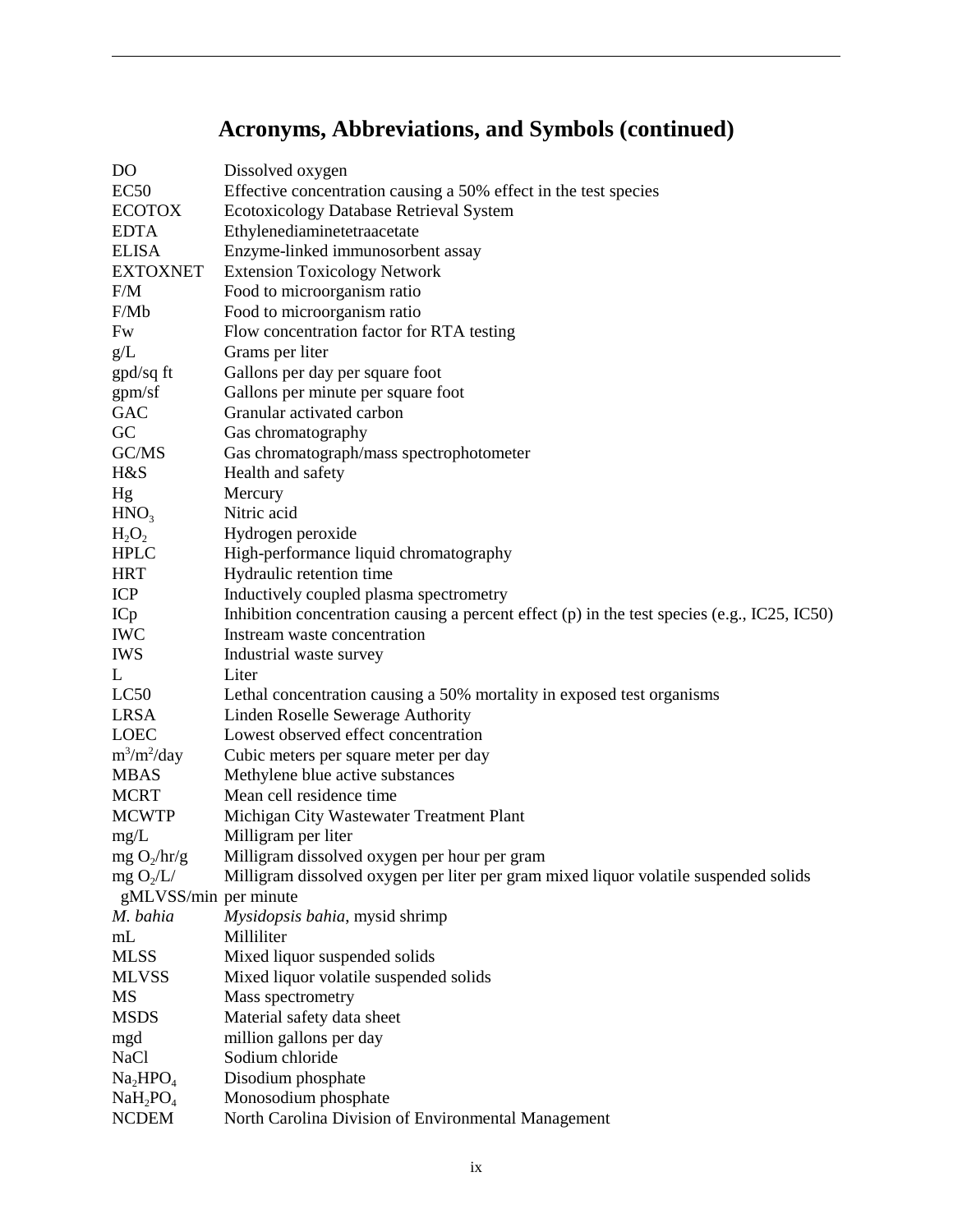# Acronyms, Abbreviations, and Symbols (continued)

| | |
|---|---|
| DO | Dissolved oxygen |
| EC50 | Effective concentration causing a 50% effect in the test species |
| ECOTOX | Ecotoxicology Database Retrieval System |
| EDTA | Ethylenediaminetetraacetate |
| ELISA | Enzyme-linked immunosorbent assay |
| EXTOXNET | Extension Toxicology Network |
| F/M | Food to microorganism ratio |
| F/Mb | Food to microorganism ratio |
| Fw | Flow concentration factor for RTA testing |
| g/L | Grams per liter |
| gpd/sq ft | Gallons per day per square foot |
| gpm/sf | Gallons per minute per square foot |
| GAC | Granular activated carbon |
| GC | Gas chromatography |
| GC/MS | Gas chromatograph/mass spectrophotometer |
| H&S | Health and safety |
| Hg | Mercury |
| $HNO_3$ | Nitric acid |
| $H_2O_2$ | Hydrogen peroxide |
| HPLC | High-performance liquid chromatography |
| HRT | Hydraulic retention time |
| ICP | Inductively coupled plasma spectrometry |
| ICp | Inhibition concentration causing a percent effect (p) in the test species (e.g., IC25, IC50) |
| IWC | Instream waste concentration |
| IWS | Industrial waste survey |
| L | Liter |
| LC50 | Lethal concentration causing a 50% mortality in exposed test organisms |
| LRSA | Linden Roselle Sewerage Authority |
| LOEC | Lowest observed effect concentration |
| $m^3/m^2$/day | Cubic meters per square meter per day |
| MBAS | Methylene blue active substances |
| MCRT | Mean cell residence time |
| MCWTP | Michigan City Wastewater Treatment Plant |
| mg/L | Milligram per liter |
| mg $O_2$/hr/g | Milligram dissolved oxygen per hour per gram |
| mg $O_2$/L/gMLVSS/min | Milligram dissolved oxygen per liter per gram mixed liquor volatile suspended solids per minute |
| *M. bahia* | *Mysidopsis bahia*, mysid shrimp |
| mL | Milliliter |
| MLSS | Mixed liquor suspended solids |
| MLVSS | Mixed liquor volatile suspended solids |
| MS | Mass spectrometry |
| MSDS | Material safety data sheet |
| mgd | million gallons per day |
| NaCl | Sodium chloride |
| $Na_2HPO_4$ | Disodium phosphate |
| $NaH_2PO_4$ | Monosodium phosphate |
| NCDEM | North Carolina Division of Environmental Management |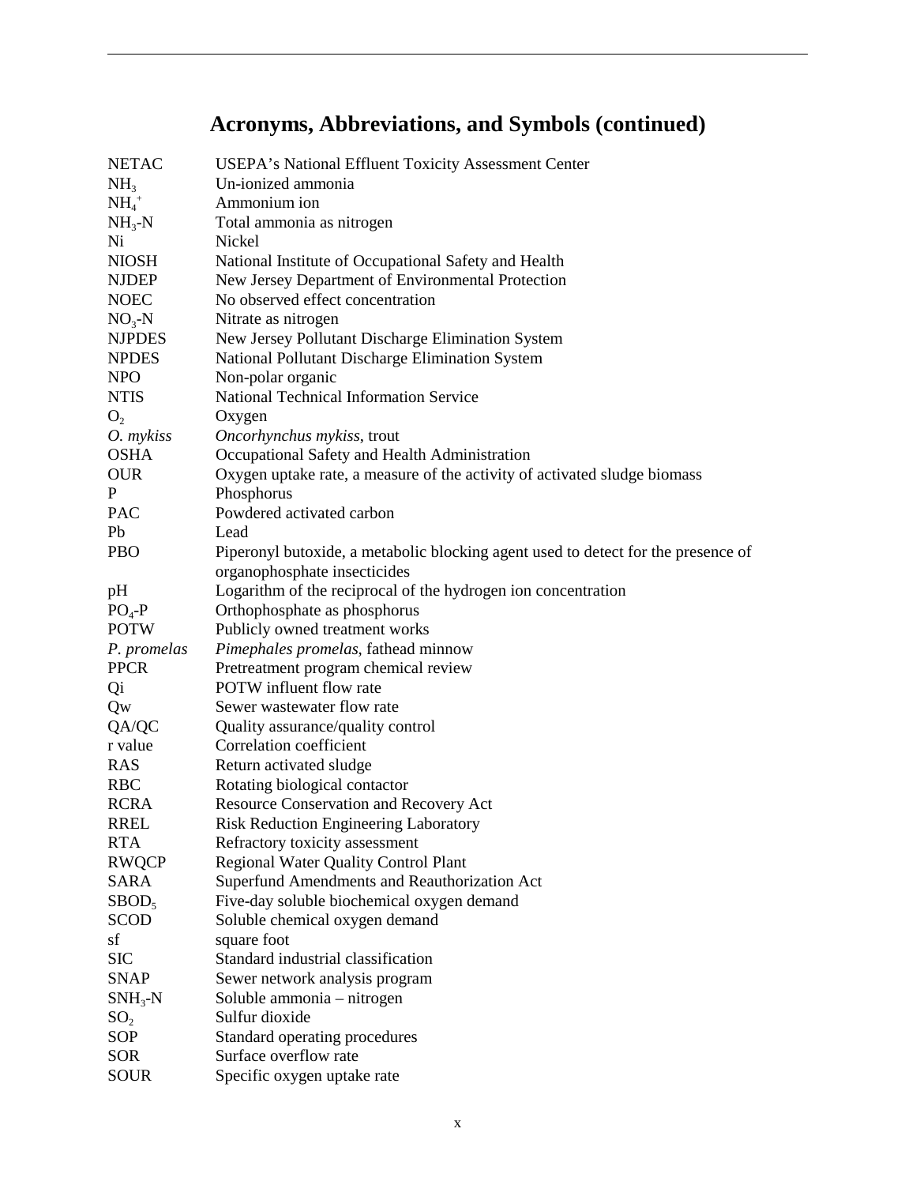# Acronyms, Abbreviations, and Symbols (continued)

| | |
|---|---|
| NETAC | USEPA's National Effluent Toxicity Assessment Center |
| $NH_3$ | Un-ionized ammonia |
| $NH_4^+$ | Ammonium ion |
| $NH_3$-N | Total ammonia as nitrogen |
| Ni | Nickel |
| NIOSH | National Institute of Occupational Safety and Health |
| NJDEP | New Jersey Department of Environmental Protection |
| NOEC | No observed effect concentration |
| $NO_3$-N | Nitrate as nitrogen |
| NJPDES | New Jersey Pollutant Discharge Elimination System |
| NPDES | National Pollutant Discharge Elimination System |
| NPO | Non-polar organic |
| NTIS | National Technical Information Service |
| $O_2$ | Oxygen |
| *O. mykiss* | *Oncorhynchus mykiss*, trout |
| OSHA | Occupational Safety and Health Administration |
| OUR | Oxygen uptake rate, a measure of the activity of activated sludge biomass |
| P | Phosphorus |
| PAC | Powdered activated carbon |
| Pb | Lead |
| PBO | Piperonyl butoxide, a metabolic blocking agent used to detect for the presence of organophosphate insecticides |
| pH | Logarithm of the reciprocal of the hydrogen ion concentration |
| $PO_4$-P | Orthophosphate as phosphorus |
| POTW | Publicly owned treatment works |
| *P. promelas* | *Pimephales promelas*, fathead minnow |
| PPCR | Pretreatment program chemical review |
| Qi | POTW influent flow rate |
| Qw | Sewer wastewater flow rate |
| QA/QC | Quality assurance/quality control |
| r value | Correlation coefficient |
| RAS | Return activated sludge |
| RBC | Rotating biological contactor |
| RCRA | Resource Conservation and Recovery Act |
| RREL | Risk Reduction Engineering Laboratory |
| RTA | Refractory toxicity assessment |
| RWQCP | Regional Water Quality Control Plant |
| SARA | Superfund Amendments and Reauthorization Act |
| $SBOD_5$ | Five-day soluble biochemical oxygen demand |
| SCOD | Soluble chemical oxygen demand |
| sf | square foot |
| SIC | Standard industrial classification |
| SNAP | Sewer network analysis program |
| $SNH_3$-N | Soluble ammonia – nitrogen |
| $SO_2$ | Sulfur dioxide |
| SOP | Standard operating procedures |
| SOR | Surface overflow rate |
| SOUR | Specific oxygen uptake rate |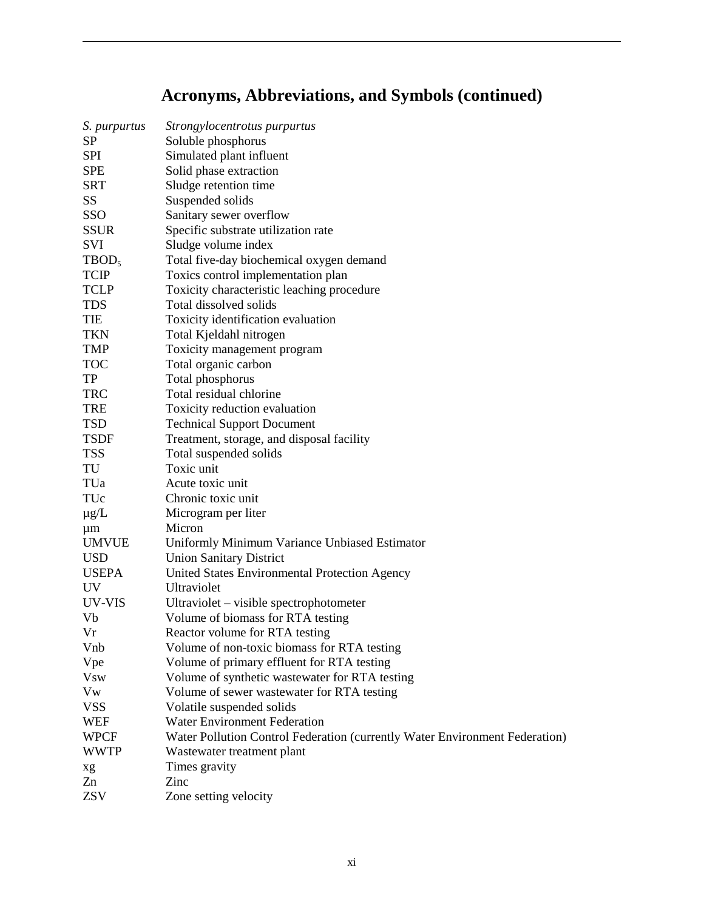# Acronyms, Abbreviations, and Symbols (continued)

| | |
|---|---|
| *S. purpurtus* | *Strongylocentrotus purpurtus* |
| SP | Soluble phosphorus |
| SPI | Simulated plant influent |
| SPE | Solid phase extraction |
| SRT | Sludge retention time |
| SS | Suspended solids |
| SSO | Sanitary sewer overflow |
| SSUR | Specific substrate utilization rate |
| SVI | Sludge volume index |
| $TBOD_5$ | Total five-day biochemical oxygen demand |
| TCIP | Toxics control implementation plan |
| TCLP | Toxicity characteristic leaching procedure |
| TDS | Total dissolved solids |
| TIE | Toxicity identification evaluation |
| TKN | Total Kjeldahl nitrogen |
| TMP | Toxicity management program |
| TOC | Total organic carbon |
| TP | Total phosphorus |
| TRC | Total residual chlorine |
| TRE | Toxicity reduction evaluation |
| TSD | Technical Support Document |
| TSDF | Treatment, storage, and disposal facility |
| TSS | Total suspended solids |
| TU | Toxic unit |
| TUa | Acute toxic unit |
| TUc | Chronic toxic unit |
| µg/L | Microgram per liter |
| µm | Micron |
| UMVUE | Uniformly Minimum Variance Unbiased Estimator |
| USD | Union Sanitary District |
| USEPA | United States Environmental Protection Agency |
| UV | Ultraviolet |
| UV-VIS | Ultraviolet – visible spectrophotometer |
| Vb | Volume of biomass for RTA testing |
| Vr | Reactor volume for RTA testing |
| Vnb | Volume of non-toxic biomass for RTA testing |
| Vpe | Volume of primary effluent for RTA testing |
| Vsw | Volume of synthetic wastewater for RTA testing |
| Vw | Volume of sewer wastewater for RTA testing |
| VSS | Volatile suspended solids |
| WEF | Water Environment Federation |
| WPCF | Water Pollution Control Federation (currently Water Environment Federation) |
| WWTP | Wastewater treatment plant |
| xg | Times gravity |
| Zn | Zinc |
| ZSV | Zone setting velocity |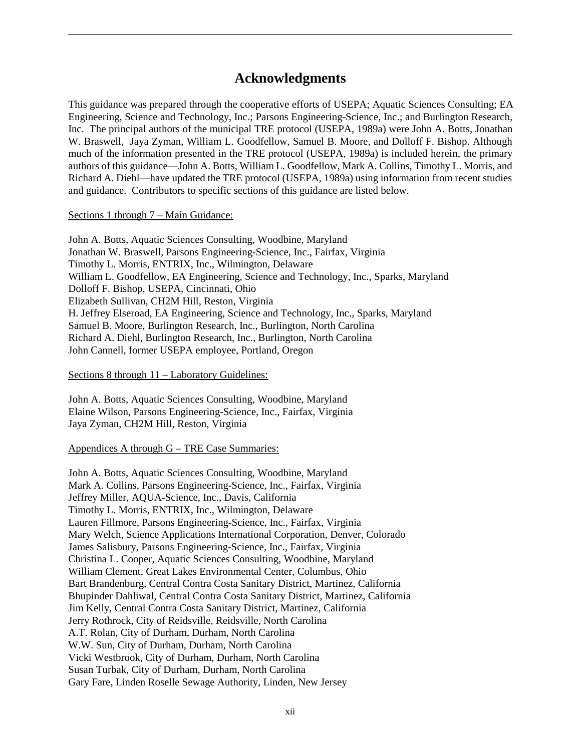# Acknowledgments

This guidance was prepared through the cooperative efforts of USEPA; Aquatic Sciences Consulting; EA Engineering, Science and Technology, Inc.; Parsons Engineering-Science, Inc.; and Burlington Research, Inc. The principal authors of the municipal TRE protocol (USEPA, 1989a) were John A. Botts, Jonathan W. Braswell, Jaya Zyman, William L. Goodfellow, Samuel B. Moore, and Dolloff F. Bishop. Although much of the information presented in the TRE protocol (USEPA, 1989a) is included herein, the primary authors of this guidance—John A. Botts, William L. Goodfellow, Mark A. Collins, Timothy L. Morris, and Richard A. Diehl—have updated the TRE protocol (USEPA, 1989a) using information from recent studies and guidance. Contributors to specific sections of this guidance are listed below.

Sections 1 through 7 – Main Guidance:

John A. Botts, Aquatic Sciences Consulting, Woodbine, Maryland
Jonathan W. Braswell, Parsons Engineering-Science, Inc., Fairfax, Virginia
Timothy L. Morris, ENTRIX, Inc., Wilmington, Delaware
William L. Goodfellow, EA Engineering, Science and Technology, Inc., Sparks, Maryland
Dolloff F. Bishop, USEPA, Cincinnati, Ohio
Elizabeth Sullivan, CH2M Hill, Reston, Virginia
H. Jeffrey Elseroad, EA Engineering, Science and Technology, Inc., Sparks, Maryland
Samuel B. Moore, Burlington Research, Inc., Burlington, North Carolina
Richard A. Diehl, Burlington Research, Inc., Burlington, North Carolina
John Cannell, former USEPA employee, Portland, Oregon

Sections 8 through 11 – Laboratory Guidelines:

John A. Botts, Aquatic Sciences Consulting, Woodbine, Maryland
Elaine Wilson, Parsons Engineering-Science, Inc., Fairfax, Virginia
Jaya Zyman, CH2M Hill, Reston, Virginia

Appendices A through G – TRE Case Summaries:

John A. Botts, Aquatic Sciences Consulting, Woodbine, Maryland
Mark A. Collins, Parsons Engineering-Science, Inc., Fairfax, Virginia
Jeffrey Miller, AQUA-Science, Inc., Davis, California
Timothy L. Morris, ENTRIX, Inc., Wilmington, Delaware
Lauren Fillmore, Parsons Engineering-Science, Inc., Fairfax, Virginia
Mary Welch, Science Applications International Corporation, Denver, Colorado
James Salisbury, Parsons Engineering-Science, Inc., Fairfax, Virginia
Christina L. Cooper, Aquatic Sciences Consulting, Woodbine, Maryland
William Clement, Great Lakes Environmental Center, Columbus, Ohio
Bart Brandenburg, Central Contra Costa Sanitary District, Martinez, California
Bhupinder Dahliwal, Central Contra Costa Sanitary District, Martinez, California
Jim Kelly, Central Contra Costa Sanitary District, Martinez, California
Jerry Rothrock, City of Reidsville, Reidsville, North Carolina
A.T. Rolan, City of Durham, Durham, North Carolina
W.W. Sun, City of Durham, Durham, North Carolina
Vicki Westbrook, City of Durham, Durham, North Carolina
Susan Turbak, City of Durham, Durham, North Carolina
Gary Fare, Linden Roselle Sewage Authority, Linden, New Jersey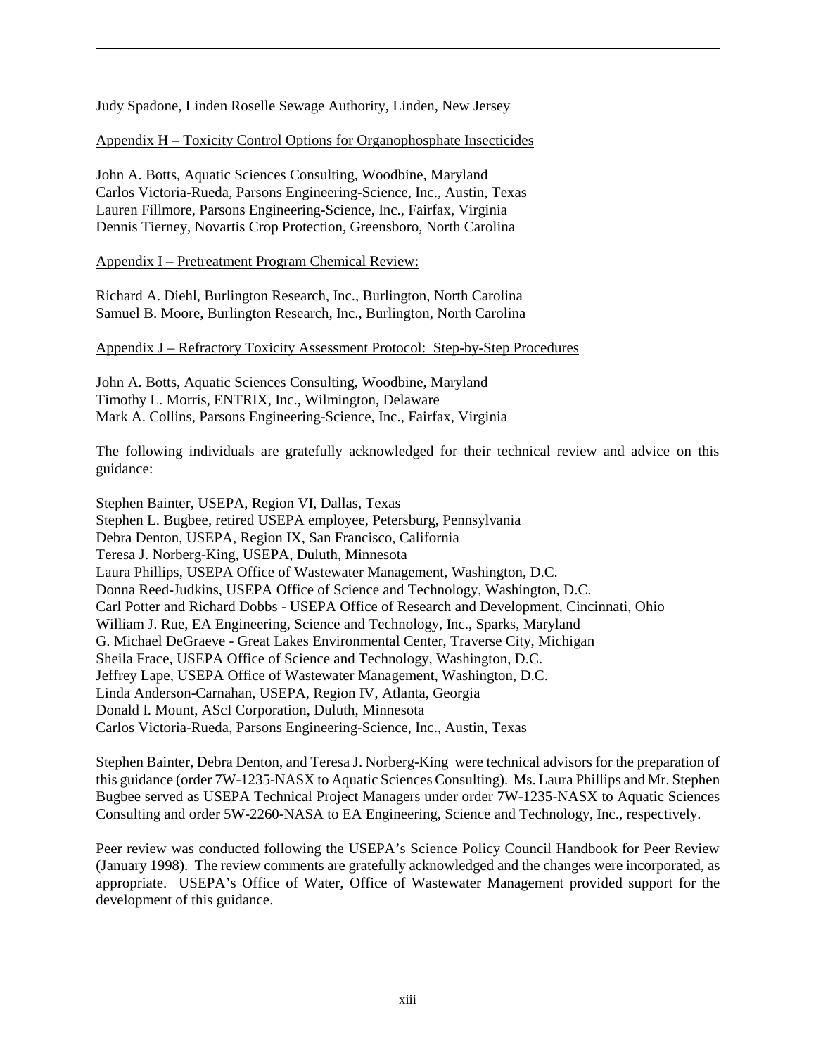Judy Spadone, Linden Roselle Sewage Authority, Linden, New Jersey

<u>Appendix H – Toxicity Control Options for Organophosphate Insecticides</u>

John A. Botts, Aquatic Sciences Consulting, Woodbine, Maryland
Carlos Victoria-Rueda, Parsons Engineering-Science, Inc., Austin, Texas
Lauren Fillmore, Parsons Engineering-Science, Inc., Fairfax, Virginia
Dennis Tierney, Novartis Crop Protection, Greensboro, North Carolina

<u>Appendix I – Pretreatment Program Chemical Review:</u>

Richard A. Diehl, Burlington Research, Inc., Burlington, North Carolina
Samuel B. Moore, Burlington Research, Inc., Burlington, North Carolina

<u>Appendix J – Refractory Toxicity Assessment Protocol: Step-by-Step Procedures</u>

John A. Botts, Aquatic Sciences Consulting, Woodbine, Maryland
Timothy L. Morris, ENTRIX, Inc., Wilmington, Delaware
Mark A. Collins, Parsons Engineering-Science, Inc., Fairfax, Virginia

The following individuals are gratefully acknowledged for their technical review and advice on this guidance:

Stephen Bainter, USEPA, Region VI, Dallas, Texas
Stephen L. Bugbee, retired USEPA employee, Petersburg, Pennsylvania
Debra Denton, USEPA, Region IX, San Francisco, California
Teresa J. Norberg-King, USEPA, Duluth, Minnesota
Laura Phillips, USEPA Office of Wastewater Management, Washington, D.C.
Donna Reed-Judkins, USEPA Office of Science and Technology, Washington, D.C.
Carl Potter and Richard Dobbs - USEPA Office of Research and Development, Cincinnati, Ohio
William J. Rue, EA Engineering, Science and Technology, Inc., Sparks, Maryland
G. Michael DeGraeve - Great Lakes Environmental Center, Traverse City, Michigan
Sheila Frace, USEPA Office of Science and Technology, Washington, D.C.
Jeffrey Lape, USEPA Office of Wastewater Management, Washington, D.C.
Linda Anderson-Carnahan, USEPA, Region IV, Atlanta, Georgia
Donald I. Mount, AScI Corporation, Duluth, Minnesota
Carlos Victoria-Rueda, Parsons Engineering-Science, Inc., Austin, Texas

Stephen Bainter, Debra Denton, and Teresa J. Norberg-King were technical advisors for the preparation of this guidance (order 7W-1235-NASX to Aquatic Sciences Consulting). Ms. Laura Phillips and Mr. Stephen Bugbee served as USEPA Technical Project Managers under order 7W-1235-NASX to Aquatic Sciences Consulting and order 5W-2260-NASA to EA Engineering, Science and Technology, Inc., respectively.

Peer review was conducted following the USEPA's Science Policy Council Handbook for Peer Review (January 1998). The review comments are gratefully acknowledged and the changes were incorporated, as appropriate. USEPA's Office of Water, Office of Wastewater Management provided support for the development of this guidance.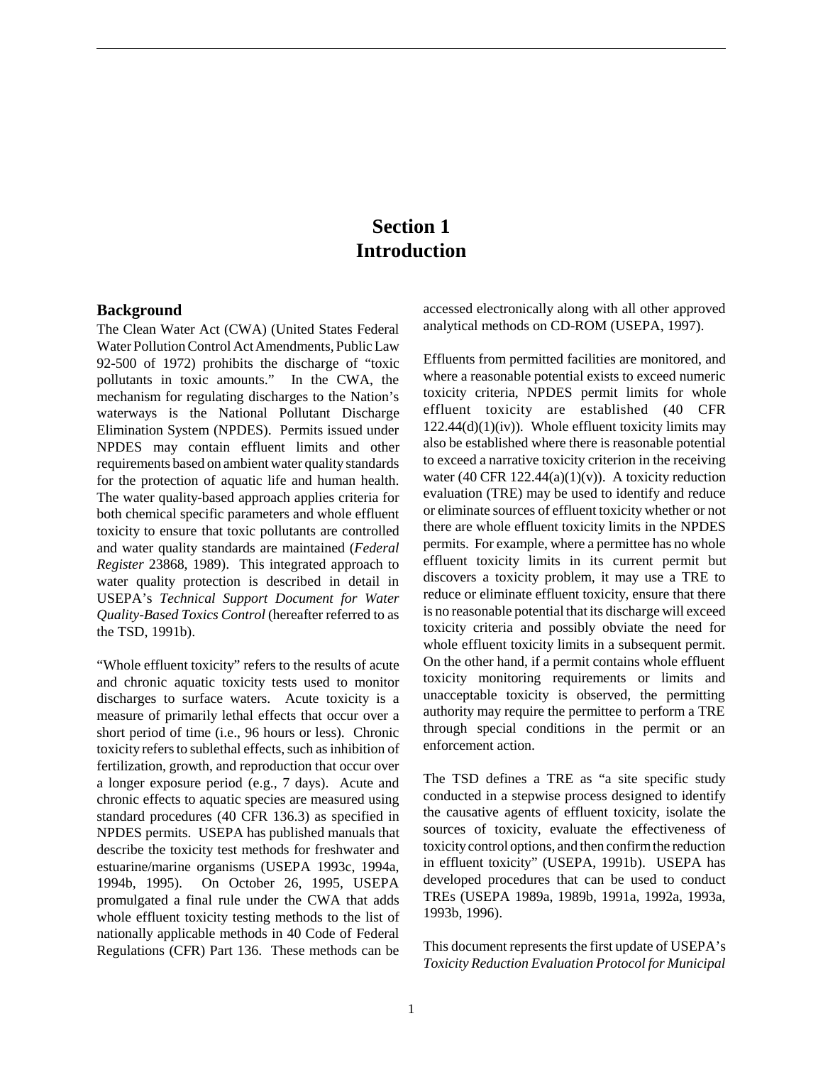# Section 1
# Introduction

## Background

The Clean Water Act (CWA) (United States Federal Water Pollution Control Act Amendments, Public Law 92-500 of 1972) prohibits the discharge of "toxic pollutants in toxic amounts." In the CWA, the mechanism for regulating discharges to the Nation's waterways is the National Pollutant Discharge Elimination System (NPDES). Permits issued under NPDES may contain effluent limits and other requirements based on ambient water quality standards for the protection of aquatic life and human health. The water quality-based approach applies criteria for both chemical specific parameters and whole effluent toxicity to ensure that toxic pollutants are controlled and water quality standards are maintained (*Federal Register* 23868, 1989). This integrated approach to water quality protection is described in detail in USEPA's *Technical Support Document for Water Quality-Based Toxics Control* (hereafter referred to as the TSD, 1991b).

"Whole effluent toxicity" refers to the results of acute and chronic aquatic toxicity tests used to monitor discharges to surface waters. Acute toxicity is a measure of primarily lethal effects that occur over a short period of time (i.e., 96 hours or less). Chronic toxicity refers to sublethal effects, such as inhibition of fertilization, growth, and reproduction that occur over a longer exposure period (e.g., 7 days). Acute and chronic effects to aquatic species are measured using standard procedures (40 CFR 136.3) as specified in NPDES permits. USEPA has published manuals that describe the toxicity test methods for freshwater and estuarine/marine organisms (USEPA 1993c, 1994a, 1994b, 1995). On October 26, 1995, USEPA promulgated a final rule under the CWA that adds whole effluent toxicity testing methods to the list of nationally applicable methods in 40 Code of Federal Regulations (CFR) Part 136. These methods can be accessed electronically along with all other approved analytical methods on CD-ROM (USEPA, 1997).

Effluents from permitted facilities are monitored, and where a reasonable potential exists to exceed numeric toxicity criteria, NPDES permit limits for whole effluent toxicity are established (40 CFR 122.44(d)(1)(iv)). Whole effluent toxicity limits may also be established where there is reasonable potential to exceed a narrative toxicity criterion in the receiving water (40 CFR 122.44(a)(1)(v)). A toxicity reduction evaluation (TRE) may be used to identify and reduce or eliminate sources of effluent toxicity whether or not there are whole effluent toxicity limits in the NPDES permits. For example, where a permittee has no whole effluent toxicity limits in its current permit but discovers a toxicity problem, it may use a TRE to reduce or eliminate effluent toxicity, ensure that there is no reasonable potential that its discharge will exceed toxicity criteria and possibly obviate the need for whole effluent toxicity limits in a subsequent permit. On the other hand, if a permit contains whole effluent toxicity monitoring requirements or limits and unacceptable toxicity is observed, the permitting authority may require the permittee to perform a TRE through special conditions in the permit or an enforcement action.

The TSD defines a TRE as "a site specific study conducted in a stepwise process designed to identify the causative agents of effluent toxicity, isolate the sources of toxicity, evaluate the effectiveness of toxicity control options, and then confirm the reduction in effluent toxicity" (USEPA, 1991b). USEPA has developed procedures that can be used to conduct TREs (USEPA 1989a, 1989b, 1991a, 1992a, 1993a, 1993b, 1996).

This document represents the first update of USEPA's *Toxicity Reduction Evaluation Protocol for Municipal*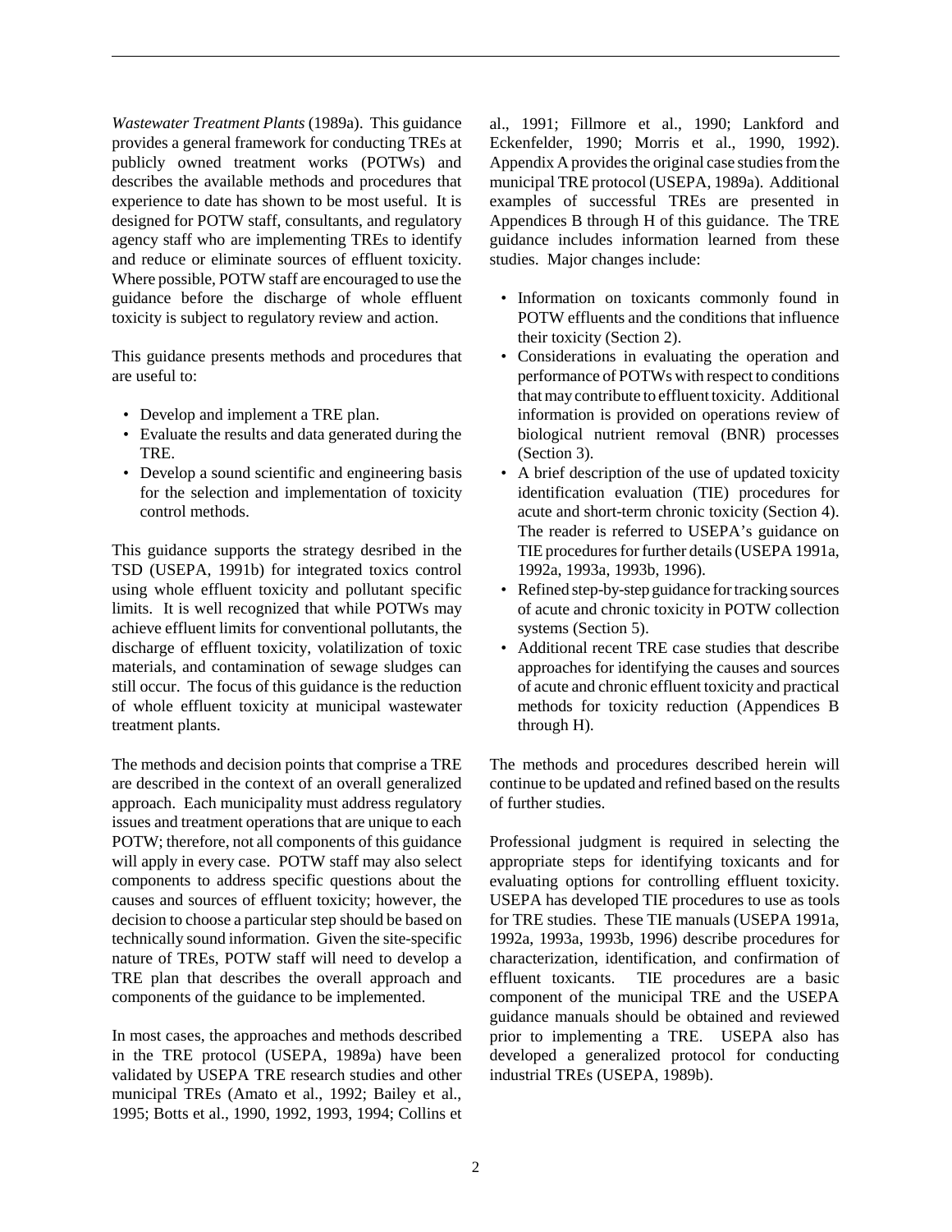*Wastewater Treatment Plants* (1989a). This guidance provides a general framework for conducting TREs at publicly owned treatment works (POTWs) and describes the available methods and procedures that experience to date has shown to be most useful. It is designed for POTW staff, consultants, and regulatory agency staff who are implementing TREs to identify and reduce or eliminate sources of effluent toxicity. Where possible, POTW staff are encouraged to use the guidance before the discharge of whole effluent toxicity is subject to regulatory review and action.

This guidance presents methods and procedures that are useful to:

- Develop and implement a TRE plan.
- Evaluate the results and data generated during the TRE.
- Develop a sound scientific and engineering basis for the selection and implementation of toxicity control methods.

This guidance supports the strategy desribed in the TSD (USEPA, 1991b) for integrated toxics control using whole effluent toxicity and pollutant specific limits. It is well recognized that while POTWs may achieve effluent limits for conventional pollutants, the discharge of effluent toxicity, volatilization of toxic materials, and contamination of sewage sludges can still occur. The focus of this guidance is the reduction of whole effluent toxicity at municipal wastewater treatment plants.

The methods and decision points that comprise a TRE are described in the context of an overall generalized approach. Each municipality must address regulatory issues and treatment operations that are unique to each POTW; therefore, not all components of this guidance will apply in every case. POTW staff may also select components to address specific questions about the causes and sources of effluent toxicity; however, the decision to choose a particular step should be based on technically sound information. Given the site-specific nature of TREs, POTW staff will need to develop a TRE plan that describes the overall approach and components of the guidance to be implemented.

In most cases, the approaches and methods described in the TRE protocol (USEPA, 1989a) have been validated by USEPA TRE research studies and other municipal TREs (Amato et al., 1992; Bailey et al., 1995; Botts et al., 1990, 1992, 1993, 1994; Collins et al., 1991; Fillmore et al., 1990; Lankford and Eckenfelder, 1990; Morris et al., 1990, 1992). Appendix A provides the original case studies from the municipal TRE protocol (USEPA, 1989a). Additional examples of successful TREs are presented in Appendices B through H of this guidance. The TRE guidance includes information learned from these studies. Major changes include:

- Information on toxicants commonly found in POTW effluents and the conditions that influence their toxicity (Section 2).
- Considerations in evaluating the operation and performance of POTWs with respect to conditions that may contribute to effluent toxicity. Additional information is provided on operations review of biological nutrient removal (BNR) processes (Section 3).
- A brief description of the use of updated toxicity identification evaluation (TIE) procedures for acute and short-term chronic toxicity (Section 4). The reader is referred to USEPA's guidance on TIE procedures for further details (USEPA 1991a, 1992a, 1993a, 1993b, 1996).
- Refined step-by-step guidance for tracking sources of acute and chronic toxicity in POTW collection systems (Section 5).
- Additional recent TRE case studies that describe approaches for identifying the causes and sources of acute and chronic effluent toxicity and practical methods for toxicity reduction (Appendices B through H).

The methods and procedures described herein will continue to be updated and refined based on the results of further studies.

Professional judgment is required in selecting the appropriate steps for identifying toxicants and for evaluating options for controlling effluent toxicity. USEPA has developed TIE procedures to use as tools for TRE studies. These TIE manuals (USEPA 1991a, 1992a, 1993a, 1993b, 1996) describe procedures for characterization, identification, and confirmation of effluent toxicants. TIE procedures are a basic component of the municipal TRE and the USEPA guidance manuals should be obtained and reviewed prior to implementing a TRE. USEPA also has developed a generalized protocol for conducting industrial TREs (USEPA, 1989b).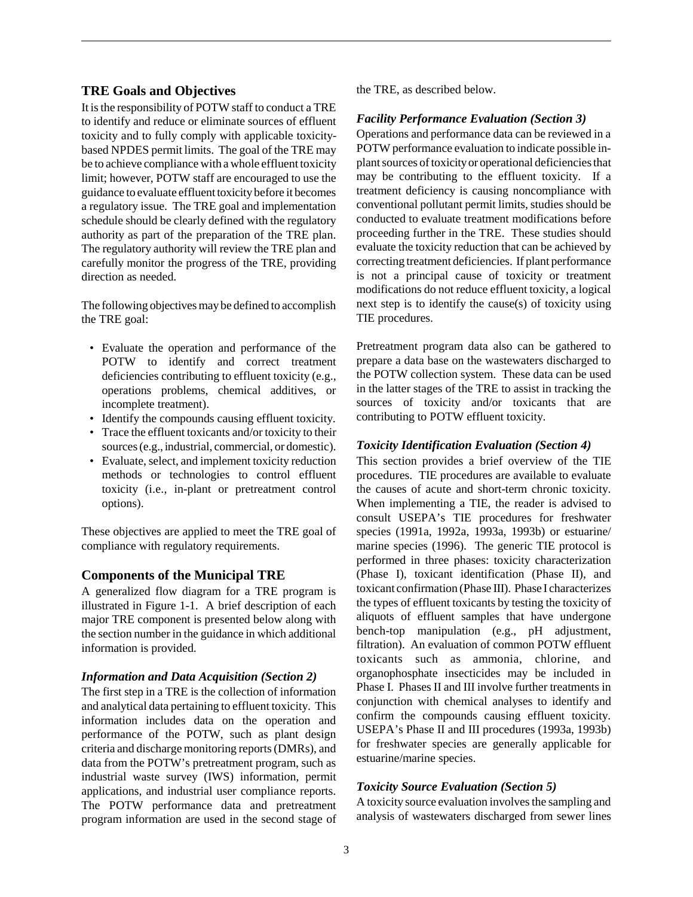## TRE Goals and Objectives

It is the responsibility of POTW staff to conduct a TRE to identify and reduce or eliminate sources of effluent toxicity and to fully comply with applicable toxicity-based NPDES permit limits. The goal of the TRE may be to achieve compliance with a whole effluent toxicity limit; however, POTW staff are encouraged to use the guidance to evaluate effluent toxicity before it becomes a regulatory issue. The TRE goal and implementation schedule should be clearly defined with the regulatory authority as part of the preparation of the TRE plan. The regulatory authority will review the TRE plan and carefully monitor the progress of the TRE, providing direction as needed.

The following objectives may be defined to accomplish the TRE goal:

- Evaluate the operation and performance of the POTW to identify and correct treatment deficiencies contributing to effluent toxicity (e.g., operations problems, chemical additives, or incomplete treatment).
- Identify the compounds causing effluent toxicity.
- Trace the effluent toxicants and/or toxicity to their sources (e.g., industrial, commercial, or domestic).
- Evaluate, select, and implement toxicity reduction methods or technologies to control effluent toxicity (i.e., in-plant or pretreatment control options).

These objectives are applied to meet the TRE goal of compliance with regulatory requirements.

## Components of the Municipal TRE

A generalized flow diagram for a TRE program is illustrated in Figure 1-1. A brief description of each major TRE component is presented below along with the section number in the guidance in which additional information is provided.

### *Information and Data Acquisition (Section 2)*

The first step in a TRE is the collection of information and analytical data pertaining to effluent toxicity. This information includes data on the operation and performance of the POTW, such as plant design criteria and discharge monitoring reports (DMRs), and data from the POTW's pretreatment program, such as industrial waste survey (IWS) information, permit applications, and industrial user compliance reports. The POTW performance data and pretreatment program information are used in the second stage of the TRE, as described below.

### *Facility Performance Evaluation (Section 3)*

Operations and performance data can be reviewed in a POTW performance evaluation to indicate possible in-plant sources of toxicity or operational deficiencies that may be contributing to the effluent toxicity. If a treatment deficiency is causing noncompliance with conventional pollutant permit limits, studies should be conducted to evaluate treatment modifications before proceeding further in the TRE. These studies should evaluate the toxicity reduction that can be achieved by correcting treatment deficiencies. If plant performance is not a principal cause of toxicity or treatment modifications do not reduce effluent toxicity, a logical next step is to identify the cause(s) of toxicity using TIE procedures.

Pretreatment program data also can be gathered to prepare a data base on the wastewaters discharged to the POTW collection system. These data can be used in the latter stages of the TRE to assist in tracking the sources of toxicity and/or toxicants that are contributing to POTW effluent toxicity.

### *Toxicity Identification Evaluation (Section 4)*

This section provides a brief overview of the TIE procedures. TIE procedures are available to evaluate the causes of acute and short-term chronic toxicity. When implementing a TIE, the reader is advised to consult USEPA's TIE procedures for freshwater species (1991a, 1992a, 1993a, 1993b) or estuarine/marine species (1996). The generic TIE protocol is performed in three phases: toxicity characterization (Phase I), toxicant identification (Phase II), and toxicant confirmation (Phase III). Phase I characterizes the types of effluent toxicants by testing the toxicity of aliquots of effluent samples that have undergone bench-top manipulation (e.g., pH adjustment, filtration). An evaluation of common POTW effluent toxicants such as ammonia, chlorine, and organophosphate insecticides may be included in Phase I. Phases II and III involve further treatments in conjunction with chemical analyses to identify and confirm the compounds causing effluent toxicity. USEPA's Phase II and III procedures (1993a, 1993b) for freshwater species are generally applicable for estuarine/marine species.

### *Toxicity Source Evaluation (Section 5)*

A toxicity source evaluation involves the sampling and analysis of wastewaters discharged from sewer lines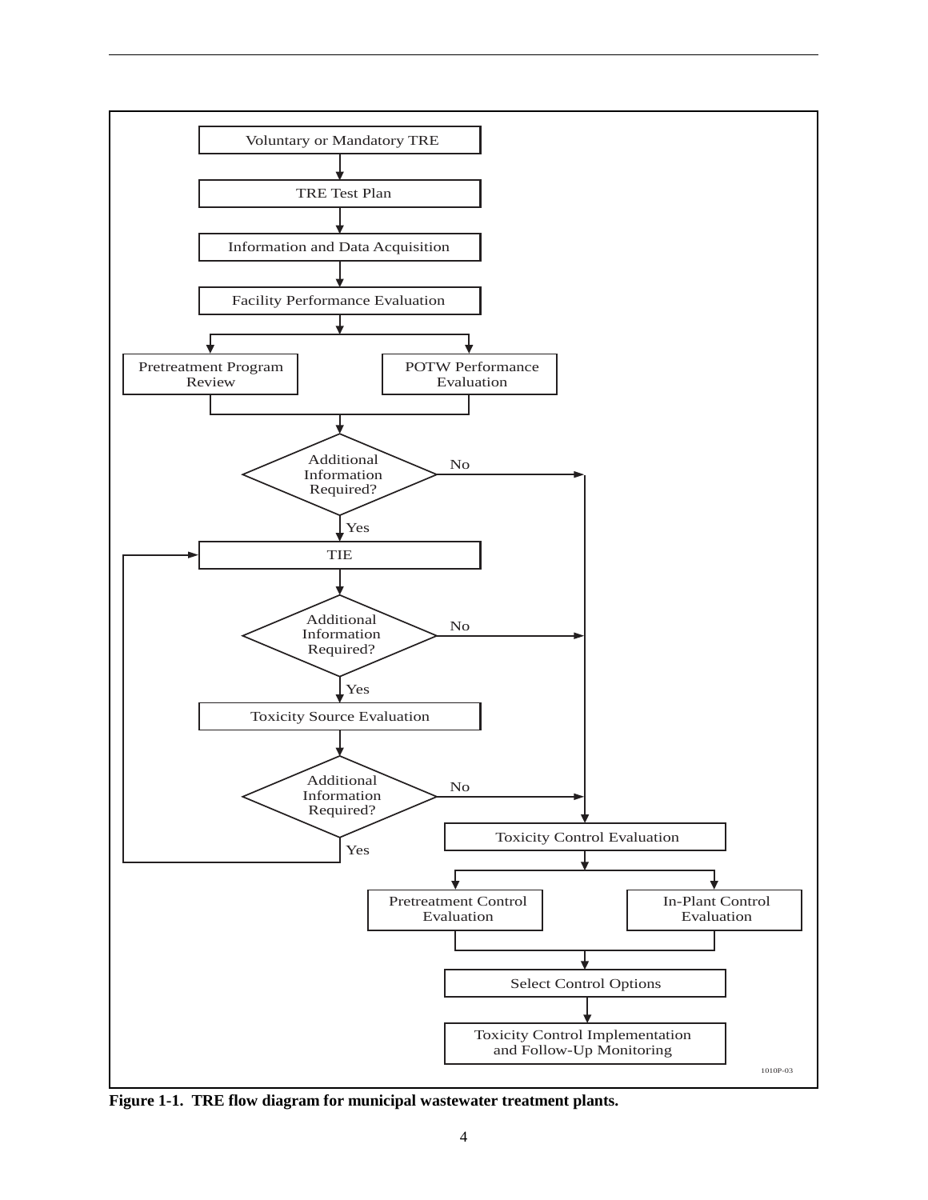Voluntary or Mandatory TRE

TRE Test Plan

Information and Data Acquisition

Facility Performance Evaluation

Pretreatment Program Review

POTW Performance Evaluation

Additional Information Required?

No

Yes

TIE

Additional Information Required?

No

Yes

Toxicity Source Evaluation

Additional Information Required?

No

Yes

Toxicity Control Evaluation

Pretreatment Control Evaluation

In-Plant Control Evaluation

Select Control Options

Toxicity Control Implementation and Follow-Up Monitoring

1010P-03

**Figure 1-1. TRE flow diagram for municipal wastewater treatment plants.**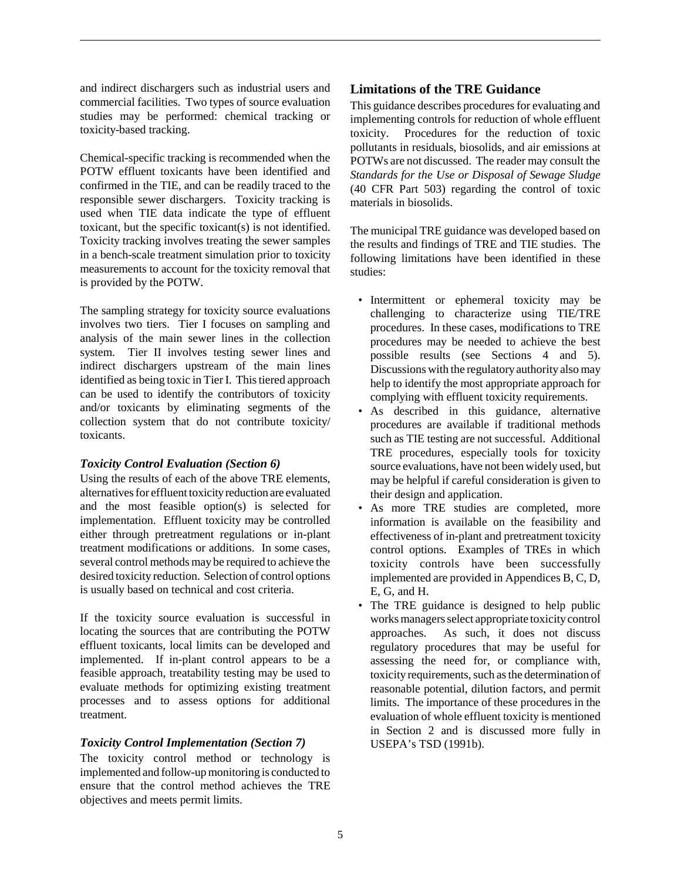and indirect dischargers such as industrial users and commercial facilities. Two types of source evaluation studies may be performed: chemical tracking or toxicity-based tracking.

Chemical-specific tracking is recommended when the POTW effluent toxicants have been identified and confirmed in the TIE, and can be readily traced to the responsible sewer dischargers. Toxicity tracking is used when TIE data indicate the type of effluent toxicant, but the specific toxicant(s) is not identified. Toxicity tracking involves treating the sewer samples in a bench-scale treatment simulation prior to toxicity measurements to account for the toxicity removal that is provided by the POTW.

The sampling strategy for toxicity source evaluations involves two tiers. Tier I focuses on sampling and analysis of the main sewer lines in the collection system. Tier II involves testing sewer lines and indirect dischargers upstream of the main lines identified as being toxic in Tier I. This tiered approach can be used to identify the contributors of toxicity and/or toxicants by eliminating segments of the collection system that do not contribute toxicity/ toxicants.

### *Toxicity Control Evaluation (Section 6)*

Using the results of each of the above TRE elements, alternatives for effluent toxicity reduction are evaluated and the most feasible option(s) is selected for implementation. Effluent toxicity may be controlled either through pretreatment regulations or in-plant treatment modifications or additions. In some cases, several control methods may be required to achieve the desired toxicity reduction. Selection of control options is usually based on technical and cost criteria.

If the toxicity source evaluation is successful in locating the sources that are contributing the POTW effluent toxicants, local limits can be developed and implemented. If in-plant control appears to be a feasible approach, treatability testing may be used to evaluate methods for optimizing existing treatment processes and to assess options for additional treatment.

### *Toxicity Control Implementation (Section 7)*

The toxicity control method or technology is implemented and follow-up monitoring is conducted to ensure that the control method achieves the TRE objectives and meets permit limits.

## Limitations of the TRE Guidance

This guidance describes procedures for evaluating and implementing controls for reduction of whole effluent toxicity. Procedures for the reduction of toxic pollutants in residuals, biosolids, and air emissions at POTWs are not discussed. The reader may consult the *Standards for the Use or Disposal of Sewage Sludge* (40 CFR Part 503) regarding the control of toxic materials in biosolids.

The municipal TRE guidance was developed based on the results and findings of TRE and TIE studies. The following limitations have been identified in these studies:

- Intermittent or ephemeral toxicity may be challenging to characterize using TIE/TRE procedures. In these cases, modifications to TRE procedures may be needed to achieve the best possible results (see Sections 4 and 5). Discussions with the regulatory authority also may help to identify the most appropriate approach for complying with effluent toxicity requirements.
- As described in this guidance, alternative procedures are available if traditional methods such as TIE testing are not successful. Additional TRE procedures, especially tools for toxicity source evaluations, have not been widely used, but may be helpful if careful consideration is given to their design and application.
- As more TRE studies are completed, more information is available on the feasibility and effectiveness of in-plant and pretreatment toxicity control options. Examples of TREs in which toxicity controls have been successfully implemented are provided in Appendices B, C, D, E, G, and H.
- The TRE guidance is designed to help public works managers select appropriate toxicity control approaches. As such, it does not discuss regulatory procedures that may be useful for assessing the need for, or compliance with, toxicity requirements, such as the determination of reasonable potential, dilution factors, and permit limits. The importance of these procedures in the evaluation of whole effluent toxicity is mentioned in Section 2 and is discussed more fully in USEPA's TSD (1991b).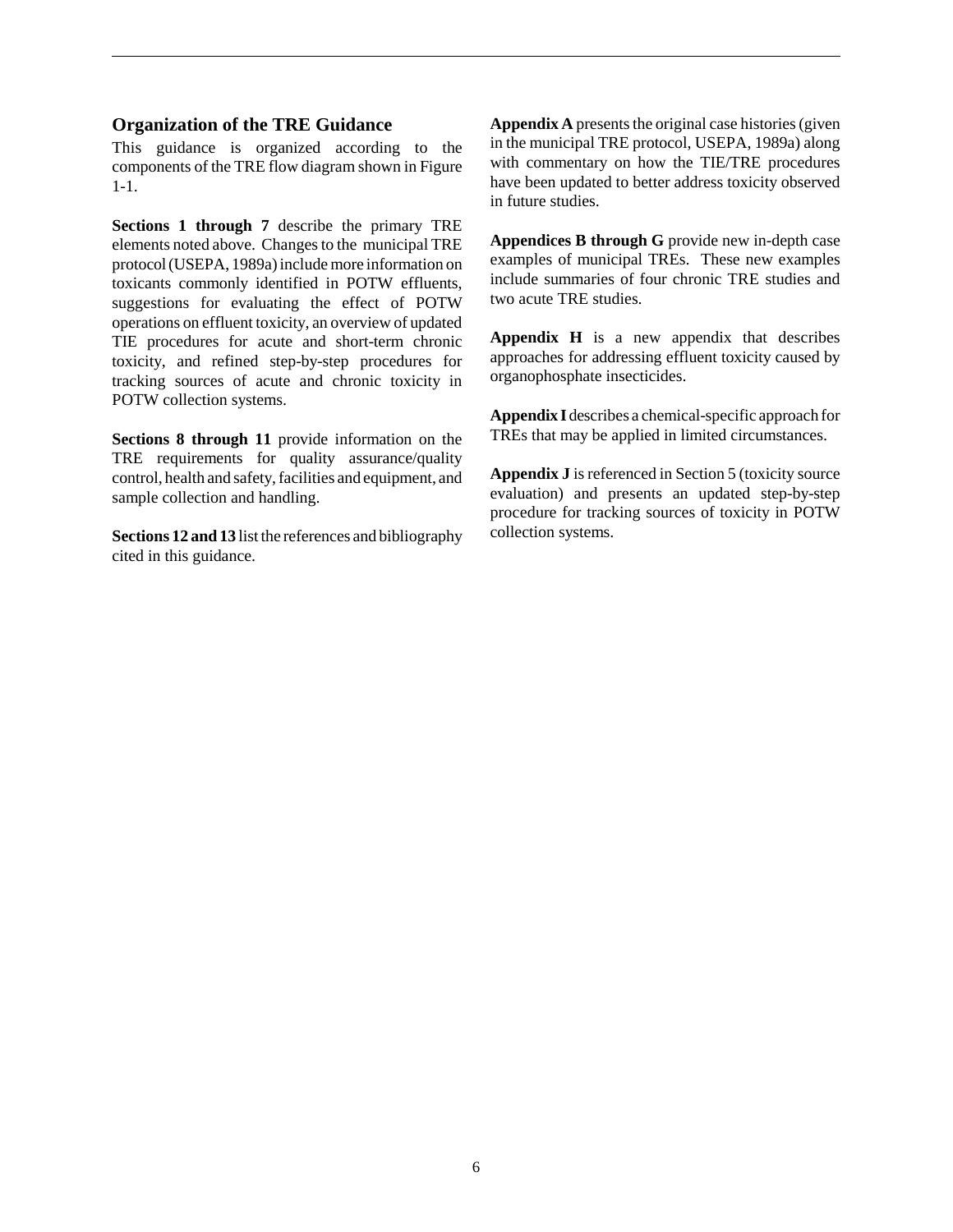## Organization of the TRE Guidance

This guidance is organized according to the components of the TRE flow diagram shown in Figure 1-1.

**Sections 1 through 7** describe the primary TRE elements noted above. Changes to the municipal TRE protocol (USEPA, 1989a) include more information on toxicants commonly identified in POTW effluents, suggestions for evaluating the effect of POTW operations on effluent toxicity, an overview of updated TIE procedures for acute and short-term chronic toxicity, and refined step-by-step procedures for tracking sources of acute and chronic toxicity in POTW collection systems.

**Sections 8 through 11** provide information on the TRE requirements for quality assurance/quality control, health and safety, facilities and equipment, and sample collection and handling.

**Sections 12 and 13** list the references and bibliography cited in this guidance.

**Appendix A** presents the original case histories (given in the municipal TRE protocol, USEPA, 1989a) along with commentary on how the TIE/TRE procedures have been updated to better address toxicity observed in future studies.

**Appendices B through G** provide new in-depth case examples of municipal TREs. These new examples include summaries of four chronic TRE studies and two acute TRE studies.

**Appendix H** is a new appendix that describes approaches for addressing effluent toxicity caused by organophosphate insecticides.

**Appendix I** describes a chemical-specific approach for TREs that may be applied in limited circumstances.

**Appendix J** is referenced in Section 5 (toxicity source evaluation) and presents an updated step-by-step procedure for tracking sources of toxicity in POTW collection systems.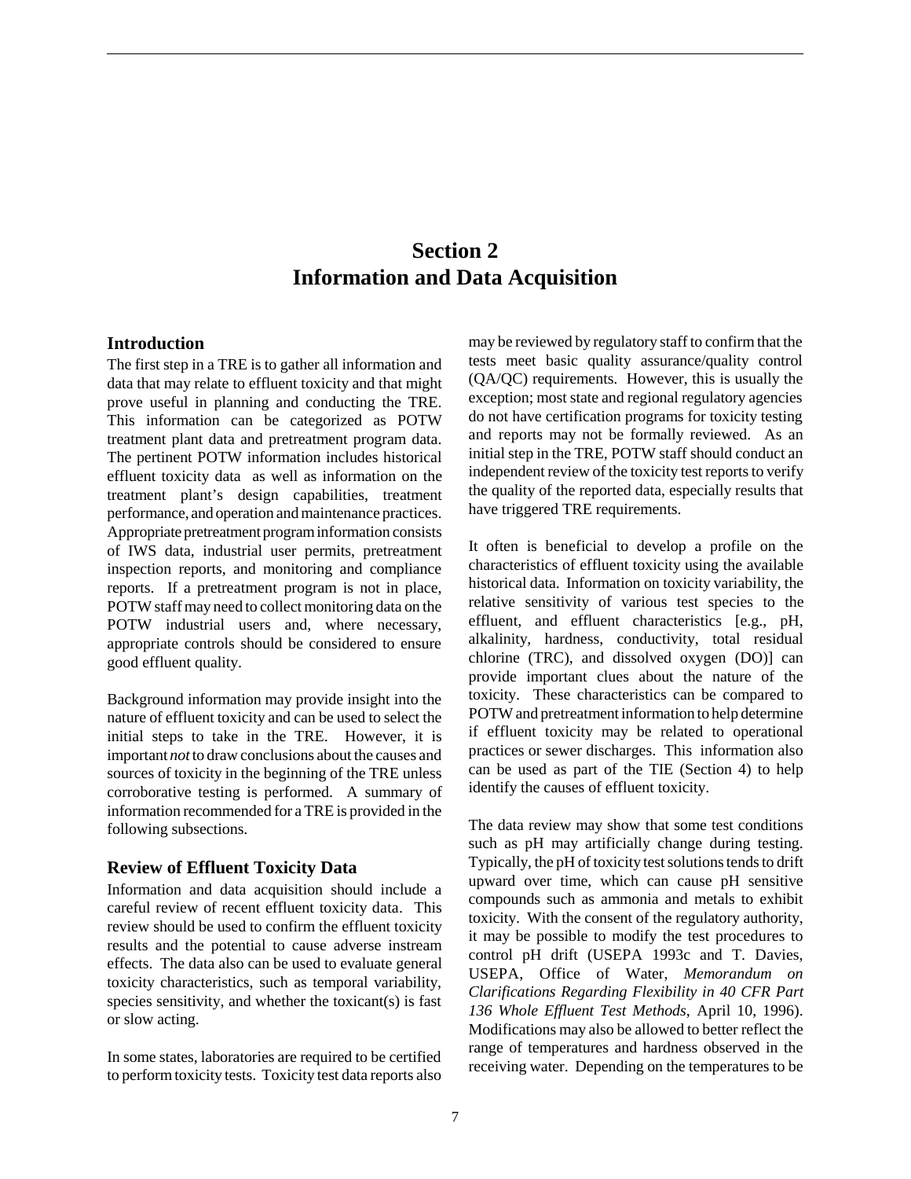# Section 2
# Information and Data Acquisition

## Introduction

The first step in a TRE is to gather all information and data that may relate to effluent toxicity and that might prove useful in planning and conducting the TRE. This information can be categorized as POTW treatment plant data and pretreatment program data. The pertinent POTW information includes historical effluent toxicity data as well as information on the treatment plant's design capabilities, treatment performance, and operation and maintenance practices. Appropriate pretreatment program information consists of IWS data, industrial user permits, pretreatment inspection reports, and monitoring and compliance reports. If a pretreatment program is not in place, POTW staff may need to collect monitoring data on the POTW industrial users and, where necessary, appropriate controls should be considered to ensure good effluent quality.

Background information may provide insight into the nature of effluent toxicity and can be used to select the initial steps to take in the TRE. However, it is important *not* to draw conclusions about the causes and sources of toxicity in the beginning of the TRE unless corroborative testing is performed. A summary of information recommended for a TRE is provided in the following subsections.

## Review of Effluent Toxicity Data

Information and data acquisition should include a careful review of recent effluent toxicity data. This review should be used to confirm the effluent toxicity results and the potential to cause adverse instream effects. The data also can be used to evaluate general toxicity characteristics, such as temporal variability, species sensitivity, and whether the toxicant(s) is fast or slow acting.

In some states, laboratories are required to be certified to perform toxicity tests. Toxicity test data reports also may be reviewed by regulatory staff to confirm that the tests meet basic quality assurance/quality control (QA/QC) requirements. However, this is usually the exception; most state and regional regulatory agencies do not have certification programs for toxicity testing and reports may not be formally reviewed. As an initial step in the TRE, POTW staff should conduct an independent review of the toxicity test reports to verify the quality of the reported data, especially results that have triggered TRE requirements.

It often is beneficial to develop a profile on the characteristics of effluent toxicity using the available historical data. Information on toxicity variability, the relative sensitivity of various test species to the effluent, and effluent characteristics [e.g., pH, alkalinity, hardness, conductivity, total residual chlorine (TRC), and dissolved oxygen (DO)] can provide important clues about the nature of the toxicity. These characteristics can be compared to POTW and pretreatment information to help determine if effluent toxicity may be related to operational practices or sewer discharges. This information also can be used as part of the TIE (Section 4) to help identify the causes of effluent toxicity.

The data review may show that some test conditions such as pH may artificially change during testing. Typically, the pH of toxicity test solutions tends to drift upward over time, which can cause pH sensitive compounds such as ammonia and metals to exhibit toxicity. With the consent of the regulatory authority, it may be possible to modify the test procedures to control pH drift (USEPA 1993c and T. Davies, USEPA, Office of Water, *Memorandum on Clarifications Regarding Flexibility in 40 CFR Part 136 Whole Effluent Test Methods*, April 10, 1996). Modifications may also be allowed to better reflect the range of temperatures and hardness observed in the receiving water. Depending on the temperatures to be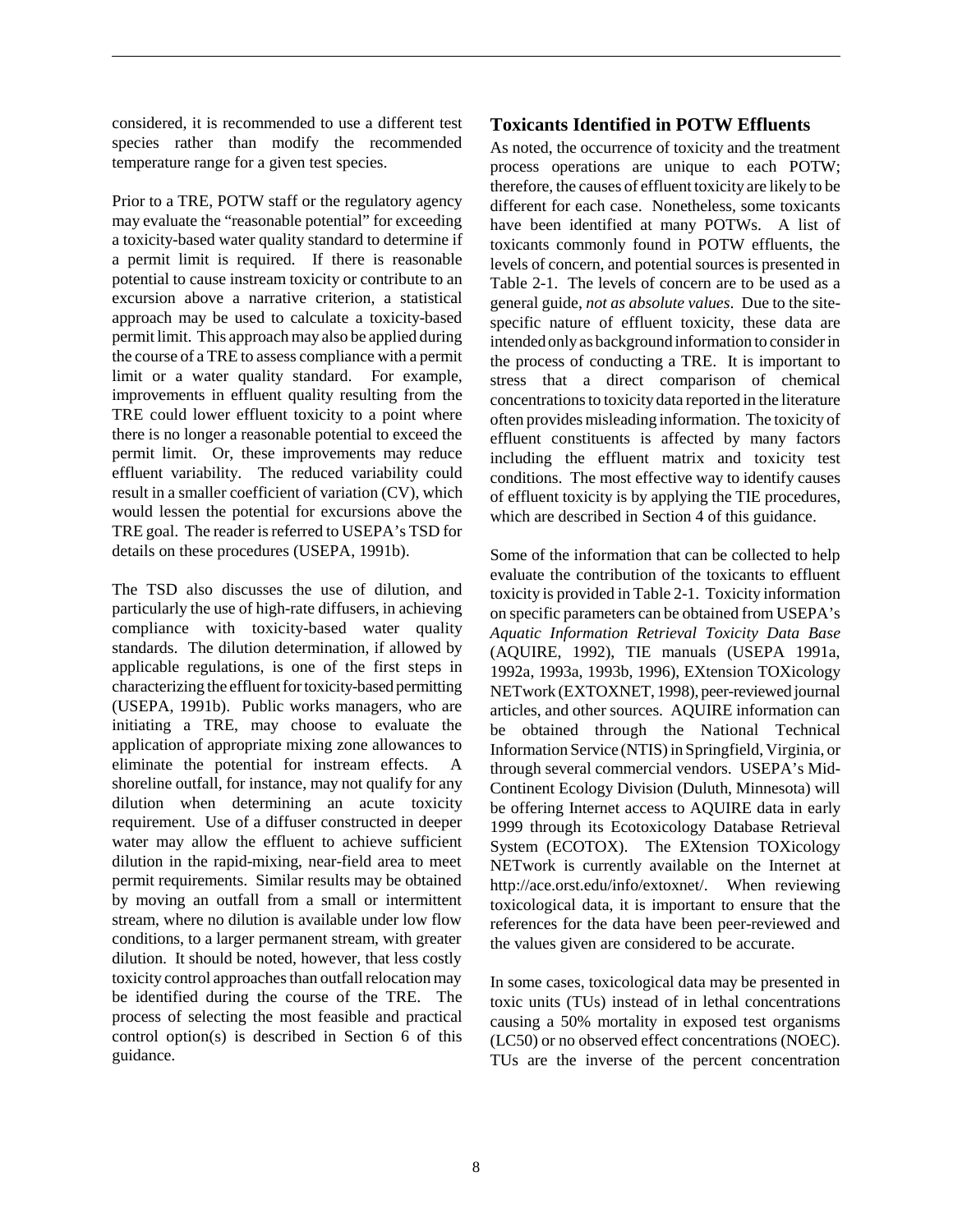considered, it is recommended to use a different test species rather than modify the recommended temperature range for a given test species.

Prior to a TRE, POTW staff or the regulatory agency may evaluate the "reasonable potential" for exceeding a toxicity-based water quality standard to determine if a permit limit is required. If there is reasonable potential to cause instream toxicity or contribute to an excursion above a narrative criterion, a statistical approach may be used to calculate a toxicity-based permit limit. This approach may also be applied during the course of a TRE to assess compliance with a permit limit or a water quality standard. For example, improvements in effluent quality resulting from the TRE could lower effluent toxicity to a point where there is no longer a reasonable potential to exceed the permit limit. Or, these improvements may reduce effluent variability. The reduced variability could result in a smaller coefficient of variation (CV), which would lessen the potential for excursions above the TRE goal. The reader is referred to USEPA's TSD for details on these procedures (USEPA, 1991b).

The TSD also discusses the use of dilution, and particularly the use of high-rate diffusers, in achieving compliance with toxicity-based water quality standards. The dilution determination, if allowed by applicable regulations, is one of the first steps in characterizing the effluent for toxicity-based permitting (USEPA, 1991b). Public works managers, who are initiating a TRE, may choose to evaluate the application of appropriate mixing zone allowances to eliminate the potential for instream effects. A shoreline outfall, for instance, may not qualify for any dilution when determining an acute toxicity requirement. Use of a diffuser constructed in deeper water may allow the effluent to achieve sufficient dilution in the rapid-mixing, near-field area to meet permit requirements. Similar results may be obtained by moving an outfall from a small or intermittent stream, where no dilution is available under low flow conditions, to a larger permanent stream, with greater dilution. It should be noted, however, that less costly toxicity control approaches than outfall relocation may be identified during the course of the TRE. The process of selecting the most feasible and practical control option(s) is described in Section 6 of this guidance.

## Toxicants Identified in POTW Effluents

As noted, the occurrence of toxicity and the treatment process operations are unique to each POTW; therefore, the causes of effluent toxicity are likely to be different for each case. Nonetheless, some toxicants have been identified at many POTWs. A list of toxicants commonly found in POTW effluents, the levels of concern, and potential sources is presented in Table 2-1. The levels of concern are to be used as a general guide, *not as absolute values*. Due to the site-specific nature of effluent toxicity, these data are intended only as background information to consider in the process of conducting a TRE. It is important to stress that a direct comparison of chemical concentrations to toxicity data reported in the literature often provides misleading information. The toxicity of effluent constituents is affected by many factors including the effluent matrix and toxicity test conditions. The most effective way to identify causes of effluent toxicity is by applying the TIE procedures, which are described in Section 4 of this guidance.

Some of the information that can be collected to help evaluate the contribution of the toxicants to effluent toxicity is provided in Table 2-1. Toxicity information on specific parameters can be obtained from USEPA's *Aquatic Information Retrieval Toxicity Data Base* (AQUIRE, 1992), TIE manuals (USEPA 1991a, 1992a, 1993a, 1993b, 1996), EXtension TOXicology NETwork (EXTOXNET, 1998), peer-reviewed journal articles, and other sources. AQUIRE information can be obtained through the National Technical Information Service (NTIS) in Springfield, Virginia, or through several commercial vendors. USEPA's Mid-Continent Ecology Division (Duluth, Minnesota) will be offering Internet access to AQUIRE data in early 1999 through its Ecotoxicology Database Retrieval System (ECOTOX). The EXtension TOXicology NETwork is currently available on the Internet at http://ace.orst.edu/info/extoxnet/. When reviewing toxicological data, it is important to ensure that the references for the data have been peer-reviewed and the values given are considered to be accurate.

In some cases, toxicological data may be presented in toxic units (TUs) instead of in lethal concentrations causing a 50% mortality in exposed test organisms (LC50) or no observed effect concentrations (NOEC). TUs are the inverse of the percent concentration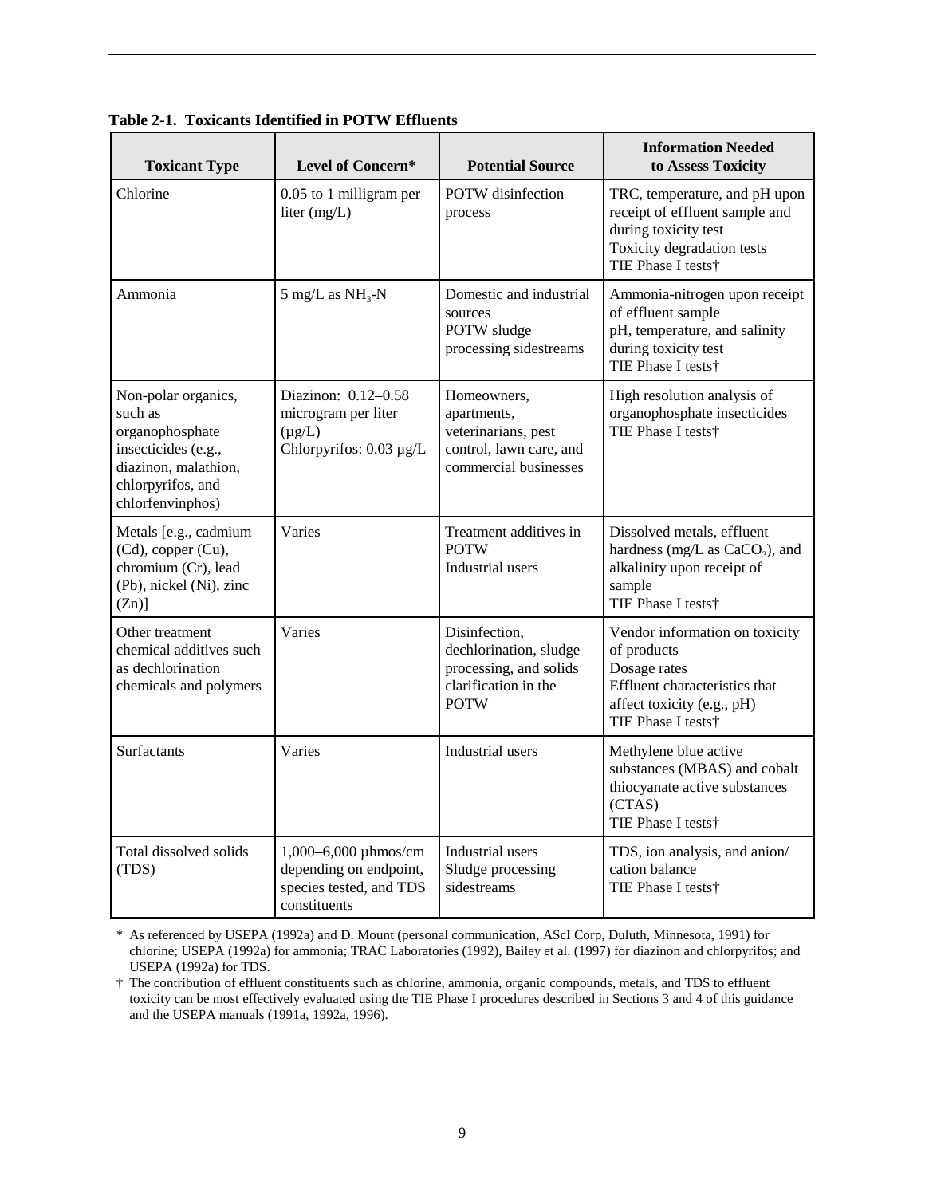**Table 2-1. Toxicants Identified in POTW Effluents**

| Toxicant Type | Level of Concern* | Potential Source | Information Needed to Assess Toxicity |
|---|---|---|---|
| Chlorine | 0.05 to 1 milligram per liter (mg/L) | POTW disinfection process | TRC, temperature, and pH upon receipt of effluent sample and during toxicity test<br>Toxicity degradation tests<br>TIE Phase I tests† |
| Ammonia | 5 mg/L as $NH_3$-N | Domestic and industrial sources<br>POTW sludge processing sidestreams | Ammonia-nitrogen upon receipt of effluent sample<br>pH, temperature, and salinity during toxicity test<br>TIE Phase I tests† |
| Non-polar organics, such as organophosphate insecticides (e.g., diazinon, malathion, chlorpyrifos, and chlorfenvinphos) | Diazinon: 0.12–0.58 microgram per liter (µg/L)<br>Chlorpyrifos: 0.03 µg/L | Homeowners, apartments, veterinarians, pest control, lawn care, and commercial businesses | High resolution analysis of organophosphate insecticides<br>TIE Phase I tests† |
| Metals [e.g., cadmium (Cd), copper (Cu), chromium (Cr), lead (Pb), nickel (Ni), zinc (Zn)] | Varies | Treatment additives in POTW<br>Industrial users | Dissolved metals, effluent hardness (mg/L as $CaCO_3$), and alkalinity upon receipt of sample<br>TIE Phase I tests† |
| Other treatment chemical additives such as dechlorination chemicals and polymers | Varies | Disinfection, dechlorination, sludge processing, and solids clarification in the POTW | Vendor information on toxicity of products<br>Dosage rates<br>Effluent characteristics that affect toxicity (e.g., pH)<br>TIE Phase I tests† |
| Surfactants | Varies | Industrial users | Methylene blue active substances (MBAS) and cobalt thiocyanate active substances (CTAS)<br>TIE Phase I tests† |
| Total dissolved solids (TDS) | 1,000–6,000 µhmos/cm depending on endpoint, species tested, and TDS constituents | Industrial users<br>Sludge processing sidestreams | TDS, ion analysis, and anion/cation balance<br>TIE Phase I tests† |

\* As referenced by USEPA (1992a) and D. Mount (personal communication, AScI Corp, Duluth, Minnesota, 1991) for chlorine; USEPA (1992a) for ammonia; TRAC Laboratories (1992), Bailey et al. (1997) for diazinon and chlorpyrifos; and USEPA (1992a) for TDS.

† The contribution of effluent constituents such as chlorine, ammonia, organic compounds, metals, and TDS to effluent toxicity can be most effectively evaluated using the TIE Phase I procedures described in Sections 3 and 4 of this guidance and the USEPA manuals (1991a, 1992a, 1996).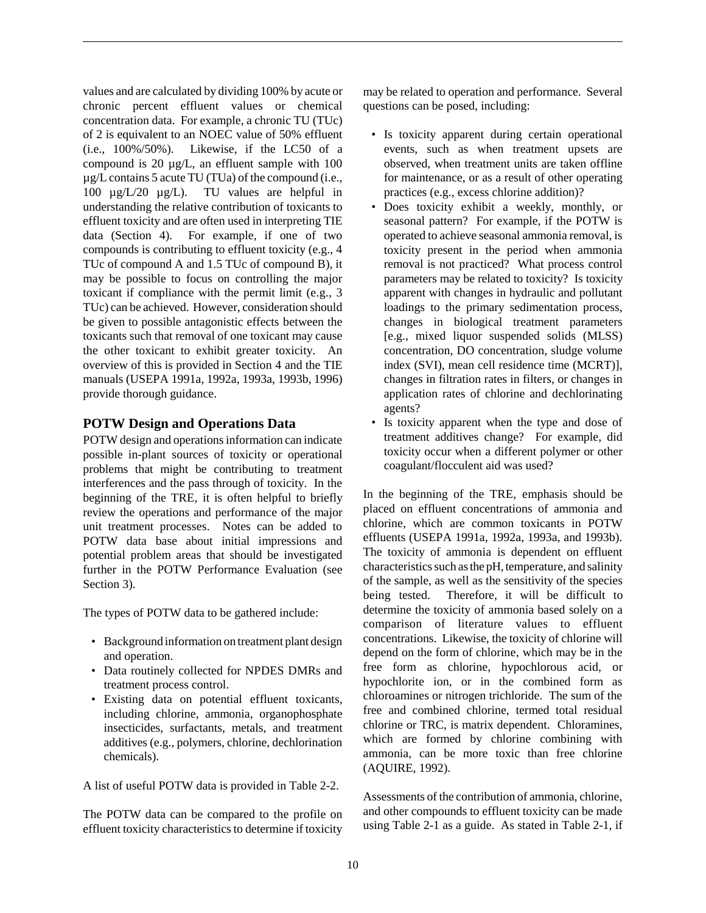values and are calculated by dividing 100% by acute or chronic percent effluent values or chemical concentration data. For example, a chronic TU (TUc) of 2 is equivalent to an NOEC value of 50% effluent (i.e., 100%/50%). Likewise, if the LC50 of a compound is 20 µg/L, an effluent sample with 100 µg/L contains 5 acute TU (TUa) of the compound (i.e., 100 µg/L/20 µg/L). TU values are helpful in understanding the relative contribution of toxicants to effluent toxicity and are often used in interpreting TIE data (Section 4). For example, if one of two compounds is contributing to effluent toxicity (e.g., 4 TUc of compound A and 1.5 TUc of compound B), it may be possible to focus on controlling the major toxicant if compliance with the permit limit (e.g., 3 TUc) can be achieved. However, consideration should be given to possible antagonistic effects between the toxicants such that removal of one toxicant may cause the other toxicant to exhibit greater toxicity. An overview of this is provided in Section 4 and the TIE manuals (USEPA 1991a, 1992a, 1993a, 1993b, 1996) provide thorough guidance.

## POTW Design and Operations Data

POTW design and operations information can indicate possible in-plant sources of toxicity or operational problems that might be contributing to treatment interferences and the pass through of toxicity. In the beginning of the TRE, it is often helpful to briefly review the operations and performance of the major unit treatment processes. Notes can be added to POTW data base about initial impressions and potential problem areas that should be investigated further in the POTW Performance Evaluation (see Section 3).

The types of POTW data to be gathered include:

- Background information on treatment plant design and operation.
- Data routinely collected for NPDES DMRs and treatment process control.
- Existing data on potential effluent toxicants, including chlorine, ammonia, organophosphate insecticides, surfactants, metals, and treatment additives (e.g., polymers, chlorine, dechlorination chemicals).

A list of useful POTW data is provided in Table 2-2.

The POTW data can be compared to the profile on effluent toxicity characteristics to determine if toxicity may be related to operation and performance. Several questions can be posed, including:

- Is toxicity apparent during certain operational events, such as when treatment upsets are observed, when treatment units are taken offline for maintenance, or as a result of other operating practices (e.g., excess chlorine addition)?
- Does toxicity exhibit a weekly, monthly, or seasonal pattern? For example, if the POTW is operated to achieve seasonal ammonia removal, is toxicity present in the period when ammonia removal is not practiced? What process control parameters may be related to toxicity? Is toxicity apparent with changes in hydraulic and pollutant loadings to the primary sedimentation process, changes in biological treatment parameters [e.g., mixed liquor suspended solids (MLSS) concentration, DO concentration, sludge volume index (SVI), mean cell residence time (MCRT)], changes in filtration rates in filters, or changes in application rates of chlorine and dechlorinating agents?
- Is toxicity apparent when the type and dose of treatment additives change? For example, did toxicity occur when a different polymer or other coagulant/flocculent aid was used?

In the beginning of the TRE, emphasis should be placed on effluent concentrations of ammonia and chlorine, which are common toxicants in POTW effluents (USEPA 1991a, 1992a, 1993a, and 1993b). The toxicity of ammonia is dependent on effluent characteristics such as the pH, temperature, and salinity of the sample, as well as the sensitivity of the species being tested. Therefore, it will be difficult to determine the toxicity of ammonia based solely on a comparison of literature values to effluent concentrations. Likewise, the toxicity of chlorine will depend on the form of chlorine, which may be in the free form as chlorine, hypochlorous acid, or hypochlorite ion, or in the combined form as chloroamines or nitrogen trichloride. The sum of the free and combined chlorine, termed total residual chlorine or TRC, is matrix dependent. Chloramines, which are formed by chlorine combining with ammonia, can be more toxic than free chlorine (AQUIRE, 1992).

Assessments of the contribution of ammonia, chlorine, and other compounds to effluent toxicity can be made using Table 2-1 as a guide. As stated in Table 2-1, if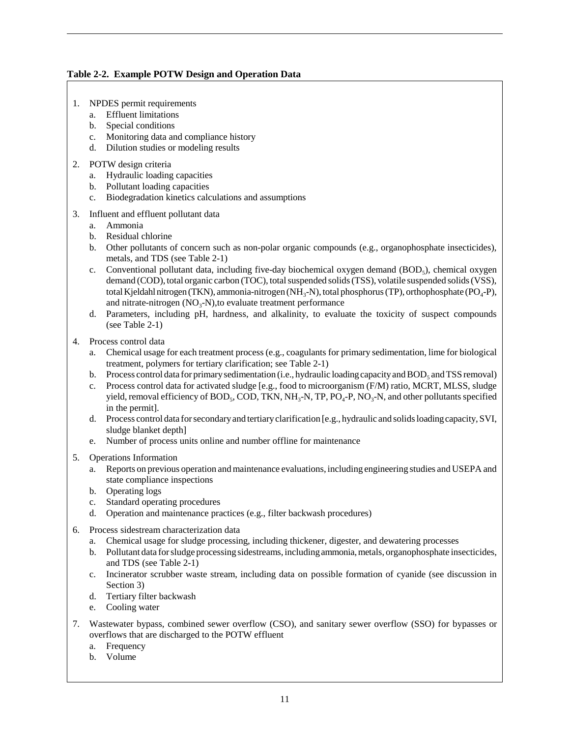**Table 2-2. Example POTW Design and Operation Data**

1. NPDES permit requirements
   a. Effluent limitations
   b. Special conditions
   c. Monitoring data and compliance history
   d. Dilution studies or modeling results

2. POTW design criteria
   a. Hydraulic loading capacities
   b. Pollutant loading capacities
   c. Biodegradation kinetics calculations and assumptions

3. Influent and effluent pollutant data
   a. Ammonia
   b. Residual chlorine
   b. Other pollutants of concern such as non-polar organic compounds (e.g., organophosphate insecticides), metals, and TDS (see Table 2-1)
   c. Conventional pollutant data, including five-day biochemical oxygen demand ($BOD_5$), chemical oxygen demand (COD), total organic carbon (TOC), total suspended solids (TSS), volatile suspended solids (VSS), total Kjeldahl nitrogen (TKN), ammonia-nitrogen ($NH_3$-N), total phosphorus (TP), orthophosphate ($PO_4$-P), and nitrate-nitrogen ($NO_3$-N),to evaluate treatment performance
   d. Parameters, including pH, hardness, and alkalinity, to evaluate the toxicity of suspect compounds (see Table 2-1)

4. Process control data
   a. Chemical usage for each treatment process (e.g., coagulants for primary sedimentation, lime for biological treatment, polymers for tertiary clarification; see Table 2-1)
   b. Process control data for primary sedimentation (i.e., hydraulic loading capacity and $BOD_5$ and TSS removal)
   c. Process control data for activated sludge [e.g., food to microorganism (F/M) ratio, MCRT, MLSS, sludge yield, removal efficiency of $BOD_5$, COD, TKN, $NH_3$-N, TP, $PO_4$-P, $NO_3$-N, and other pollutants specified in the permit].
   d. Process control data for secondary and tertiary clarification [e.g., hydraulic and solids loading capacity, SVI, sludge blanket depth]
   e. Number of process units online and number offline for maintenance

5. Operations Information
   a. Reports on previous operation and maintenance evaluations, including engineering studies and USEPA and state compliance inspections
   b. Operating logs
   c. Standard operating procedures
   d. Operation and maintenance practices (e.g., filter backwash procedures)

6. Process sidestream characterization data
   a. Chemical usage for sludge processing, including thickener, digester, and dewatering processes
   b. Pollutant data for sludge processing sidestreams, including ammonia, metals, organophosphate insecticides, and TDS (see Table 2-1)
   c. Incinerator scrubber waste stream, including data on possible formation of cyanide (see discussion in Section 3)
   d. Tertiary filter backwash
   e. Cooling water

7. Wastewater bypass, combined sewer overflow (CSO), and sanitary sewer overflow (SSO) for bypasses or overflows that are discharged to the POTW effluent
   a. Frequency
   b. Volume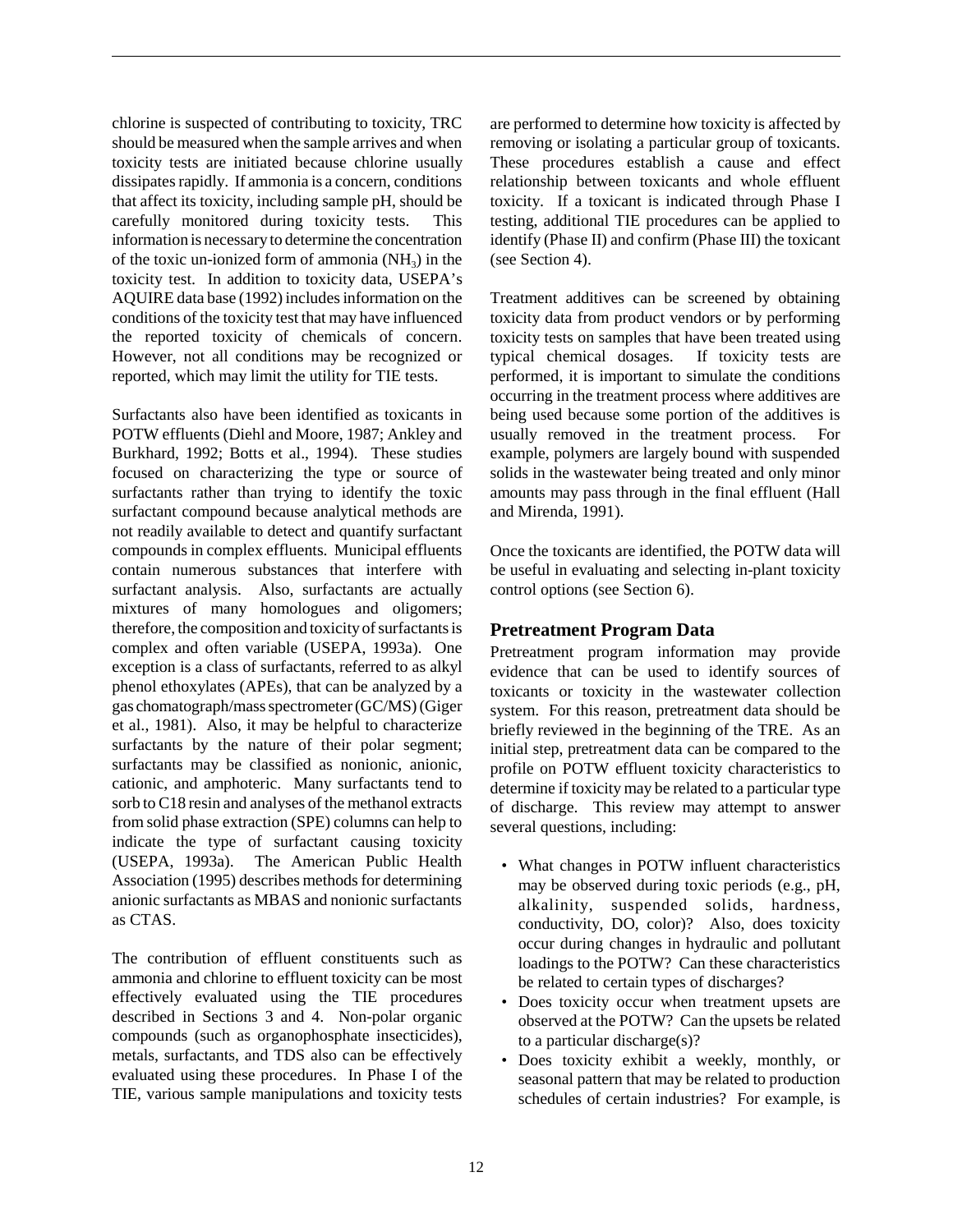chlorine is suspected of contributing to toxicity, TRC should be measured when the sample arrives and when toxicity tests are initiated because chlorine usually dissipates rapidly. If ammonia is a concern, conditions that affect its toxicity, including sample pH, should be carefully monitored during toxicity tests. This information is necessary to determine the concentration of the toxic un-ionized form of ammonia ($NH_3$) in the toxicity test. In addition to toxicity data, USEPA's AQUIRE data base (1992) includes information on the conditions of the toxicity test that may have influenced the reported toxicity of chemicals of concern. However, not all conditions may be recognized or reported, which may limit the utility for TIE tests.

Surfactants also have been identified as toxicants in POTW effluents (Diehl and Moore, 1987; Ankley and Burkhard, 1992; Botts et al., 1994). These studies focused on characterizing the type or source of surfactants rather than trying to identify the toxic surfactant compound because analytical methods are not readily available to detect and quantify surfactant compounds in complex effluents. Municipal effluents contain numerous substances that interfere with surfactant analysis. Also, surfactants are actually mixtures of many homologues and oligomers; therefore, the composition and toxicity of surfactants is complex and often variable (USEPA, 1993a). One exception is a class of surfactants, referred to as alkyl phenol ethoxylates (APEs), that can be analyzed by a gas chomatograph/mass spectrometer (GC/MS) (Giger et al., 1981). Also, it may be helpful to characterize surfactants by the nature of their polar segment; surfactants may be classified as nonionic, anionic, cationic, and amphoteric. Many surfactants tend to sorb to C18 resin and analyses of the methanol extracts from solid phase extraction (SPE) columns can help to indicate the type of surfactant causing toxicity (USEPA, 1993a). The American Public Health Association (1995) describes methods for determining anionic surfactants as MBAS and nonionic surfactants as CTAS.

The contribution of effluent constituents such as ammonia and chlorine to effluent toxicity can be most effectively evaluated using the TIE procedures described in Sections 3 and 4. Non-polar organic compounds (such as organophosphate insecticides), metals, surfactants, and TDS also can be effectively evaluated using these procedures. In Phase I of the TIE, various sample manipulations and toxicity tests are performed to determine how toxicity is affected by removing or isolating a particular group of toxicants. These procedures establish a cause and effect relationship between toxicants and whole effluent toxicity. If a toxicant is indicated through Phase I testing, additional TIE procedures can be applied to identify (Phase II) and confirm (Phase III) the toxicant (see Section 4).

Treatment additives can be screened by obtaining toxicity data from product vendors or by performing toxicity tests on samples that have been treated using typical chemical dosages. If toxicity tests are performed, it is important to simulate the conditions occurring in the treatment process where additives are being used because some portion of the additives is usually removed in the treatment process. For example, polymers are largely bound with suspended solids in the wastewater being treated and only minor amounts may pass through in the final effluent (Hall and Mirenda, 1991).

Once the toxicants are identified, the POTW data will be useful in evaluating and selecting in-plant toxicity control options (see Section 6).

### Pretreatment Program Data

Pretreatment program information may provide evidence that can be used to identify sources of toxicants or toxicity in the wastewater collection system. For this reason, pretreatment data should be briefly reviewed in the beginning of the TRE. As an initial step, pretreatment data can be compared to the profile on POTW effluent toxicity characteristics to determine if toxicity may be related to a particular type of discharge. This review may attempt to answer several questions, including:

- What changes in POTW influent characteristics may be observed during toxic periods (e.g., pH, alkalinity, suspended solids, hardness, conductivity, DO, color)? Also, does toxicity occur during changes in hydraulic and pollutant loadings to the POTW? Can these characteristics be related to certain types of discharges?
- Does toxicity occur when treatment upsets are observed at the POTW? Can the upsets be related to a particular discharge(s)?
- Does toxicity exhibit a weekly, monthly, or seasonal pattern that may be related to production schedules of certain industries? For example, is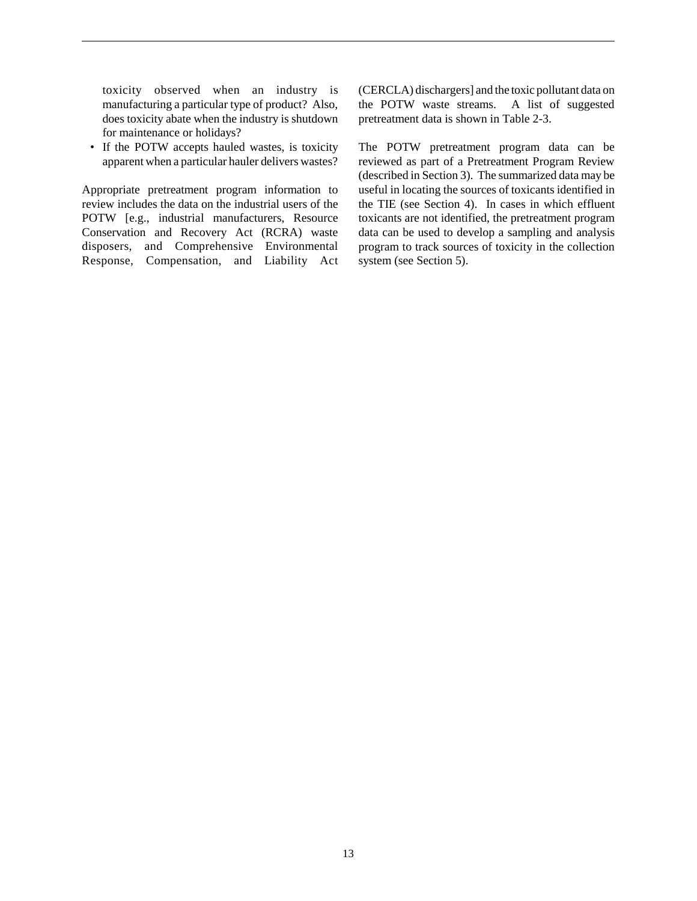toxicity observed when an industry is manufacturing a particular type of product? Also, does toxicity abate when the industry is shutdown for maintenance or holidays?

- If the POTW accepts hauled wastes, is toxicity apparent when a particular hauler delivers wastes?

Appropriate pretreatment program information to review includes the data on the industrial users of the POTW [e.g., industrial manufacturers, Resource Conservation and Recovery Act (RCRA) waste disposers, and Comprehensive Environmental Response, Compensation, and Liability Act (CERCLA) dischargers] and the toxic pollutant data on the POTW waste streams. A list of suggested pretreatment data is shown in Table 2-3.

The POTW pretreatment program data can be reviewed as part of a Pretreatment Program Review (described in Section 3). The summarized data may be useful in locating the sources of toxicants identified in the TIE (see Section 4). In cases in which effluent toxicants are not identified, the pretreatment program data can be used to develop a sampling and analysis program to track sources of toxicity in the collection system (see Section 5).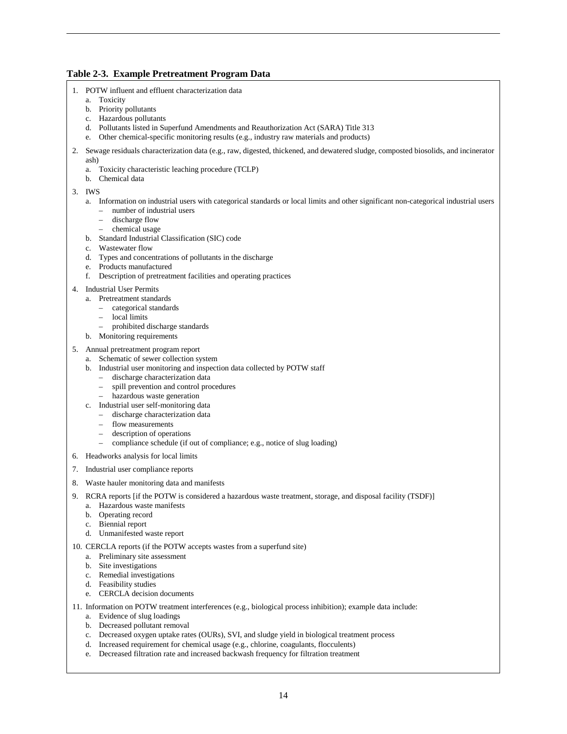**Table 2-3. Example Pretreatment Program Data**

1. POTW influent and effluent characterization data
   a. Toxicity
   b. Priority pollutants
   c. Hazardous pollutants
   d. Pollutants listed in Superfund Amendments and Reauthorization Act (SARA) Title 313
   e. Other chemical-specific monitoring results (e.g., industry raw materials and products)
2. Sewage residuals characterization data (e.g., raw, digested, thickened, and dewatered sludge, composted biosolids, and incinerator ash)
   a. Toxicity characteristic leaching procedure (TCLP)
   b. Chemical data
3. IWS
   a. Information on industrial users with categorical standards or local limits and other significant non-categorical industrial users
      – number of industrial users
      – discharge flow
      – chemical usage
   b. Standard Industrial Classification (SIC) code
   c. Wastewater flow
   d. Types and concentrations of pollutants in the discharge
   e. Products manufactured
   f. Description of pretreatment facilities and operating practices
4. Industrial User Permits
   a. Pretreatment standards
      – categorical standards
      – local limits
      – prohibited discharge standards
   b. Monitoring requirements
5. Annual pretreatment program report
   a. Schematic of sewer collection system
   b. Industrial user monitoring and inspection data collected by POTW staff
      – discharge characterization data
      – spill prevention and control procedures
      – hazardous waste generation
   c. Industrial user self-monitoring data
      – discharge characterization data
      – flow measurements
      – description of operations
      – compliance schedule (if out of compliance; e.g., notice of slug loading)
6. Headworks analysis for local limits
7. Industrial user compliance reports
8. Waste hauler monitoring data and manifests
9. RCRA reports [if the POTW is considered a hazardous waste treatment, storage, and disposal facility (TSDF)]
   a. Hazardous waste manifests
   b. Operating record
   c. Biennial report
   d. Unmanifested waste report
10. CERCLA reports (if the POTW accepts wastes from a superfund site)
    a. Preliminary site assessment
    b. Site investigations
    c. Remedial investigations
    d. Feasibility studies
    e. CERCLA decision documents
11. Information on POTW treatment interferences (e.g., biological process inhibition); example data include:
    a. Evidence of slug loadings
    b. Decreased pollutant removal
    c. Decreased oxygen uptake rates (OURs), SVI, and sludge yield in biological treatment process
    d. Increased requirement for chemical usage (e.g., chlorine, coagulants, flocculents)
    e. Decreased filtration rate and increased backwash frequency for filtration treatment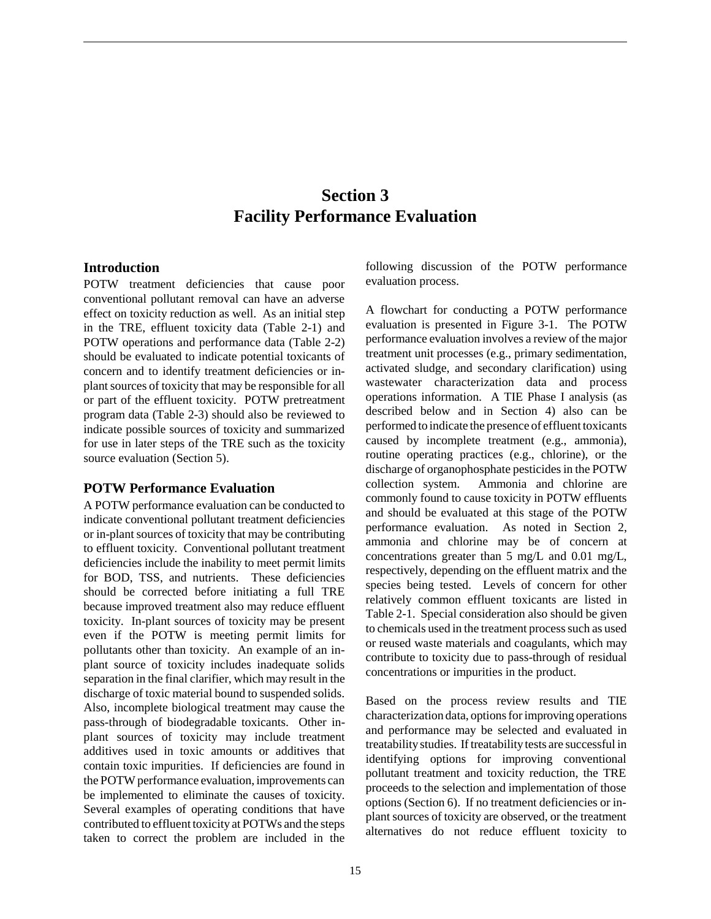# Section 3
# Facility Performance Evaluation

## Introduction

POTW treatment deficiencies that cause poor conventional pollutant removal can have an adverse effect on toxicity reduction as well. As an initial step in the TRE, effluent toxicity data (Table 2-1) and POTW operations and performance data (Table 2-2) should be evaluated to indicate potential toxicants of concern and to identify treatment deficiencies or in-plant sources of toxicity that may be responsible for all or part of the effluent toxicity. POTW pretreatment program data (Table 2-3) should also be reviewed to indicate possible sources of toxicity and summarized for use in later steps of the TRE such as the toxicity source evaluation (Section 5).

## POTW Performance Evaluation

A POTW performance evaluation can be conducted to indicate conventional pollutant treatment deficiencies or in-plant sources of toxicity that may be contributing to effluent toxicity. Conventional pollutant treatment deficiencies include the inability to meet permit limits for BOD, TSS, and nutrients. These deficiencies should be corrected before initiating a full TRE because improved treatment also may reduce effluent toxicity. In-plant sources of toxicity may be present even if the POTW is meeting permit limits for pollutants other than toxicity. An example of an in-plant source of toxicity includes inadequate solids separation in the final clarifier, which may result in the discharge of toxic material bound to suspended solids. Also, incomplete biological treatment may cause the pass-through of biodegradable toxicants. Other in-plant sources of toxicity may include treatment additives used in toxic amounts or additives that contain toxic impurities. If deficiencies are found in the POTW performance evaluation, improvements can be implemented to eliminate the causes of toxicity. Several examples of operating conditions that have contributed to effluent toxicity at POTWs and the steps taken to correct the problem are included in the following discussion of the POTW performance evaluation process.

A flowchart for conducting a POTW performance evaluation is presented in Figure 3-1. The POTW performance evaluation involves a review of the major treatment unit processes (e.g., primary sedimentation, activated sludge, and secondary clarification) using wastewater characterization data and process operations information. A TIE Phase I analysis (as described below and in Section 4) also can be performed to indicate the presence of effluent toxicants caused by incomplete treatment (e.g., ammonia), routine operating practices (e.g., chlorine), or the discharge of organophosphate pesticides in the POTW collection system. Ammonia and chlorine are commonly found to cause toxicity in POTW effluents and should be evaluated at this stage of the POTW performance evaluation. As noted in Section 2, ammonia and chlorine may be of concern at concentrations greater than 5 mg/L and 0.01 mg/L, respectively, depending on the effluent matrix and the species being tested. Levels of concern for other relatively common effluent toxicants are listed in Table 2-1. Special consideration also should be given to chemicals used in the treatment process such as used or reused waste materials and coagulants, which may contribute to toxicity due to pass-through of residual concentrations or impurities in the product.

Based on the process review results and TIE characterization data, options for improving operations and performance may be selected and evaluated in treatability studies. If treatability tests are successful in identifying options for improving conventional pollutant treatment and toxicity reduction, the TRE proceeds to the selection and implementation of those options (Section 6). If no treatment deficiencies or in-plant sources of toxicity are observed, or the treatment alternatives do not reduce effluent toxicity to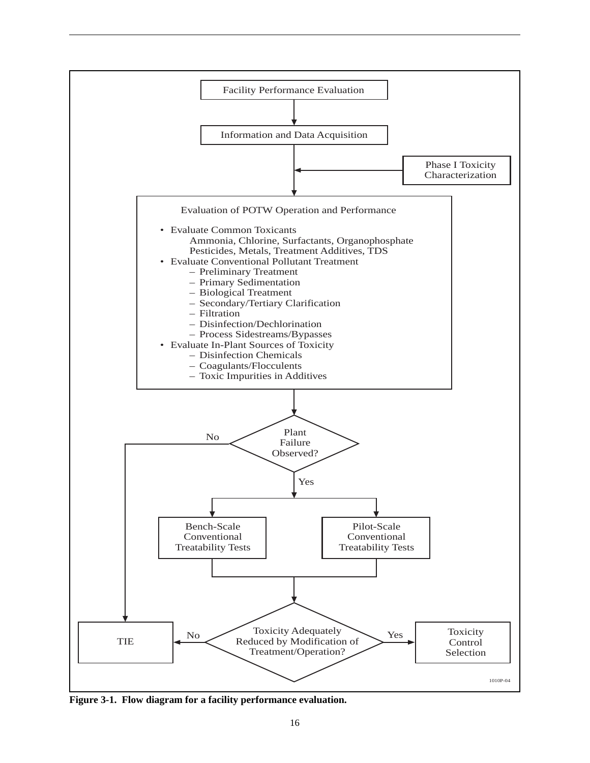Facility Performance Evaluation

Information and Data Acquisition

Phase I Toxicity Characterization

Evaluation of POTW Operation and Performance

- Evaluate Common Toxicants
  Ammonia, Chlorine, Surfactants, Organophosphate Pesticides, Metals, Treatment Additives, TDS
- Evaluate Conventional Pollutant Treatment
  - Preliminary Treatment
  - Primary Sedimentation
  - Biological Treatment
  - Secondary/Tertiary Clarification
  - Filtration
  - Disinfection/Dechlorination
  - Process Sidestreams/Bypasses
- Evaluate In-Plant Sources of Toxicity
  - Disinfection Chemicals
  - Coagulants/Flocculents
  - Toxic Impurities in Additives

Plant Failure Observed?

No → TIE

Yes →

Bench-Scale Conventional Treatability Tests

Pilot-Scale Conventional Treatability Tests

Toxicity Adequately Reduced by Modification of Treatment/Operation?

No → TIE

Yes → Toxicity Control Selection

1010P-04

**Figure 3-1. Flow diagram for a facility performance evaluation.**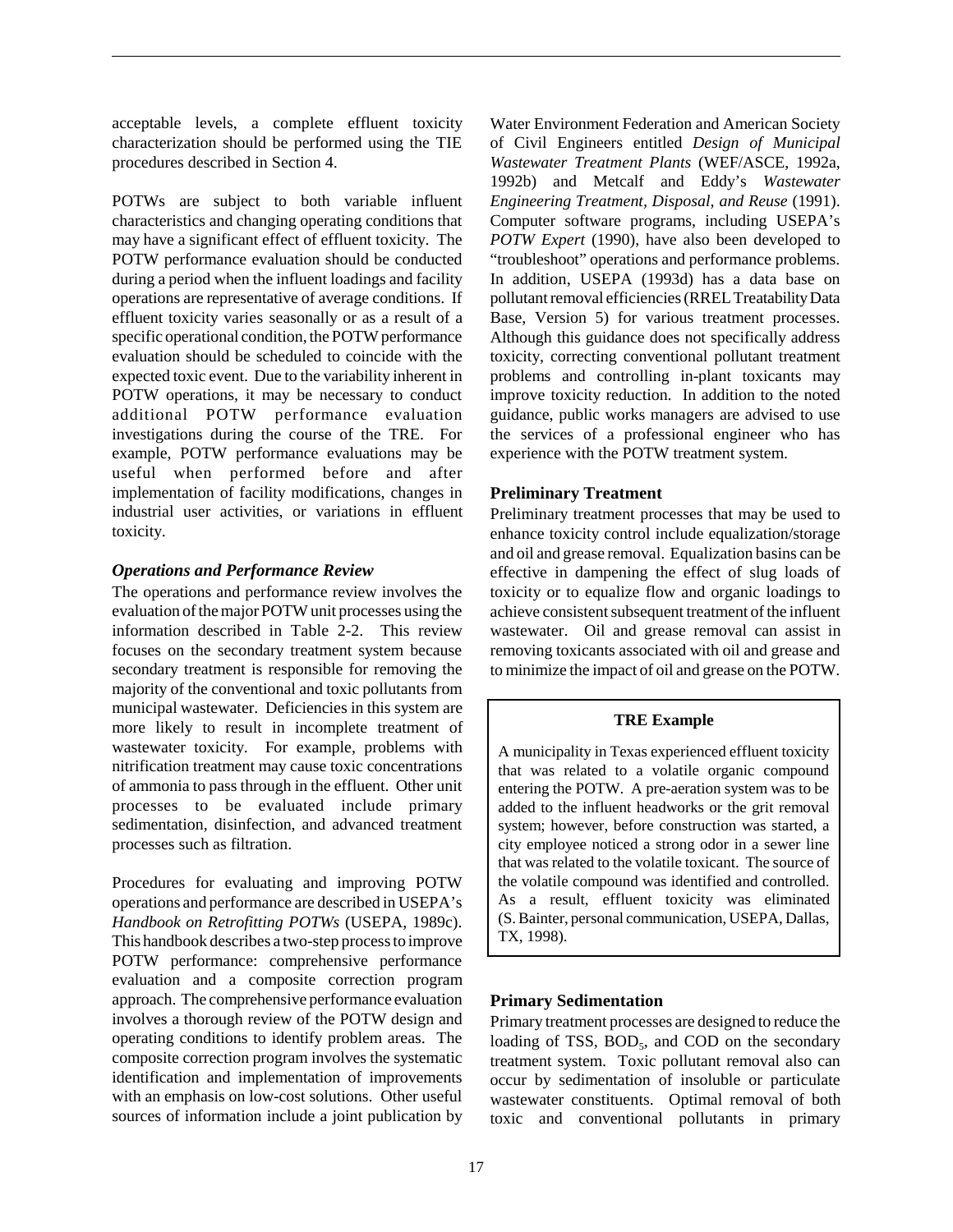acceptable levels, a complete effluent toxicity characterization should be performed using the TIE procedures described in Section 4.

POTWs are subject to both variable influent characteristics and changing operating conditions that may have a significant effect of effluent toxicity. The POTW performance evaluation should be conducted during a period when the influent loadings and facility operations are representative of average conditions. If effluent toxicity varies seasonally or as a result of a specific operational condition, the POTW performance evaluation should be scheduled to coincide with the expected toxic event. Due to the variability inherent in POTW operations, it may be necessary to conduct additional POTW performance evaluation investigations during the course of the TRE. For example, POTW performance evaluations may be useful when performed before and after implementation of facility modifications, changes in industrial user activities, or variations in effluent toxicity.

### *Operations and Performance Review*

The operations and performance review involves the evaluation of the major POTW unit processes using the information described in Table 2-2. This review focuses on the secondary treatment system because secondary treatment is responsible for removing the majority of the conventional and toxic pollutants from municipal wastewater. Deficiencies in this system are more likely to result in incomplete treatment of wastewater toxicity. For example, problems with nitrification treatment may cause toxic concentrations of ammonia to pass through in the effluent. Other unit processes to be evaluated include primary sedimentation, disinfection, and advanced treatment processes such as filtration.

Procedures for evaluating and improving POTW operations and performance are described in USEPA's *Handbook on Retrofitting POTWs* (USEPA, 1989c). This handbook describes a two-step process to improve POTW performance: comprehensive performance evaluation and a composite correction program approach. The comprehensive performance evaluation involves a thorough review of the POTW design and operating conditions to identify problem areas. The composite correction program involves the systematic identification and implementation of improvements with an emphasis on low-cost solutions. Other useful sources of information include a joint publication by Water Environment Federation and American Society of Civil Engineers entitled *Design of Municipal Wastewater Treatment Plants* (WEF/ASCE, 1992a, 1992b) and Metcalf and Eddy's *Wastewater Engineering Treatment, Disposal, and Reuse* (1991). Computer software programs, including USEPA's *POTW Expert* (1990), have also been developed to "troubleshoot" operations and performance problems. In addition, USEPA (1993d) has a data base on pollutant removal efficiencies (RREL Treatability Data Base, Version 5) for various treatment processes. Although this guidance does not specifically address toxicity, correcting conventional pollutant treatment problems and controlling in-plant toxicants may improve toxicity reduction. In addition to the noted guidance, public works managers are advised to use the services of a professional engineer who has experience with the POTW treatment system.

### Preliminary Treatment

Preliminary treatment processes that may be used to enhance toxicity control include equalization/storage and oil and grease removal. Equalization basins can be effective in dampening the effect of slug loads of toxicity or to equalize flow and organic loadings to achieve consistent subsequent treatment of the influent wastewater. Oil and grease removal can assist in removing toxicants associated with oil and grease and to minimize the impact of oil and grease on the POTW.

> **TRE Example**
>
> A municipality in Texas experienced effluent toxicity that was related to a volatile organic compound entering the POTW. A pre-aeration system was to be added to the influent headworks or the grit removal system; however, before construction was started, a city employee noticed a strong odor in a sewer line that was related to the volatile toxicant. The source of the volatile compound was identified and controlled. As a result, effluent toxicity was eliminated (S. Bainter, personal communication, USEPA, Dallas, TX, 1998).

### Primary Sedimentation

Primary treatment processes are designed to reduce the loading of TSS, $BOD_5$, and COD on the secondary treatment system. Toxic pollutant removal also can occur by sedimentation of insoluble or particulate wastewater constituents. Optimal removal of both toxic and conventional pollutants in primary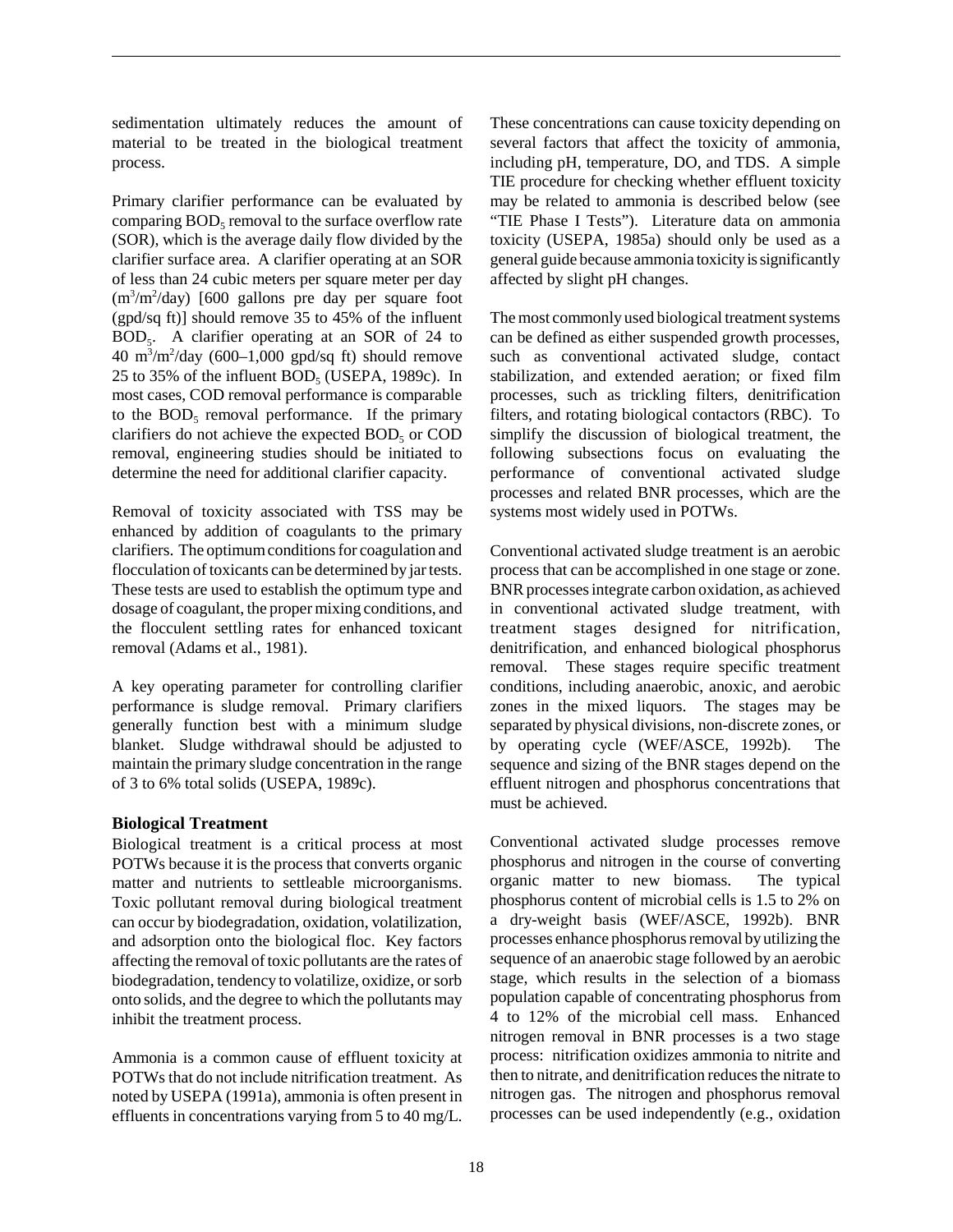sedimentation ultimately reduces the amount of material to be treated in the biological treatment process.

Primary clarifier performance can be evaluated by comparing $BOD_5$ removal to the surface overflow rate (SOR), which is the average daily flow divided by the clarifier surface area. A clarifier operating at an SOR of less than 24 cubic meters per square meter per day ($m^3/m^2$/day) [600 gallons pre day per square foot (gpd/sq ft)] should remove 35 to 45% of the influent $BOD_5$. A clarifier operating at an SOR of 24 to 40 $m^3/m^2$/day (600–1,000 gpd/sq ft) should remove 25 to 35% of the influent $BOD_5$ (USEPA, 1989c). In most cases, COD removal performance is comparable to the $BOD_5$ removal performance. If the primary clarifiers do not achieve the expected $BOD_5$ or COD removal, engineering studies should be initiated to determine the need for additional clarifier capacity.

Removal of toxicity associated with TSS may be enhanced by addition of coagulants to the primary clarifiers. The optimum conditions for coagulation and flocculation of toxicants can be determined by jar tests. These tests are used to establish the optimum type and dosage of coagulant, the proper mixing conditions, and the flocculent settling rates for enhanced toxicant removal (Adams et al., 1981).

A key operating parameter for controlling clarifier performance is sludge removal. Primary clarifiers generally function best with a minimum sludge blanket. Sludge withdrawal should be adjusted to maintain the primary sludge concentration in the range of 3 to 6% total solids (USEPA, 1989c).

**Biological Treatment**

Biological treatment is a critical process at most POTWs because it is the process that converts organic matter and nutrients to settleable microorganisms. Toxic pollutant removal during biological treatment can occur by biodegradation, oxidation, volatilization, and adsorption onto the biological floc. Key factors affecting the removal of toxic pollutants are the rates of biodegradation, tendency to volatilize, oxidize, or sorb onto solids, and the degree to which the pollutants may inhibit the treatment process.

Ammonia is a common cause of effluent toxicity at POTWs that do not include nitrification treatment. As noted by USEPA (1991a), ammonia is often present in effluents in concentrations varying from 5 to 40 mg/L. These concentrations can cause toxicity depending on several factors that affect the toxicity of ammonia, including pH, temperature, DO, and TDS. A simple TIE procedure for checking whether effluent toxicity may be related to ammonia is described below (see "TIE Phase I Tests"). Literature data on ammonia toxicity (USEPA, 1985a) should only be used as a general guide because ammonia toxicity is significantly affected by slight pH changes.

The most commonly used biological treatment systems can be defined as either suspended growth processes, such as conventional activated sludge, contact stabilization, and extended aeration; or fixed film processes, such as trickling filters, denitrification filters, and rotating biological contactors (RBC). To simplify the discussion of biological treatment, the following subsections focus on evaluating the performance of conventional activated sludge processes and related BNR processes, which are the systems most widely used in POTWs.

Conventional activated sludge treatment is an aerobic process that can be accomplished in one stage or zone. BNR processes integrate carbon oxidation, as achieved in conventional activated sludge treatment, with treatment stages designed for nitrification, denitrification, and enhanced biological phosphorus removal. These stages require specific treatment conditions, including anaerobic, anoxic, and aerobic zones in the mixed liquors. The stages may be separated by physical divisions, non-discrete zones, or by operating cycle (WEF/ASCE, 1992b). The sequence and sizing of the BNR stages depend on the effluent nitrogen and phosphorus concentrations that must be achieved.

Conventional activated sludge processes remove phosphorus and nitrogen in the course of converting organic matter to new biomass. The typical phosphorus content of microbial cells is 1.5 to 2% on a dry-weight basis (WEF/ASCE, 1992b). BNR processes enhance phosphorus removal by utilizing the sequence of an anaerobic stage followed by an aerobic stage, which results in the selection of a biomass population capable of concentrating phosphorus from 4 to 12% of the microbial cell mass. Enhanced nitrogen removal in BNR processes is a two stage process: nitrification oxidizes ammonia to nitrite and then to nitrate, and denitrification reduces the nitrate to nitrogen gas. The nitrogen and phosphorus removal processes can be used independently (e.g., oxidation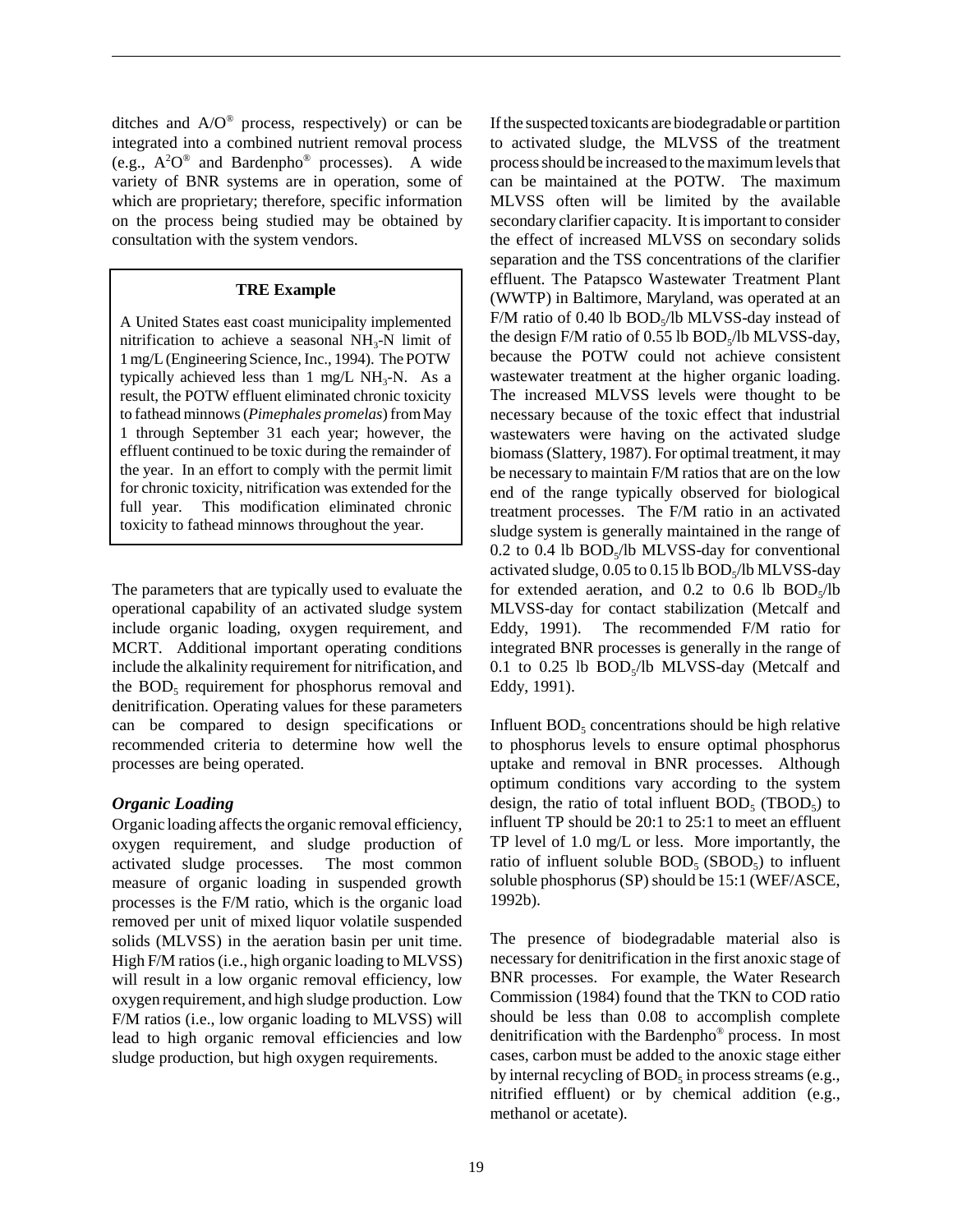ditches and A/O® process, respectively) or can be integrated into a combined nutrient removal process (e.g., $A^2O$® and Bardenpho® processes). A wide variety of BNR systems are in operation, some of which are proprietary; therefore, specific information on the process being studied may be obtained by consultation with the system vendors.

> **TRE Example**
>
> A United States east coast municipality implemented nitrification to achieve a seasonal $NH_3$-N limit of 1 mg/L (Engineering Science, Inc., 1994). The POTW typically achieved less than 1 mg/L $NH_3$-N. As a result, the POTW effluent eliminated chronic toxicity to fathead minnows (*Pimephales promelas*) from May 1 through September 31 each year; however, the effluent continued to be toxic during the remainder of the year. In an effort to comply with the permit limit for chronic toxicity, nitrification was extended for the full year. This modification eliminated chronic toxicity to fathead minnows throughout the year.

The parameters that are typically used to evaluate the operational capability of an activated sludge system include organic loading, oxygen requirement, and MCRT. Additional important operating conditions include the alkalinity requirement for nitrification, and the $BOD_5$ requirement for phosphorus removal and denitrification. Operating values for these parameters can be compared to design specifications or recommended criteria to determine how well the processes are being operated.

### *Organic Loading*

Organic loading affects the organic removal efficiency, oxygen requirement, and sludge production of activated sludge processes. The most common measure of organic loading in suspended growth processes is the F/M ratio, which is the organic load removed per unit of mixed liquor volatile suspended solids (MLVSS) in the aeration basin per unit time. High F/M ratios (i.e., high organic loading to MLVSS) will result in a low organic removal efficiency, low oxygen requirement, and high sludge production. Low F/M ratios (i.e., low organic loading to MLVSS) will lead to high organic removal efficiencies and low sludge production, but high oxygen requirements.

If the suspected toxicants are biodegradable or partition to activated sludge, the MLVSS of the treatment process should be increased to the maximum levels that can be maintained at the POTW. The maximum MLVSS often will be limited by the available secondary clarifier capacity. It is important to consider the effect of increased MLVSS on secondary solids separation and the TSS concentrations of the clarifier effluent. The Patapsco Wastewater Treatment Plant (WWTP) in Baltimore, Maryland, was operated at an F/M ratio of 0.40 lb $BOD_5$/lb MLVSS-day instead of the design F/M ratio of 0.55 lb $BOD_5$/lb MLVSS-day, because the POTW could not achieve consistent wastewater treatment at the higher organic loading. The increased MLVSS levels were thought to be necessary because of the toxic effect that industrial wastewaters were having on the activated sludge biomass (Slattery, 1987). For optimal treatment, it may be necessary to maintain F/M ratios that are on the low end of the range typically observed for biological treatment processes. The F/M ratio in an activated sludge system is generally maintained in the range of 0.2 to 0.4 lb $BOD_5$/lb MLVSS-day for conventional activated sludge, 0.05 to 0.15 lb $BOD_5$/lb MLVSS-day for extended aeration, and 0.2 to 0.6 lb $BOD_5$/lb MLVSS-day for contact stabilization (Metcalf and Eddy, 1991). The recommended F/M ratio for integrated BNR processes is generally in the range of 0.1 to 0.25 lb $BOD_5$/lb MLVSS-day (Metcalf and Eddy, 1991).

Influent $BOD_5$ concentrations should be high relative to phosphorus levels to ensure optimal phosphorus uptake and removal in BNR processes. Although optimum conditions vary according to the system design, the ratio of total influent $BOD_5$ ($TBOD_5$) to influent TP should be 20:1 to 25:1 to meet an effluent TP level of 1.0 mg/L or less. More importantly, the ratio of influent soluble $BOD_5$ ($SBOD_5$) to influent soluble phosphorus (SP) should be 15:1 (WEF/ASCE, 1992b).

The presence of biodegradable material also is necessary for denitrification in the first anoxic stage of BNR processes. For example, the Water Research Commission (1984) found that the TKN to COD ratio should be less than 0.08 to accomplish complete denitrification with the Bardenpho® process. In most cases, carbon must be added to the anoxic stage either by internal recycling of $BOD_5$ in process streams (e.g., nitrified effluent) or by chemical addition (e.g., methanol or acetate).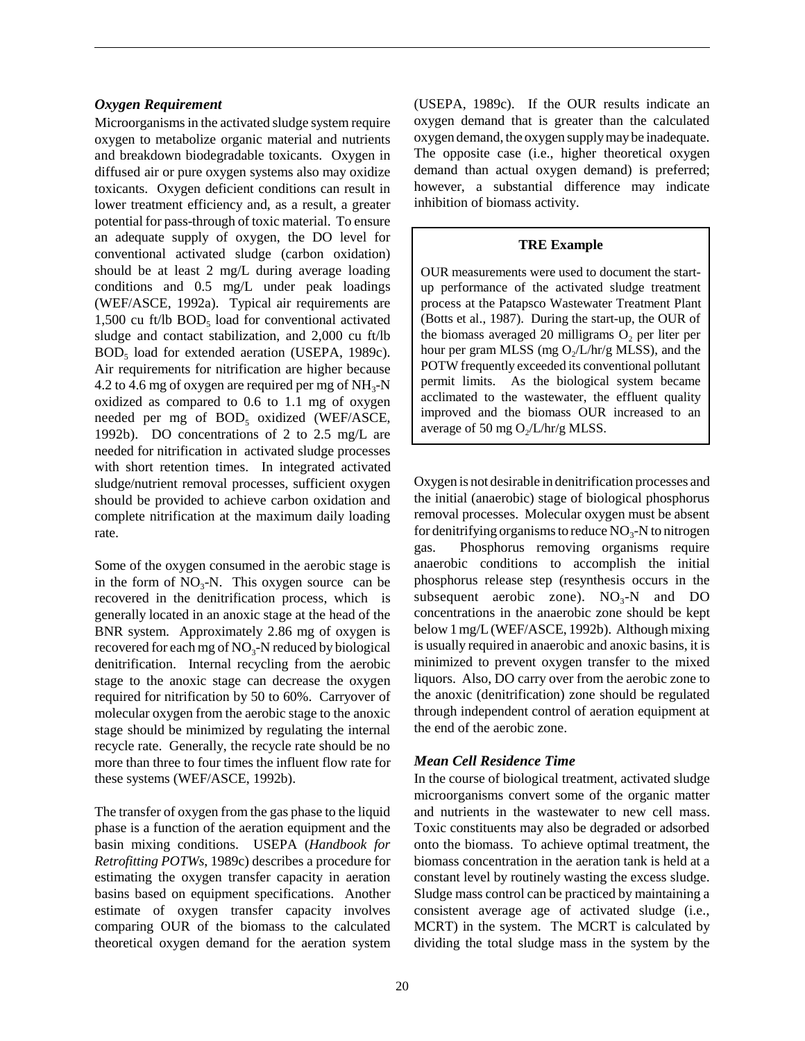### *Oxygen Requirement*

Microorganisms in the activated sludge system require oxygen to metabolize organic material and nutrients and breakdown biodegradable toxicants. Oxygen in diffused air or pure oxygen systems also may oxidize toxicants. Oxygen deficient conditions can result in lower treatment efficiency and, as a result, a greater potential for pass-through of toxic material. To ensure an adequate supply of oxygen, the DO level for conventional activated sludge (carbon oxidation) should be at least 2 mg/L during average loading conditions and 0.5 mg/L under peak loadings (WEF/ASCE, 1992a). Typical air requirements are 1,500 cu ft/lb $BOD_5$ load for conventional activated sludge and contact stabilization, and 2,000 cu ft/lb $BOD_5$ load for extended aeration (USEPA, 1989c). Air requirements for nitrification are higher because 4.2 to 4.6 mg of oxygen are required per mg of $NH_3$-N oxidized as compared to 0.6 to 1.1 mg of oxygen needed per mg of $BOD_5$ oxidized (WEF/ASCE, 1992b). DO concentrations of 2 to 2.5 mg/L are needed for nitrification in activated sludge processes with short retention times. In integrated activated sludge/nutrient removal processes, sufficient oxygen should be provided to achieve carbon oxidation and complete nitrification at the maximum daily loading rate.

Some of the oxygen consumed in the aerobic stage is in the form of $NO_3$-N. This oxygen source can be recovered in the denitrification process, which is generally located in an anoxic stage at the head of the BNR system. Approximately 2.86 mg of oxygen is recovered for each mg of $NO_3$-N reduced by biological denitrification. Internal recycling from the aerobic stage to the anoxic stage can decrease the oxygen required for nitrification by 50 to 60%. Carryover of molecular oxygen from the aerobic stage to the anoxic stage should be minimized by regulating the internal recycle rate. Generally, the recycle rate should be no more than three to four times the influent flow rate for these systems (WEF/ASCE, 1992b).

The transfer of oxygen from the gas phase to the liquid phase is a function of the aeration equipment and the basin mixing conditions. USEPA (*Handbook for Retrofitting POTWs*, 1989c) describes a procedure for estimating the oxygen transfer capacity in aeration basins based on equipment specifications. Another estimate of oxygen transfer capacity involves comparing OUR of the biomass to the calculated theoretical oxygen demand for the aeration system (USEPA, 1989c). If the OUR results indicate an oxygen demand that is greater than the calculated oxygen demand, the oxygen supply may be inadequate. The opposite case (i.e., higher theoretical oxygen demand than actual oxygen demand) is preferred; however, a substantial difference may indicate inhibition of biomass activity.

> **TRE Example**
>
> OUR measurements were used to document the start-up performance of the activated sludge treatment process at the Patapsco Wastewater Treatment Plant (Botts et al., 1987). During the start-up, the OUR of the biomass averaged 20 milligrams $O_2$ per liter per hour per gram MLSS (mg $O_2$/L/hr/g MLSS), and the POTW frequently exceeded its conventional pollutant permit limits. As the biological system became acclimated to the wastewater, the effluent quality improved and the biomass OUR increased to an average of 50 mg $O_2$/L/hr/g MLSS.

Oxygen is not desirable in denitrification processes and the initial (anaerobic) stage of biological phosphorus removal processes. Molecular oxygen must be absent for denitrifying organisms to reduce $NO_3$-N to nitrogen gas. Phosphorus removing organisms require anaerobic conditions to accomplish the initial phosphorus release step (resynthesis occurs in the subsequent aerobic zone). $NO_3$-N and DO concentrations in the anaerobic zone should be kept below 1 mg/L (WEF/ASCE, 1992b). Although mixing is usually required in anaerobic and anoxic basins, it is minimized to prevent oxygen transfer to the mixed liquors. Also, DO carry over from the aerobic zone to the anoxic (denitrification) zone should be regulated through independent control of aeration equipment at the end of the aerobic zone.

### *Mean Cell Residence Time*

In the course of biological treatment, activated sludge microorganisms convert some of the organic matter and nutrients in the wastewater to new cell mass. Toxic constituents may also be degraded or adsorbed onto the biomass. To achieve optimal treatment, the biomass concentration in the aeration tank is held at a constant level by routinely wasting the excess sludge. Sludge mass control can be practiced by maintaining a consistent average age of activated sludge (i.e., MCRT) in the system. The MCRT is calculated by dividing the total sludge mass in the system by the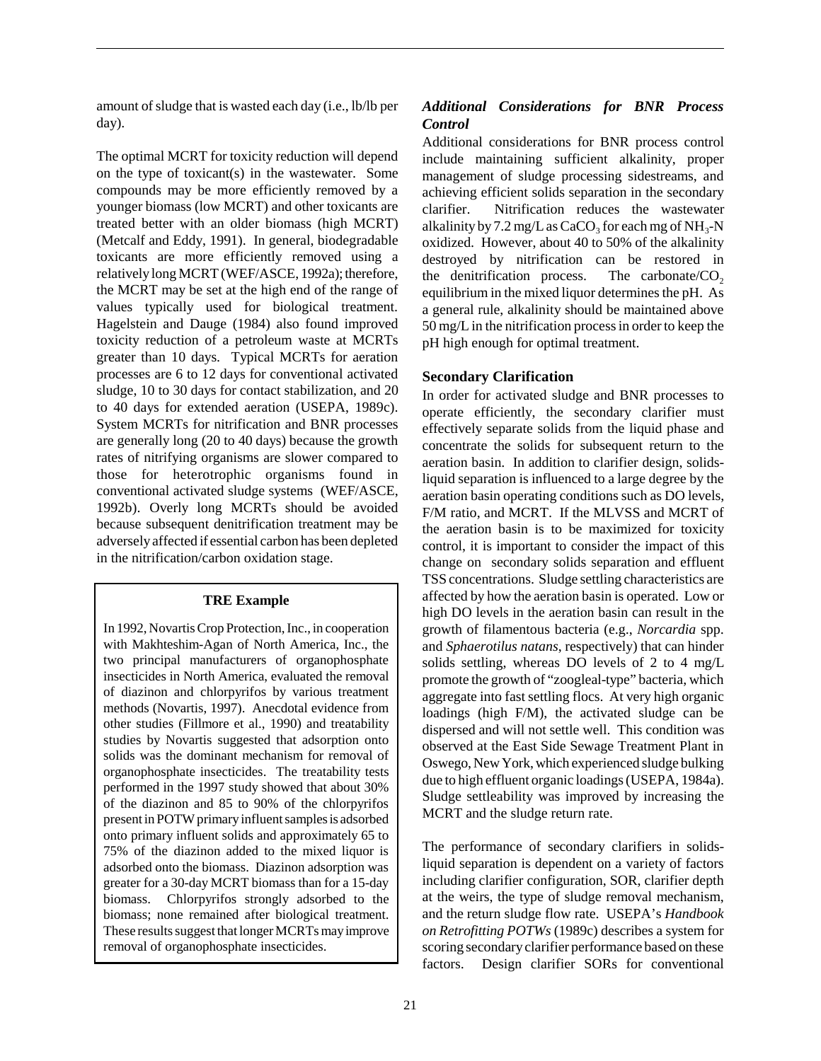amount of sludge that is wasted each day (i.e., lb/lb per day).

The optimal MCRT for toxicity reduction will depend on the type of toxicant(s) in the wastewater. Some compounds may be more efficiently removed by a younger biomass (low MCRT) and other toxicants are treated better with an older biomass (high MCRT) (Metcalf and Eddy, 1991). In general, biodegradable toxicants are more efficiently removed using a relatively long MCRT (WEF/ASCE, 1992a); therefore, the MCRT may be set at the high end of the range of values typically used for biological treatment. Hagelstein and Dauge (1984) also found improved toxicity reduction of a petroleum waste at MCRTs greater than 10 days. Typical MCRTs for aeration processes are 6 to 12 days for conventional activated sludge, 10 to 30 days for contact stabilization, and 20 to 40 days for extended aeration (USEPA, 1989c). System MCRTs for nitrification and BNR processes are generally long (20 to 40 days) because the growth rates of nitrifying organisms are slower compared to those for heterotrophic organisms found in conventional activated sludge systems (WEF/ASCE, 1992b). Overly long MCRTs should be avoided because subsequent denitrification treatment may be adversely affected if essential carbon has been depleted in the nitrification/carbon oxidation stage.

> **TRE Example**
>
> In 1992, Novartis Crop Protection, Inc., in cooperation with Makhteshim-Agan of North America, Inc., the two principal manufacturers of organophosphate insecticides in North America, evaluated the removal of diazinon and chlorpyrifos by various treatment methods (Novartis, 1997). Anecdotal evidence from other studies (Fillmore et al., 1990) and treatability studies by Novartis suggested that adsorption onto solids was the dominant mechanism for removal of organophosphate insecticides. The treatability tests performed in the 1997 study showed that about 30% of the diazinon and 85 to 90% of the chlorpyrifos present in POTW primary influent samples is adsorbed onto primary influent solids and approximately 65 to 75% of the diazinon added to the mixed liquor is adsorbed onto the biomass. Diazinon adsorption was greater for a 30-day MCRT biomass than for a 15-day biomass. Chlorpyrifos strongly adsorbed to the biomass; none remained after biological treatment. These results suggest that longer MCRTs may improve removal of organophosphate insecticides.

### *Additional Considerations for BNR Process Control*

Additional considerations for BNR process control include maintaining sufficient alkalinity, proper management of sludge processing sidestreams, and achieving efficient solids separation in the secondary clarifier. Nitrification reduces the wastewater alkalinity by 7.2 mg/L as $CaCO_3$ for each mg of $NH_3$-N oxidized. However, about 40 to 50% of the alkalinity destroyed by nitrification can be restored in the denitrification process. The carbonate/$CO_2$ equilibrium in the mixed liquor determines the pH. As a general rule, alkalinity should be maintained above 50 mg/L in the nitrification process in order to keep the pH high enough for optimal treatment.

### **Secondary Clarification**

In order for activated sludge and BNR processes to operate efficiently, the secondary clarifier must effectively separate solids from the liquid phase and concentrate the solids for subsequent return to the aeration basin. In addition to clarifier design, solids-liquid separation is influenced to a large degree by the aeration basin operating conditions such as DO levels, F/M ratio, and MCRT. If the MLVSS and MCRT of the aeration basin is to be maximized for toxicity control, it is important to consider the impact of this change on secondary solids separation and effluent TSS concentrations. Sludge settling characteristics are affected by how the aeration basin is operated. Low or high DO levels in the aeration basin can result in the growth of filamentous bacteria (e.g., *Norcardia* spp. and *Sphaerotilus natans*, respectively) that can hinder solids settling, whereas DO levels of 2 to 4 mg/L promote the growth of "zoogleal-type" bacteria, which aggregate into fast settling flocs. At very high organic loadings (high F/M), the activated sludge can be dispersed and will not settle well. This condition was observed at the East Side Sewage Treatment Plant in Oswego, New York, which experienced sludge bulking due to high effluent organic loadings (USEPA, 1984a). Sludge settleability was improved by increasing the MCRT and the sludge return rate.

The performance of secondary clarifiers in solids-liquid separation is dependent on a variety of factors including clarifier configuration, SOR, clarifier depth at the weirs, the type of sludge removal mechanism, and the return sludge flow rate. USEPA's *Handbook on Retrofitting POTWs* (1989c) describes a system for scoring secondary clarifier performance based on these factors. Design clarifier SORs for conventional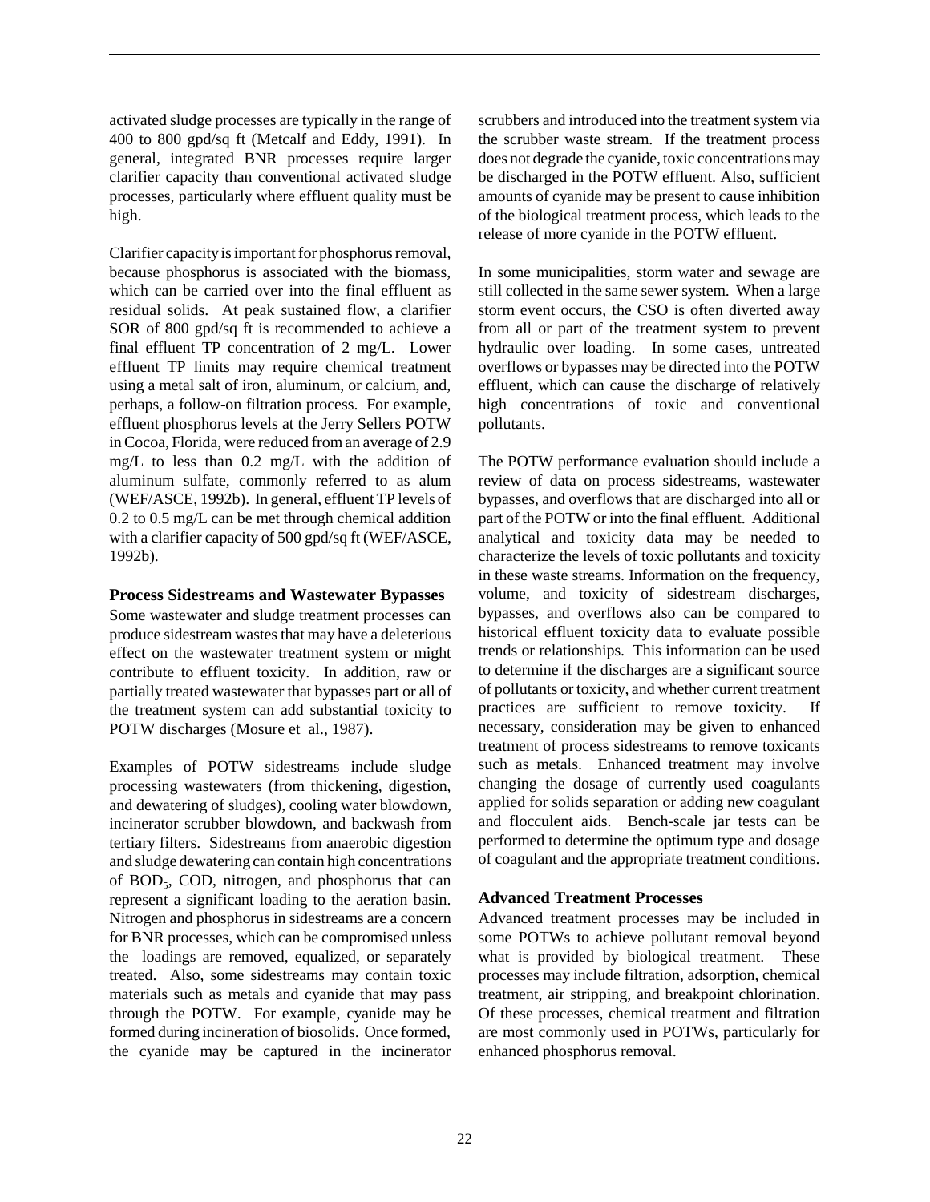activated sludge processes are typically in the range of 400 to 800 gpd/sq ft (Metcalf and Eddy, 1991). In general, integrated BNR processes require larger clarifier capacity than conventional activated sludge processes, particularly where effluent quality must be high.

Clarifier capacity is important for phosphorus removal, because phosphorus is associated with the biomass, which can be carried over into the final effluent as residual solids. At peak sustained flow, a clarifier SOR of 800 gpd/sq ft is recommended to achieve a final effluent TP concentration of 2 mg/L. Lower effluent TP limits may require chemical treatment using a metal salt of iron, aluminum, or calcium, and, perhaps, a follow-on filtration process. For example, effluent phosphorus levels at the Jerry Sellers POTW in Cocoa, Florida, were reduced from an average of 2.9 mg/L to less than 0.2 mg/L with the addition of aluminum sulfate, commonly referred to as alum (WEF/ASCE, 1992b). In general, effluent TP levels of 0.2 to 0.5 mg/L can be met through chemical addition with a clarifier capacity of 500 gpd/sq ft (WEF/ASCE, 1992b).

### Process Sidestreams and Wastewater Bypasses

Some wastewater and sludge treatment processes can produce sidestream wastes that may have a deleterious effect on the wastewater treatment system or might contribute to effluent toxicity. In addition, raw or partially treated wastewater that bypasses part or all of the treatment system can add substantial toxicity to POTW discharges (Mosure et al., 1987).

Examples of POTW sidestreams include sludge processing wastewaters (from thickening, digestion, and dewatering of sludges), cooling water blowdown, incinerator scrubber blowdown, and backwash from tertiary filters. Sidestreams from anaerobic digestion and sludge dewatering can contain high concentrations of $BOD_5$, COD, nitrogen, and phosphorus that can represent a significant loading to the aeration basin. Nitrogen and phosphorus in sidestreams are a concern for BNR processes, which can be compromised unless the loadings are removed, equalized, or separately treated. Also, some sidestreams may contain toxic materials such as metals and cyanide that may pass through the POTW. For example, cyanide may be formed during incineration of biosolids. Once formed, the cyanide may be captured in the incinerator scrubbers and introduced into the treatment system via the scrubber waste stream. If the treatment process does not degrade the cyanide, toxic concentrations may be discharged in the POTW effluent. Also, sufficient amounts of cyanide may be present to cause inhibition of the biological treatment process, which leads to the release of more cyanide in the POTW effluent.

In some municipalities, storm water and sewage are still collected in the same sewer system. When a large storm event occurs, the CSO is often diverted away from all or part of the treatment system to prevent hydraulic over loading. In some cases, untreated overflows or bypasses may be directed into the POTW effluent, which can cause the discharge of relatively high concentrations of toxic and conventional pollutants.

The POTW performance evaluation should include a review of data on process sidestreams, wastewater bypasses, and overflows that are discharged into all or part of the POTW or into the final effluent. Additional analytical and toxicity data may be needed to characterize the levels of toxic pollutants and toxicity in these waste streams. Information on the frequency, volume, and toxicity of sidestream discharges, bypasses, and overflows also can be compared to historical effluent toxicity data to evaluate possible trends or relationships. This information can be used to determine if the discharges are a significant source of pollutants or toxicity, and whether current treatment practices are sufficient to remove toxicity. If necessary, consideration may be given to enhanced treatment of process sidestreams to remove toxicants such as metals. Enhanced treatment may involve changing the dosage of currently used coagulants applied for solids separation or adding new coagulant and flocculent aids. Bench-scale jar tests can be performed to determine the optimum type and dosage of coagulant and the appropriate treatment conditions.

### Advanced Treatment Processes

Advanced treatment processes may be included in some POTWs to achieve pollutant removal beyond what is provided by biological treatment. These processes may include filtration, adsorption, chemical treatment, air stripping, and breakpoint chlorination. Of these processes, chemical treatment and filtration are most commonly used in POTWs, particularly for enhanced phosphorus removal.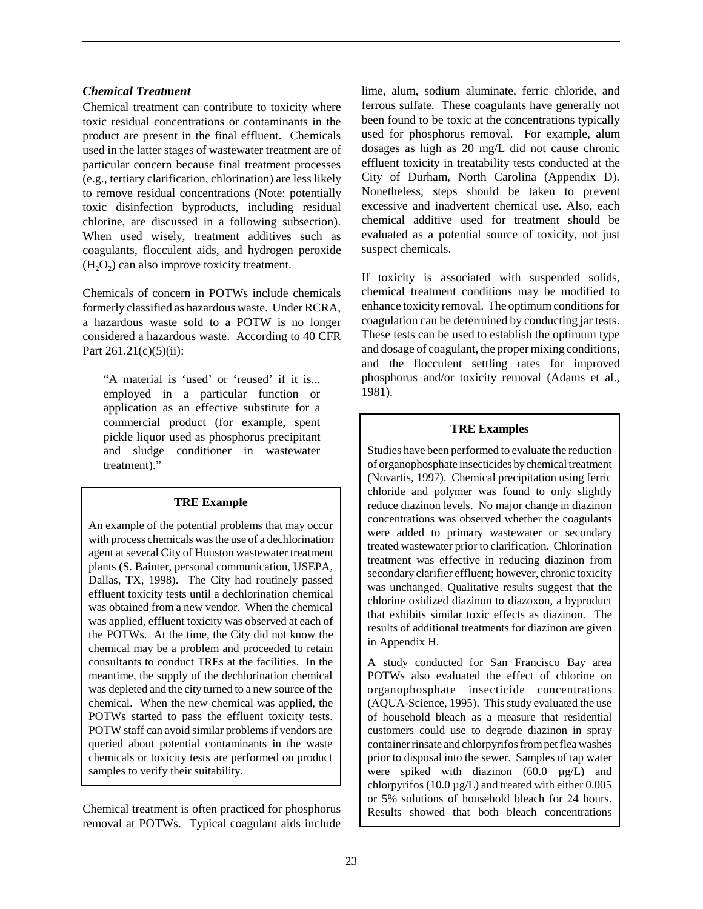### *Chemical Treatment*

Chemical treatment can contribute to toxicity where toxic residual concentrations or contaminants in the product are present in the final effluent. Chemicals used in the latter stages of wastewater treatment are of particular concern because final treatment processes (e.g., tertiary clarification, chlorination) are less likely to remove residual concentrations (Note: potentially toxic disinfection byproducts, including residual chlorine, are discussed in a following subsection). When used wisely, treatment additives such as coagulants, flocculent aids, and hydrogen peroxide ($H_2O_2$) can also improve toxicity treatment.

Chemicals of concern in POTWs include chemicals formerly classified as hazardous waste. Under RCRA, a hazardous waste sold to a POTW is no longer considered a hazardous waste. According to 40 CFR Part 261.21(c)(5)(ii):

> "A material is 'used' or 'reused' if it is... employed in a particular function or application as an effective substitute for a commercial product (for example, spent pickle liquor used as phosphorus precipitant and sludge conditioner in wastewater treatment)."

> **TRE Example**
>
> An example of the potential problems that may occur with process chemicals was the use of a dechlorination agent at several City of Houston wastewater treatment plants (S. Bainter, personal communication, USEPA, Dallas, TX, 1998). The City had routinely passed effluent toxicity tests until a dechlorination chemical was obtained from a new vendor. When the chemical was applied, effluent toxicity was observed at each of the POTWs. At the time, the City did not know the chemical may be a problem and proceeded to retain consultants to conduct TREs at the facilities. In the meantime, the supply of the dechlorination chemical was depleted and the city turned to a new source of the chemical. When the new chemical was applied, the POTWs started to pass the effluent toxicity tests. POTW staff can avoid similar problems if vendors are queried about potential contaminants in the waste chemicals or toxicity tests are performed on product samples to verify their suitability.

Chemical treatment is often practiced for phosphorus removal at POTWs. Typical coagulant aids include lime, alum, sodium aluminate, ferric chloride, and ferrous sulfate. These coagulants have generally not been found to be toxic at the concentrations typically used for phosphorus removal. For example, alum dosages as high as 20 mg/L did not cause chronic effluent toxicity in treatability tests conducted at the City of Durham, North Carolina (Appendix D). Nonetheless, steps should be taken to prevent excessive and inadvertent chemical use. Also, each chemical additive used for treatment should be evaluated as a potential source of toxicity, not just suspect chemicals.

If toxicity is associated with suspended solids, chemical treatment conditions may be modified to enhance toxicity removal. The optimum conditions for coagulation can be determined by conducting jar tests. These tests can be used to establish the optimum type and dosage of coagulant, the proper mixing conditions, and the flocculent settling rates for improved phosphorus and/or toxicity removal (Adams et al., 1981).

> **TRE Examples**
>
> Studies have been performed to evaluate the reduction of organophosphate insecticides by chemical treatment (Novartis, 1997). Chemical precipitation using ferric chloride and polymer was found to only slightly reduce diazinon levels. No major change in diazinon concentrations was observed whether the coagulants were added to primary wastewater or secondary treated wastewater prior to clarification. Chlorination treatment was effective in reducing diazinon from secondary clarifier effluent; however, chronic toxicity was unchanged. Qualitative results suggest that the chlorine oxidized diazinon to diazoxon, a byproduct that exhibits similar toxic effects as diazinon. The results of additional treatments for diazinon are given in Appendix H.
>
> A study conducted for San Francisco Bay area POTWs also evaluated the effect of chlorine on organophosphate insecticide concentrations (AQUA-Science, 1995). This study evaluated the use of household bleach as a measure that residential customers could use to degrade diazinon in spray container rinsate and chlorpyrifos from pet flea washes prior to disposal into the sewer. Samples of tap water were spiked with diazinon (60.0 µg/L) and chlorpyrifos (10.0 µg/L) and treated with either 0.005 or 5% solutions of household bleach for 24 hours. Results showed that both bleach concentrations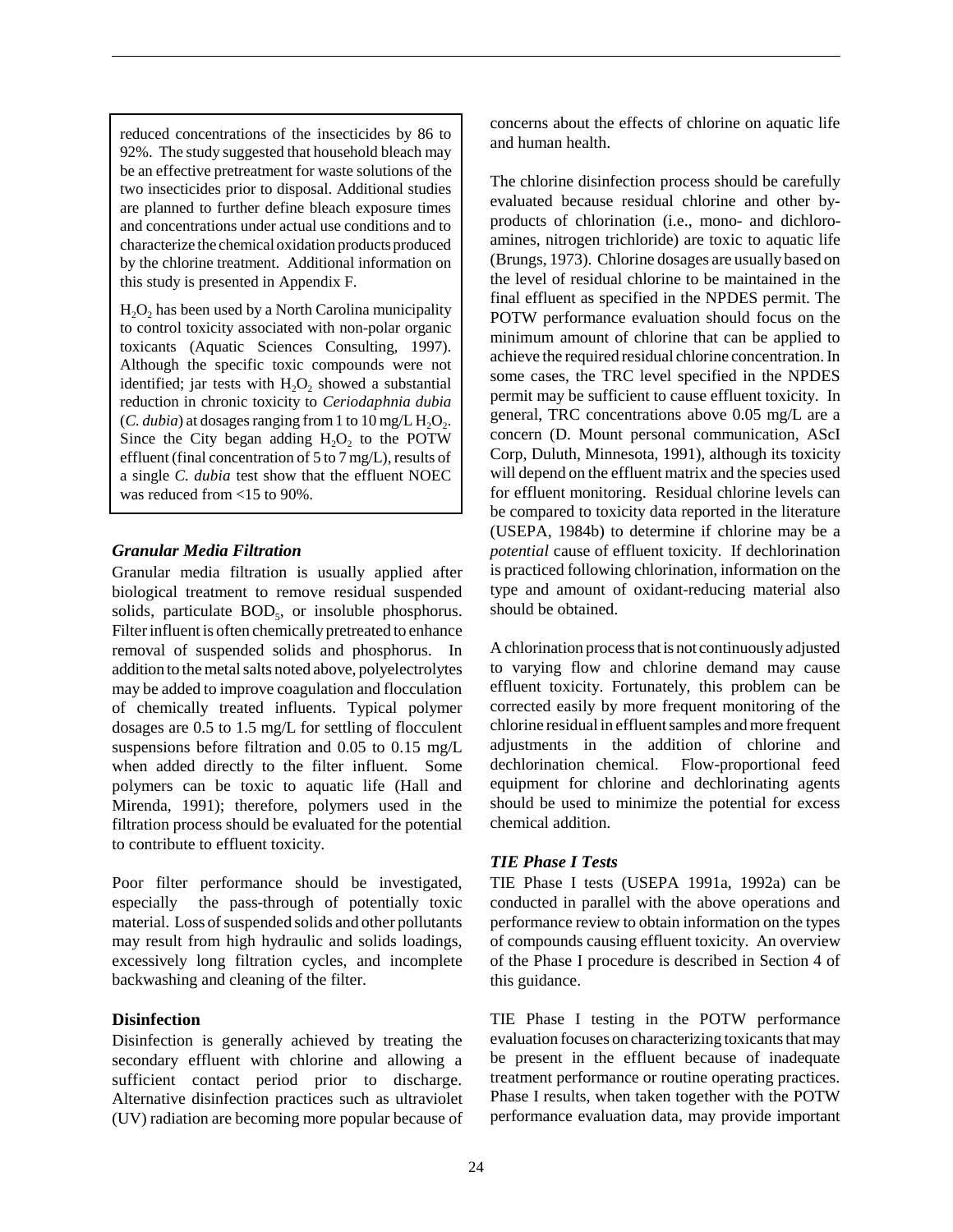reduced concentrations of the insecticides by 86 to 92%. The study suggested that household bleach may be an effective pretreatment for waste solutions of the two insecticides prior to disposal. Additional studies are planned to further define bleach exposure times and concentrations under actual use conditions and to characterize the chemical oxidation products produced by the chlorine treatment. Additional information on this study is presented in Appendix F.

$H_2O_2$ has been used by a North Carolina municipality to control toxicity associated with non-polar organic toxicants (Aquatic Sciences Consulting, 1997). Although the specific toxic compounds were not identified; jar tests with $H_2O_2$ showed a substantial reduction in chronic toxicity to *Ceriodaphnia dubia* (*C. dubia*) at dosages ranging from 1 to 10 mg/L $H_2O_2$. Since the City began adding $H_2O_2$ to the POTW effluent (final concentration of 5 to 7 mg/L), results of a single *C. dubia* test show that the effluent NOEC was reduced from <15 to 90%.

### *Granular Media Filtration*

Granular media filtration is usually applied after biological treatment to remove residual suspended solids, particulate $BOD_5$, or insoluble phosphorus. Filter influent is often chemically pretreated to enhance removal of suspended solids and phosphorus. In addition to the metal salts noted above, polyelectrolytes may be added to improve coagulation and flocculation of chemically treated influents. Typical polymer dosages are 0.5 to 1.5 mg/L for settling of flocculent suspensions before filtration and 0.05 to 0.15 mg/L when added directly to the filter influent. Some polymers can be toxic to aquatic life (Hall and Mirenda, 1991); therefore, polymers used in the filtration process should be evaluated for the potential to contribute to effluent toxicity.

Poor filter performance should be investigated, especially the pass-through of potentially toxic material. Loss of suspended solids and other pollutants may result from high hydraulic and solids loadings, excessively long filtration cycles, and incomplete backwashing and cleaning of the filter.

### **Disinfection**

Disinfection is generally achieved by treating the secondary effluent with chlorine and allowing a sufficient contact period prior to discharge. Alternative disinfection practices such as ultraviolet (UV) radiation are becoming more popular because of concerns about the effects of chlorine on aquatic life and human health.

The chlorine disinfection process should be carefully evaluated because residual chlorine and other by-products of chlorination (i.e., mono- and dichloro-amines, nitrogen trichloride) are toxic to aquatic life (Brungs, 1973). Chlorine dosages are usually based on the level of residual chlorine to be maintained in the final effluent as specified in the NPDES permit. The POTW performance evaluation should focus on the minimum amount of chlorine that can be applied to achieve the required residual chlorine concentration. In some cases, the TRC level specified in the NPDES permit may be sufficient to cause effluent toxicity. In general, TRC concentrations above 0.05 mg/L are a concern (D. Mount personal communication, AScI Corp, Duluth, Minnesota, 1991), although its toxicity will depend on the effluent matrix and the species used for effluent monitoring. Residual chlorine levels can be compared to toxicity data reported in the literature (USEPA, 1984b) to determine if chlorine may be a *potential* cause of effluent toxicity. If dechlorination is practiced following chlorination, information on the type and amount of oxidant-reducing material also should be obtained.

A chlorination process that is not continuously adjusted to varying flow and chlorine demand may cause effluent toxicity. Fortunately, this problem can be corrected easily by more frequent monitoring of the chlorine residual in effluent samples and more frequent adjustments in the addition of chlorine and dechlorination chemical. Flow-proportional feed equipment for chlorine and dechlorinating agents should be used to minimize the potential for excess chemical addition.

### *TIE Phase I Tests*

TIE Phase I tests (USEPA 1991a, 1992a) can be conducted in parallel with the above operations and performance review to obtain information on the types of compounds causing effluent toxicity. An overview of the Phase I procedure is described in Section 4 of this guidance.

TIE Phase I testing in the POTW performance evaluation focuses on characterizing toxicants that may be present in the effluent because of inadequate treatment performance or routine operating practices. Phase I results, when taken together with the POTW performance evaluation data, may provide important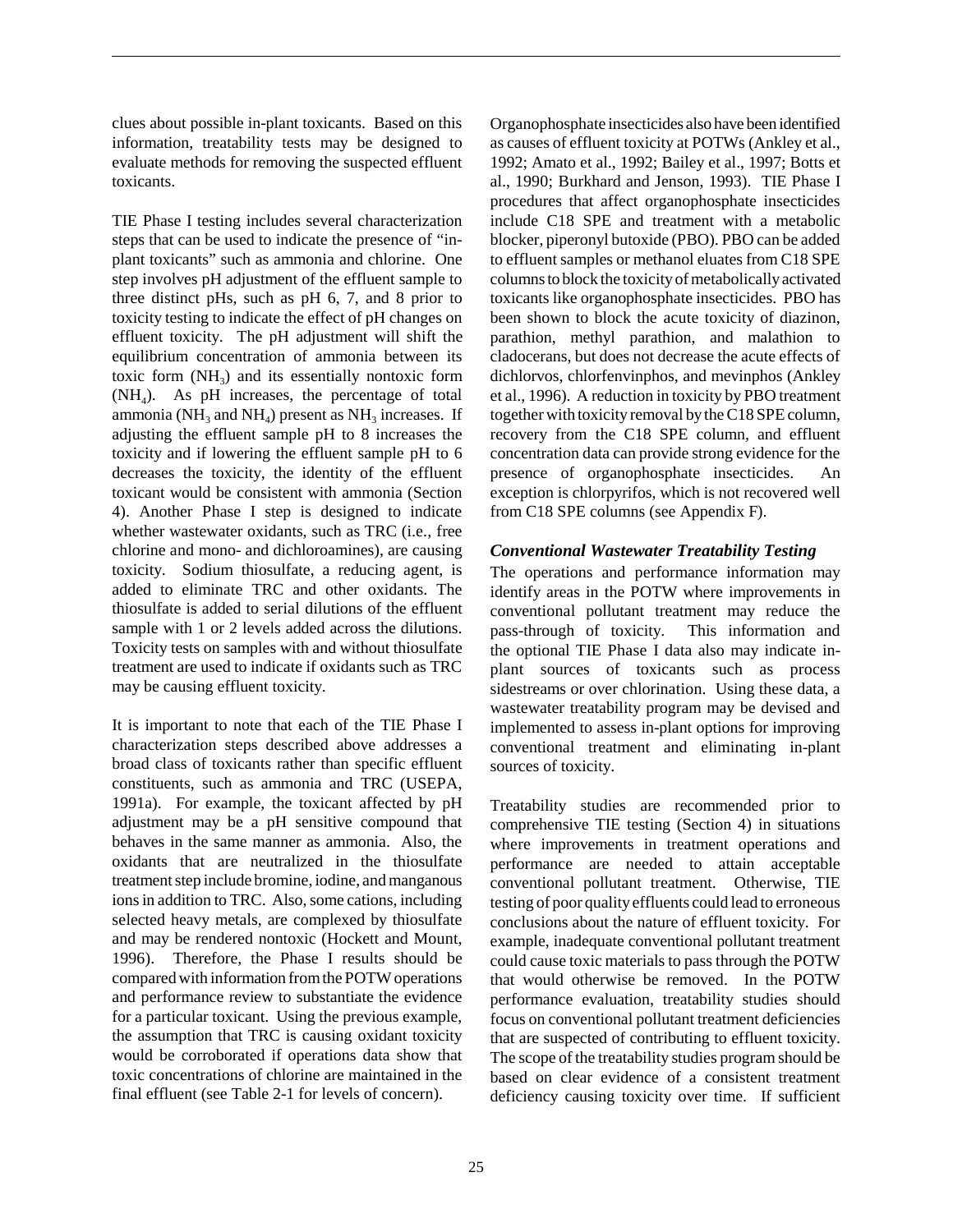clues about possible in-plant toxicants. Based on this information, treatability tests may be designed to evaluate methods for removing the suspected effluent toxicants.

TIE Phase I testing includes several characterization steps that can be used to indicate the presence of "in-plant toxicants" such as ammonia and chlorine. One step involves pH adjustment of the effluent sample to three distinct pHs, such as pH 6, 7, and 8 prior to toxicity testing to indicate the effect of pH changes on effluent toxicity. The pH adjustment will shift the equilibrium concentration of ammonia between its toxic form ($NH_3$) and its essentially nontoxic form ($NH_4$). As pH increases, the percentage of total ammonia ($NH_3$ and $NH_4$) present as $NH_3$ increases. If adjusting the effluent sample pH to 8 increases the toxicity and if lowering the effluent sample pH to 6 decreases the toxicity, the identity of the effluent toxicant would be consistent with ammonia (Section 4). Another Phase I step is designed to indicate whether wastewater oxidants, such as TRC (i.e., free chlorine and mono- and dichloroamines), are causing toxicity. Sodium thiosulfate, a reducing agent, is added to eliminate TRC and other oxidants. The thiosulfate is added to serial dilutions of the effluent sample with 1 or 2 levels added across the dilutions. Toxicity tests on samples with and without thiosulfate treatment are used to indicate if oxidants such as TRC may be causing effluent toxicity.

It is important to note that each of the TIE Phase I characterization steps described above addresses a broad class of toxicants rather than specific effluent constituents, such as ammonia and TRC (USEPA, 1991a). For example, the toxicant affected by pH adjustment may be a pH sensitive compound that behaves in the same manner as ammonia. Also, the oxidants that are neutralized in the thiosulfate treatment step include bromine, iodine, and manganous ions in addition to TRC. Also, some cations, including selected heavy metals, are complexed by thiosulfate and may be rendered nontoxic (Hockett and Mount, 1996). Therefore, the Phase I results should be compared with information from the POTW operations and performance review to substantiate the evidence for a particular toxicant. Using the previous example, the assumption that TRC is causing oxidant toxicity would be corroborated if operations data show that toxic concentrations of chlorine are maintained in the final effluent (see Table 2-1 for levels of concern).

Organophosphate insecticides also have been identified as causes of effluent toxicity at POTWs (Ankley et al., 1992; Amato et al., 1992; Bailey et al., 1997; Botts et al., 1990; Burkhard and Jenson, 1993). TIE Phase I procedures that affect organophosphate insecticides include C18 SPE and treatment with a metabolic blocker, piperonyl butoxide (PBO). PBO can be added to effluent samples or methanol eluates from C18 SPE columns to block the toxicity of metabolically activated toxicants like organophosphate insecticides. PBO has been shown to block the acute toxicity of diazinon, parathion, methyl parathion, and malathion to cladocerans, but does not decrease the acute effects of dichlorvos, chlorfenvinphos, and mevinphos (Ankley et al., 1996). A reduction in toxicity by PBO treatment together with toxicity removal by the C18 SPE column, recovery from the C18 SPE column, and effluent concentration data can provide strong evidence for the presence of organophosphate insecticides. An exception is chlorpyrifos, which is not recovered well from C18 SPE columns (see Appendix F).

### *Conventional Wastewater Treatability Testing*

The operations and performance information may identify areas in the POTW where improvements in conventional pollutant treatment may reduce the pass-through of toxicity. This information and the optional TIE Phase I data also may indicate in-plant sources of toxicants such as process sidestreams or over chlorination. Using these data, a wastewater treatability program may be devised and implemented to assess in-plant options for improving conventional treatment and eliminating in-plant sources of toxicity.

Treatability studies are recommended prior to comprehensive TIE testing (Section 4) in situations where improvements in treatment operations and performance are needed to attain acceptable conventional pollutant treatment. Otherwise, TIE testing of poor quality effluents could lead to erroneous conclusions about the nature of effluent toxicity. For example, inadequate conventional pollutant treatment could cause toxic materials to pass through the POTW that would otherwise be removed. In the POTW performance evaluation, treatability studies should focus on conventional pollutant treatment deficiencies that are suspected of contributing to effluent toxicity. The scope of the treatability studies program should be based on clear evidence of a consistent treatment deficiency causing toxicity over time. If sufficient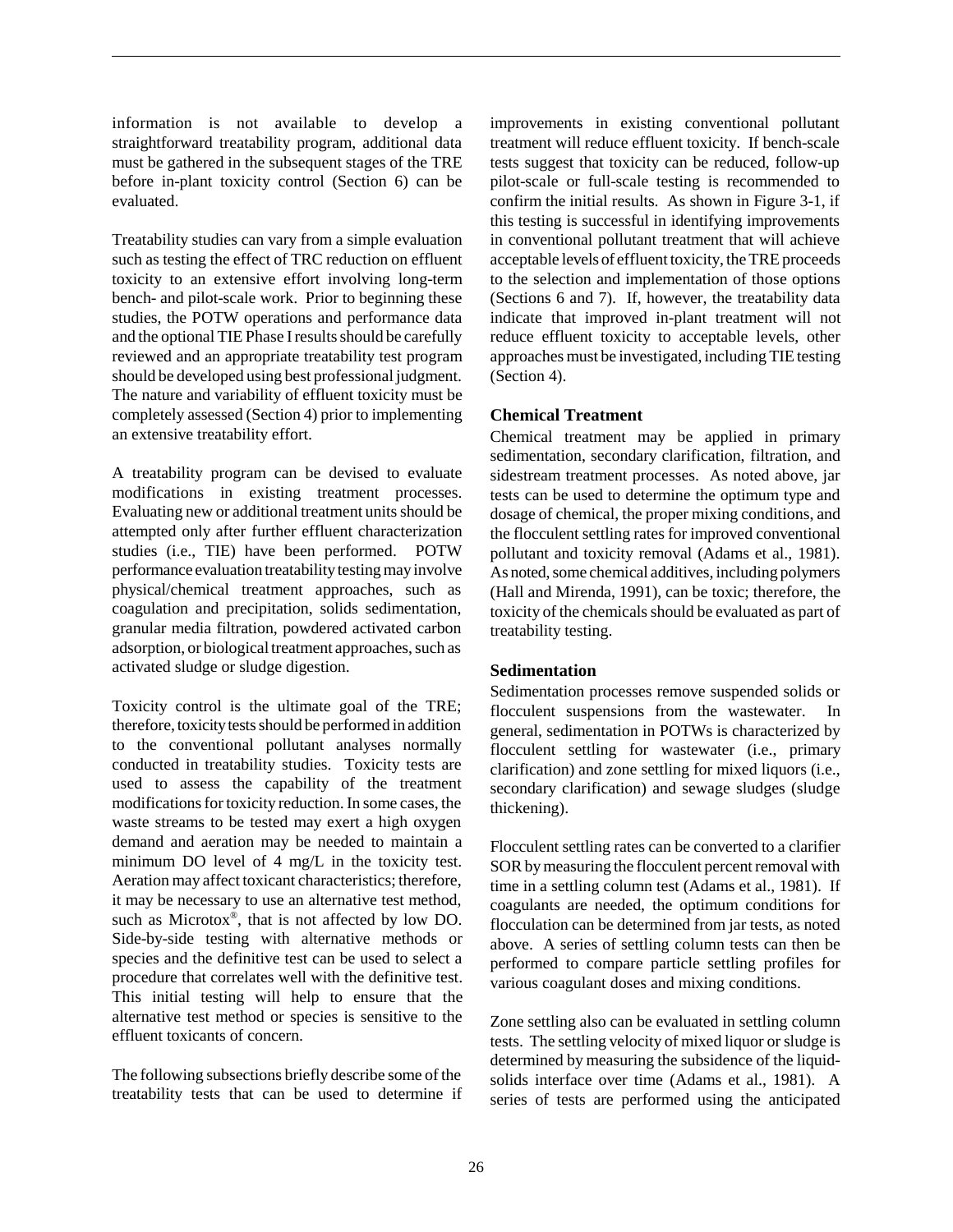information is not available to develop a straightforward treatability program, additional data must be gathered in the subsequent stages of the TRE before in-plant toxicity control (Section 6) can be evaluated.

Treatability studies can vary from a simple evaluation such as testing the effect of TRC reduction on effluent toxicity to an extensive effort involving long-term bench- and pilot-scale work. Prior to beginning these studies, the POTW operations and performance data and the optional TIE Phase I results should be carefully reviewed and an appropriate treatability test program should be developed using best professional judgment. The nature and variability of effluent toxicity must be completely assessed (Section 4) prior to implementing an extensive treatability effort.

A treatability program can be devised to evaluate modifications in existing treatment processes. Evaluating new or additional treatment units should be attempted only after further effluent characterization studies (i.e., TIE) have been performed. POTW performance evaluation treatability testing may involve physical/chemical treatment approaches, such as coagulation and precipitation, solids sedimentation, granular media filtration, powdered activated carbon adsorption, or biological treatment approaches, such as activated sludge or sludge digestion.

Toxicity control is the ultimate goal of the TRE; therefore, toxicity tests should be performed in addition to the conventional pollutant analyses normally conducted in treatability studies. Toxicity tests are used to assess the capability of the treatment modifications for toxicity reduction. In some cases, the waste streams to be tested may exert a high oxygen demand and aeration may be needed to maintain a minimum DO level of 4 mg/L in the toxicity test. Aeration may affect toxicant characteristics; therefore, it may be necessary to use an alternative test method, such as Microtox®, that is not affected by low DO. Side-by-side testing with alternative methods or species and the definitive test can be used to select a procedure that correlates well with the definitive test. This initial testing will help to ensure that the alternative test method or species is sensitive to the effluent toxicants of concern.

The following subsections briefly describe some of the treatability tests that can be used to determine if improvements in existing conventional pollutant treatment will reduce effluent toxicity. If bench-scale tests suggest that toxicity can be reduced, follow-up pilot-scale or full-scale testing is recommended to confirm the initial results. As shown in Figure 3-1, if this testing is successful in identifying improvements in conventional pollutant treatment that will achieve acceptable levels of effluent toxicity, the TRE proceeds to the selection and implementation of those options (Sections 6 and 7). If, however, the treatability data indicate that improved in-plant treatment will not reduce effluent toxicity to acceptable levels, other approaches must be investigated, including TIE testing (Section 4).

### Chemical Treatment

Chemical treatment may be applied in primary sedimentation, secondary clarification, filtration, and sidestream treatment processes. As noted above, jar tests can be used to determine the optimum type and dosage of chemical, the proper mixing conditions, and the flocculent settling rates for improved conventional pollutant and toxicity removal (Adams et al., 1981). As noted, some chemical additives, including polymers (Hall and Mirenda, 1991), can be toxic; therefore, the toxicity of the chemicals should be evaluated as part of treatability testing.

### Sedimentation

Sedimentation processes remove suspended solids or flocculent suspensions from the wastewater. In general, sedimentation in POTWs is characterized by flocculent settling for wastewater (i.e., primary clarification) and zone settling for mixed liquors (i.e., secondary clarification) and sewage sludges (sludge thickening).

Flocculent settling rates can be converted to a clarifier SOR by measuring the flocculent percent removal with time in a settling column test (Adams et al., 1981). If coagulants are needed, the optimum conditions for flocculation can be determined from jar tests, as noted above. A series of settling column tests can then be performed to compare particle settling profiles for various coagulant doses and mixing conditions.

Zone settling also can be evaluated in settling column tests. The settling velocity of mixed liquor or sludge is determined by measuring the subsidence of the liquid-solids interface over time (Adams et al., 1981). A series of tests are performed using the anticipated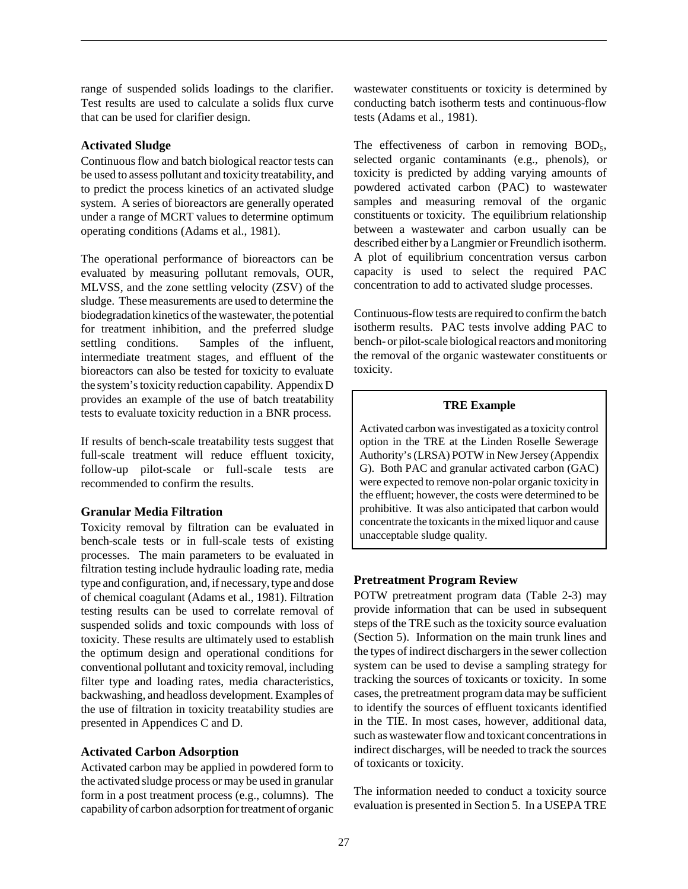range of suspended solids loadings to the clarifier. Test results are used to calculate a solids flux curve that can be used for clarifier design.

### Activated Sludge

Continuous flow and batch biological reactor tests can be used to assess pollutant and toxicity treatability, and to predict the process kinetics of an activated sludge system. A series of bioreactors are generally operated under a range of MCRT values to determine optimum operating conditions (Adams et al., 1981).

The operational performance of bioreactors can be evaluated by measuring pollutant removals, OUR, MLVSS, and the zone settling velocity (ZSV) of the sludge. These measurements are used to determine the biodegradation kinetics of the wastewater, the potential for treatment inhibition, and the preferred sludge settling conditions. Samples of the influent, intermediate treatment stages, and effluent of the bioreactors can also be tested for toxicity to evaluate the system's toxicity reduction capability. Appendix D provides an example of the use of batch treatability tests to evaluate toxicity reduction in a BNR process.

If results of bench-scale treatability tests suggest that full-scale treatment will reduce effluent toxicity, follow-up pilot-scale or full-scale tests are recommended to confirm the results.

### Granular Media Filtration

Toxicity removal by filtration can be evaluated in bench-scale tests or in full-scale tests of existing processes. The main parameters to be evaluated in filtration testing include hydraulic loading rate, media type and configuration, and, if necessary, type and dose of chemical coagulant (Adams et al., 1981). Filtration testing results can be used to correlate removal of suspended solids and toxic compounds with loss of toxicity. These results are ultimately used to establish the optimum design and operational conditions for conventional pollutant and toxicity removal, including filter type and loading rates, media characteristics, backwashing, and headloss development. Examples of the use of filtration in toxicity treatability studies are presented in Appendices C and D.

### Activated Carbon Adsorption

Activated carbon may be applied in powdered form to the activated sludge process or may be used in granular form in a post treatment process (e.g., columns). The capability of carbon adsorption for treatment of organic wastewater constituents or toxicity is determined by conducting batch isotherm tests and continuous-flow tests (Adams et al., 1981).

The effectiveness of carbon in removing $BOD_5$, selected organic contaminants (e.g., phenols), or toxicity is predicted by adding varying amounts of powdered activated carbon (PAC) to wastewater samples and measuring removal of the organic constituents or toxicity. The equilibrium relationship between a wastewater and carbon usually can be described either by a Langmier or Freundlich isotherm. A plot of equilibrium concentration versus carbon capacity is used to select the required PAC concentration to add to activated sludge processes.

Continuous-flow tests are required to confirm the batch isotherm results. PAC tests involve adding PAC to bench- or pilot-scale biological reactors and monitoring the removal of the organic wastewater constituents or toxicity.

> **TRE Example**
>
> Activated carbon was investigated as a toxicity control option in the TRE at the Linden Roselle Sewerage Authority's (LRSA) POTW in New Jersey (Appendix G). Both PAC and granular activated carbon (GAC) were expected to remove non-polar organic toxicity in the effluent; however, the costs were determined to be prohibitive. It was also anticipated that carbon would concentrate the toxicants in the mixed liquor and cause unacceptable sludge quality.

### Pretreatment Program Review

POTW pretreatment program data (Table 2-3) may provide information that can be used in subsequent steps of the TRE such as the toxicity source evaluation (Section 5). Information on the main trunk lines and the types of indirect dischargers in the sewer collection system can be used to devise a sampling strategy for tracking the sources of toxicants or toxicity. In some cases, the pretreatment program data may be sufficient to identify the sources of effluent toxicants identified in the TIE. In most cases, however, additional data, such as wastewater flow and toxicant concentrations in indirect discharges, will be needed to track the sources of toxicants or toxicity.

The information needed to conduct a toxicity source evaluation is presented in Section 5. In a USEPA TRE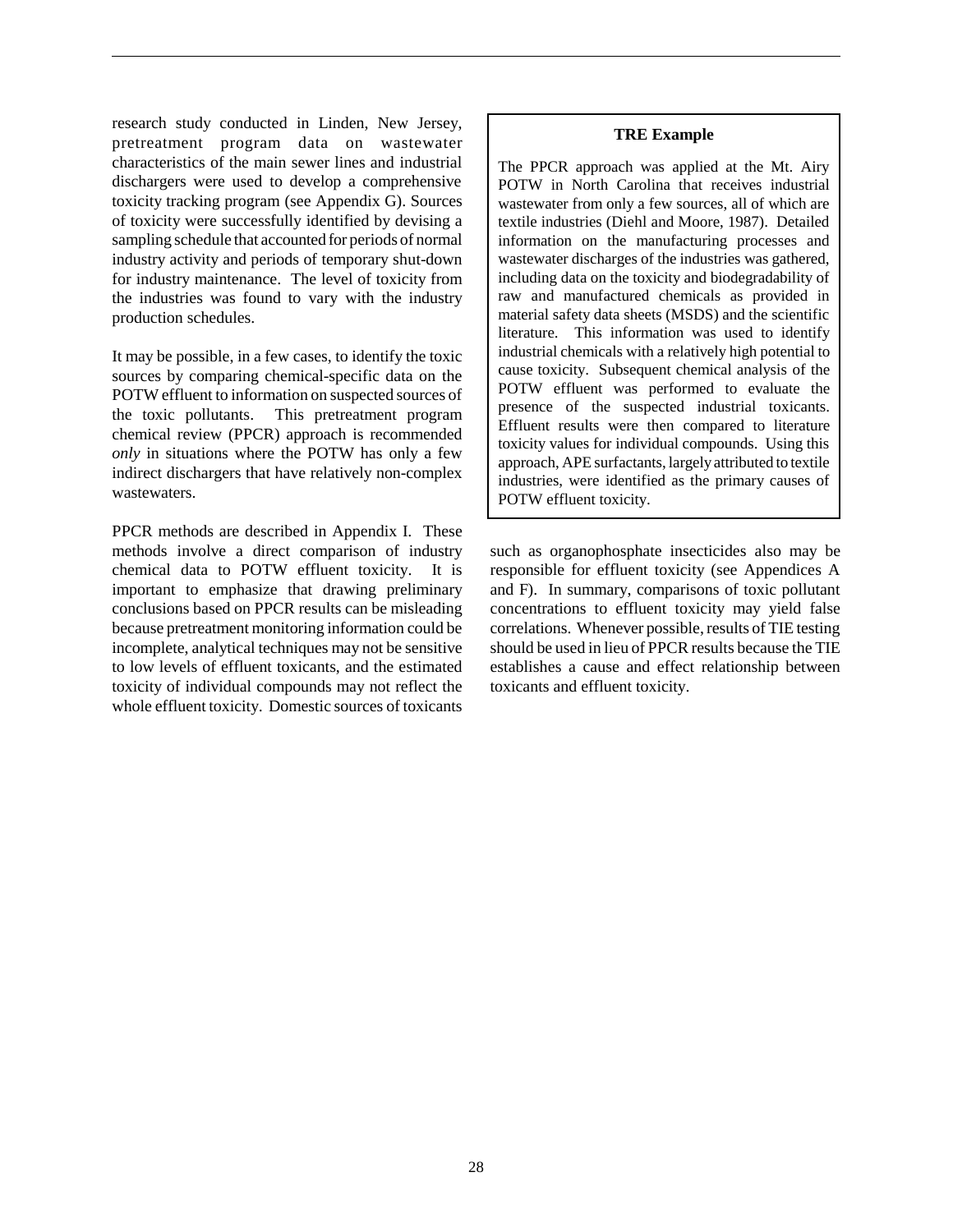research study conducted in Linden, New Jersey, pretreatment program data on wastewater characteristics of the main sewer lines and industrial dischargers were used to develop a comprehensive toxicity tracking program (see Appendix G). Sources of toxicity were successfully identified by devising a sampling schedule that accounted for periods of normal industry activity and periods of temporary shut-down for industry maintenance. The level of toxicity from the industries was found to vary with the industry production schedules.

It may be possible, in a few cases, to identify the toxic sources by comparing chemical-specific data on the POTW effluent to information on suspected sources of the toxic pollutants. This pretreatment program chemical review (PPCR) approach is recommended *only* in situations where the POTW has only a few indirect dischargers that have relatively non-complex wastewaters.

PPCR methods are described in Appendix I. These methods involve a direct comparison of industry chemical data to POTW effluent toxicity. It is important to emphasize that drawing preliminary conclusions based on PPCR results can be misleading because pretreatment monitoring information could be incomplete, analytical techniques may not be sensitive to low levels of effluent toxicants, and the estimated toxicity of individual compounds may not reflect the whole effluent toxicity. Domestic sources of toxicants such as organophosphate insecticides also may be responsible for effluent toxicity (see Appendices A and F). In summary, comparisons of toxic pollutant concentrations to effluent toxicity may yield false correlations. Whenever possible, results of TIE testing should be used in lieu of PPCR results because the TIE establishes a cause and effect relationship between toxicants and effluent toxicity.

> **TRE Example**
>
> The PPCR approach was applied at the Mt. Airy POTW in North Carolina that receives industrial wastewater from only a few sources, all of which are textile industries (Diehl and Moore, 1987). Detailed information on the manufacturing processes and wastewater discharges of the industries was gathered, including data on the toxicity and biodegradability of raw and manufactured chemicals as provided in material safety data sheets (MSDS) and the scientific literature. This information was used to identify industrial chemicals with a relatively high potential to cause toxicity. Subsequent chemical analysis of the POTW effluent was performed to evaluate the presence of the suspected industrial toxicants. Effluent results were then compared to literature toxicity values for individual compounds. Using this approach, APE surfactants, largely attributed to textile industries, were identified as the primary causes of POTW effluent toxicity.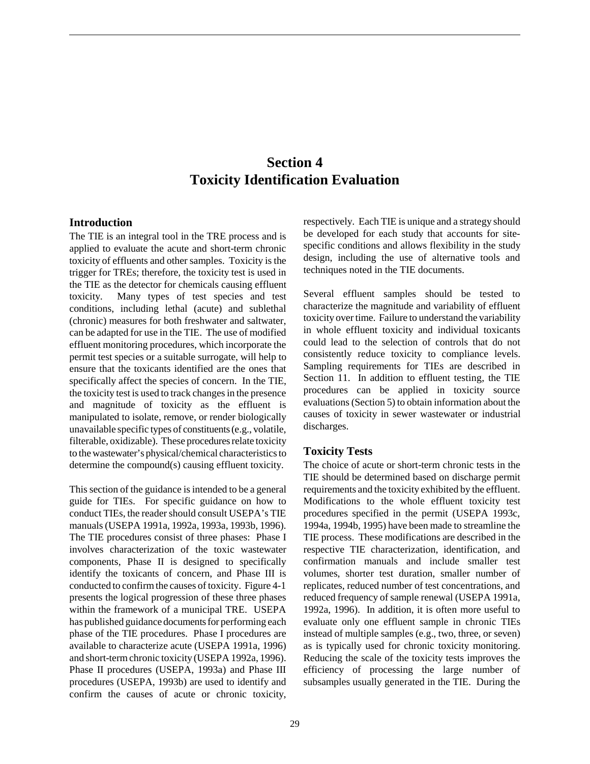# Section 4
# Toxicity Identification Evaluation

## Introduction

The TIE is an integral tool in the TRE process and is applied to evaluate the acute and short-term chronic toxicity of effluents and other samples. Toxicity is the trigger for TREs; therefore, the toxicity test is used in the TIE as the detector for chemicals causing effluent toxicity. Many types of test species and test conditions, including lethal (acute) and sublethal (chronic) measures for both freshwater and saltwater, can be adapted for use in the TIE. The use of modified effluent monitoring procedures, which incorporate the permit test species or a suitable surrogate, will help to ensure that the toxicants identified are the ones that specifically affect the species of concern. In the TIE, the toxicity test is used to track changes in the presence and magnitude of toxicity as the effluent is manipulated to isolate, remove, or render biologically unavailable specific types of constituents (e.g., volatile, filterable, oxidizable). These procedures relate toxicity to the wastewater's physical/chemical characteristics to determine the compound(s) causing effluent toxicity.

This section of the guidance is intended to be a general guide for TIEs. For specific guidance on how to conduct TIEs, the reader should consult USEPA's TIE manuals (USEPA 1991a, 1992a, 1993a, 1993b, 1996). The TIE procedures consist of three phases: Phase I involves characterization of the toxic wastewater components, Phase II is designed to specifically identify the toxicants of concern, and Phase III is conducted to confirm the causes of toxicity. Figure 4-1 presents the logical progression of these three phases within the framework of a municipal TRE. USEPA has published guidance documents for performing each phase of the TIE procedures. Phase I procedures are available to characterize acute (USEPA 1991a, 1996) and short-term chronic toxicity (USEPA 1992a, 1996). Phase II procedures (USEPA, 1993a) and Phase III procedures (USEPA, 1993b) are used to identify and confirm the causes of acute or chronic toxicity, respectively. Each TIE is unique and a strategy should be developed for each study that accounts for site-specific conditions and allows flexibility in the study design, including the use of alternative tools and techniques noted in the TIE documents.

Several effluent samples should be tested to characterize the magnitude and variability of effluent toxicity over time. Failure to understand the variability in whole effluent toxicity and individual toxicants could lead to the selection of controls that do not consistently reduce toxicity to compliance levels. Sampling requirements for TIEs are described in Section 11. In addition to effluent testing, the TIE procedures can be applied in toxicity source evaluations (Section 5) to obtain information about the causes of toxicity in sewer wastewater or industrial discharges.

## Toxicity Tests

The choice of acute or short-term chronic tests in the TIE should be determined based on discharge permit requirements and the toxicity exhibited by the effluent. Modifications to the whole effluent toxicity test procedures specified in the permit (USEPA 1993c, 1994a, 1994b, 1995) have been made to streamline the TIE process. These modifications are described in the respective TIE characterization, identification, and confirmation manuals and include smaller test volumes, shorter test duration, smaller number of replicates, reduced number of test concentrations, and reduced frequency of sample renewal (USEPA 1991a, 1992a, 1996). In addition, it is often more useful to evaluate only one effluent sample in chronic TIEs instead of multiple samples (e.g., two, three, or seven) as is typically used for chronic toxicity monitoring. Reducing the scale of the toxicity tests improves the efficiency of processing the large number of subsamples usually generated in the TIE. During the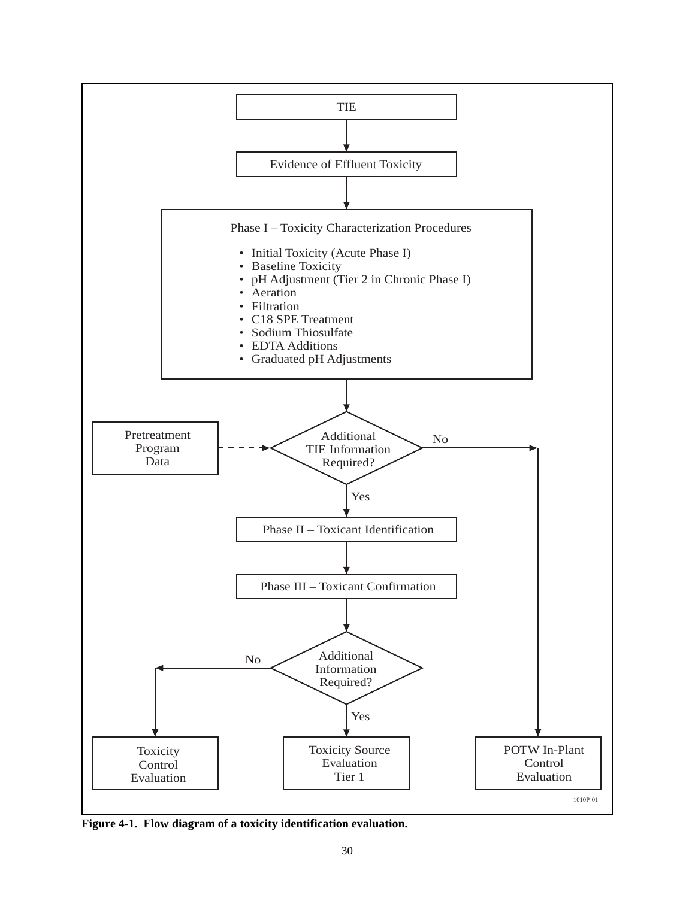TIE

Evidence of Effluent Toxicity

Phase I – Toxicity Characterization Procedures

- Initial Toxicity (Acute Phase I)
- Baseline Toxicity
- pH Adjustment (Tier 2 in Chronic Phase I)
- Aeration
- Filtration
- C18 SPE Treatment
- Sodium Thiosulfate
- EDTA Additions
- Graduated pH Adjustments

Pretreatment Program Data

Additional TIE Information Required?

No

Yes

Phase II – Toxicant Identification

Phase III – Toxicant Confirmation

Additional Information Required?

No

Yes

Toxicity Control Evaluation

Toxicity Source Evaluation Tier 1

POTW In-Plant Control Evaluation

1010P-01

**Figure 4-1. Flow diagram of a toxicity identification evaluation.**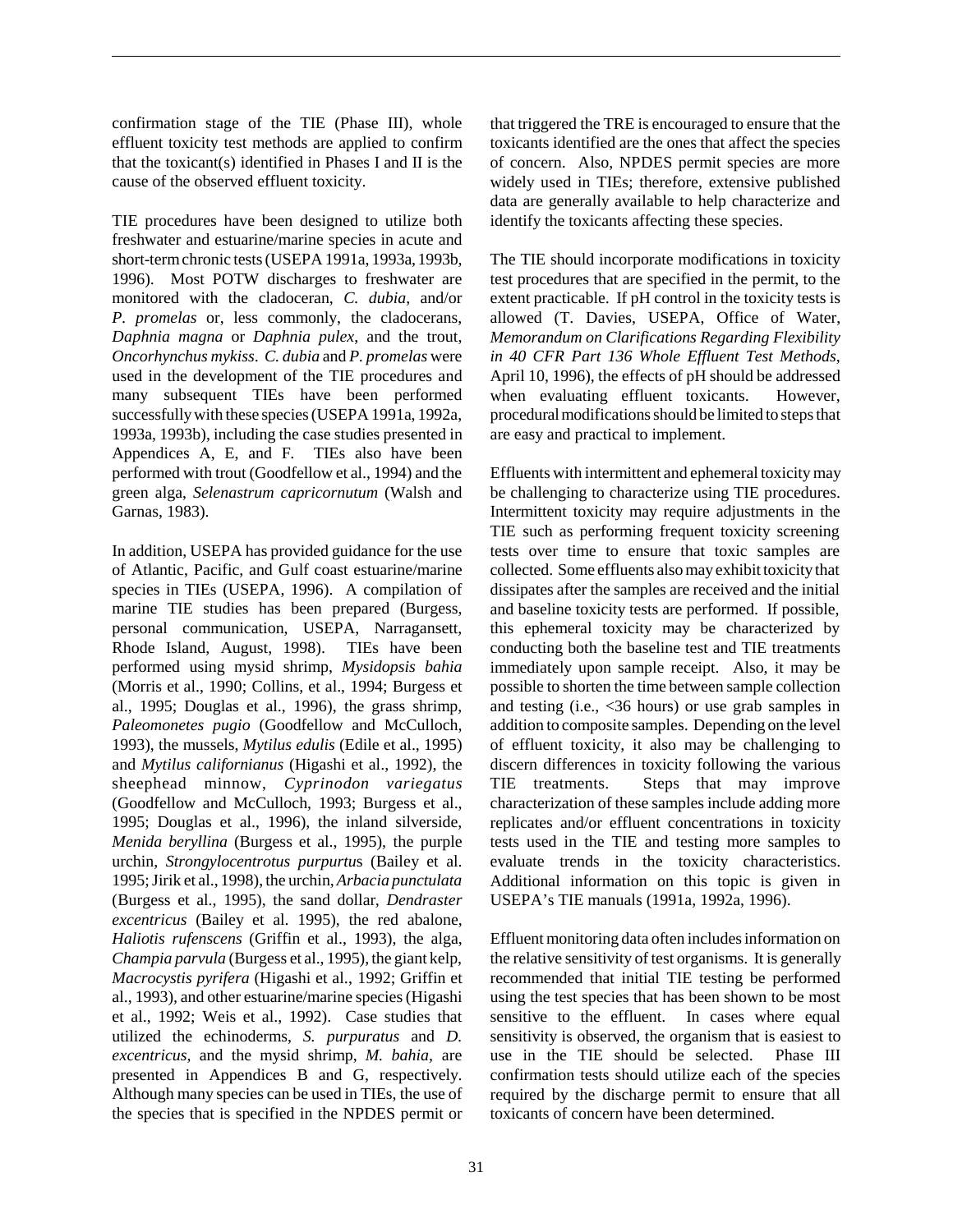confirmation stage of the TIE (Phase III), whole effluent toxicity test methods are applied to confirm that the toxicant(s) identified in Phases I and II is the cause of the observed effluent toxicity.

TIE procedures have been designed to utilize both freshwater and estuarine/marine species in acute and short-term chronic tests (USEPA 1991a, 1993a, 1993b, 1996). Most POTW discharges to freshwater are monitored with the cladoceran, *C. dubia*, and/or *P. promelas* or, less commonly, the cladocerans, *Daphnia magna* or *Daphnia pulex*, and the trout, *Oncorhynchus mykiss*. *C. dubia* and *P. promelas* were used in the development of the TIE procedures and many subsequent TIEs have been performed successfully with these species (USEPA 1991a, 1992a, 1993a, 1993b), including the case studies presented in Appendices A, E, and F. TIEs also have been performed with trout (Goodfellow et al., 1994) and the green alga, *Selenastrum capricornutum* (Walsh and Garnas, 1983).

In addition, USEPA has provided guidance for the use of Atlantic, Pacific, and Gulf coast estuarine/marine species in TIEs (USEPA, 1996). A compilation of marine TIE studies has been prepared (Burgess, personal communication, USEPA, Narragansett, Rhode Island, August, 1998). TIEs have been performed using mysid shrimp, *Mysidopsis bahia* (Morris et al., 1990; Collins, et al., 1994; Burgess et al., 1995; Douglas et al., 1996), the grass shrimp, *Paleomonetes pugio* (Goodfellow and McCulloch, 1993), the mussels, *Mytilus edulis* (Edile et al., 1995) and *Mytilus californianus* (Higashi et al., 1992), the sheephead minnow, *Cyprinodon variegatus* (Goodfellow and McCulloch, 1993; Burgess et al., 1995; Douglas et al., 1996), the inland silverside, *Menida beryllina* (Burgess et al., 1995), the purple urchin, *Strongylocentrotus purpurtus* (Bailey et al. 1995; Jirik et al., 1998), the urchin, *Arbacia punctulata* (Burgess et al., 1995), the sand dollar, *Dendraster excentricus* (Bailey et al. 1995), the red abalone, *Haliotis rufenscens* (Griffin et al., 1993), the alga, *Champia parvula* (Burgess et al., 1995), the giant kelp, *Macrocystis pyrifera* (Higashi et al., 1992; Griffin et al., 1993), and other estuarine/marine species (Higashi et al., 1992; Weis et al., 1992). Case studies that utilized the echinoderms, *S. purpuratus* and *D. excentricus*, and the mysid shrimp, *M. bahia*, are presented in Appendices B and G, respectively. Although many species can be used in TIEs, the use of the species that is specified in the NPDES permit or that triggered the TRE is encouraged to ensure that the toxicants identified are the ones that affect the species of concern. Also, NPDES permit species are more widely used in TIEs; therefore, extensive published data are generally available to help characterize and identify the toxicants affecting these species.

The TIE should incorporate modifications in toxicity test procedures that are specified in the permit, to the extent practicable. If pH control in the toxicity tests is allowed (T. Davies, USEPA, Office of Water, *Memorandum on Clarifications Regarding Flexibility in 40 CFR Part 136 Whole Effluent Test Methods*, April 10, 1996), the effects of pH should be addressed when evaluating effluent toxicants. However, procedural modifications should be limited to steps that are easy and practical to implement.

Effluents with intermittent and ephemeral toxicity may be challenging to characterize using TIE procedures. Intermittent toxicity may require adjustments in the TIE such as performing frequent toxicity screening tests over time to ensure that toxic samples are collected. Some effluents also may exhibit toxicity that dissipates after the samples are received and the initial and baseline toxicity tests are performed. If possible, this ephemeral toxicity may be characterized by conducting both the baseline test and TIE treatments immediately upon sample receipt. Also, it may be possible to shorten the time between sample collection and testing (i.e., <36 hours) or use grab samples in addition to composite samples. Depending on the level of effluent toxicity, it also may be challenging to discern differences in toxicity following the various TIE treatments. Steps that may improve characterization of these samples include adding more replicates and/or effluent concentrations in toxicity tests used in the TIE and testing more samples to evaluate trends in the toxicity characteristics. Additional information on this topic is given in USEPA's TIE manuals (1991a, 1992a, 1996).

Effluent monitoring data often includes information on the relative sensitivity of test organisms. It is generally recommended that initial TIE testing be performed using the test species that has been shown to be most sensitive to the effluent. In cases where equal sensitivity is observed, the organism that is easiest to use in the TIE should be selected. Phase III confirmation tests should utilize each of the species required by the discharge permit to ensure that all toxicants of concern have been determined.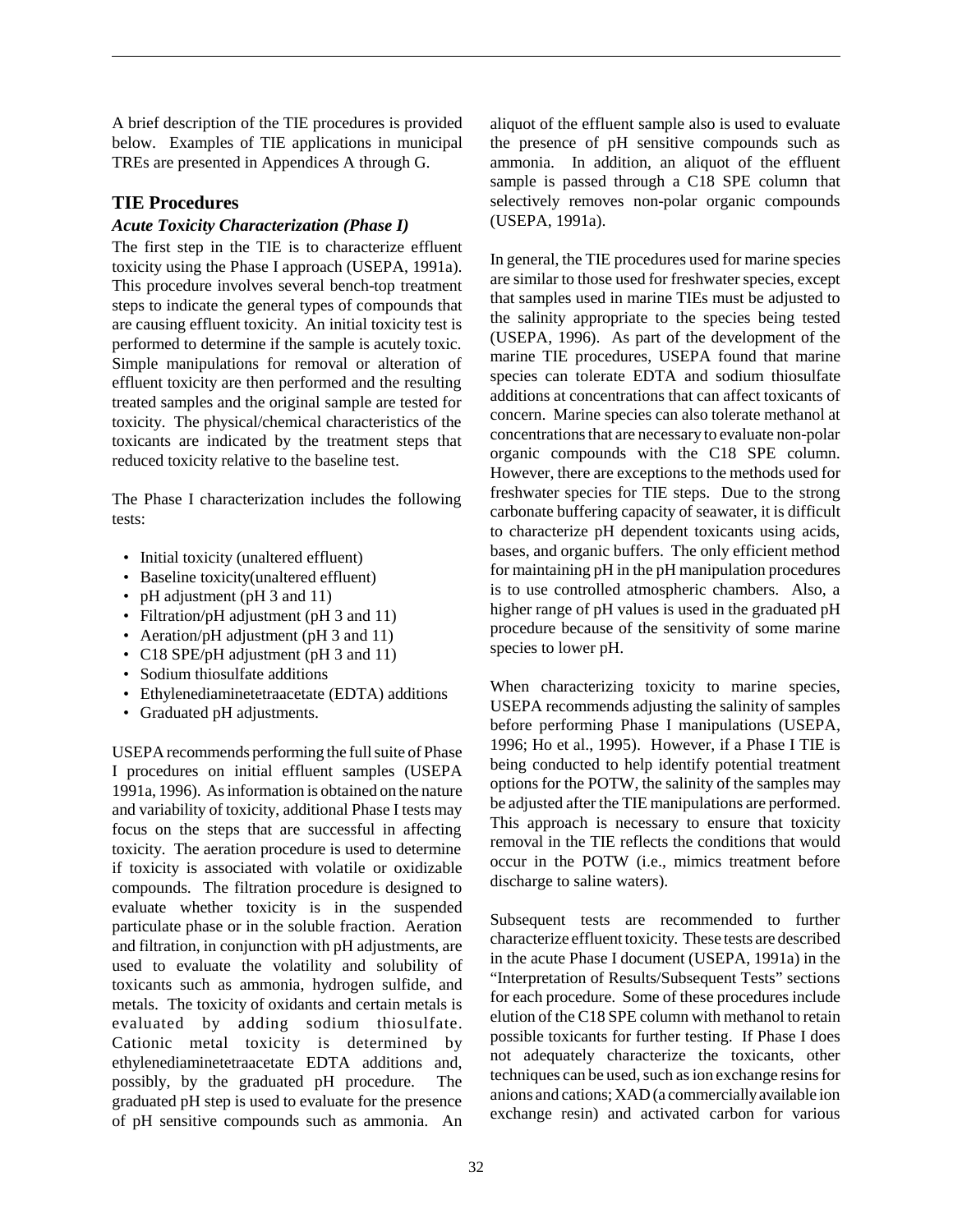A brief description of the TIE procedures is provided below. Examples of TIE applications in municipal TREs are presented in Appendices A through G.

## TIE Procedures

### *Acute Toxicity Characterization (Phase I)*

The first step in the TIE is to characterize effluent toxicity using the Phase I approach (USEPA, 1991a). This procedure involves several bench-top treatment steps to indicate the general types of compounds that are causing effluent toxicity. An initial toxicity test is performed to determine if the sample is acutely toxic. Simple manipulations for removal or alteration of effluent toxicity are then performed and the resulting treated samples and the original sample are tested for toxicity. The physical/chemical characteristics of the toxicants are indicated by the treatment steps that reduced toxicity relative to the baseline test.

The Phase I characterization includes the following tests:

- Initial toxicity (unaltered effluent)
- Baseline toxicity(unaltered effluent)
- pH adjustment (pH 3 and 11)
- Filtration/pH adjustment (pH 3 and 11)
- Aeration/pH adjustment (pH 3 and 11)
- C18 SPE/pH adjustment (pH 3 and 11)
- Sodium thiosulfate additions
- Ethylenediaminetetraacetate (EDTA) additions
- Graduated pH adjustments.

USEPA recommends performing the full suite of Phase I procedures on initial effluent samples (USEPA 1991a, 1996). As information is obtained on the nature and variability of toxicity, additional Phase I tests may focus on the steps that are successful in affecting toxicity. The aeration procedure is used to determine if toxicity is associated with volatile or oxidizable compounds. The filtration procedure is designed to evaluate whether toxicity is in the suspended particulate phase or in the soluble fraction. Aeration and filtration, in conjunction with pH adjustments, are used to evaluate the volatility and solubility of toxicants such as ammonia, hydrogen sulfide, and metals. The toxicity of oxidants and certain metals is evaluated by adding sodium thiosulfate. Cationic metal toxicity is determined by ethylenediaminetetraacetate EDTA additions and, possibly, by the graduated pH procedure. The graduated pH step is used to evaluate for the presence of pH sensitive compounds such as ammonia. An aliquot of the effluent sample also is used to evaluate the presence of pH sensitive compounds such as ammonia. In addition, an aliquot of the effluent sample is passed through a C18 SPE column that selectively removes non-polar organic compounds (USEPA, 1991a).

In general, the TIE procedures used for marine species are similar to those used for freshwater species, except that samples used in marine TIEs must be adjusted to the salinity appropriate to the species being tested (USEPA, 1996). As part of the development of the marine TIE procedures, USEPA found that marine species can tolerate EDTA and sodium thiosulfate additions at concentrations that can affect toxicants of concern. Marine species can also tolerate methanol at concentrations that are necessary to evaluate non-polar organic compounds with the C18 SPE column. However, there are exceptions to the methods used for freshwater species for TIE steps. Due to the strong carbonate buffering capacity of seawater, it is difficult to characterize pH dependent toxicants using acids, bases, and organic buffers. The only efficient method for maintaining pH in the pH manipulation procedures is to use controlled atmospheric chambers. Also, a higher range of pH values is used in the graduated pH procedure because of the sensitivity of some marine species to lower pH.

When characterizing toxicity to marine species, USEPA recommends adjusting the salinity of samples before performing Phase I manipulations (USEPA, 1996; Ho et al., 1995). However, if a Phase I TIE is being conducted to help identify potential treatment options for the POTW, the salinity of the samples may be adjusted after the TIE manipulations are performed. This approach is necessary to ensure that toxicity removal in the TIE reflects the conditions that would occur in the POTW (i.e., mimics treatment before discharge to saline waters).

Subsequent tests are recommended to further characterize effluent toxicity. These tests are described in the acute Phase I document (USEPA, 1991a) in the "Interpretation of Results/Subsequent Tests" sections for each procedure. Some of these procedures include elution of the C18 SPE column with methanol to retain possible toxicants for further testing. If Phase I does not adequately characterize the toxicants, other techniques can be used, such as ion exchange resins for anions and cations; XAD (a commercially available ion exchange resin) and activated carbon for various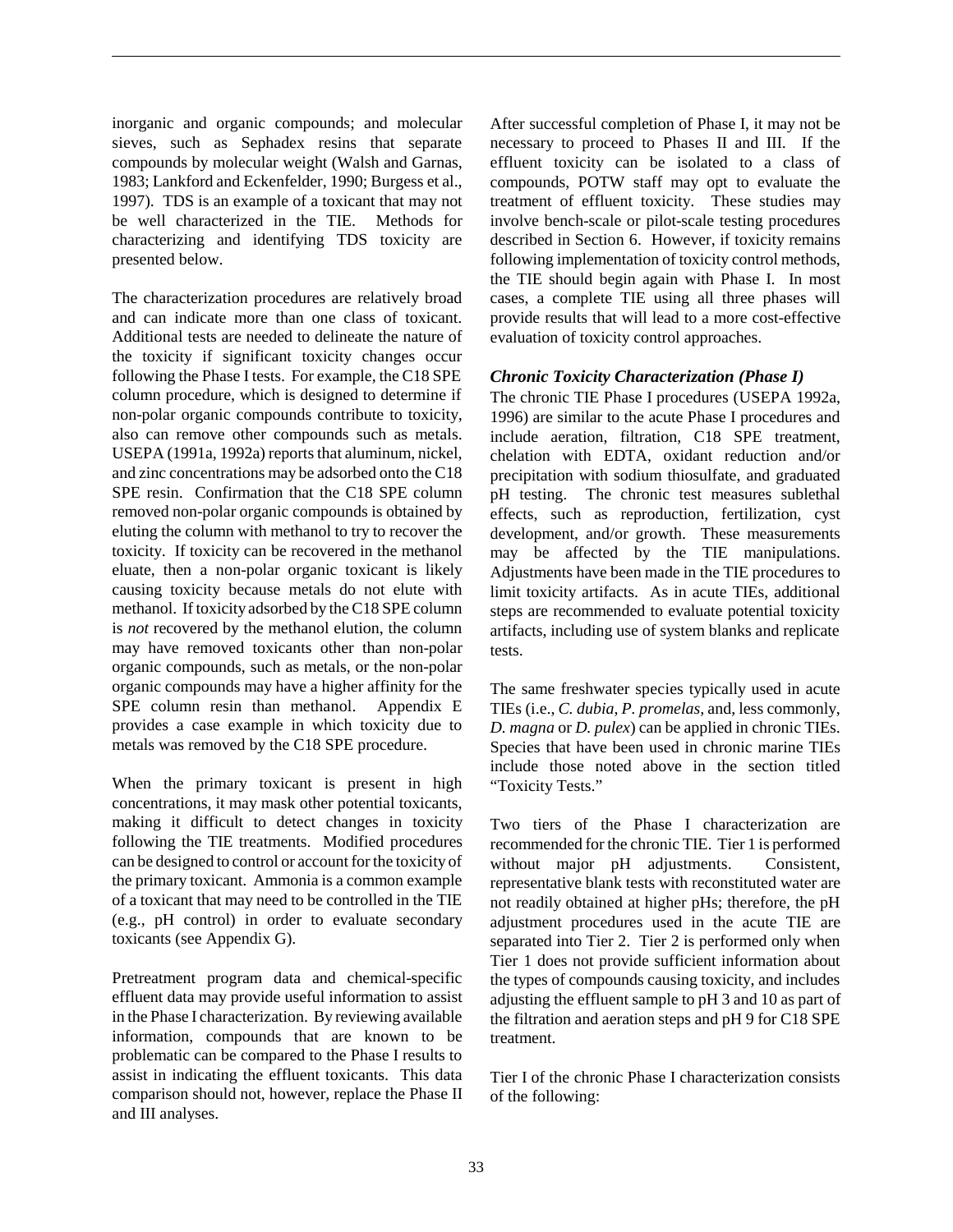inorganic and organic compounds; and molecular sieves, such as Sephadex resins that separate compounds by molecular weight (Walsh and Garnas, 1983; Lankford and Eckenfelder, 1990; Burgess et al., 1997). TDS is an example of a toxicant that may not be well characterized in the TIE. Methods for characterizing and identifying TDS toxicity are presented below.

The characterization procedures are relatively broad and can indicate more than one class of toxicant. Additional tests are needed to delineate the nature of the toxicity if significant toxicity changes occur following the Phase I tests. For example, the C18 SPE column procedure, which is designed to determine if non-polar organic compounds contribute to toxicity, also can remove other compounds such as metals. USEPA (1991a, 1992a) reports that aluminum, nickel, and zinc concentrations may be adsorbed onto the C18 SPE resin. Confirmation that the C18 SPE column removed non-polar organic compounds is obtained by eluting the column with methanol to try to recover the toxicity. If toxicity can be recovered in the methanol eluate, then a non-polar organic toxicant is likely causing toxicity because metals do not elute with methanol. If toxicity adsorbed by the C18 SPE column is *not* recovered by the methanol elution, the column may have removed toxicants other than non-polar organic compounds, such as metals, or the non-polar organic compounds may have a higher affinity for the SPE column resin than methanol. Appendix E provides a case example in which toxicity due to metals was removed by the C18 SPE procedure.

When the primary toxicant is present in high concentrations, it may mask other potential toxicants, making it difficult to detect changes in toxicity following the TIE treatments. Modified procedures can be designed to control or account for the toxicity of the primary toxicant. Ammonia is a common example of a toxicant that may need to be controlled in the TIE (e.g., pH control) in order to evaluate secondary toxicants (see Appendix G).

Pretreatment program data and chemical-specific effluent data may provide useful information to assist in the Phase I characterization. By reviewing available information, compounds that are known to be problematic can be compared to the Phase I results to assist in indicating the effluent toxicants. This data comparison should not, however, replace the Phase II and III analyses.

After successful completion of Phase I, it may not be necessary to proceed to Phases II and III. If the effluent toxicity can be isolated to a class of compounds, POTW staff may opt to evaluate the treatment of effluent toxicity. These studies may involve bench-scale or pilot-scale testing procedures described in Section 6. However, if toxicity remains following implementation of toxicity control methods, the TIE should begin again with Phase I. In most cases, a complete TIE using all three phases will provide results that will lead to a more cost-effective evaluation of toxicity control approaches.

### *Chronic Toxicity Characterization (Phase I)*

The chronic TIE Phase I procedures (USEPA 1992a, 1996) are similar to the acute Phase I procedures and include aeration, filtration, C18 SPE treatment, chelation with EDTA, oxidant reduction and/or precipitation with sodium thiosulfate, and graduated pH testing. The chronic test measures sublethal effects, such as reproduction, fertilization, cyst development, and/or growth. These measurements may be affected by the TIE manipulations. Adjustments have been made in the TIE procedures to limit toxicity artifacts. As in acute TIEs, additional steps are recommended to evaluate potential toxicity artifacts, including use of system blanks and replicate tests.

The same freshwater species typically used in acute TIEs (i.e., *C. dubia*, *P. promelas*, and, less commonly, *D. magna* or *D. pulex*) can be applied in chronic TIEs. Species that have been used in chronic marine TIEs include those noted above in the section titled "Toxicity Tests."

Two tiers of the Phase I characterization are recommended for the chronic TIE. Tier 1 is performed without major pH adjustments. Consistent, representative blank tests with reconstituted water are not readily obtained at higher pHs; therefore, the pH adjustment procedures used in the acute TIE are separated into Tier 2. Tier 2 is performed only when Tier 1 does not provide sufficient information about the types of compounds causing toxicity, and includes adjusting the effluent sample to pH 3 and 10 as part of the filtration and aeration steps and pH 9 for C18 SPE treatment.

Tier I of the chronic Phase I characterization consists of the following: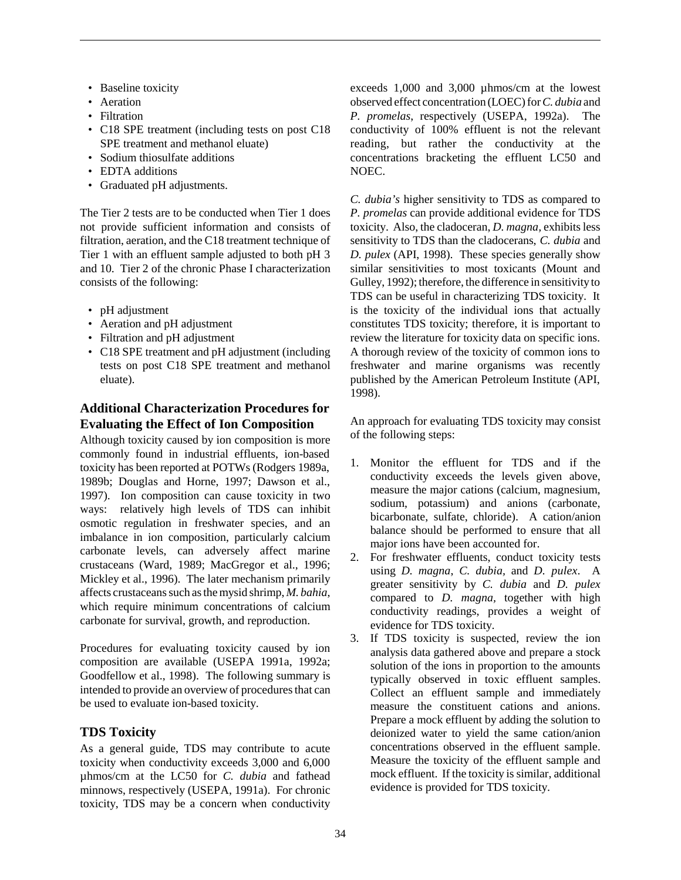- Baseline toxicity
- Aeration
- Filtration
- C18 SPE treatment (including tests on post C18 SPE treatment and methanol eluate)
- Sodium thiosulfate additions
- EDTA additions
- Graduated pH adjustments.

The Tier 2 tests are to be conducted when Tier 1 does not provide sufficient information and consists of filtration, aeration, and the C18 treatment technique of Tier 1 with an effluent sample adjusted to both pH 3 and 10. Tier 2 of the chronic Phase I characterization consists of the following:

- pH adjustment
- Aeration and pH adjustment
- Filtration and pH adjustment
- C18 SPE treatment and pH adjustment (including tests on post C18 SPE treatment and methanol eluate).

## Additional Characterization Procedures for Evaluating the Effect of Ion Composition

Although toxicity caused by ion composition is more commonly found in industrial effluents, ion-based toxicity has been reported at POTWs (Rodgers 1989a, 1989b; Douglas and Horne, 1997; Dawson et al., 1997). Ion composition can cause toxicity in two ways: relatively high levels of TDS can inhibit osmotic regulation in freshwater species, and an imbalance in ion composition, particularly calcium carbonate levels, can adversely affect marine crustaceans (Ward, 1989; MacGregor et al., 1996; Mickley et al., 1996). The later mechanism primarily affects crustaceans such as the mysid shrimp, *M. bahia*, which require minimum concentrations of calcium carbonate for survival, growth, and reproduction.

Procedures for evaluating toxicity caused by ion composition are available (USEPA 1991a, 1992a; Goodfellow et al., 1998). The following summary is intended to provide an overview of procedures that can be used to evaluate ion-based toxicity.

## TDS Toxicity

As a general guide, TDS may contribute to acute toxicity when conductivity exceeds 3,000 and 6,000 µhmos/cm at the LC50 for *C. dubia* and fathead minnows, respectively (USEPA, 1991a). For chronic toxicity, TDS may be a concern when conductivity exceeds 1,000 and 3,000 µhmos/cm at the lowest observed effect concentration (LOEC) for *C. dubia* and *P. promelas*, respectively (USEPA, 1992a). The conductivity of 100% effluent is not the relevant reading, but rather the conductivity at the concentrations bracketing the effluent LC50 and NOEC.

*C. dubia's* higher sensitivity to TDS as compared to *P. promelas* can provide additional evidence for TDS toxicity. Also, the cladoceran, *D. magna*, exhibits less sensitivity to TDS than the cladocerans, *C. dubia* and *D. pulex* (API, 1998). These species generally show similar sensitivities to most toxicants (Mount and Gulley, 1992); therefore, the difference in sensitivity to TDS can be useful in characterizing TDS toxicity. It is the toxicity of the individual ions that actually constitutes TDS toxicity; therefore, it is important to review the literature for toxicity data on specific ions. A thorough review of the toxicity of common ions to freshwater and marine organisms was recently published by the American Petroleum Institute (API, 1998).

An approach for evaluating TDS toxicity may consist of the following steps:

1. Monitor the effluent for TDS and if the conductivity exceeds the levels given above, measure the major cations (calcium, magnesium, sodium, potassium) and anions (carbonate, bicarbonate, sulfate, chloride). A cation/anion balance should be performed to ensure that all major ions have been accounted for.
2. For freshwater effluents, conduct toxicity tests using *D. magna*, *C. dubia*, and *D. pulex*. A greater sensitivity by *C. dubia* and *D. pulex* compared to *D. magna*, together with high conductivity readings, provides a weight of evidence for TDS toxicity.
3. If TDS toxicity is suspected, review the ion analysis data gathered above and prepare a stock solution of the ions in proportion to the amounts typically observed in toxic effluent samples. Collect an effluent sample and immediately measure the constituent cations and anions. Prepare a mock effluent by adding the solution to deionized water to yield the same cation/anion concentrations observed in the effluent sample. Measure the toxicity of the effluent sample and mock effluent. If the toxicity is similar, additional evidence is provided for TDS toxicity.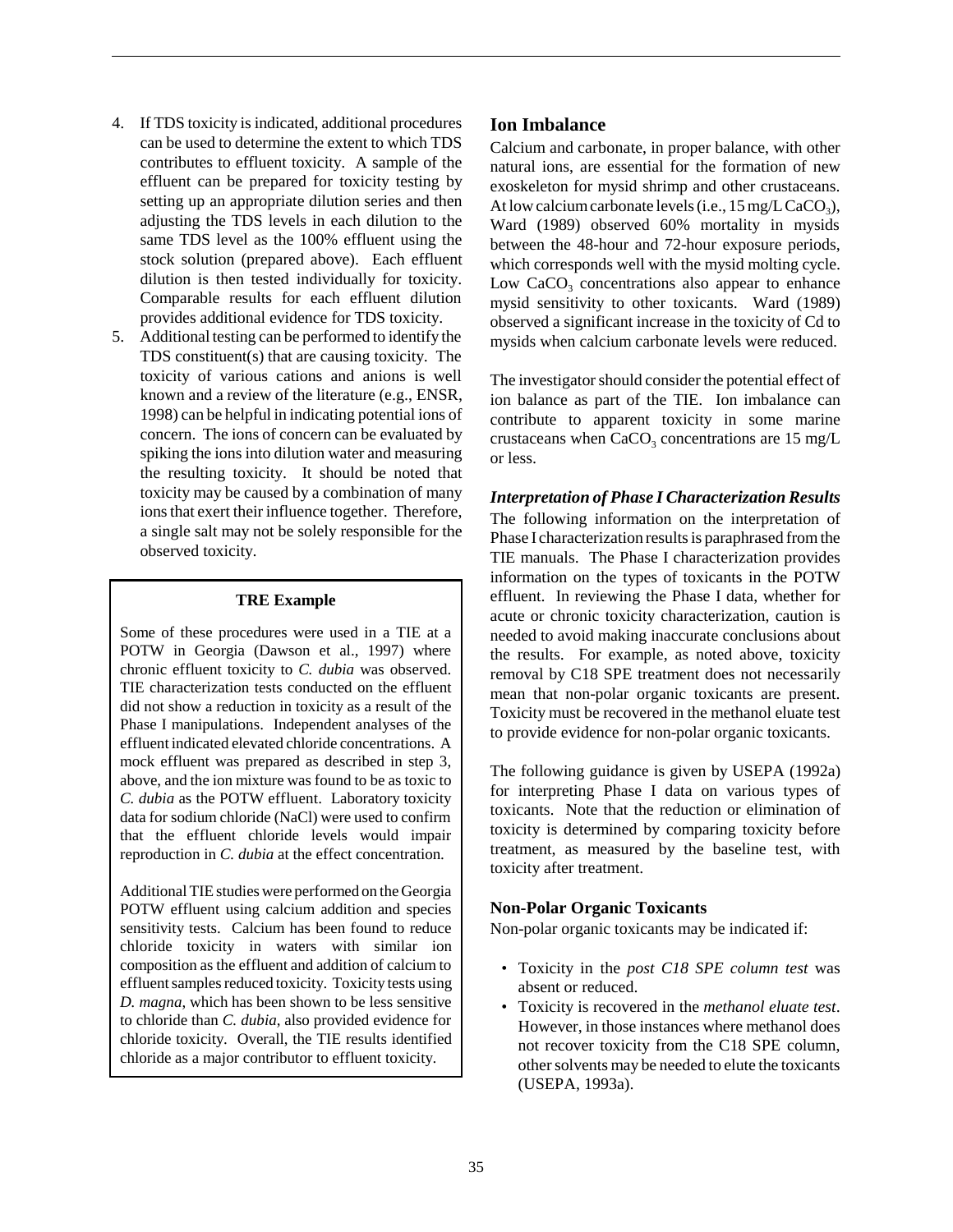4. If TDS toxicity is indicated, additional procedures can be used to determine the extent to which TDS contributes to effluent toxicity. A sample of the effluent can be prepared for toxicity testing by setting up an appropriate dilution series and then adjusting the TDS levels in each dilution to the same TDS level as the 100% effluent using the stock solution (prepared above). Each effluent dilution is then tested individually for toxicity. Comparable results for each effluent dilution provides additional evidence for TDS toxicity.
5. Additional testing can be performed to identify the TDS constituent(s) that are causing toxicity. The toxicity of various cations and anions is well known and a review of the literature (e.g., ENSR, 1998) can be helpful in indicating potential ions of concern. The ions of concern can be evaluated by spiking the ions into dilution water and measuring the resulting toxicity. It should be noted that toxicity may be caused by a combination of many ions that exert their influence together. Therefore, a single salt may not be solely responsible for the observed toxicity.

**TRE Example**

Some of these procedures were used in a TIE at a POTW in Georgia (Dawson et al., 1997) where chronic effluent toxicity to *C. dubia* was observed. TIE characterization tests conducted on the effluent did not show a reduction in toxicity as a result of the Phase I manipulations. Independent analyses of the effluent indicated elevated chloride concentrations. A mock effluent was prepared as described in step 3, above, and the ion mixture was found to be as toxic to *C. dubia* as the POTW effluent. Laboratory toxicity data for sodium chloride (NaCl) were used to confirm that the effluent chloride levels would impair reproduction in *C. dubia* at the effect concentration.

Additional TIE studies were performed on the Georgia POTW effluent using calcium addition and species sensitivity tests. Calcium has been found to reduce chloride toxicity in waters with similar ion composition as the effluent and addition of calcium to effluent samples reduced toxicity. Toxicity tests using *D. magna*, which has been shown to be less sensitive to chloride than *C. dubia*, also provided evidence for chloride toxicity. Overall, the TIE results identified chloride as a major contributor to effluent toxicity.

## Ion Imbalance

Calcium and carbonate, in proper balance, with other natural ions, are essential for the formation of new exoskeleton for mysid shrimp and other crustaceans. At low calcium carbonate levels (i.e., 15 mg/L $CaCO_3$), Ward (1989) observed 60% mortality in mysids between the 48-hour and 72-hour exposure periods, which corresponds well with the mysid molting cycle. Low $CaCO_3$ concentrations also appear to enhance mysid sensitivity to other toxicants. Ward (1989) observed a significant increase in the toxicity of Cd to mysids when calcium carbonate levels were reduced.

The investigator should consider the potential effect of ion balance as part of the TIE. Ion imbalance can contribute to apparent toxicity in some marine crustaceans when $CaCO_3$ concentrations are 15 mg/L or less.

### *Interpretation of Phase I Characterization Results*

The following information on the interpretation of Phase I characterization results is paraphrased from the TIE manuals. The Phase I characterization provides information on the types of toxicants in the POTW effluent. In reviewing the Phase I data, whether for acute or chronic toxicity characterization, caution is needed to avoid making inaccurate conclusions about the results. For example, as noted above, toxicity removal by C18 SPE treatment does not necessarily mean that non-polar organic toxicants are present. Toxicity must be recovered in the methanol eluate test to provide evidence for non-polar organic toxicants.

The following guidance is given by USEPA (1992a) for interpreting Phase I data on various types of toxicants. Note that the reduction or elimination of toxicity is determined by comparing toxicity before treatment, as measured by the baseline test, with toxicity after treatment.

#### Non-Polar Organic Toxicants

Non-polar organic toxicants may be indicated if:

- Toxicity in the *post C18 SPE column test* was absent or reduced.
- Toxicity is recovered in the *methanol eluate test*. However, in those instances where methanol does not recover toxicity from the C18 SPE column, other solvents may be needed to elute the toxicants (USEPA, 1993a).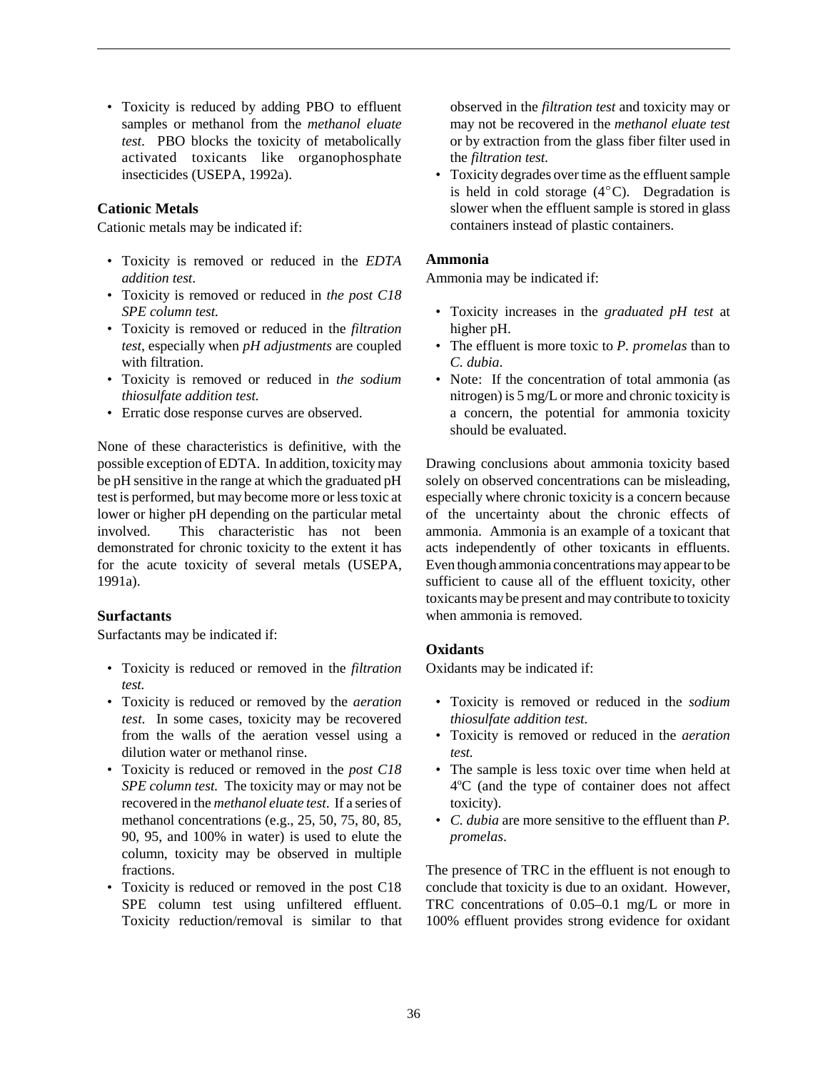- Toxicity is reduced by adding PBO to effluent samples or methanol from the *methanol eluate test*. PBO blocks the toxicity of metabolically activated toxicants like organophosphate insecticides (USEPA, 1992a).

### Cationic Metals

Cationic metals may be indicated if:

- Toxicity is removed or reduced in the *EDTA addition test*.
- Toxicity is removed or reduced in *the post C18 SPE column test.*
- Toxicity is removed or reduced in the *filtration test*, especially when *pH adjustments* are coupled with filtration.
- Toxicity is removed or reduced in *the sodium thiosulfate addition test.*
- Erratic dose response curves are observed.

None of these characteristics is definitive, with the possible exception of EDTA. In addition, toxicity may be pH sensitive in the range at which the graduated pH test is performed, but may become more or less toxic at lower or higher pH depending on the particular metal involved. This characteristic has not been demonstrated for chronic toxicity to the extent it has for the acute toxicity of several metals (USEPA, 1991a).

### Surfactants

Surfactants may be indicated if:

- Toxicity is reduced or removed in the *filtration test.*
- Toxicity is reduced or removed by the *aeration test.* In some cases, toxicity may be recovered from the walls of the aeration vessel using a dilution water or methanol rinse.
- Toxicity is reduced or removed in the *post C18 SPE column test.* The toxicity may or may not be recovered in the *methanol eluate test*. If a series of methanol concentrations (e.g., 25, 50, 75, 80, 85, 90, 95, and 100% in water) is used to elute the column, toxicity may be observed in multiple fractions.
- Toxicity is reduced or removed in the post C18 SPE column test using unfiltered effluent. Toxicity reduction/removal is similar to that observed in the *filtration test* and toxicity may or may not be recovered in the *methanol eluate test* or by extraction from the glass fiber filter used in the *filtration test.*
- Toxicity degrades over time as the effluent sample is held in cold storage (4$^\circ$C). Degradation is slower when the effluent sample is stored in glass containers instead of plastic containers.

### Ammonia

Ammonia may be indicated if:

- Toxicity increases in the *graduated pH test* at higher pH.
- The effluent is more toxic to *P. promelas* than to *C. dubia*.
- Note: If the concentration of total ammonia (as nitrogen) is 5 mg/L or more and chronic toxicity is a concern, the potential for ammonia toxicity should be evaluated.

Drawing conclusions about ammonia toxicity based solely on observed concentrations can be misleading, especially where chronic toxicity is a concern because of the uncertainty about the chronic effects of ammonia. Ammonia is an example of a toxicant that acts independently of other toxicants in effluents. Even though ammonia concentrations may appear to be sufficient to cause all of the effluent toxicity, other toxicants may be present and may contribute to toxicity when ammonia is removed.

### Oxidants

Oxidants may be indicated if:

- Toxicity is removed or reduced in the *sodium thiosulfate addition test*.
- Toxicity is removed or reduced in the *aeration test.*
- The sample is less toxic over time when held at 4$^{o}$C (and the type of container does not affect toxicity).
- *C. dubia* are more sensitive to the effluent than *P. promelas*.

The presence of TRC in the effluent is not enough to conclude that toxicity is due to an oxidant. However, TRC concentrations of 0.05–0.1 mg/L or more in 100% effluent provides strong evidence for oxidant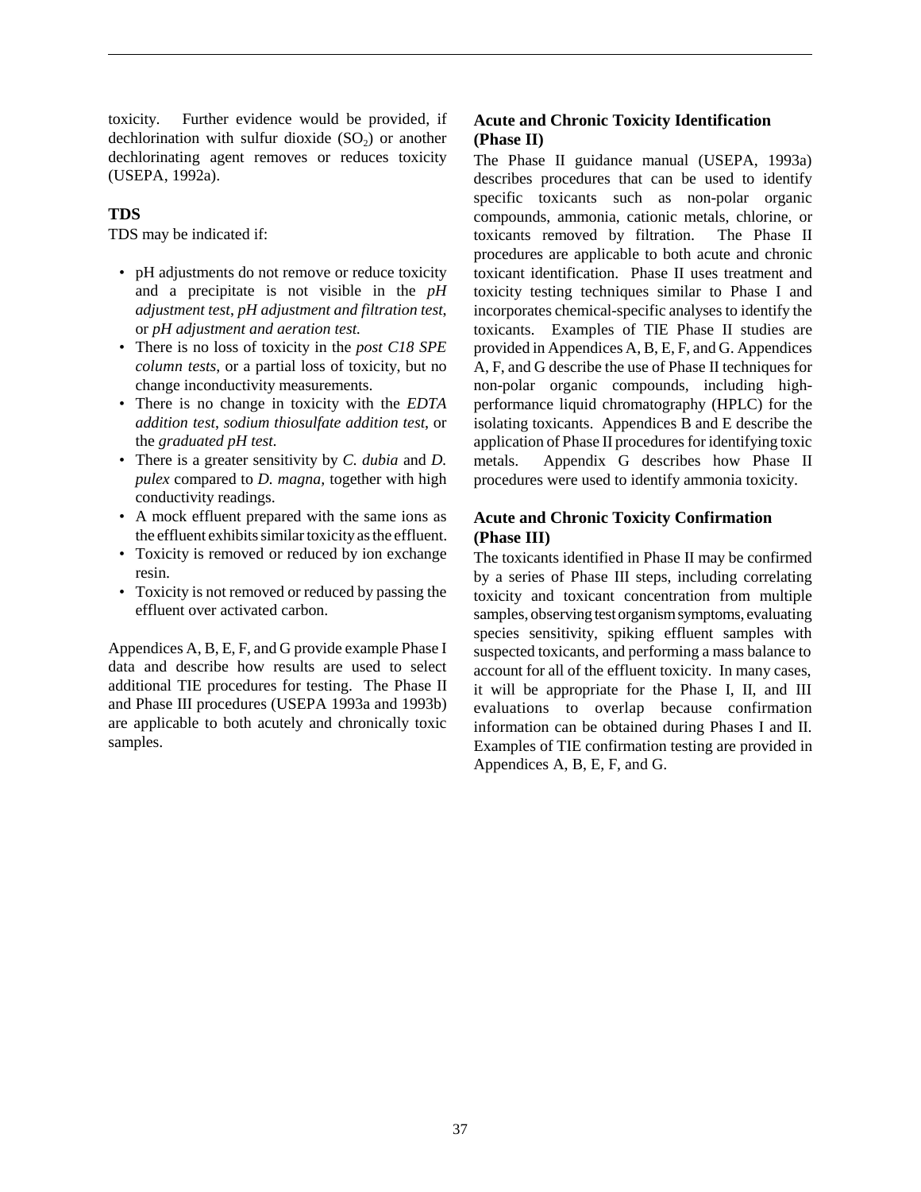toxicity. Further evidence would be provided, if dechlorination with sulfur dioxide ($SO_2$) or another dechlorinating agent removes or reduces toxicity (USEPA, 1992a).

### TDS

TDS may be indicated if:

- pH adjustments do not remove or reduce toxicity and a precipitate is not visible in the *pH adjustment test*, *pH adjustment and filtration test*, or *pH adjustment and aeration test.*
- There is no loss of toxicity in the *post C18 SPE column tests*, or a partial loss of toxicity, but no change inconductivity measurements.
- There is no change in toxicity with the *EDTA addition test*, *sodium thiosulfate addition test*, or the *graduated pH test*.
- There is a greater sensitivity by *C. dubia* and *D. pulex* compared to *D. magna*, together with high conductivity readings.
- A mock effluent prepared with the same ions as the effluent exhibits similar toxicity as the effluent.
- Toxicity is removed or reduced by ion exchange resin.
- Toxicity is not removed or reduced by passing the effluent over activated carbon.

Appendices A, B, E, F, and G provide example Phase I data and describe how results are used to select additional TIE procedures for testing. The Phase II and Phase III procedures (USEPA 1993a and 1993b) are applicable to both acutely and chronically toxic samples.

### Acute and Chronic Toxicity Identification (Phase II)

The Phase II guidance manual (USEPA, 1993a) describes procedures that can be used to identify specific toxicants such as non-polar organic compounds, ammonia, cationic metals, chlorine, or toxicants removed by filtration. The Phase II procedures are applicable to both acute and chronic toxicant identification. Phase II uses treatment and toxicity testing techniques similar to Phase I and incorporates chemical-specific analyses to identify the toxicants. Examples of TIE Phase II studies are provided in Appendices A, B, E, F, and G. Appendices A, F, and G describe the use of Phase II techniques for non-polar organic compounds, including high-performance liquid chromatography (HPLC) for the isolating toxicants. Appendices B and E describe the application of Phase II procedures for identifying toxic metals. Appendix G describes how Phase II procedures were used to identify ammonia toxicity.

### Acute and Chronic Toxicity Confirmation (Phase III)

The toxicants identified in Phase II may be confirmed by a series of Phase III steps, including correlating toxicity and toxicant concentration from multiple samples, observing test organism symptoms, evaluating species sensitivity, spiking effluent samples with suspected toxicants, and performing a mass balance to account for all of the effluent toxicity. In many cases, it will be appropriate for the Phase I, II, and III evaluations to overlap because confirmation information can be obtained during Phases I and II. Examples of TIE confirmation testing are provided in Appendices A, B, E, F, and G.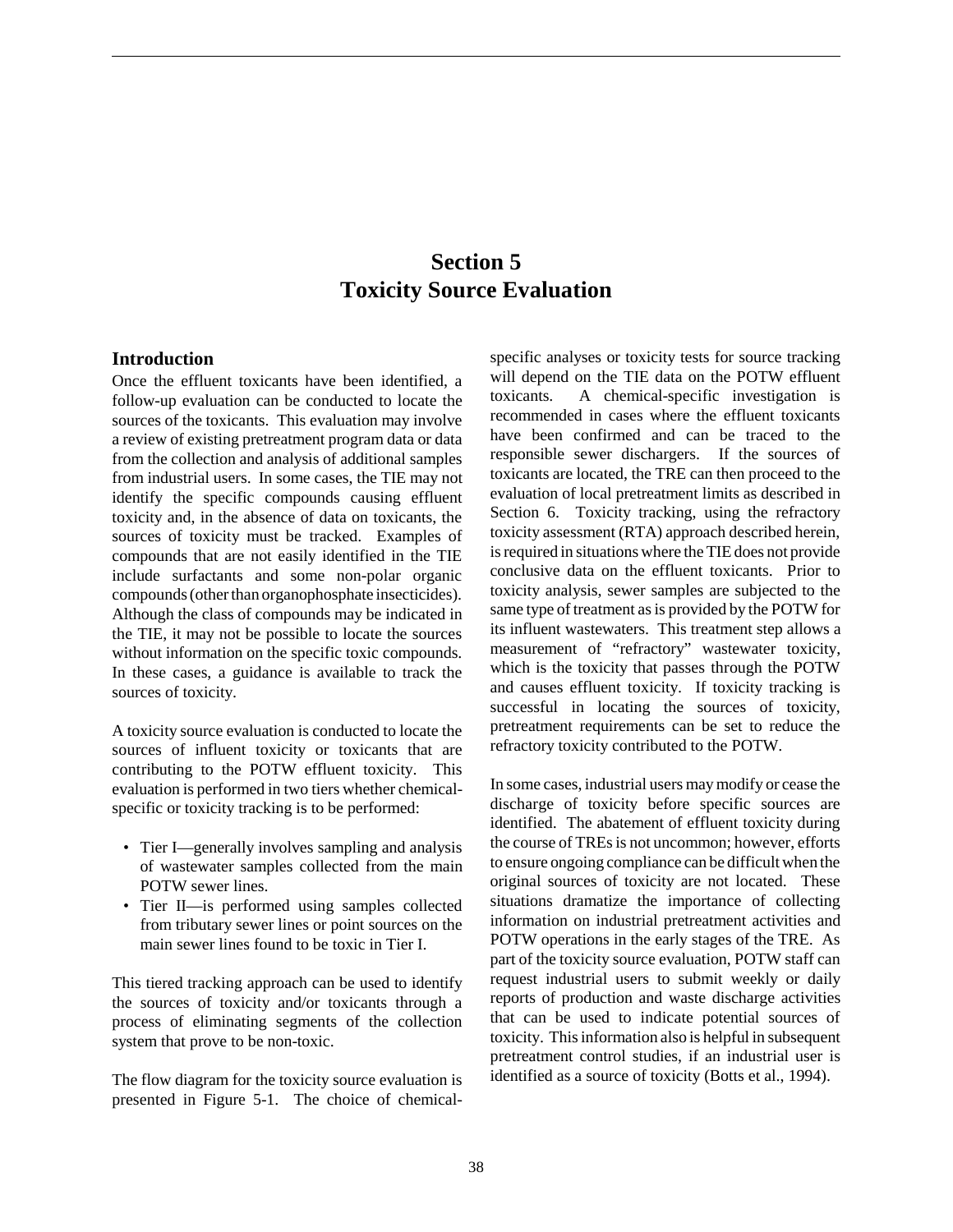# Section 5
# Toxicity Source Evaluation

## Introduction

Once the effluent toxicants have been identified, a follow-up evaluation can be conducted to locate the sources of the toxicants. This evaluation may involve a review of existing pretreatment program data or data from the collection and analysis of additional samples from industrial users. In some cases, the TIE may not identify the specific compounds causing effluent toxicity and, in the absence of data on toxicants, the sources of toxicity must be tracked. Examples of compounds that are not easily identified in the TIE include surfactants and some non-polar organic compounds (other than organophosphate insecticides). Although the class of compounds may be indicated in the TIE, it may not be possible to locate the sources without information on the specific toxic compounds. In these cases, a guidance is available to track the sources of toxicity.

A toxicity source evaluation is conducted to locate the sources of influent toxicity or toxicants that are contributing to the POTW effluent toxicity. This evaluation is performed in two tiers whether chemical-specific or toxicity tracking is to be performed:

- Tier I—generally involves sampling and analysis of wastewater samples collected from the main POTW sewer lines.
- Tier II—is performed using samples collected from tributary sewer lines or point sources on the main sewer lines found to be toxic in Tier I.

This tiered tracking approach can be used to identify the sources of toxicity and/or toxicants through a process of eliminating segments of the collection system that prove to be non-toxic.

The flow diagram for the toxicity source evaluation is presented in Figure 5-1. The choice of chemical-specific analyses or toxicity tests for source tracking will depend on the TIE data on the POTW effluent toxicants. A chemical-specific investigation is recommended in cases where the effluent toxicants have been confirmed and can be traced to the responsible sewer dischargers. If the sources of toxicants are located, the TRE can then proceed to the evaluation of local pretreatment limits as described in Section 6. Toxicity tracking, using the refractory toxicity assessment (RTA) approach described herein, is required in situations where the TIE does not provide conclusive data on the effluent toxicants. Prior to toxicity analysis, sewer samples are subjected to the same type of treatment as is provided by the POTW for its influent wastewaters. This treatment step allows a measurement of "refractory" wastewater toxicity, which is the toxicity that passes through the POTW and causes effluent toxicity. If toxicity tracking is successful in locating the sources of toxicity, pretreatment requirements can be set to reduce the refractory toxicity contributed to the POTW.

In some cases, industrial users may modify or cease the discharge of toxicity before specific sources are identified. The abatement of effluent toxicity during the course of TREs is not uncommon; however, efforts to ensure ongoing compliance can be difficult when the original sources of toxicity are not located. These situations dramatize the importance of collecting information on industrial pretreatment activities and POTW operations in the early stages of the TRE. As part of the toxicity source evaluation, POTW staff can request industrial users to submit weekly or daily reports of production and waste discharge activities that can be used to indicate potential sources of toxicity. This information also is helpful in subsequent pretreatment control studies, if an industrial user is identified as a source of toxicity (Botts et al., 1994).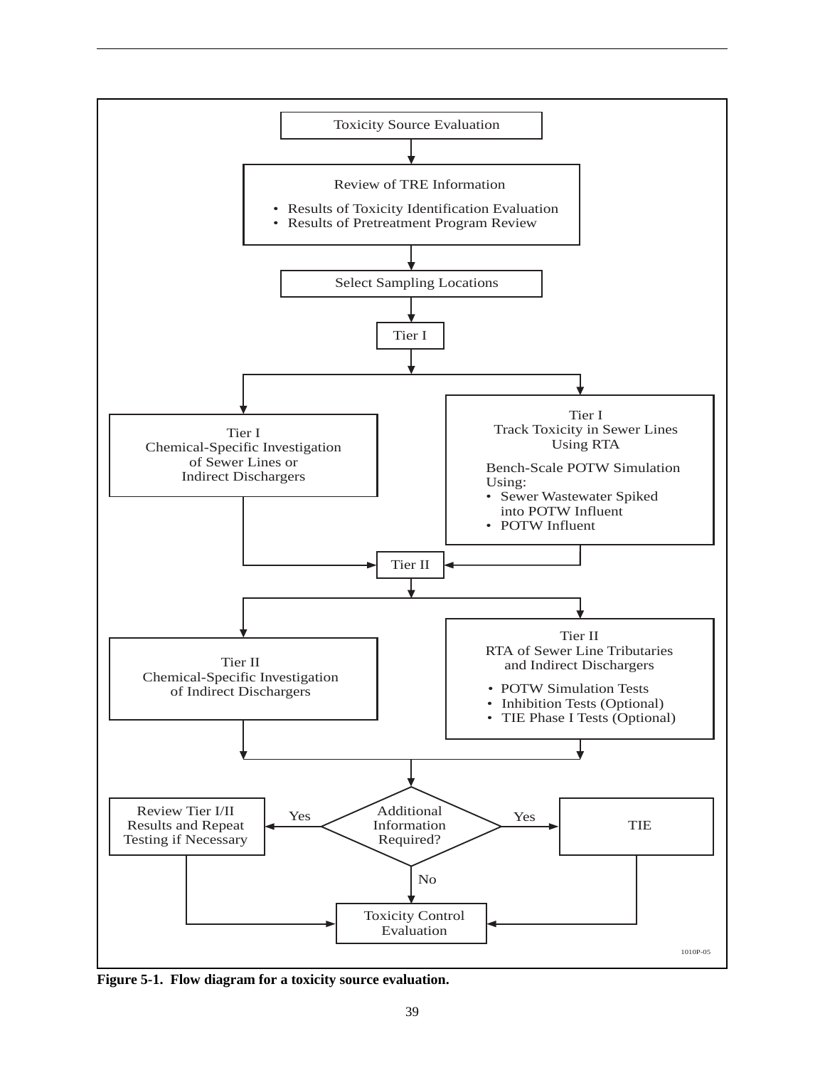Toxicity Source Evaluation

Review of TRE Information

- Results of Toxicity Identification Evaluation
- Results of Pretreatment Program Review

Select Sampling Locations

Tier I

Tier I
Chemical-Specific Investigation of Sewer Lines or Indirect Dischargers

Tier I
Track Toxicity in Sewer Lines Using RTA

Bench-Scale POTW Simulation Using:

- Sewer Wastewater Spiked into POTW Influent
- POTW Influent

Tier II

Tier II
Chemical-Specific Investigation of Indirect Dischargers

Tier II
RTA of Sewer Line Tributaries and Indirect Dischargers

- POTW Simulation Tests
- Inhibition Tests (Optional)
- TIE Phase I Tests (Optional)

Additional Information Required?

Yes → Review Tier I/II Results and Repeat Testing if Necessary

Yes → TIE

No → Toxicity Control Evaluation

1010P-05

**Figure 5-1. Flow diagram for a toxicity source evaluation.**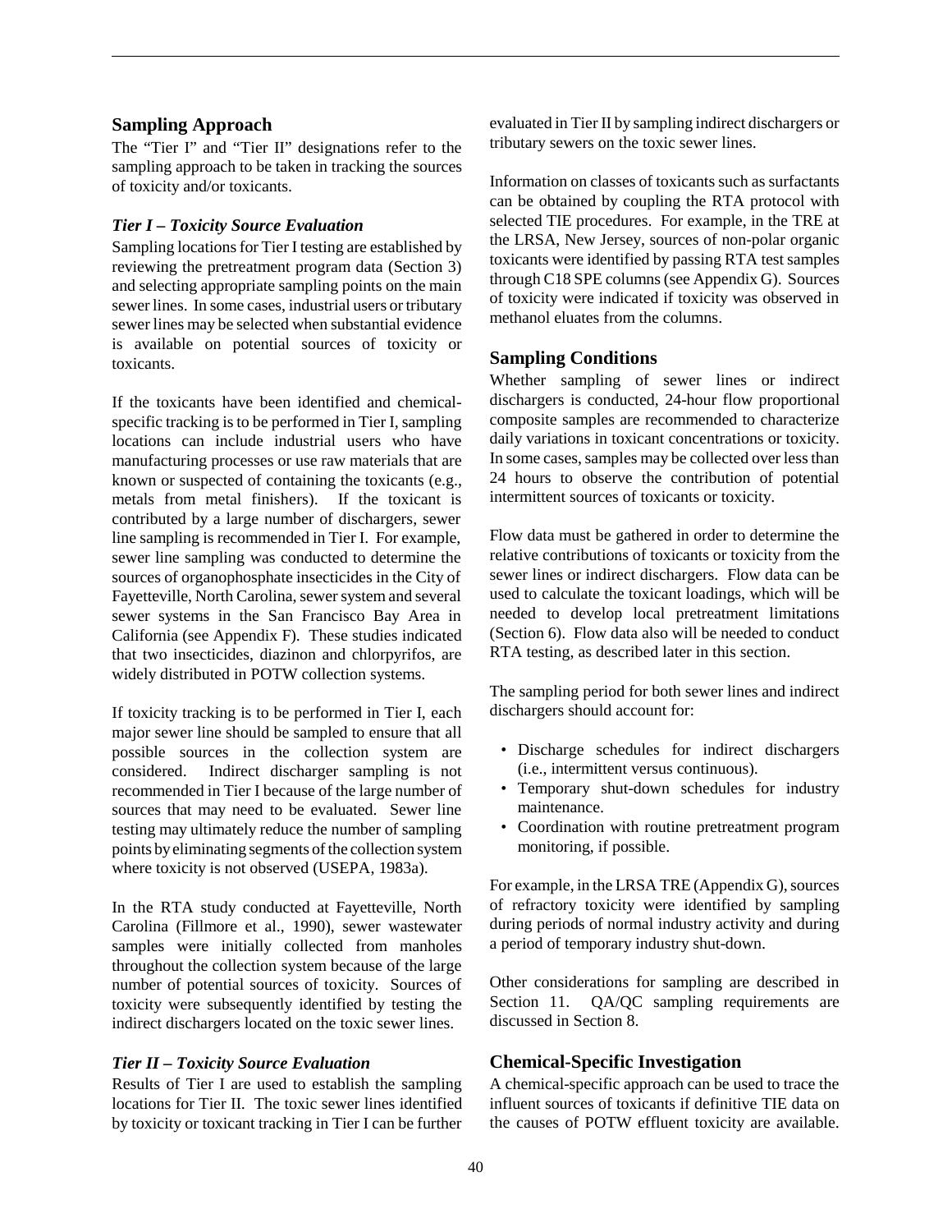## Sampling Approach

The "Tier I" and "Tier II" designations refer to the sampling approach to be taken in tracking the sources of toxicity and/or toxicants.

### *Tier I – Toxicity Source Evaluation*

Sampling locations for Tier I testing are established by reviewing the pretreatment program data (Section 3) and selecting appropriate sampling points on the main sewer lines. In some cases, industrial users or tributary sewer lines may be selected when substantial evidence is available on potential sources of toxicity or toxicants.

If the toxicants have been identified and chemical-specific tracking is to be performed in Tier I, sampling locations can include industrial users who have manufacturing processes or use raw materials that are known or suspected of containing the toxicants (e.g., metals from metal finishers). If the toxicant is contributed by a large number of dischargers, sewer line sampling is recommended in Tier I. For example, sewer line sampling was conducted to determine the sources of organophosphate insecticides in the City of Fayetteville, North Carolina, sewer system and several sewer systems in the San Francisco Bay Area in California (see Appendix F). These studies indicated that two insecticides, diazinon and chlorpyrifos, are widely distributed in POTW collection systems.

If toxicity tracking is to be performed in Tier I, each major sewer line should be sampled to ensure that all possible sources in the collection system are considered. Indirect discharger sampling is not recommended in Tier I because of the large number of sources that may need to be evaluated. Sewer line testing may ultimately reduce the number of sampling points by eliminating segments of the collection system where toxicity is not observed (USEPA, 1983a).

In the RTA study conducted at Fayetteville, North Carolina (Fillmore et al., 1990), sewer wastewater samples were initially collected from manholes throughout the collection system because of the large number of potential sources of toxicity. Sources of toxicity were subsequently identified by testing the indirect dischargers located on the toxic sewer lines.

### *Tier II – Toxicity Source Evaluation*

Results of Tier I are used to establish the sampling locations for Tier II. The toxic sewer lines identified by toxicity or toxicant tracking in Tier I can be further evaluated in Tier II by sampling indirect dischargers or tributary sewers on the toxic sewer lines.

Information on classes of toxicants such as surfactants can be obtained by coupling the RTA protocol with selected TIE procedures. For example, in the TRE at the LRSA, New Jersey, sources of non-polar organic toxicants were identified by passing RTA test samples through C18 SPE columns (see Appendix G). Sources of toxicity were indicated if toxicity was observed in methanol eluates from the columns.

## Sampling Conditions

Whether sampling of sewer lines or indirect dischargers is conducted, 24-hour flow proportional composite samples are recommended to characterize daily variations in toxicant concentrations or toxicity. In some cases, samples may be collected over less than 24 hours to observe the contribution of potential intermittent sources of toxicants or toxicity.

Flow data must be gathered in order to determine the relative contributions of toxicants or toxicity from the sewer lines or indirect dischargers. Flow data can be used to calculate the toxicant loadings, which will be needed to develop local pretreatment limitations (Section 6). Flow data also will be needed to conduct RTA testing, as described later in this section.

The sampling period for both sewer lines and indirect dischargers should account for:

- Discharge schedules for indirect dischargers (i.e., intermittent versus continuous).
- Temporary shut-down schedules for industry maintenance.
- Coordination with routine pretreatment program monitoring, if possible.

For example, in the LRSA TRE (Appendix G), sources of refractory toxicity were identified by sampling during periods of normal industry activity and during a period of temporary industry shut-down.

Other considerations for sampling are described in Section 11. QA/QC sampling requirements are discussed in Section 8.

## Chemical-Specific Investigation

A chemical-specific approach can be used to trace the influent sources of toxicants if definitive TIE data on the causes of POTW effluent toxicity are available.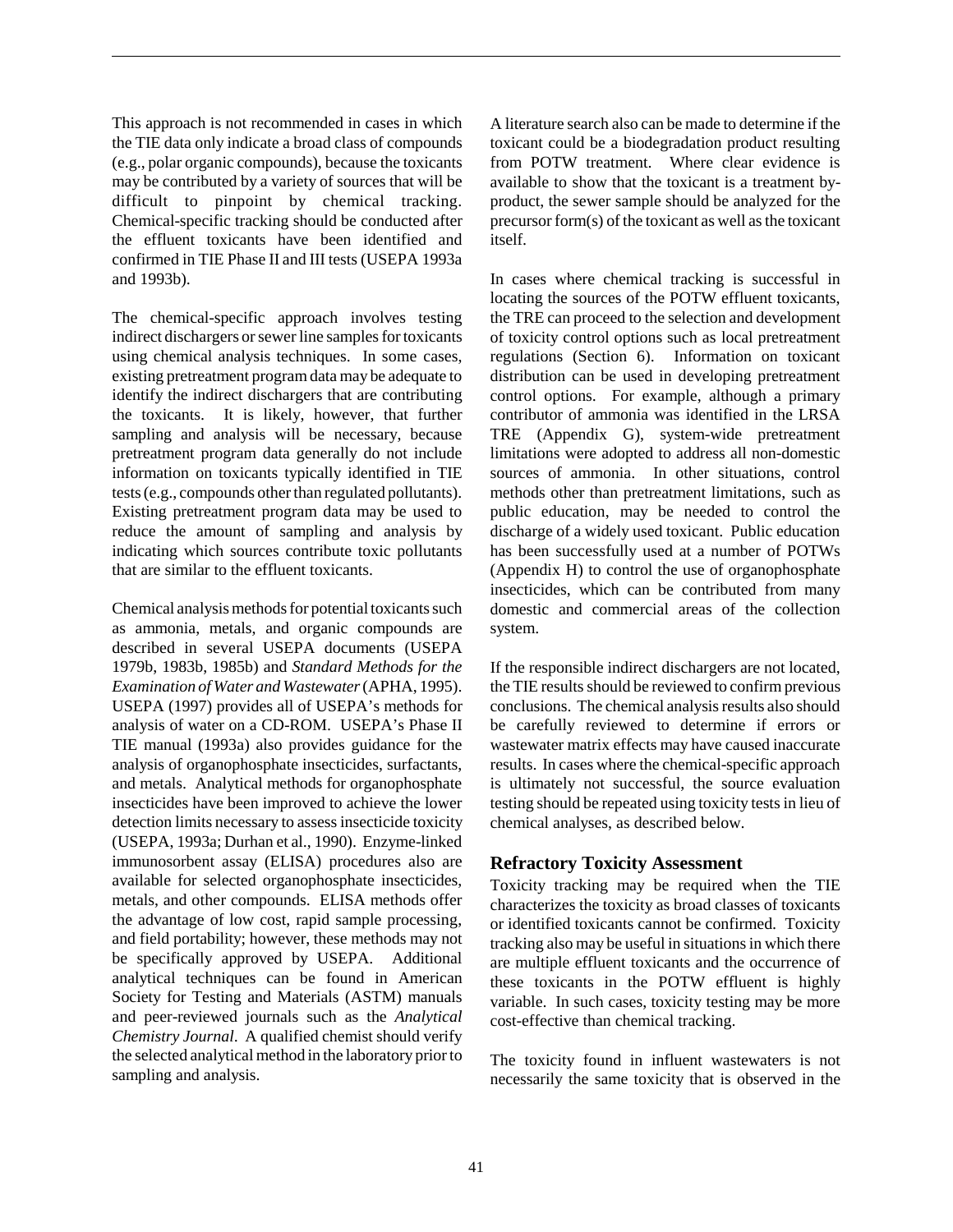This approach is not recommended in cases in which the TIE data only indicate a broad class of compounds (e.g., polar organic compounds), because the toxicants may be contributed by a variety of sources that will be difficult to pinpoint by chemical tracking. Chemical-specific tracking should be conducted after the effluent toxicants have been identified and confirmed in TIE Phase II and III tests (USEPA 1993a and 1993b).

The chemical-specific approach involves testing indirect dischargers or sewer line samples for toxicants using chemical analysis techniques. In some cases, existing pretreatment program data may be adequate to identify the indirect dischargers that are contributing the toxicants. It is likely, however, that further sampling and analysis will be necessary, because pretreatment program data generally do not include information on toxicants typically identified in TIE tests (e.g., compounds other than regulated pollutants). Existing pretreatment program data may be used to reduce the amount of sampling and analysis by indicating which sources contribute toxic pollutants that are similar to the effluent toxicants.

Chemical analysis methods for potential toxicants such as ammonia, metals, and organic compounds are described in several USEPA documents (USEPA 1979b, 1983b, 1985b) and *Standard Methods for the Examination of Water and Wastewater* (APHA, 1995). USEPA (1997) provides all of USEPA's methods for analysis of water on a CD-ROM. USEPA's Phase II TIE manual (1993a) also provides guidance for the analysis of organophosphate insecticides, surfactants, and metals. Analytical methods for organophosphate insecticides have been improved to achieve the lower detection limits necessary to assess insecticide toxicity (USEPA, 1993a; Durhan et al., 1990). Enzyme-linked immunosorbent assay (ELISA) procedures also are available for selected organophosphate insecticides, metals, and other compounds. ELISA methods offer the advantage of low cost, rapid sample processing, and field portability; however, these methods may not be specifically approved by USEPA. Additional analytical techniques can be found in American Society for Testing and Materials (ASTM) manuals and peer-reviewed journals such as the *Analytical Chemistry Journal*. A qualified chemist should verify the selected analytical method in the laboratory prior to sampling and analysis.

A literature search also can be made to determine if the toxicant could be a biodegradation product resulting from POTW treatment. Where clear evidence is available to show that the toxicant is a treatment by-product, the sewer sample should be analyzed for the precursor form(s) of the toxicant as well as the toxicant itself.

In cases where chemical tracking is successful in locating the sources of the POTW effluent toxicants, the TRE can proceed to the selection and development of toxicity control options such as local pretreatment regulations (Section 6). Information on toxicant distribution can be used in developing pretreatment control options. For example, although a primary contributor of ammonia was identified in the LRSA TRE (Appendix G), system-wide pretreatment limitations were adopted to address all non-domestic sources of ammonia. In other situations, control methods other than pretreatment limitations, such as public education, may be needed to control the discharge of a widely used toxicant. Public education has been successfully used at a number of POTWs (Appendix H) to control the use of organophosphate insecticides, which can be contributed from many domestic and commercial areas of the collection system.

If the responsible indirect dischargers are not located, the TIE results should be reviewed to confirm previous conclusions. The chemical analysis results also should be carefully reviewed to determine if errors or wastewater matrix effects may have caused inaccurate results. In cases where the chemical-specific approach is ultimately not successful, the source evaluation testing should be repeated using toxicity tests in lieu of chemical analyses, as described below.

## Refractory Toxicity Assessment

Toxicity tracking may be required when the TIE characterizes the toxicity as broad classes of toxicants or identified toxicants cannot be confirmed. Toxicity tracking also may be useful in situations in which there are multiple effluent toxicants and the occurrence of these toxicants in the POTW effluent is highly variable. In such cases, toxicity testing may be more cost-effective than chemical tracking.

The toxicity found in influent wastewaters is not necessarily the same toxicity that is observed in the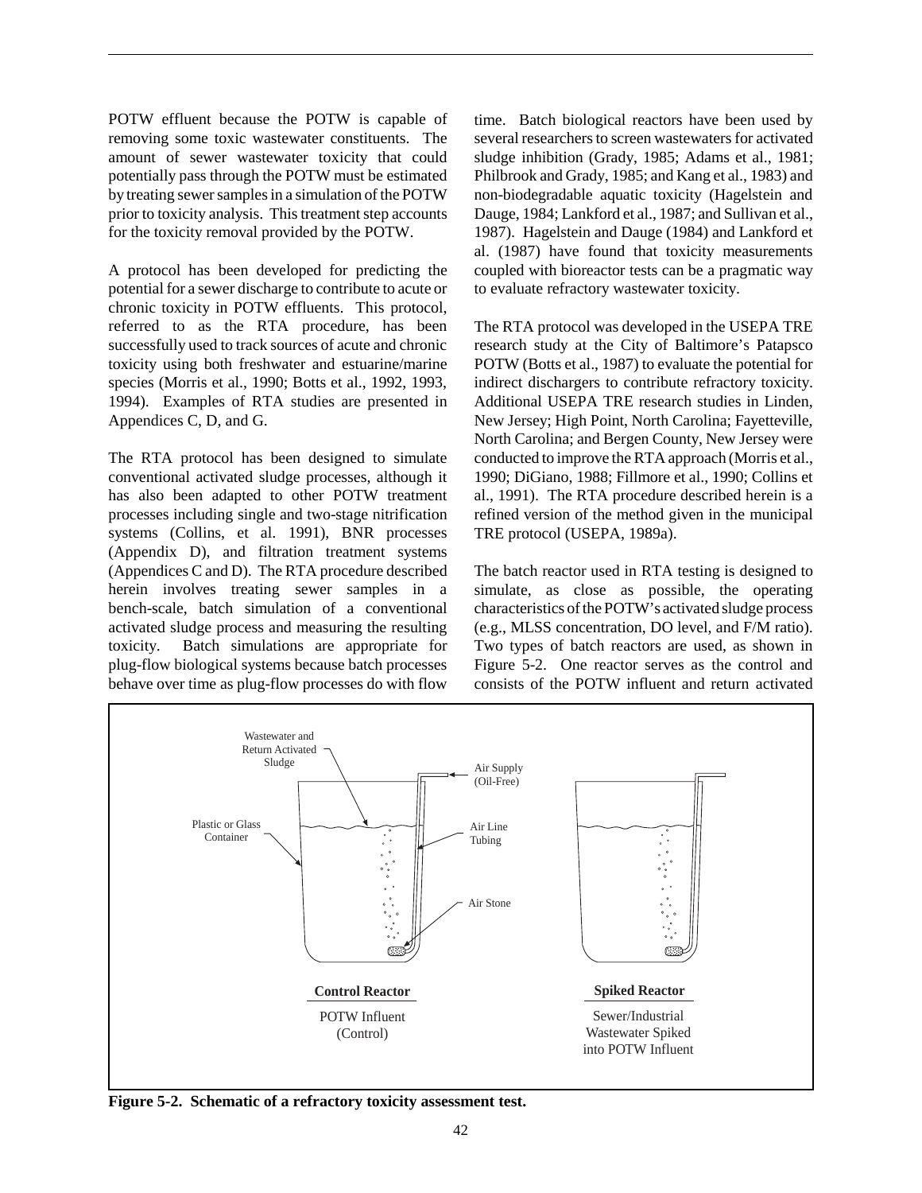POTW effluent because the POTW is capable of removing some toxic wastewater constituents. The amount of sewer wastewater toxicity that could potentially pass through the POTW must be estimated by treating sewer samples in a simulation of the POTW prior to toxicity analysis. This treatment step accounts for the toxicity removal provided by the POTW.

A protocol has been developed for predicting the potential for a sewer discharge to contribute to acute or chronic toxicity in POTW effluents. This protocol, referred to as the RTA procedure, has been successfully used to track sources of acute and chronic toxicity using both freshwater and estuarine/marine species (Morris et al., 1990; Botts et al., 1992, 1993, 1994). Examples of RTA studies are presented in Appendices C, D, and G.

The RTA protocol has been designed to simulate conventional activated sludge processes, although it has also been adapted to other POTW treatment processes including single and two-stage nitrification systems (Collins, et al. 1991), BNR processes (Appendix D), and filtration treatment systems (Appendices C and D). The RTA procedure described herein involves treating sewer samples in a bench-scale, batch simulation of a conventional activated sludge process and measuring the resulting toxicity. Batch simulations are appropriate for plug-flow biological systems because batch processes behave over time as plug-flow processes do with flow time. Batch biological reactors have been used by several researchers to screen wastewaters for activated sludge inhibition (Grady, 1985; Adams et al., 1981; Philbrook and Grady, 1985; and Kang et al., 1983) and non-biodegradable aquatic toxicity (Hagelstein and Dauge, 1984; Lankford et al., 1987; and Sullivan et al., 1987). Hagelstein and Dauge (1984) and Lankford et al. (1987) have found that toxicity measurements coupled with bioreactor tests can be a pragmatic way to evaluate refractory wastewater toxicity.

The RTA protocol was developed in the USEPA TRE research study at the City of Baltimore's Patapsco POTW (Botts et al., 1987) to evaluate the potential for indirect dischargers to contribute refractory toxicity. Additional USEPA TRE research studies in Linden, New Jersey; High Point, North Carolina; Fayetteville, North Carolina; and Bergen County, New Jersey were conducted to improve the RTA approach (Morris et al., 1990; DiGiano, 1988; Fillmore et al., 1990; Collins et al., 1991). The RTA procedure described herein is a refined version of the method given in the municipal TRE protocol (USEPA, 1989a).

The batch reactor used in RTA testing is designed to simulate, as close as possible, the operating characteristics of the POTW's activated sludge process (e.g., MLSS concentration, DO level, and F/M ratio). Two types of batch reactors are used, as shown in Figure 5-2. One reactor serves as the control and consists of the POTW influent and return activated

Wastewater and Return Activated Sludge

Air Supply (Oil-Free)

Plastic or Glass Container

Air Line Tubing

Air Stone

**Control Reactor**

POTW Influent (Control)

**Spiked Reactor**

Sewer/Industrial Wastewater Spiked into POTW Influent

**Figure 5-2. Schematic of a refractory toxicity assessment test.**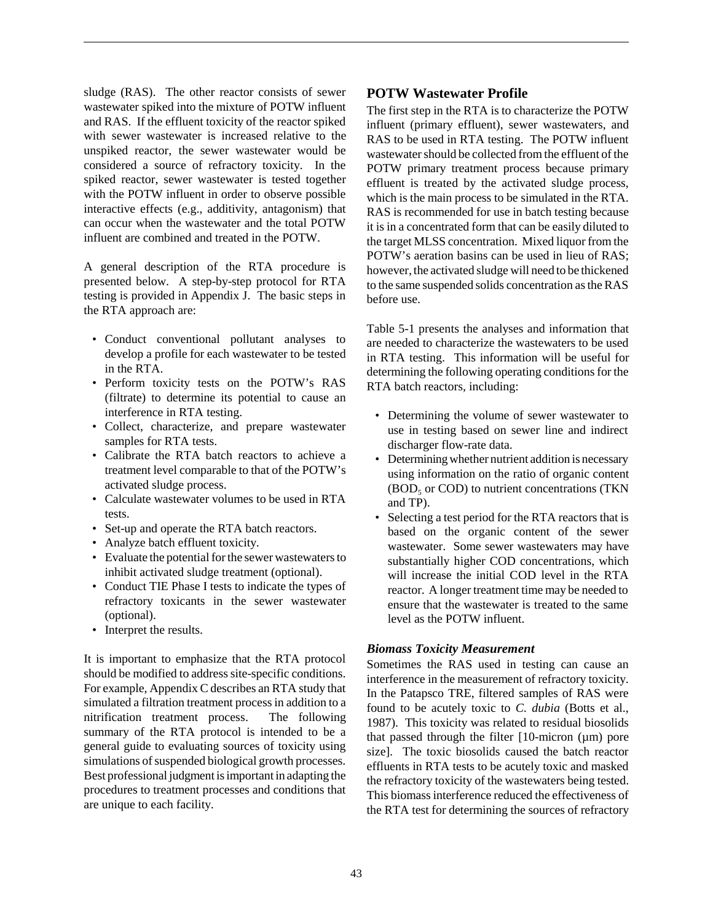sludge (RAS). The other reactor consists of sewer wastewater spiked into the mixture of POTW influent and RAS. If the effluent toxicity of the reactor spiked with sewer wastewater is increased relative to the unspiked reactor, the sewer wastewater would be considered a source of refractory toxicity. In the spiked reactor, sewer wastewater is tested together with the POTW influent in order to observe possible interactive effects (e.g., additivity, antagonism) that can occur when the wastewater and the total POTW influent are combined and treated in the POTW.

A general description of the RTA procedure is presented below. A step-by-step protocol for RTA testing is provided in Appendix J. The basic steps in the RTA approach are:

- Conduct conventional pollutant analyses to develop a profile for each wastewater to be tested in the RTA.
- Perform toxicity tests on the POTW's RAS (filtrate) to determine its potential to cause an interference in RTA testing.
- Collect, characterize, and prepare wastewater samples for RTA tests.
- Calibrate the RTA batch reactors to achieve a treatment level comparable to that of the POTW's activated sludge process.
- Calculate wastewater volumes to be used in RTA tests.
- Set-up and operate the RTA batch reactors.
- Analyze batch effluent toxicity.
- Evaluate the potential for the sewer wastewaters to inhibit activated sludge treatment (optional).
- Conduct TIE Phase I tests to indicate the types of refractory toxicants in the sewer wastewater (optional).
- Interpret the results.

It is important to emphasize that the RTA protocol should be modified to address site-specific conditions. For example, Appendix C describes an RTA study that simulated a filtration treatment process in addition to a nitrification treatment process. The following summary of the RTA protocol is intended to be a general guide to evaluating sources of toxicity using simulations of suspended biological growth processes. Best professional judgment is important in adapting the procedures to treatment processes and conditions that are unique to each facility.

## POTW Wastewater Profile

The first step in the RTA is to characterize the POTW influent (primary effluent), sewer wastewaters, and RAS to be used in RTA testing. The POTW influent wastewater should be collected from the effluent of the POTW primary treatment process because primary effluent is treated by the activated sludge process, which is the main process to be simulated in the RTA. RAS is recommended for use in batch testing because it is in a concentrated form that can be easily diluted to the target MLSS concentration. Mixed liquor from the POTW's aeration basins can be used in lieu of RAS; however, the activated sludge will need to be thickened to the same suspended solids concentration as the RAS before use.

Table 5-1 presents the analyses and information that are needed to characterize the wastewaters to be used in RTA testing. This information will be useful for determining the following operating conditions for the RTA batch reactors, including:

- Determining the volume of sewer wastewater to use in testing based on sewer line and indirect discharger flow-rate data.
- Determining whether nutrient addition is necessary using information on the ratio of organic content ($BOD_5$ or COD) to nutrient concentrations (TKN and TP).
- Selecting a test period for the RTA reactors that is based on the organic content of the sewer wastewater. Some sewer wastewaters may have substantially higher COD concentrations, which will increase the initial COD level in the RTA reactor. A longer treatment time may be needed to ensure that the wastewater is treated to the same level as the POTW influent.

### *Biomass Toxicity Measurement*

Sometimes the RAS used in testing can cause an interference in the measurement of refractory toxicity. In the Patapsco TRE, filtered samples of RAS were found to be acutely toxic to *C. dubia* (Botts et al., 1987). This toxicity was related to residual biosolids that passed through the filter [10-micron (µm) pore size]. The toxic biosolids caused the batch reactor effluents in RTA tests to be acutely toxic and masked the refractory toxicity of the wastewaters being tested. This biomass interference reduced the effectiveness of the RTA test for determining the sources of refractory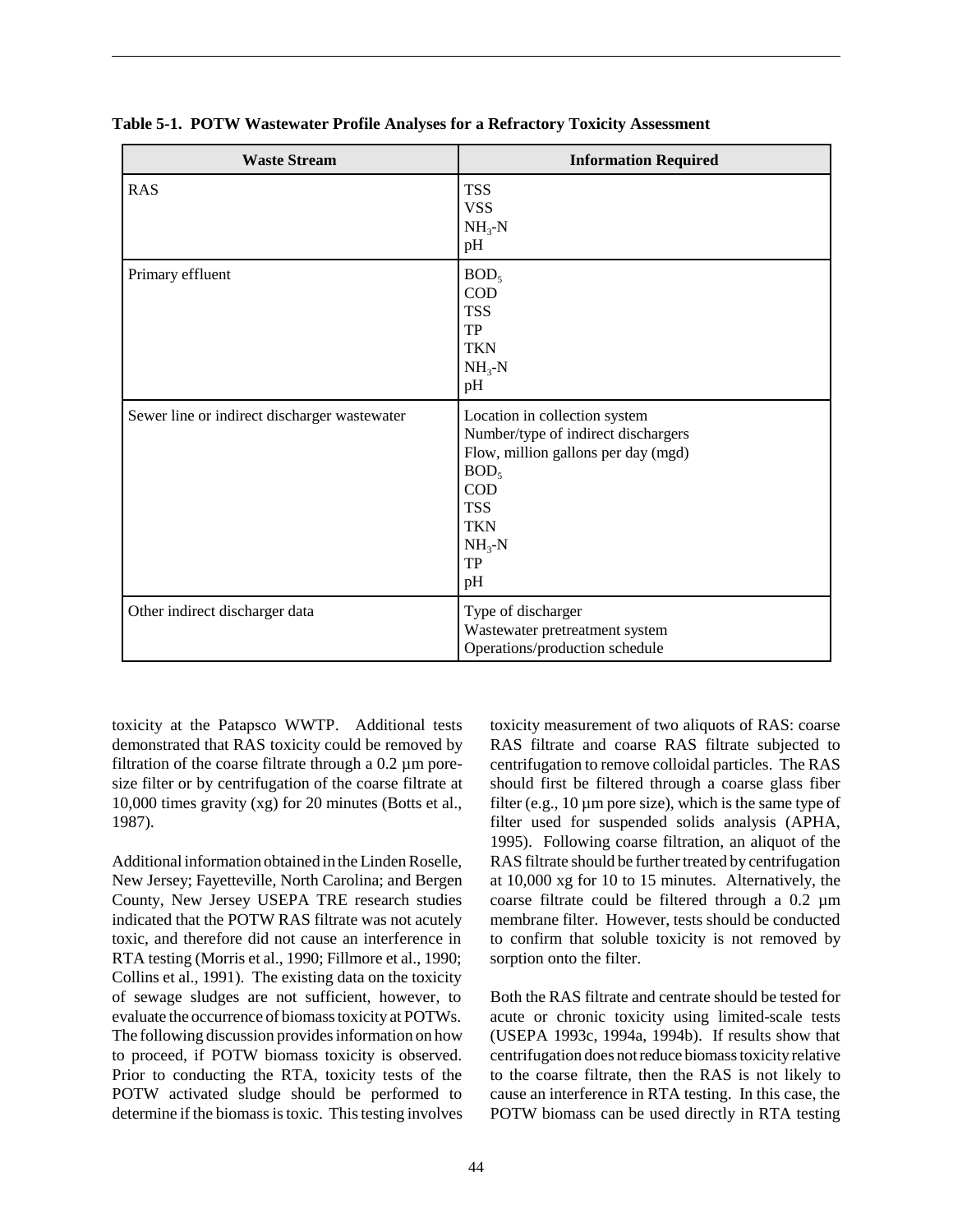**Table 5-1. POTW Wastewater Profile Analyses for a Refractory Toxicity Assessment**

| Waste Stream | Information Required |
|---|---|
| RAS | TSS<br>VSS<br>$NH_3$-N<br>pH |
| Primary effluent | $BOD_5$<br>COD<br>TSS<br>TP<br>TKN<br>$NH_3$-N<br>pH |
| Sewer line or indirect discharger wastewater | Location in collection system<br>Number/type of indirect dischargers<br>Flow, million gallons per day (mgd)<br>$BOD_5$<br>COD<br>TSS<br>TKN<br>$NH_3$-N<br>TP<br>pH |
| Other indirect discharger data | Type of discharger<br>Wastewater pretreatment system<br>Operations/production schedule |

toxicity at the Patapsco WWTP. Additional tests demonstrated that RAS toxicity could be removed by filtration of the coarse filtrate through a 0.2 µm pore-size filter or by centrifugation of the coarse filtrate at 10,000 times gravity (xg) for 20 minutes (Botts et al., 1987).

Additional information obtained in the Linden Roselle, New Jersey; Fayetteville, North Carolina; and Bergen County, New Jersey USEPA TRE research studies indicated that the POTW RAS filtrate was not acutely toxic, and therefore did not cause an interference in RTA testing (Morris et al., 1990; Fillmore et al., 1990; Collins et al., 1991). The existing data on the toxicity of sewage sludges are not sufficient, however, to evaluate the occurrence of biomass toxicity at POTWs. The following discussion provides information on how to proceed, if POTW biomass toxicity is observed. Prior to conducting the RTA, toxicity tests of the POTW activated sludge should be performed to determine if the biomass is toxic. This testing involves toxicity measurement of two aliquots of RAS: coarse RAS filtrate and coarse RAS filtrate subjected to centrifugation to remove colloidal particles. The RAS should first be filtered through a coarse glass fiber filter (e.g., 10 µm pore size), which is the same type of filter used for suspended solids analysis (APHA, 1995). Following coarse filtration, an aliquot of the RAS filtrate should be further treated by centrifugation at 10,000 xg for 10 to 15 minutes. Alternatively, the coarse filtrate could be filtered through a 0.2 µm membrane filter. However, tests should be conducted to confirm that soluble toxicity is not removed by sorption onto the filter.

Both the RAS filtrate and centrate should be tested for acute or chronic toxicity using limited-scale tests (USEPA 1993c, 1994a, 1994b). If results show that centrifugation does not reduce biomass toxicity relative to the coarse filtrate, then the RAS is not likely to cause an interference in RTA testing. In this case, the POTW biomass can be used directly in RTA testing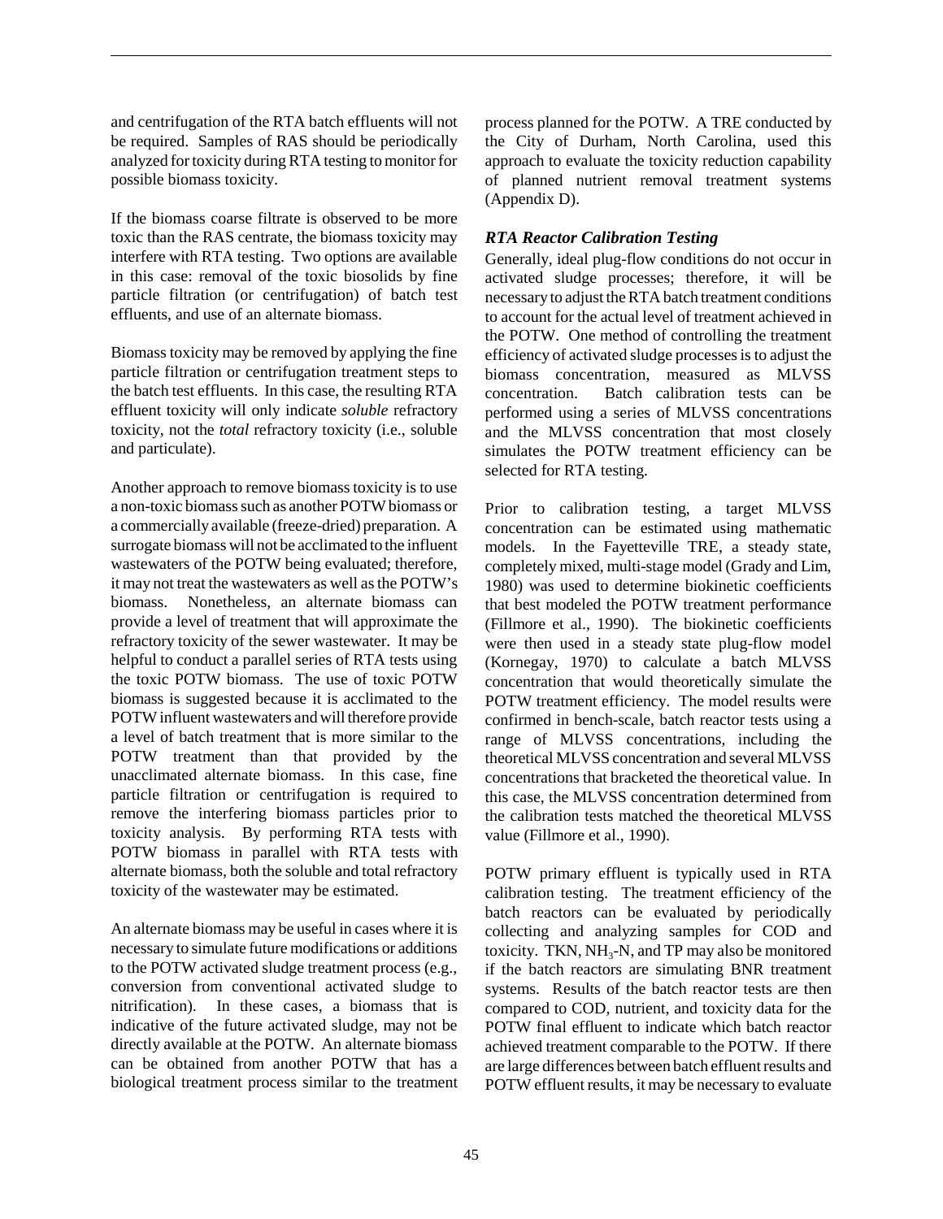and centrifugation of the RTA batch effluents will not be required. Samples of RAS should be periodically analyzed for toxicity during RTA testing to monitor for possible biomass toxicity.

If the biomass coarse filtrate is observed to be more toxic than the RAS centrate, the biomass toxicity may interfere with RTA testing. Two options are available in this case: removal of the toxic biosolids by fine particle filtration (or centrifugation) of batch test effluents, and use of an alternate biomass.

Biomass toxicity may be removed by applying the fine particle filtration or centrifugation treatment steps to the batch test effluents. In this case, the resulting RTA effluent toxicity will only indicate *soluble* refractory toxicity, not the *total* refractory toxicity (i.e., soluble and particulate).

Another approach to remove biomass toxicity is to use a non-toxic biomass such as another POTW biomass or a commercially available (freeze-dried) preparation. A surrogate biomass will not be acclimated to the influent wastewaters of the POTW being evaluated; therefore, it may not treat the wastewaters as well as the POTW's biomass. Nonetheless, an alternate biomass can provide a level of treatment that will approximate the refractory toxicity of the sewer wastewater. It may be helpful to conduct a parallel series of RTA tests using the toxic POTW biomass. The use of toxic POTW biomass is suggested because it is acclimated to the POTW influent wastewaters and will therefore provide a level of batch treatment that is more similar to the POTW treatment than that provided by the unacclimated alternate biomass. In this case, fine particle filtration or centrifugation is required to remove the interfering biomass particles prior to toxicity analysis. By performing RTA tests with POTW biomass in parallel with RTA tests with alternate biomass, both the soluble and total refractory toxicity of the wastewater may be estimated.

An alternate biomass may be useful in cases where it is necessary to simulate future modifications or additions to the POTW activated sludge treatment process (e.g., conversion from conventional activated sludge to nitrification). In these cases, a biomass that is indicative of the future activated sludge, may not be directly available at the POTW. An alternate biomass can be obtained from another POTW that has a biological treatment process similar to the treatment process planned for the POTW. A TRE conducted by the City of Durham, North Carolina, used this approach to evaluate the toxicity reduction capability of planned nutrient removal treatment systems (Appendix D).

### *RTA Reactor Calibration Testing*

Generally, ideal plug-flow conditions do not occur in activated sludge processes; therefore, it will be necessary to adjust the RTA batch treatment conditions to account for the actual level of treatment achieved in the POTW. One method of controlling the treatment efficiency of activated sludge processes is to adjust the biomass concentration, measured as MLVSS concentration. Batch calibration tests can be performed using a series of MLVSS concentrations and the MLVSS concentration that most closely simulates the POTW treatment efficiency can be selected for RTA testing.

Prior to calibration testing, a target MLVSS concentration can be estimated using mathematic models. In the Fayetteville TRE, a steady state, completely mixed, multi-stage model (Grady and Lim, 1980) was used to determine biokinetic coefficients that best modeled the POTW treatment performance (Fillmore et al., 1990). The biokinetic coefficients were then used in a steady state plug-flow model (Kornegay, 1970) to calculate a batch MLVSS concentration that would theoretically simulate the POTW treatment efficiency. The model results were confirmed in bench-scale, batch reactor tests using a range of MLVSS concentrations, including the theoretical MLVSS concentration and several MLVSS concentrations that bracketed the theoretical value. In this case, the MLVSS concentration determined from the calibration tests matched the theoretical MLVSS value (Fillmore et al., 1990).

POTW primary effluent is typically used in RTA calibration testing. The treatment efficiency of the batch reactors can be evaluated by periodically collecting and analyzing samples for COD and toxicity. TKN, $NH_3$-N, and TP may also be monitored if the batch reactors are simulating BNR treatment systems. Results of the batch reactor tests are then compared to COD, nutrient, and toxicity data for the POTW final effluent to indicate which batch reactor achieved treatment comparable to the POTW. If there are large differences between batch effluent results and POTW effluent results, it may be necessary to evaluate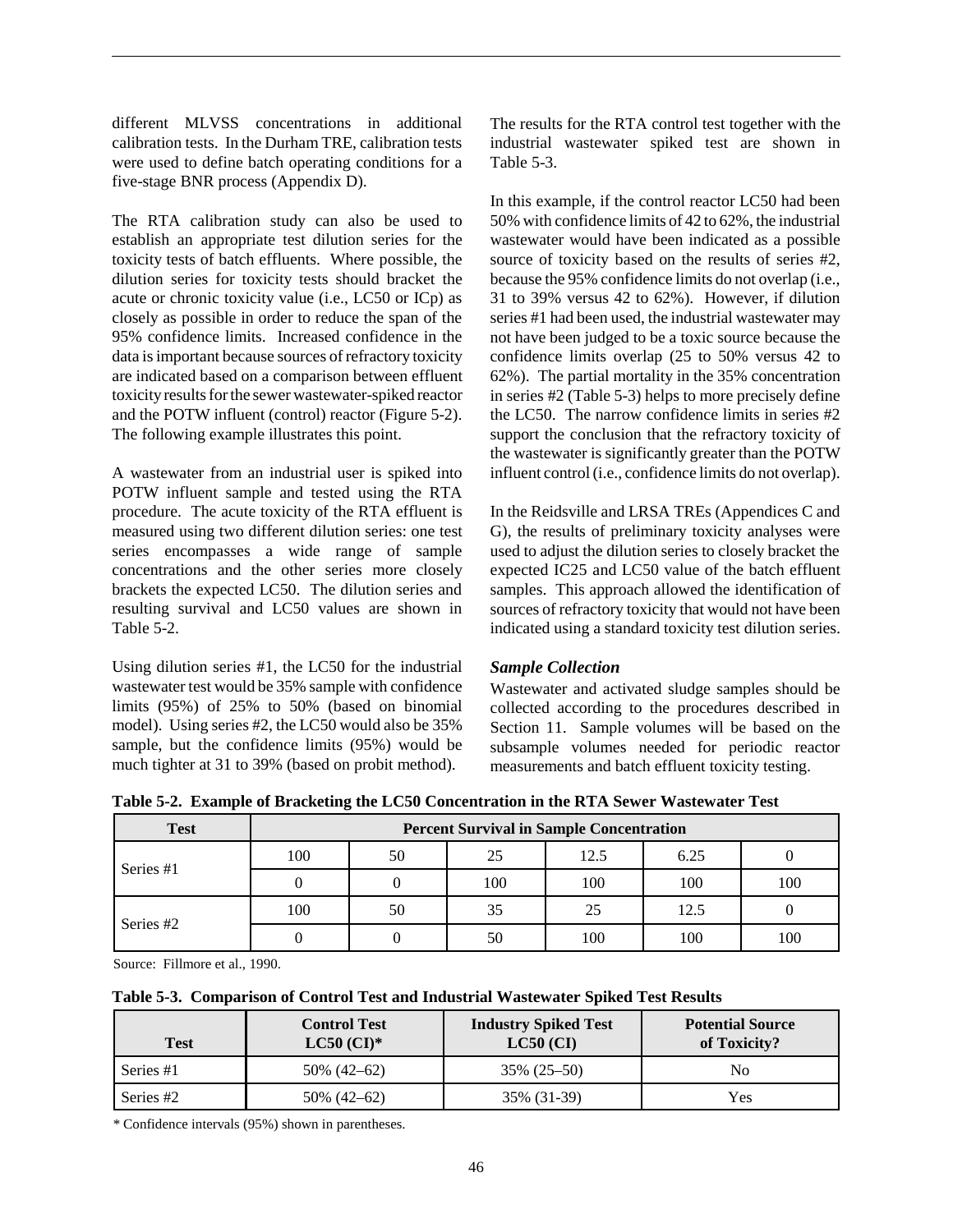different MLVSS concentrations in additional calibration tests. In the Durham TRE, calibration tests were used to define batch operating conditions for a five-stage BNR process (Appendix D).

The RTA calibration study can also be used to establish an appropriate test dilution series for the toxicity tests of batch effluents. Where possible, the dilution series for toxicity tests should bracket the acute or chronic toxicity value (i.e., LC50 or ICp) as closely as possible in order to reduce the span of the 95% confidence limits. Increased confidence in the data is important because sources of refractory toxicity are indicated based on a comparison between effluent toxicity results for the sewer wastewater-spiked reactor and the POTW influent (control) reactor (Figure 5-2). The following example illustrates this point.

A wastewater from an industrial user is spiked into POTW influent sample and tested using the RTA procedure. The acute toxicity of the RTA effluent is measured using two different dilution series: one test series encompasses a wide range of sample concentrations and the other series more closely brackets the expected LC50. The dilution series and resulting survival and LC50 values are shown in Table 5-2.

Using dilution series #1, the LC50 for the industrial wastewater test would be 35% sample with confidence limits (95%) of 25% to 50% (based on binomial model). Using series #2, the LC50 would also be 35% sample, but the confidence limits (95%) would be much tighter at 31 to 39% (based on probit method).

The results for the RTA control test together with the industrial wastewater spiked test are shown in Table 5-3.

In this example, if the control reactor LC50 had been 50% with confidence limits of 42 to 62%, the industrial wastewater would have been indicated as a possible source of toxicity based on the results of series #2, because the 95% confidence limits do not overlap (i.e., 31 to 39% versus 42 to 62%). However, if dilution series #1 had been used, the industrial wastewater may not have been judged to be a toxic source because the confidence limits overlap (25 to 50% versus 42 to 62%). The partial mortality in the 35% concentration in series #2 (Table 5-3) helps to more precisely define the LC50. The narrow confidence limits in series #2 support the conclusion that the refractory toxicity of the wastewater is significantly greater than the POTW influent control (i.e., confidence limits do not overlap).

In the Reidsville and LRSA TREs (Appendices C and G), the results of preliminary toxicity analyses were used to adjust the dilution series to closely bracket the expected IC25 and LC50 value of the batch effluent samples. This approach allowed the identification of sources of refractory toxicity that would not have been indicated using a standard toxicity test dilution series.

### *Sample Collection*

Wastewater and activated sludge samples should be collected according to the procedures described in Section 11. Sample volumes will be based on the subsample volumes needed for periodic reactor measurements and batch effluent toxicity testing.

**Table 5-2. Example of Bracketing the LC50 Concentration in the RTA Sewer Wastewater Test**

| Test | Percent Survival in Sample Concentration | | | | | |
|---|---|---|---|---|---|---|
| Series #1 | 100 | 50 | 25 | 12.5 | 6.25 | 0 |
| | 0 | 0 | 100 | 100 | 100 | 100 |
| Series #2 | 100 | 50 | 35 | 25 | 12.5 | 0 |
| | 0 | 0 | 50 | 100 | 100 | 100 |

Source: Fillmore et al., 1990.

**Table 5-3. Comparison of Control Test and Industrial Wastewater Spiked Test Results**

| Test | Control Test LC50 (CI)* | Industry Spiked Test LC50 (CI) | Potential Source of Toxicity? |
|---|---|---|---|
| Series #1 | 50% (42–62) | 35% (25–50) | No |
| Series #2 | 50% (42–62) | 35% (31-39) | Yes |

\* Confidence intervals (95%) shown in parentheses.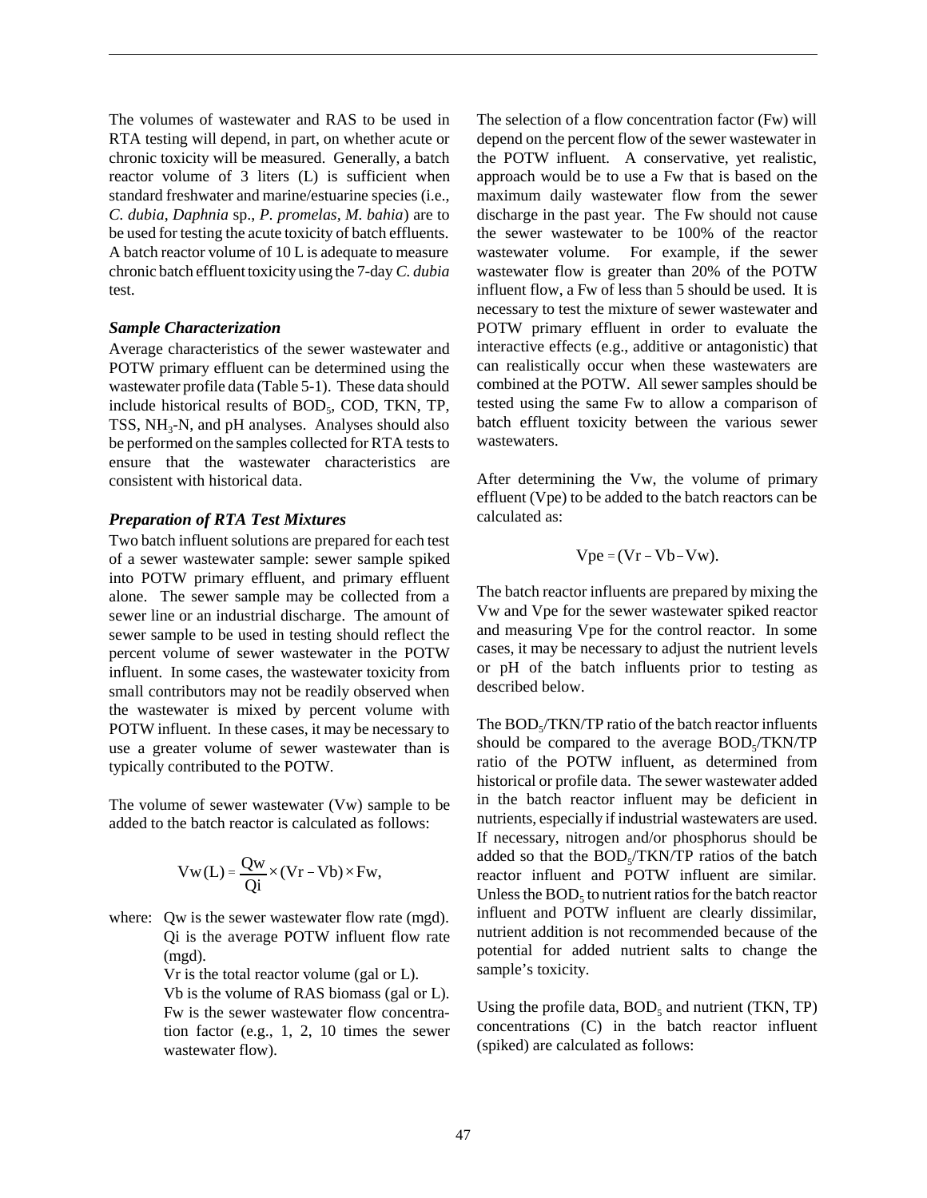The volumes of wastewater and RAS to be used in RTA testing will depend, in part, on whether acute or chronic toxicity will be measured. Generally, a batch reactor volume of 3 liters (L) is sufficient when standard freshwater and marine/estuarine species (i.e., *C. dubia*, *Daphnia* sp., *P. promelas*, *M. bahia*) are to be used for testing the acute toxicity of batch effluents. A batch reactor volume of 10 L is adequate to measure chronic batch effluent toxicity using the 7-day *C. dubia* test.

### *Sample Characterization*

Average characteristics of the sewer wastewater and POTW primary effluent can be determined using the wastewater profile data (Table 5-1). These data should include historical results of $BOD_5$, COD, TKN, TP, TSS, $NH_3$-N, and pH analyses. Analyses should also be performed on the samples collected for RTA tests to ensure that the wastewater characteristics are consistent with historical data.

### *Preparation of RTA Test Mixtures*

Two batch influent solutions are prepared for each test of a sewer wastewater sample: sewer sample spiked into POTW primary effluent, and primary effluent alone. The sewer sample may be collected from a sewer line or an industrial discharge. The amount of sewer sample to be used in testing should reflect the percent volume of sewer wastewater in the POTW influent. In some cases, the wastewater toxicity from small contributors may not be readily observed when the wastewater is mixed by percent volume with POTW influent. In these cases, it may be necessary to use a greater volume of sewer wastewater than is typically contributed to the POTW.

The volume of sewer wastewater (Vw) sample to be added to the batch reactor is calculated as follows:

$$\mathrm{Vw\,(L)} = \frac{\mathrm{Qw}}{\mathrm{Qi}} \times (\mathrm{Vr} - \mathrm{Vb}) \times \mathrm{Fw},$$

where: Qw is the sewer wastewater flow rate (mgd).
Qi is the average POTW influent flow rate (mgd).
Vr is the total reactor volume (gal or L).
Vb is the volume of RAS biomass (gal or L).
Fw is the sewer wastewater flow concentration factor (e.g., 1, 2, 10 times the sewer wastewater flow).

The selection of a flow concentration factor (Fw) will depend on the percent flow of the sewer wastewater in the POTW influent. A conservative, yet realistic, approach would be to use a Fw that is based on the maximum daily wastewater flow from the sewer discharge in the past year. The Fw should not cause the sewer wastewater to be 100% of the reactor wastewater volume. For example, if the sewer wastewater flow is greater than 20% of the POTW influent flow, a Fw of less than 5 should be used. It is necessary to test the mixture of sewer wastewater and POTW primary effluent in order to evaluate the interactive effects (e.g., additive or antagonistic) that can realistically occur when these wastewaters are combined at the POTW. All sewer samples should be tested using the same Fw to allow a comparison of batch effluent toxicity between the various sewer wastewaters.

After determining the Vw, the volume of primary effluent (Vpe) to be added to the batch reactors can be calculated as:

$$\mathrm{Vpe} = (\mathrm{Vr} - \mathrm{Vb} - \mathrm{Vw}).$$

The batch reactor influents are prepared by mixing the Vw and Vpe for the sewer wastewater spiked reactor and measuring Vpe for the control reactor. In some cases, it may be necessary to adjust the nutrient levels or pH of the batch influents prior to testing as described below.

The $BOD_5$/TKN/TP ratio of the batch reactor influents should be compared to the average $BOD_5$/TKN/TP ratio of the POTW influent, as determined from historical or profile data. The sewer wastewater added in the batch reactor influent may be deficient in nutrients, especially if industrial wastewaters are used. If necessary, nitrogen and/or phosphorus should be added so that the $BOD_5$/TKN/TP ratios of the batch reactor influent and POTW influent are similar. Unless the $BOD_5$ to nutrient ratios for the batch reactor influent and POTW influent are clearly dissimilar, nutrient addition is not recommended because of the potential for added nutrient salts to change the sample's toxicity.

Using the profile data, $BOD_5$ and nutrient (TKN, TP) concentrations (C) in the batch reactor influent (spiked) are calculated as follows: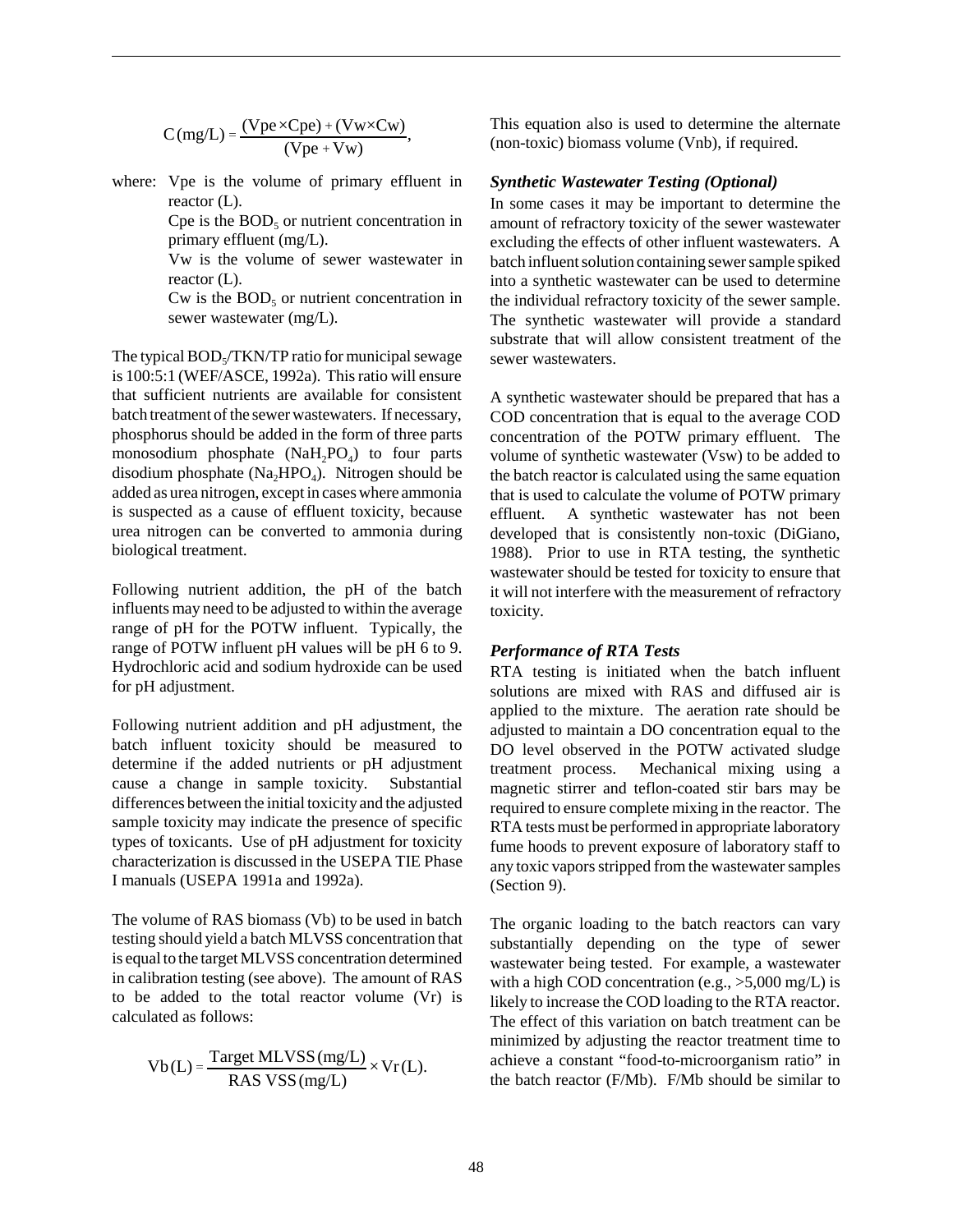$$C\,(\text{mg/L}) = \frac{(\text{Vpe} \times \text{Cpe}) + (\text{Vw} \times \text{Cw})}{(\text{Vpe} + \text{Vw})},$$

where: Vpe is the volume of primary effluent in reactor (L).

Cpe is the $BOD_5$ or nutrient concentration in primary effluent (mg/L).

Vw is the volume of sewer wastewater in reactor (L).

Cw is the $BOD_5$ or nutrient concentration in sewer wastewater (mg/L).

The typical $BOD_5$/TKN/TP ratio for municipal sewage is 100:5:1 (WEF/ASCE, 1992a). This ratio will ensure that sufficient nutrients are available for consistent batch treatment of the sewer wastewaters. If necessary, phosphorus should be added in the form of three parts monosodium phosphate ($NaH_2PO_4$) to four parts disodium phosphate ($Na_2HPO_4$). Nitrogen should be added as urea nitrogen, except in cases where ammonia is suspected as a cause of effluent toxicity, because urea nitrogen can be converted to ammonia during biological treatment.

Following nutrient addition, the pH of the batch influents may need to be adjusted to within the average range of pH for the POTW influent. Typically, the range of POTW influent pH values will be pH 6 to 9. Hydrochloric acid and sodium hydroxide can be used for pH adjustment.

Following nutrient addition and pH adjustment, the batch influent toxicity should be measured to determine if the added nutrients or pH adjustment cause a change in sample toxicity. Substantial differences between the initial toxicity and the adjusted sample toxicity may indicate the presence of specific types of toxicants. Use of pH adjustment for toxicity characterization is discussed in the USEPA TIE Phase I manuals (USEPA 1991a and 1992a).

The volume of RAS biomass (Vb) to be used in batch testing should yield a batch MLVSS concentration that is equal to the target MLVSS concentration determined in calibration testing (see above). The amount of RAS to be added to the total reactor volume (Vr) is calculated as follows:

$$\text{Vb}\,(\text{L}) = \frac{\text{Target MLVSS}\,(\text{mg/L})}{\text{RAS VSS}\,(\text{mg/L})} \times \text{Vr}\,(\text{L}).$$

This equation also is used to determine the alternate (non-toxic) biomass volume (Vnb), if required.

### *Synthetic Wastewater Testing (Optional)*

In some cases it may be important to determine the amount of refractory toxicity of the sewer wastewater excluding the effects of other influent wastewaters. A batch influent solution containing sewer sample spiked into a synthetic wastewater can be used to determine the individual refractory toxicity of the sewer sample. The synthetic wastewater will provide a standard substrate that will allow consistent treatment of the sewer wastewaters.

A synthetic wastewater should be prepared that has a COD concentration that is equal to the average COD concentration of the POTW primary effluent. The volume of synthetic wastewater (Vsw) to be added to the batch reactor is calculated using the same equation that is used to calculate the volume of POTW primary effluent. A synthetic wastewater has not been developed that is consistently non-toxic (DiGiano, 1988). Prior to use in RTA testing, the synthetic wastewater should be tested for toxicity to ensure that it will not interfere with the measurement of refractory toxicity.

### *Performance of RTA Tests*

RTA testing is initiated when the batch influent solutions are mixed with RAS and diffused air is applied to the mixture. The aeration rate should be adjusted to maintain a DO concentration equal to the DO level observed in the POTW activated sludge treatment process. Mechanical mixing using a magnetic stirrer and teflon-coated stir bars may be required to ensure complete mixing in the reactor. The RTA tests must be performed in appropriate laboratory fume hoods to prevent exposure of laboratory staff to any toxic vapors stripped from the wastewater samples (Section 9).

The organic loading to the batch reactors can vary substantially depending on the type of sewer wastewater being tested. For example, a wastewater with a high COD concentration (e.g., >5,000 mg/L) is likely to increase the COD loading to the RTA reactor. The effect of this variation on batch treatment can be minimized by adjusting the reactor treatment time to achieve a constant "food-to-microorganism ratio" in the batch reactor (F/Mb). F/Mb should be similar to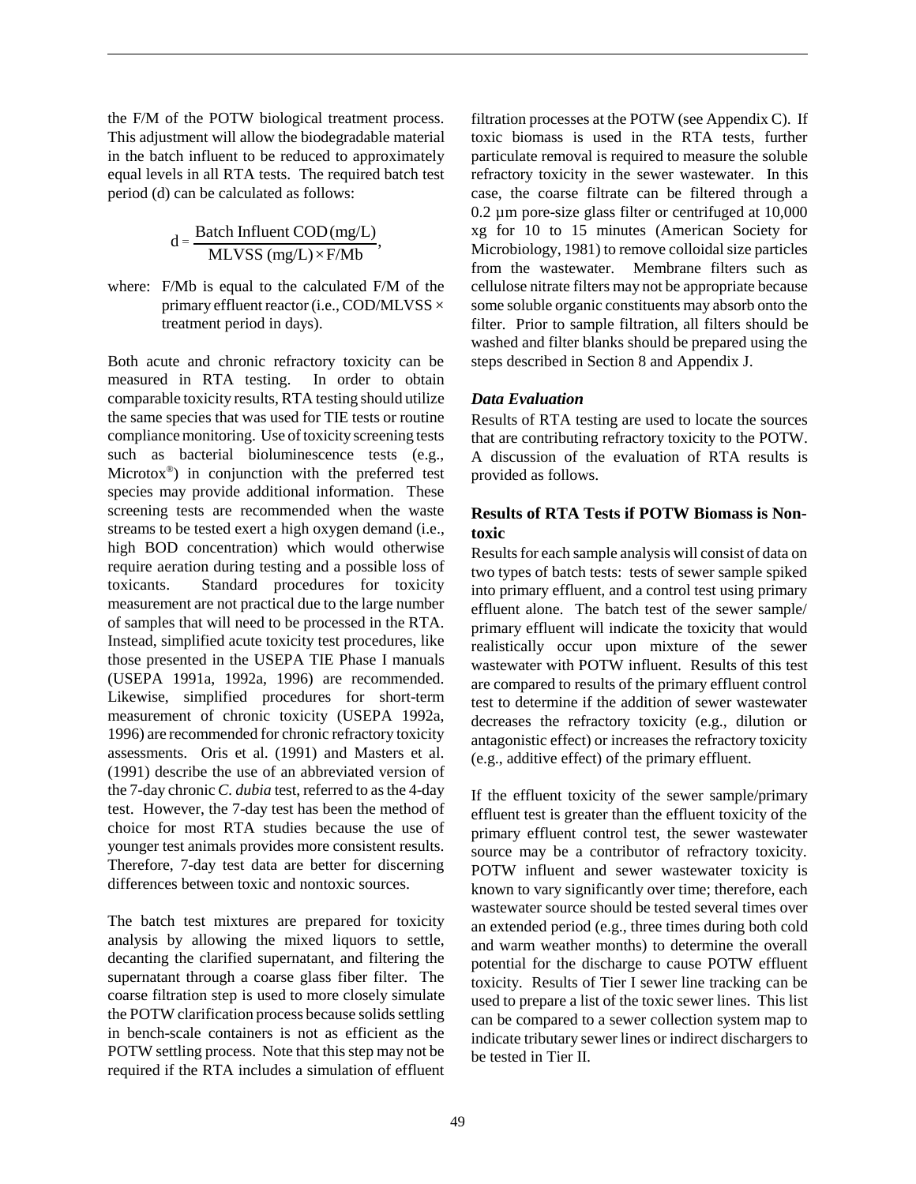the F/M of the POTW biological treatment process. This adjustment will allow the biodegradable material in the batch influent to be reduced to approximately equal levels in all RTA tests. The required batch test period (d) can be calculated as follows:

$$d = \frac{\text{Batch Influent COD (mg/L)}}{\text{MLVSS (mg/L)} \times \text{F/Mb}},$$

where: F/Mb is equal to the calculated F/M of the primary effluent reactor (i.e., COD/MLVSS × treatment period in days).

Both acute and chronic refractory toxicity can be measured in RTA testing. In order to obtain comparable toxicity results, RTA testing should utilize the same species that was used for TIE tests or routine compliance monitoring. Use of toxicity screening tests such as bacterial bioluminescence tests (e.g., Microtox®) in conjunction with the preferred test species may provide additional information. These screening tests are recommended when the waste streams to be tested exert a high oxygen demand (i.e., high BOD concentration) which would otherwise require aeration during testing and a possible loss of toxicants. Standard procedures for toxicity measurement are not practical due to the large number of samples that will need to be processed in the RTA. Instead, simplified acute toxicity test procedures, like those presented in the USEPA TIE Phase I manuals (USEPA 1991a, 1992a, 1996) are recommended. Likewise, simplified procedures for short-term measurement of chronic toxicity (USEPA 1992a, 1996) are recommended for chronic refractory toxicity assessments. Oris et al. (1991) and Masters et al. (1991) describe the use of an abbreviated version of the 7-day chronic *C. dubia* test, referred to as the 4-day test. However, the 7-day test has been the method of choice for most RTA studies because the use of younger test animals provides more consistent results. Therefore, 7-day test data are better for discerning differences between toxic and nontoxic sources.

The batch test mixtures are prepared for toxicity analysis by allowing the mixed liquors to settle, decanting the clarified supernatant, and filtering the supernatant through a coarse glass fiber filter. The coarse filtration step is used to more closely simulate the POTW clarification process because solids settling in bench-scale containers is not as efficient as the POTW settling process. Note that this step may not be required if the RTA includes a simulation of effluent filtration processes at the POTW (see Appendix C). If toxic biomass is used in the RTA tests, further particulate removal is required to measure the soluble refractory toxicity in the sewer wastewater. In this case, the coarse filtrate can be filtered through a 0.2 µm pore-size glass filter or centrifuged at 10,000 xg for 10 to 15 minutes (American Society for Microbiology, 1981) to remove colloidal size particles from the wastewater. Membrane filters such as cellulose nitrate filters may not be appropriate because some soluble organic constituents may absorb onto the filter. Prior to sample filtration, all filters should be washed and filter blanks should be prepared using the steps described in Section 8 and Appendix J.

### *Data Evaluation*

Results of RTA testing are used to locate the sources that are contributing refractory toxicity to the POTW. A discussion of the evaluation of RTA results is provided as follows.

### Results of RTA Tests if POTW Biomass is Nontoxic

Results for each sample analysis will consist of data on two types of batch tests: tests of sewer sample spiked into primary effluent, and a control test using primary effluent alone. The batch test of the sewer sample/ primary effluent will indicate the toxicity that would realistically occur upon mixture of the sewer wastewater with POTW influent. Results of this test are compared to results of the primary effluent control test to determine if the addition of sewer wastewater decreases the refractory toxicity (e.g., dilution or antagonistic effect) or increases the refractory toxicity (e.g., additive effect) of the primary effluent.

If the effluent toxicity of the sewer sample/primary effluent test is greater than the effluent toxicity of the primary effluent control test, the sewer wastewater source may be a contributor of refractory toxicity. POTW influent and sewer wastewater toxicity is known to vary significantly over time; therefore, each wastewater source should be tested several times over an extended period (e.g., three times during both cold and warm weather months) to determine the overall potential for the discharge to cause POTW effluent toxicity. Results of Tier I sewer line tracking can be used to prepare a list of the toxic sewer lines. This list can be compared to a sewer collection system map to indicate tributary sewer lines or indirect dischargers to be tested in Tier II.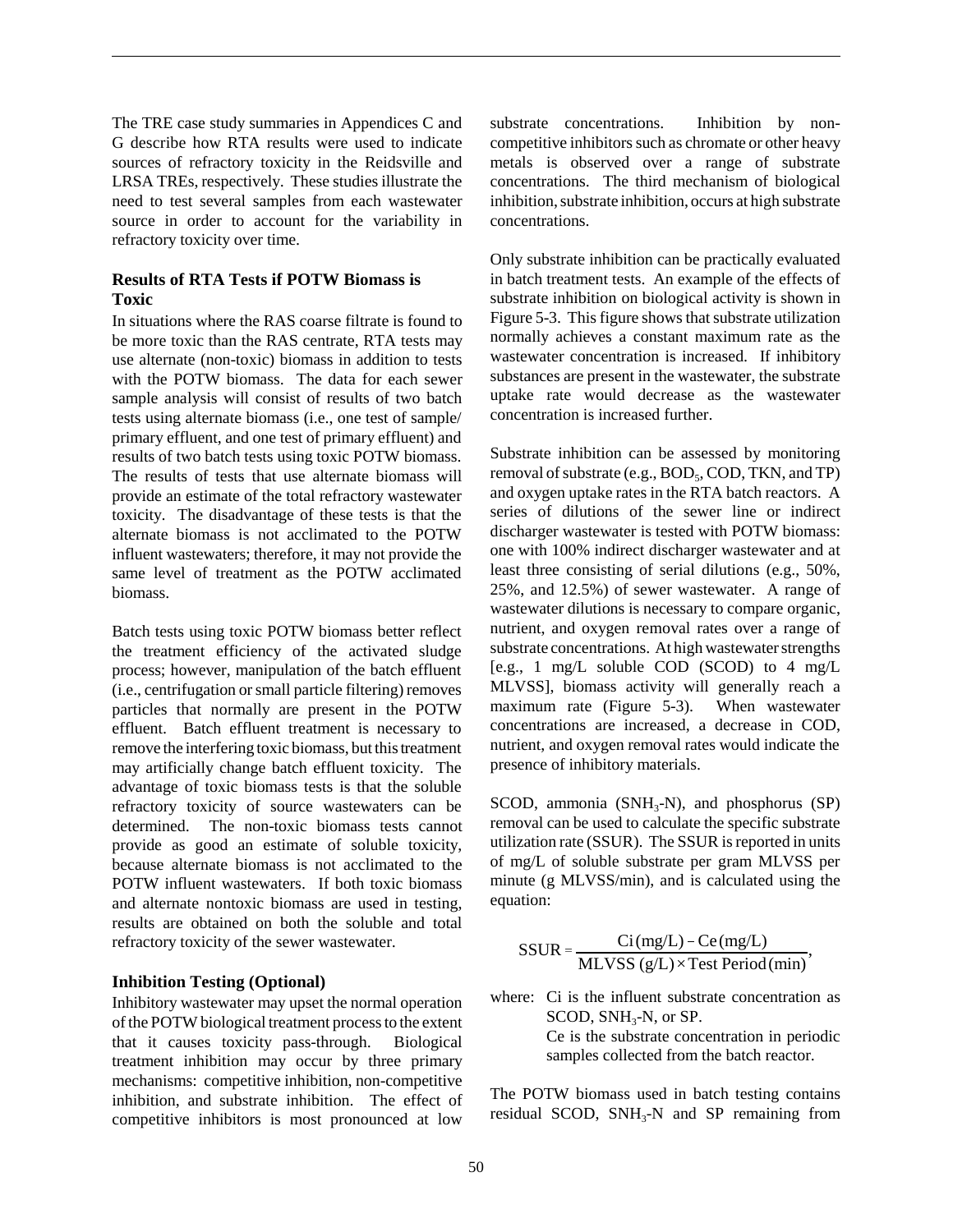The TRE case study summaries in Appendices C and G describe how RTA results were used to indicate sources of refractory toxicity in the Reidsville and LRSA TREs, respectively. These studies illustrate the need to test several samples from each wastewater source in order to account for the variability in refractory toxicity over time.

### Results of RTA Tests if POTW Biomass is Toxic

In situations where the RAS coarse filtrate is found to be more toxic than the RAS centrate, RTA tests may use alternate (non-toxic) biomass in addition to tests with the POTW biomass. The data for each sewer sample analysis will consist of results of two batch tests using alternate biomass (i.e., one test of sample/primary effluent, and one test of primary effluent) and results of two batch tests using toxic POTW biomass. The results of tests that use alternate biomass will provide an estimate of the total refractory wastewater toxicity. The disadvantage of these tests is that the alternate biomass is not acclimated to the POTW influent wastewaters; therefore, it may not provide the same level of treatment as the POTW acclimated biomass.

Batch tests using toxic POTW biomass better reflect the treatment efficiency of the activated sludge process; however, manipulation of the batch effluent (i.e., centrifugation or small particle filtering) removes particles that normally are present in the POTW effluent. Batch effluent treatment is necessary to remove the interfering toxic biomass, but this treatment may artificially change batch effluent toxicity. The advantage of toxic biomass tests is that the soluble refractory toxicity of source wastewaters can be determined. The non-toxic biomass tests cannot provide as good an estimate of soluble toxicity, because alternate biomass is not acclimated to the POTW influent wastewaters. If both toxic biomass and alternate nontoxic biomass are used in testing, results are obtained on both the soluble and total refractory toxicity of the sewer wastewater.

### Inhibition Testing (Optional)

Inhibitory wastewater may upset the normal operation of the POTW biological treatment process to the extent that it causes toxicity pass-through. Biological treatment inhibition may occur by three primary mechanisms: competitive inhibition, non-competitive inhibition, and substrate inhibition. The effect of competitive inhibitors is most pronounced at low substrate concentrations. Inhibition by non-competitive inhibitors such as chromate or other heavy metals is observed over a range of substrate concentrations. The third mechanism of biological inhibition, substrate inhibition, occurs at high substrate concentrations.

Only substrate inhibition can be practically evaluated in batch treatment tests. An example of the effects of substrate inhibition on biological activity is shown in Figure 5-3. This figure shows that substrate utilization normally achieves a constant maximum rate as the wastewater concentration is increased. If inhibitory substances are present in the wastewater, the substrate uptake rate would decrease as the wastewater concentration is increased further.

Substrate inhibition can be assessed by monitoring removal of substrate (e.g., $BOD_5$, COD, TKN, and TP) and oxygen uptake rates in the RTA batch reactors. A series of dilutions of the sewer line or indirect discharger wastewater is tested with POTW biomass: one with 100% indirect discharger wastewater and at least three consisting of serial dilutions (e.g., 50%, 25%, and 12.5%) of sewer wastewater. A range of wastewater dilutions is necessary to compare organic, nutrient, and oxygen removal rates over a range of substrate concentrations. At high wastewater strengths [e.g., 1 mg/L soluble COD (SCOD) to 4 mg/L MLVSS], biomass activity will generally reach a maximum rate (Figure 5-3). When wastewater concentrations are increased, a decrease in COD, nutrient, and oxygen removal rates would indicate the presence of inhibitory materials.

SCOD, ammonia ($SNH_3$-N), and phosphorus (SP) removal can be used to calculate the specific substrate utilization rate (SSUR). The SSUR is reported in units of mg/L of soluble substrate per gram MLVSS per minute (g MLVSS/min), and is calculated using the equation:

$$\text{SSUR} = \frac{\text{Ci (mg/L)} - \text{Ce (mg/L)}}{\text{MLVSS (g/L)} \times \text{Test Period (min)}},$$

where: Ci is the influent substrate concentration as SCOD, $SNH_3$-N, or SP.
Ce is the substrate concentration in periodic samples collected from the batch reactor.

The POTW biomass used in batch testing contains residual SCOD, $SNH_3$-N and SP remaining from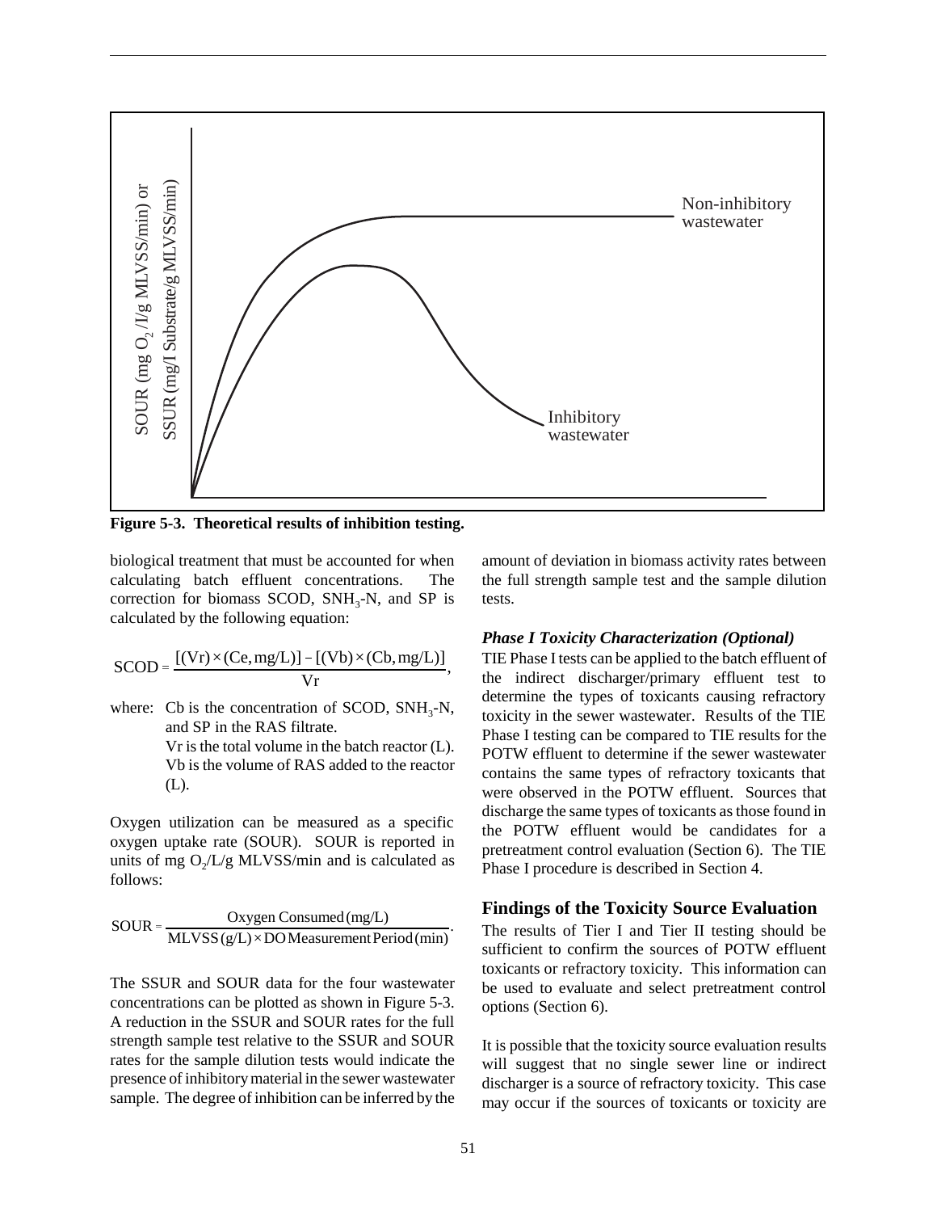**Figure 5-3. Theoretical results of inhibition testing.**

biological treatment that must be accounted for when calculating batch effluent concentrations. The correction for biomass SCOD, $SNH_3$-N, and SP is calculated by the following equation:

$$\text{SCOD} = \frac{[(\text{Vr}) \times (\text{Ce, mg/L})] - [(\text{Vb}) \times (\text{Cb, mg/L})]}{\text{Vr}},$$

where: Cb is the concentration of SCOD, $SNH_3$-N, and SP in the RAS filtrate.
Vr is the total volume in the batch reactor (L).
Vb is the volume of RAS added to the reactor (L).

Oxygen utilization can be measured as a specific oxygen uptake rate (SOUR). SOUR is reported in units of mg $O_2$/L/g MLVSS/min and is calculated as follows:

$$\text{SOUR} = \frac{\text{Oxygen Consumed (mg/L)}}{\text{MLVSS (g/L)} \times \text{DO Measurement Period (min)}}.$$

The SSUR and SOUR data for the four wastewater concentrations can be plotted as shown in Figure 5-3. A reduction in the SSUR and SOUR rates for the full strength sample test relative to the SSUR and SOUR rates for the sample dilution tests would indicate the presence of inhibitory material in the sewer wastewater sample. The degree of inhibition can be inferred by the amount of deviation in biomass activity rates between the full strength sample test and the sample dilution tests.

### *Phase I Toxicity Characterization (Optional)*

TIE Phase I tests can be applied to the batch effluent of the indirect discharger/primary effluent test to determine the types of toxicants causing refractory toxicity in the sewer wastewater. Results of the TIE Phase I testing can be compared to TIE results for the POTW effluent to determine if the sewer wastewater contains the same types of refractory toxicants that were observed in the POTW effluent. Sources that discharge the same types of toxicants as those found in the POTW effluent would be candidates for a pretreatment control evaluation (Section 6). The TIE Phase I procedure is described in Section 4.

## Findings of the Toxicity Source Evaluation

The results of Tier I and Tier II testing should be sufficient to confirm the sources of POTW effluent toxicants or refractory toxicity. This information can be used to evaluate and select pretreatment control options (Section 6).

It is possible that the toxicity source evaluation results will suggest that no single sewer line or indirect discharger is a source of refractory toxicity. This case may occur if the sources of toxicants or toxicity are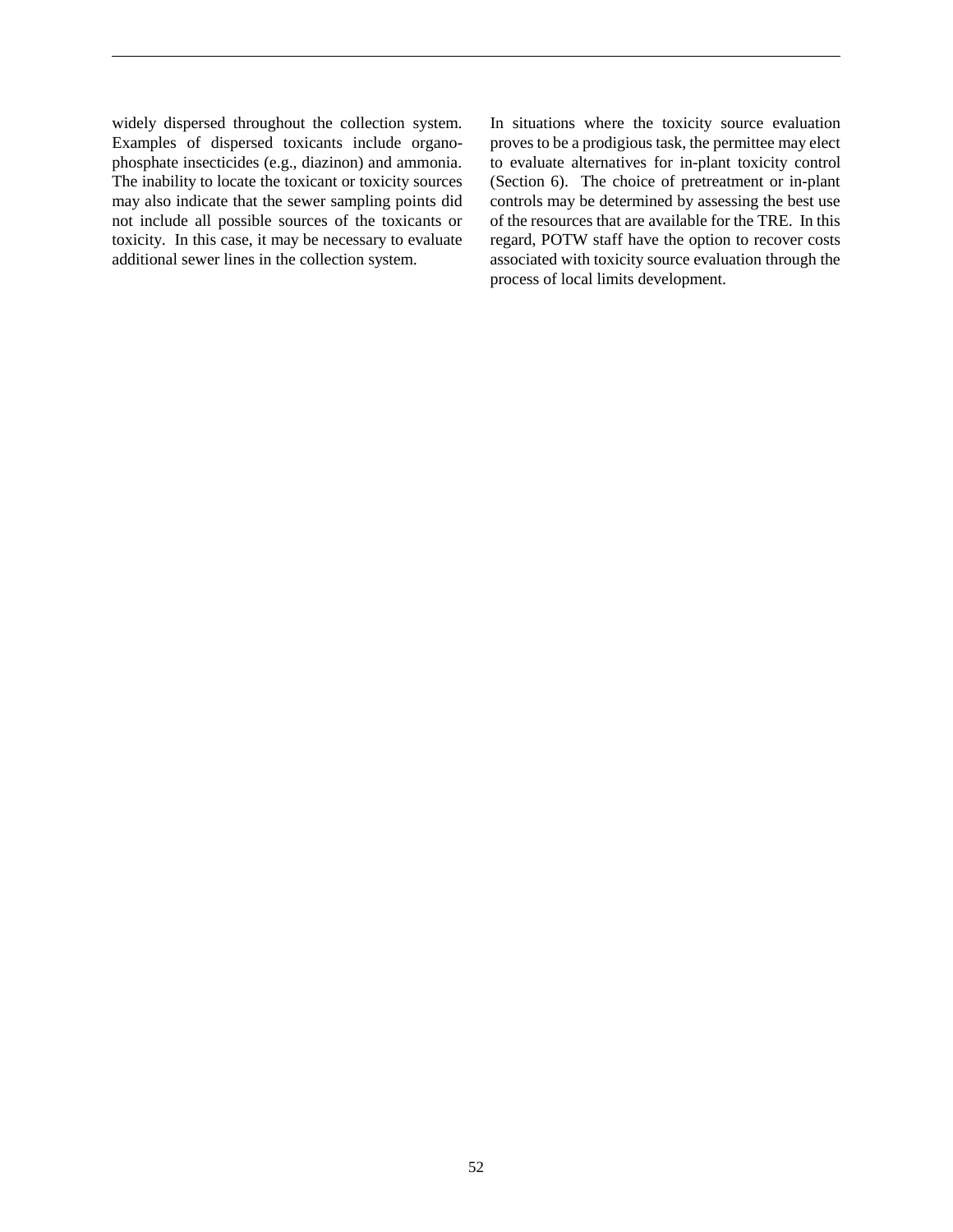widely dispersed throughout the collection system. Examples of dispersed toxicants include organophosphate insecticides (e.g., diazinon) and ammonia. The inability to locate the toxicant or toxicity sources may also indicate that the sewer sampling points did not include all possible sources of the toxicants or toxicity. In this case, it may be necessary to evaluate additional sewer lines in the collection system.

In situations where the toxicity source evaluation proves to be a prodigious task, the permittee may elect to evaluate alternatives for in-plant toxicity control (Section 6). The choice of pretreatment or in-plant controls may be determined by assessing the best use of the resources that are available for the TRE. In this regard, POTW staff have the option to recover costs associated with toxicity source evaluation through the process of local limits development.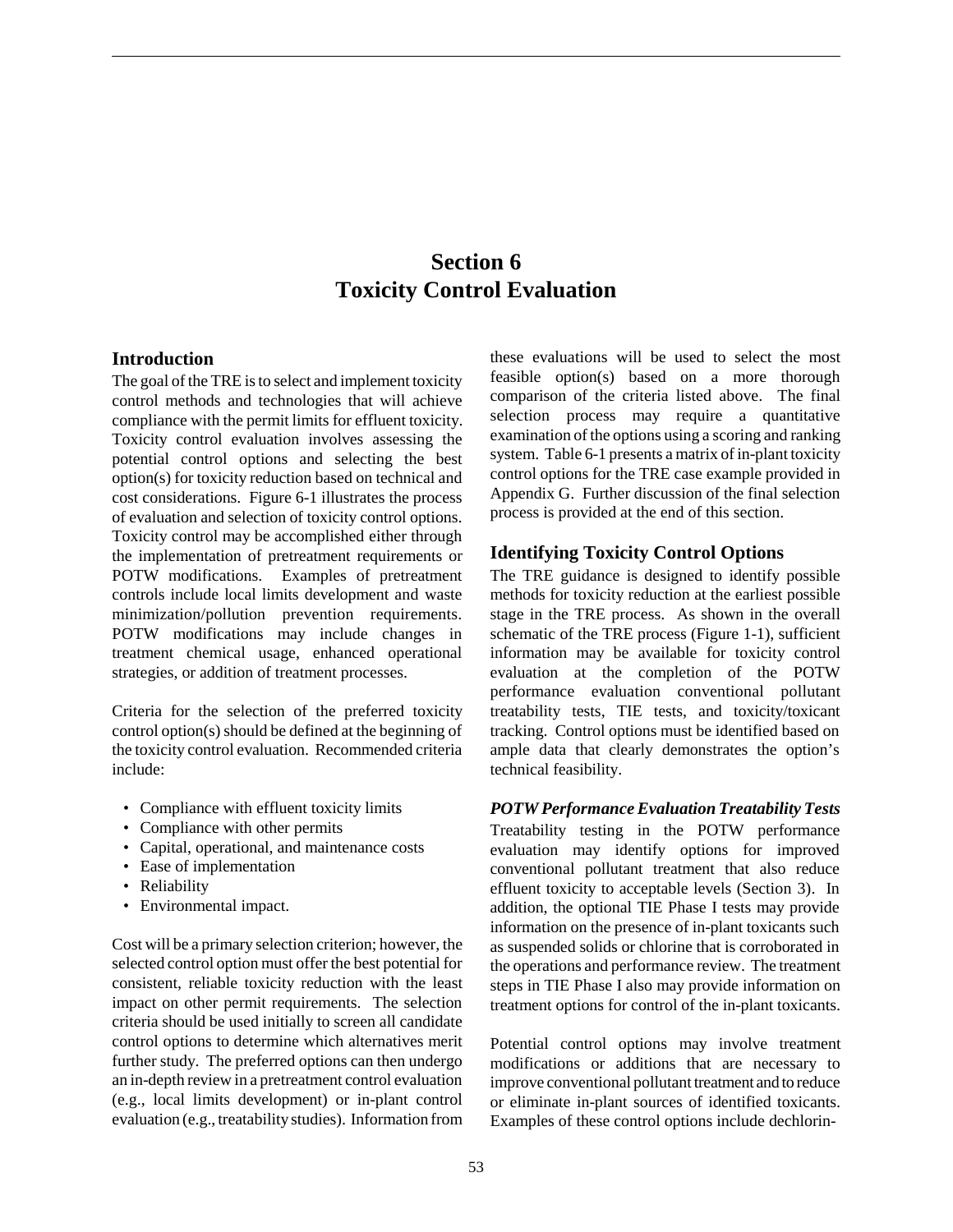# Section 6
# Toxicity Control Evaluation

## Introduction

The goal of the TRE is to select and implement toxicity control methods and technologies that will achieve compliance with the permit limits for effluent toxicity. Toxicity control evaluation involves assessing the potential control options and selecting the best option(s) for toxicity reduction based on technical and cost considerations. Figure 6-1 illustrates the process of evaluation and selection of toxicity control options. Toxicity control may be accomplished either through the implementation of pretreatment requirements or POTW modifications. Examples of pretreatment controls include local limits development and waste minimization/pollution prevention requirements. POTW modifications may include changes in treatment chemical usage, enhanced operational strategies, or addition of treatment processes.

Criteria for the selection of the preferred toxicity control option(s) should be defined at the beginning of the toxicity control evaluation. Recommended criteria include:

- Compliance with effluent toxicity limits
- Compliance with other permits
- Capital, operational, and maintenance costs
- Ease of implementation
- Reliability
- Environmental impact.

Cost will be a primary selection criterion; however, the selected control option must offer the best potential for consistent, reliable toxicity reduction with the least impact on other permit requirements. The selection criteria should be used initially to screen all candidate control options to determine which alternatives merit further study. The preferred options can then undergo an in-depth review in a pretreatment control evaluation (e.g., local limits development) or in-plant control evaluation (e.g., treatability studies). Information from these evaluations will be used to select the most feasible option(s) based on a more thorough comparison of the criteria listed above. The final selection process may require a quantitative examination of the options using a scoring and ranking system. Table 6-1 presents a matrix of in-plant toxicity control options for the TRE case example provided in Appendix G. Further discussion of the final selection process is provided at the end of this section.

## Identifying Toxicity Control Options

The TRE guidance is designed to identify possible methods for toxicity reduction at the earliest possible stage in the TRE process. As shown in the overall schematic of the TRE process (Figure 1-1), sufficient information may be available for toxicity control evaluation at the completion of the POTW performance evaluation conventional pollutant treatability tests, TIE tests, and toxicity/toxicant tracking. Control options must be identified based on ample data that clearly demonstrates the option's technical feasibility.

### *POTW Performance Evaluation Treatability Tests*

Treatability testing in the POTW performance evaluation may identify options for improved conventional pollutant treatment that also reduce effluent toxicity to acceptable levels (Section 3). In addition, the optional TIE Phase I tests may provide information on the presence of in-plant toxicants such as suspended solids or chlorine that is corroborated in the operations and performance review. The treatment steps in TIE Phase I also may provide information on treatment options for control of the in-plant toxicants.

Potential control options may involve treatment modifications or additions that are necessary to improve conventional pollutant treatment and to reduce or eliminate in-plant sources of identified toxicants. Examples of these control options include dechlorin-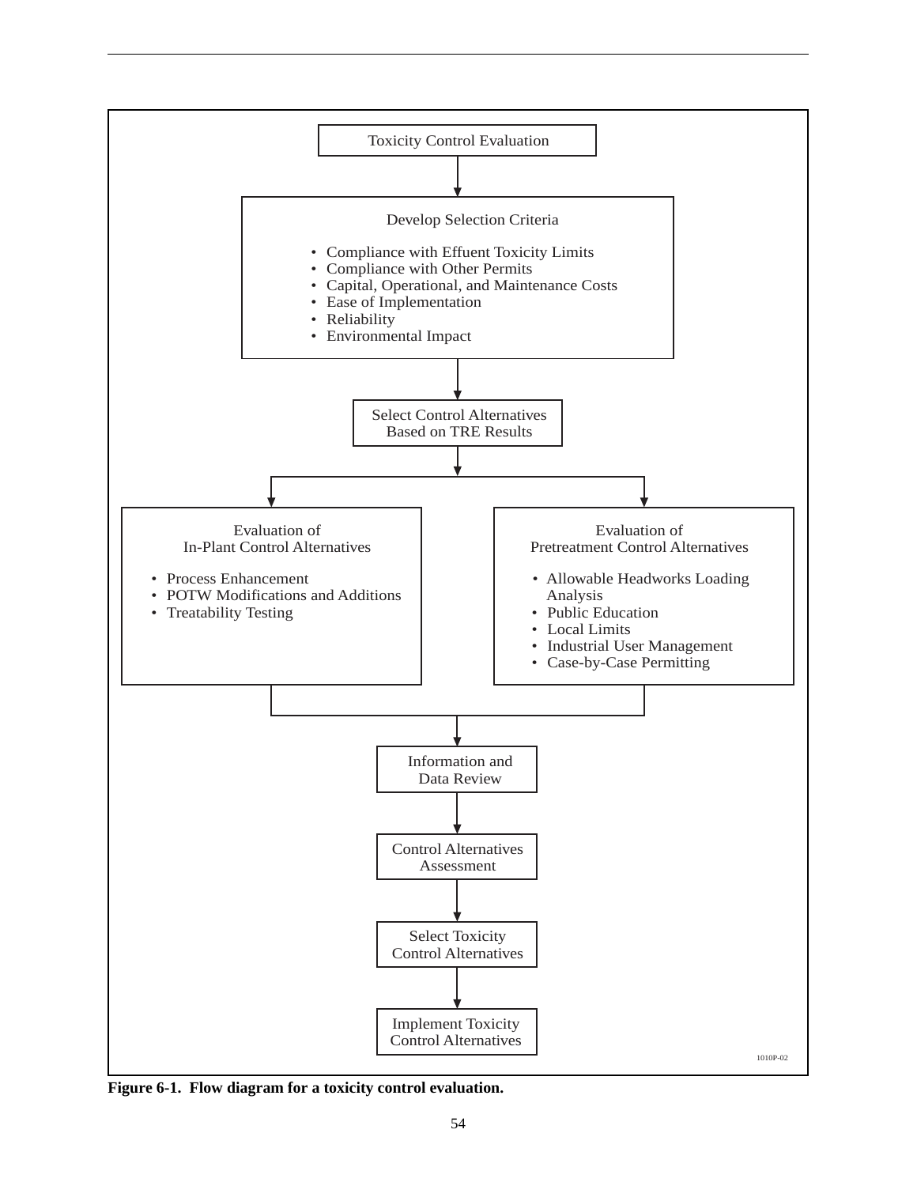Toxicity Control Evaluation

Develop Selection Criteria

- Compliance with Effuent Toxicity Limits
- Compliance with Other Permits
- Capital, Operational, and Maintenance Costs
- Ease of Implementation
- Reliability
- Environmental Impact

Select Control Alternatives Based on TRE Results

Evaluation of In-Plant Control Alternatives

- Process Enhancement
- POTW Modifications and Additions
- Treatability Testing

Evaluation of Pretreatment Control Alternatives

- Allowable Headworks Loading Analysis
- Public Education
- Local Limits
- Industrial User Management
- Case-by-Case Permitting

Information and Data Review

Control Alternatives Assessment

Select Toxicity Control Alternatives

Implement Toxicity Control Alternatives

1010P-02

**Figure 6-1. Flow diagram for a toxicity control evaluation.**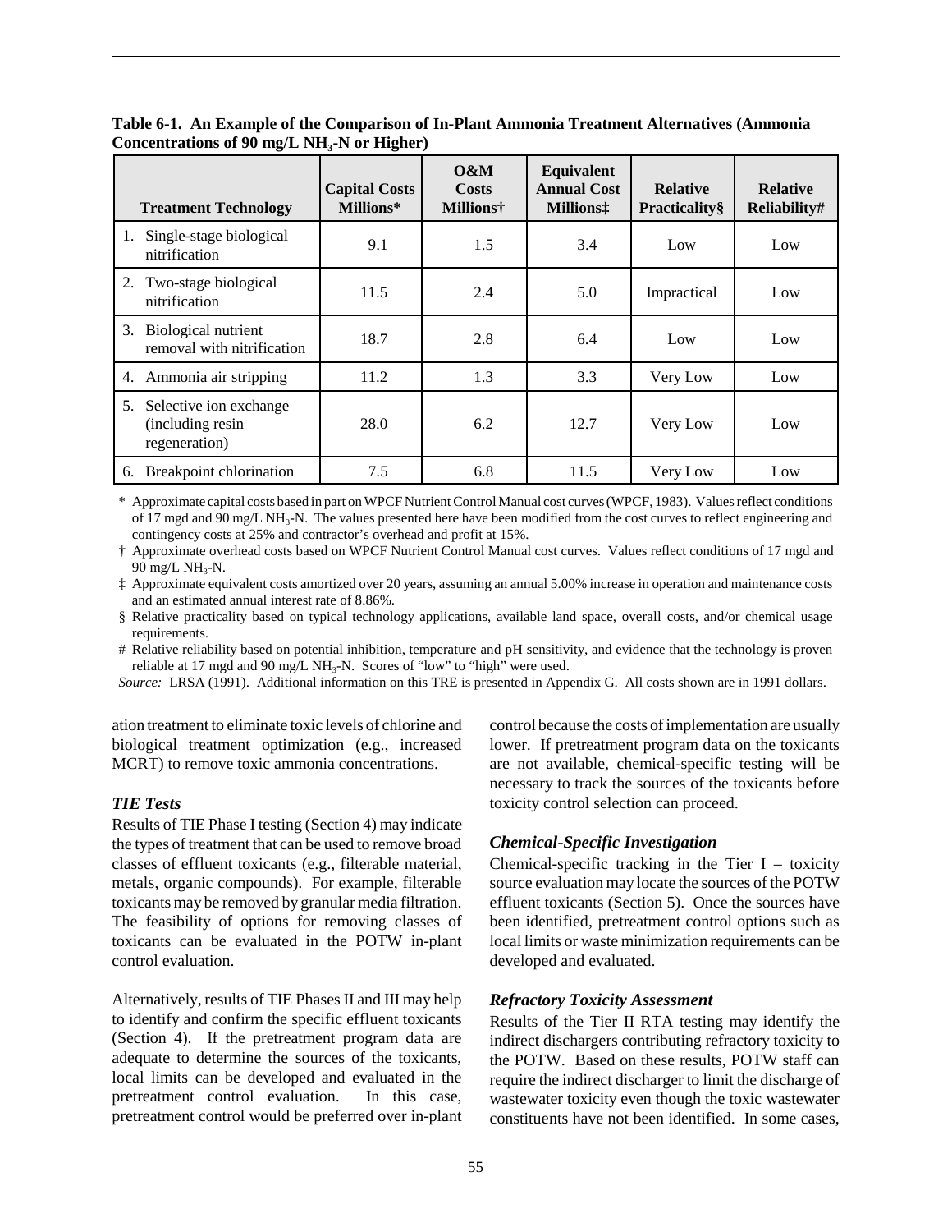**Table 6-1. An Example of the Comparison of In-Plant Ammonia Treatment Alternatives (Ammonia Concentrations of 90 mg/L $NH_3$-N or Higher)**

| Treatment Technology | Capital Costs Millions* | O&M Costs Millions† | Equivalent Annual Cost Millions‡ | Relative Practicality§ | Relative Reliability# |
|---|---|---|---|---|---|
| 1. Single-stage biological nitrification | 9.1 | 1.5 | 3.4 | Low | Low |
| 2. Two-stage biological nitrification | 11.5 | 2.4 | 5.0 | Impractical | Low |
| 3. Biological nutrient removal with nitrification | 18.7 | 2.8 | 6.4 | Low | Low |
| 4. Ammonia air stripping | 11.2 | 1.3 | 3.3 | Very Low | Low |
| 5. Selective ion exchange (including resin regeneration) | 28.0 | 6.2 | 12.7 | Very Low | Low |
| 6. Breakpoint chlorination | 7.5 | 6.8 | 11.5 | Very Low | Low |

\* Approximate capital costs based in part on WPCF Nutrient Control Manual cost curves (WPCF, 1983). Values reflect conditions of 17 mgd and 90 mg/L $NH_3$-N. The values presented here have been modified from the cost curves to reflect engineering and contingency costs at 25% and contractor's overhead and profit at 15%.

† Approximate overhead costs based on WPCF Nutrient Control Manual cost curves. Values reflect conditions of 17 mgd and 90 mg/L $NH_3$-N.

‡ Approximate equivalent costs amortized over 20 years, assuming an annual 5.00% increase in operation and maintenance costs and an estimated annual interest rate of 8.86%.

§ Relative practicality based on typical technology applications, available land space, overall costs, and/or chemical usage requirements.

\# Relative reliability based on potential inhibition, temperature and pH sensitivity, and evidence that the technology is proven reliable at 17 mgd and 90 mg/L $NH_3$-N. Scores of "low" to "high" were used.

*Source:* LRSA (1991). Additional information on this TRE is presented in Appendix G. All costs shown are in 1991 dollars.

ation treatment to eliminate toxic levels of chlorine and biological treatment optimization (e.g., increased MCRT) to remove toxic ammonia concentrations.

### *TIE Tests*

Results of TIE Phase I testing (Section 4) may indicate the types of treatment that can be used to remove broad classes of effluent toxicants (e.g., filterable material, metals, organic compounds). For example, filterable toxicants may be removed by granular media filtration. The feasibility of options for removing classes of toxicants can be evaluated in the POTW in-plant control evaluation.

Alternatively, results of TIE Phases II and III may help to identify and confirm the specific effluent toxicants (Section 4). If the pretreatment program data are adequate to determine the sources of the toxicants, local limits can be developed and evaluated in the pretreatment control evaluation. In this case, pretreatment control would be preferred over in-plant control because the costs of implementation are usually lower. If pretreatment program data on the toxicants are not available, chemical-specific testing will be necessary to track the sources of the toxicants before toxicity control selection can proceed.

### *Chemical-Specific Investigation*

Chemical-specific tracking in the Tier I – toxicity source evaluation may locate the sources of the POTW effluent toxicants (Section 5). Once the sources have been identified, pretreatment control options such as local limits or waste minimization requirements can be developed and evaluated.

### *Refractory Toxicity Assessment*

Results of the Tier II RTA testing may identify the indirect dischargers contributing refractory toxicity to the POTW. Based on these results, POTW staff can require the indirect discharger to limit the discharge of wastewater toxicity even though the toxic wastewater constituents have not been identified. In some cases,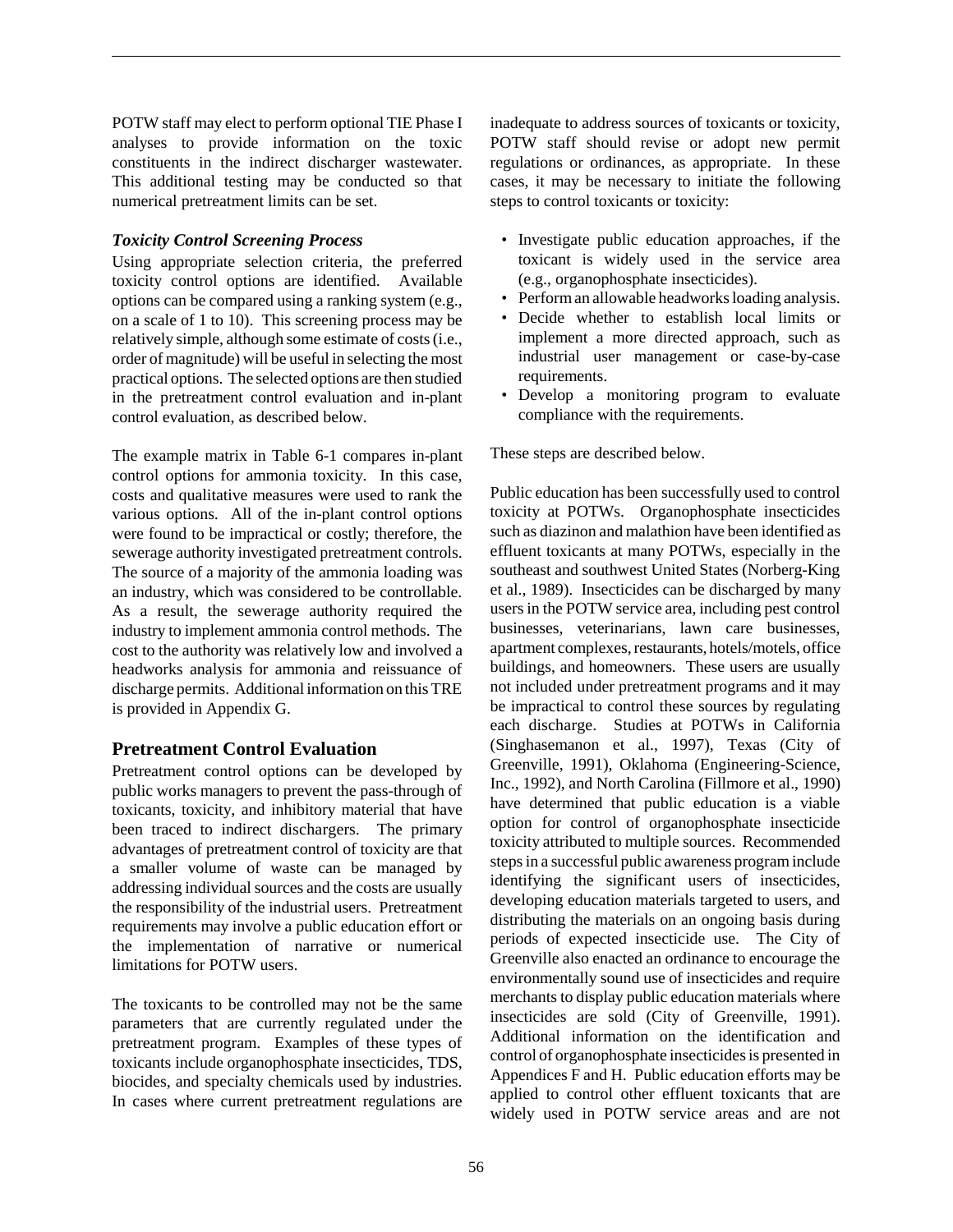POTW staff may elect to perform optional TIE Phase I analyses to provide information on the toxic constituents in the indirect discharger wastewater. This additional testing may be conducted so that numerical pretreatment limits can be set.

***Toxicity Control Screening Process***

Using appropriate selection criteria, the preferred toxicity control options are identified. Available options can be compared using a ranking system (e.g., on a scale of 1 to 10). This screening process may be relatively simple, although some estimate of costs (i.e., order of magnitude) will be useful in selecting the most practical options. The selected options are then studied in the pretreatment control evaluation and in-plant control evaluation, as described below.

The example matrix in Table 6-1 compares in-plant control options for ammonia toxicity. In this case, costs and qualitative measures were used to rank the various options. All of the in-plant control options were found to be impractical or costly; therefore, the sewerage authority investigated pretreatment controls. The source of a majority of the ammonia loading was an industry, which was considered to be controllable. As a result, the sewerage authority required the industry to implement ammonia control methods. The cost to the authority was relatively low and involved a headworks analysis for ammonia and reissuance of discharge permits. Additional information on this TRE is provided in Appendix G.

## Pretreatment Control Evaluation

Pretreatment control options can be developed by public works managers to prevent the pass-through of toxicants, toxicity, and inhibitory material that have been traced to indirect dischargers. The primary advantages of pretreatment control of toxicity are that a smaller volume of waste can be managed by addressing individual sources and the costs are usually the responsibility of the industrial users. Pretreatment requirements may involve a public education effort or the implementation of narrative or numerical limitations for POTW users.

The toxicants to be controlled may not be the same parameters that are currently regulated under the pretreatment program. Examples of these types of toxicants include organophosphate insecticides, TDS, biocides, and specialty chemicals used by industries. In cases where current pretreatment regulations are inadequate to address sources of toxicants or toxicity, POTW staff should revise or adopt new permit regulations or ordinances, as appropriate. In these cases, it may be necessary to initiate the following steps to control toxicants or toxicity:

- Investigate public education approaches, if the toxicant is widely used in the service area (e.g., organophosphate insecticides).
- Perform an allowable headworks loading analysis.
- Decide whether to establish local limits or implement a more directed approach, such as industrial user management or case-by-case requirements.
- Develop a monitoring program to evaluate compliance with the requirements.

These steps are described below.

Public education has been successfully used to control toxicity at POTWs. Organophosphate insecticides such as diazinon and malathion have been identified as effluent toxicants at many POTWs, especially in the southeast and southwest United States (Norberg-King et al., 1989). Insecticides can be discharged by many users in the POTW service area, including pest control businesses, veterinarians, lawn care businesses, apartment complexes, restaurants, hotels/motels, office buildings, and homeowners. These users are usually not included under pretreatment programs and it may be impractical to control these sources by regulating each discharge. Studies at POTWs in California (Singhasemanon et al., 1997), Texas (City of Greenville, 1991), Oklahoma (Engineering-Science, Inc., 1992), and North Carolina (Fillmore et al., 1990) have determined that public education is a viable option for control of organophosphate insecticide toxicity attributed to multiple sources. Recommended steps in a successful public awareness program include identifying the significant users of insecticides, developing education materials targeted to users, and distributing the materials on an ongoing basis during periods of expected insecticide use. The City of Greenville also enacted an ordinance to encourage the environmentally sound use of insecticides and require merchants to display public education materials where insecticides are sold (City of Greenville, 1991). Additional information on the identification and control of organophosphate insecticides is presented in Appendices F and H. Public education efforts may be applied to control other effluent toxicants that are widely used in POTW service areas and are not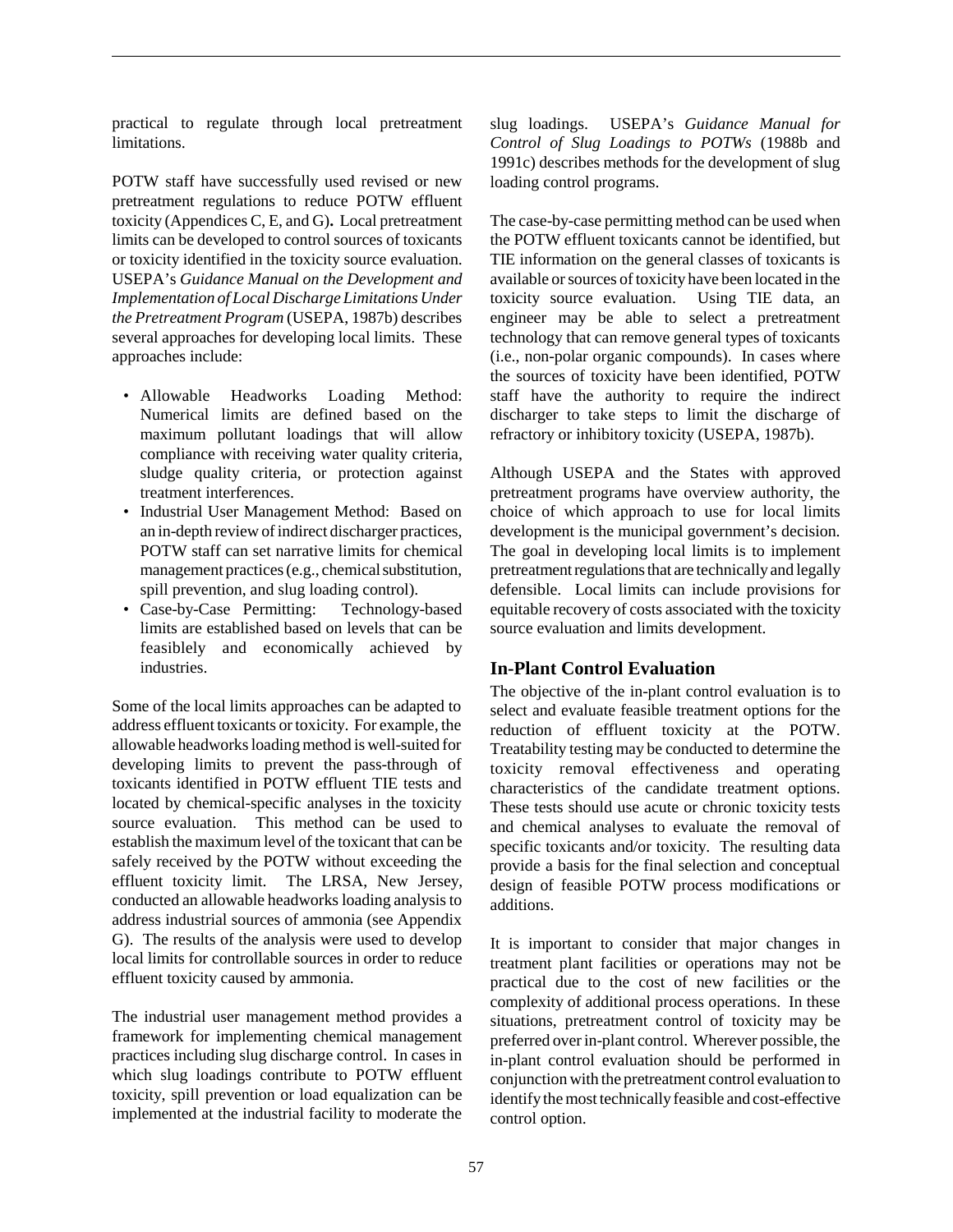practical to regulate through local pretreatment limitations.

POTW staff have successfully used revised or new pretreatment regulations to reduce POTW effluent toxicity (Appendices C, E, and G). Local pretreatment limits can be developed to control sources of toxicants or toxicity identified in the toxicity source evaluation. USEPA's *Guidance Manual on the Development and Implementation of Local Discharge Limitations Under the Pretreatment Program* (USEPA, 1987b) describes several approaches for developing local limits. These approaches include:

- Allowable Headworks Loading Method: Numerical limits are defined based on the maximum pollutant loadings that will allow compliance with receiving water quality criteria, sludge quality criteria, or protection against treatment interferences.
- Industrial User Management Method: Based on an in-depth review of indirect discharger practices, POTW staff can set narrative limits for chemical management practices (e.g., chemical substitution, spill prevention, and slug loading control).
- Case-by-Case Permitting: Technology-based limits are established based on levels that can be feasiblely and economically achieved by industries.

Some of the local limits approaches can be adapted to address effluent toxicants or toxicity. For example, the allowable headworks loading method is well-suited for developing limits to prevent the pass-through of toxicants identified in POTW effluent TIE tests and located by chemical-specific analyses in the toxicity source evaluation. This method can be used to establish the maximum level of the toxicant that can be safely received by the POTW without exceeding the effluent toxicity limit. The LRSA, New Jersey, conducted an allowable headworks loading analysis to address industrial sources of ammonia (see Appendix G). The results of the analysis were used to develop local limits for controllable sources in order to reduce effluent toxicity caused by ammonia.

The industrial user management method provides a framework for implementing chemical management practices including slug discharge control. In cases in which slug loadings contribute to POTW effluent toxicity, spill prevention or load equalization can be implemented at the industrial facility to moderate the slug loadings. USEPA's *Guidance Manual for Control of Slug Loadings to POTWs* (1988b and 1991c) describes methods for the development of slug loading control programs.

The case-by-case permitting method can be used when the POTW effluent toxicants cannot be identified, but TIE information on the general classes of toxicants is available or sources of toxicity have been located in the toxicity source evaluation. Using TIE data, an engineer may be able to select a pretreatment technology that can remove general types of toxicants (i.e., non-polar organic compounds). In cases where the sources of toxicity have been identified, POTW staff have the authority to require the indirect discharger to take steps to limit the discharge of refractory or inhibitory toxicity (USEPA, 1987b).

Although USEPA and the States with approved pretreatment programs have overview authority, the choice of which approach to use for local limits development is the municipal government's decision. The goal in developing local limits is to implement pretreatment regulations that are technically and legally defensible. Local limits can include provisions for equitable recovery of costs associated with the toxicity source evaluation and limits development.

## In-Plant Control Evaluation

The objective of the in-plant control evaluation is to select and evaluate feasible treatment options for the reduction of effluent toxicity at the POTW. Treatability testing may be conducted to determine the toxicity removal effectiveness and operating characteristics of the candidate treatment options. These tests should use acute or chronic toxicity tests and chemical analyses to evaluate the removal of specific toxicants and/or toxicity. The resulting data provide a basis for the final selection and conceptual design of feasible POTW process modifications or additions.

It is important to consider that major changes in treatment plant facilities or operations may not be practical due to the cost of new facilities or the complexity of additional process operations. In these situations, pretreatment control of toxicity may be preferred over in-plant control. Wherever possible, the in-plant control evaluation should be performed in conjunction with the pretreatment control evaluation to identify the most technically feasible and cost-effective control option.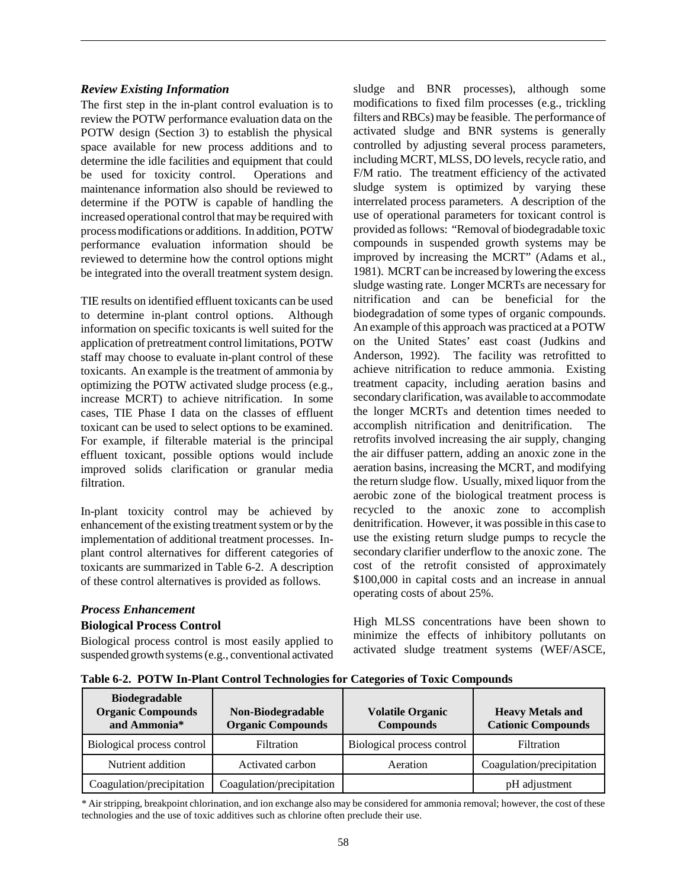### *Review Existing Information*

The first step in the in-plant control evaluation is to review the POTW performance evaluation data on the POTW design (Section 3) to establish the physical space available for new process additions and to determine the idle facilities and equipment that could be used for toxicity control. Operations and maintenance information also should be reviewed to determine if the POTW is capable of handling the increased operational control that may be required with process modifications or additions. In addition, POTW performance evaluation information should be reviewed to determine how the control options might be integrated into the overall treatment system design.

TIE results on identified effluent toxicants can be used to determine in-plant control options. Although information on specific toxicants is well suited for the application of pretreatment control limitations, POTW staff may choose to evaluate in-plant control of these toxicants. An example is the treatment of ammonia by optimizing the POTW activated sludge process (e.g., increase MCRT) to achieve nitrification. In some cases, TIE Phase I data on the classes of effluent toxicant can be used to select options to be examined. For example, if filterable material is the principal effluent toxicant, possible options would include improved solids clarification or granular media filtration.

In-plant toxicity control may be achieved by enhancement of the existing treatment system or by the implementation of additional treatment processes. In-plant control alternatives for different categories of toxicants are summarized in Table 6-2. A description of these control alternatives is provided as follows.

### *Process Enhancement*

#### Biological Process Control

Biological process control is most easily applied to suspended growth systems (e.g., conventional activated sludge and BNR processes), although some modifications to fixed film processes (e.g., trickling filters and RBCs) may be feasible. The performance of activated sludge and BNR systems is generally controlled by adjusting several process parameters, including MCRT, MLSS, DO levels, recycle ratio, and F/M ratio. The treatment efficiency of the activated sludge system is optimized by varying these interrelated process parameters. A description of the use of operational parameters for toxicant control is provided as follows: "Removal of biodegradable toxic compounds in suspended growth systems may be improved by increasing the MCRT" (Adams et al., 1981). MCRT can be increased by lowering the excess sludge wasting rate. Longer MCRTs are necessary for nitrification and can be beneficial for the biodegradation of some types of organic compounds. An example of this approach was practiced at a POTW on the United States' east coast (Judkins and Anderson, 1992). The facility was retrofitted to achieve nitrification to reduce ammonia. Existing treatment capacity, including aeration basins and secondary clarification, was available to accommodate the longer MCRTs and detention times needed to accomplish nitrification and denitrification. The retrofits involved increasing the air supply, changing the air diffuser pattern, adding an anoxic zone in the aeration basins, increasing the MCRT, and modifying the return sludge flow. Usually, mixed liquor from the aerobic zone of the biological treatment process is recycled to the anoxic zone to accomplish denitrification. However, it was possible in this case to use the existing return sludge pumps to recycle the secondary clarifier underflow to the anoxic zone. The cost of the retrofit consisted of approximately $100,000 in capital costs and an increase in annual operating costs of about 25%.

High MLSS concentrations have been shown to minimize the effects of inhibitory pollutants on activated sludge treatment systems (WEF/ASCE,

**Table 6-2. POTW In-Plant Control Technologies for Categories of Toxic Compounds**

| Biodegradable Organic Compounds and Ammonia* | Non-Biodegradable Organic Compounds | Volatile Organic Compounds | Heavy Metals and Cationic Compounds |
|---|---|---|---|
| Biological process control | Filtration | Biological process control | Filtration |
| Nutrient addition | Activated carbon | Aeration | Coagulation/precipitation |
| Coagulation/precipitation | Coagulation/precipitation | | pH adjustment |

\* Air stripping, breakpoint chlorination, and ion exchange also may be considered for ammonia removal; however, the cost of these technologies and the use of toxic additives such as chlorine often preclude their use.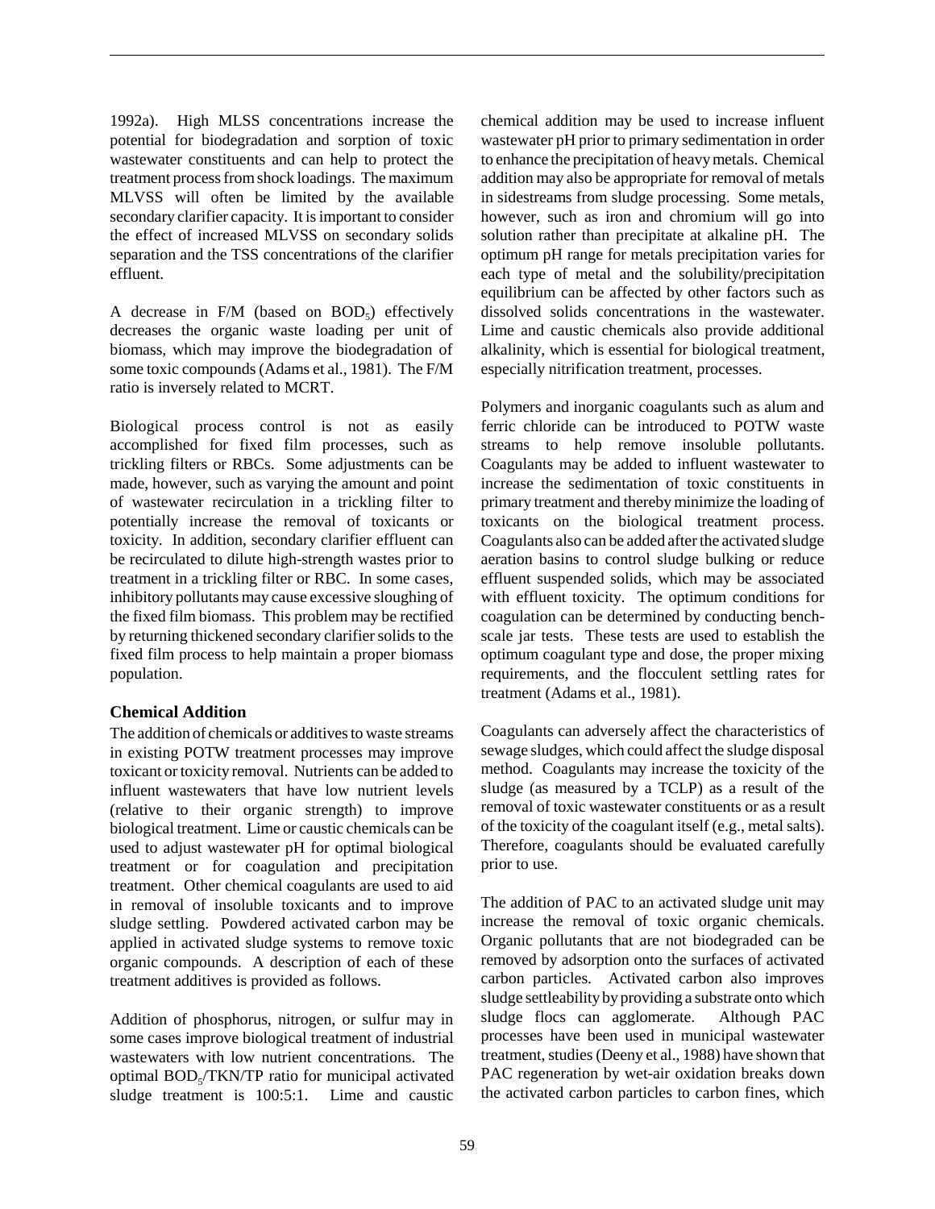1992a). High MLSS concentrations increase the potential for biodegradation and sorption of toxic wastewater constituents and can help to protect the treatment process from shock loadings. The maximum MLVSS will often be limited by the available secondary clarifier capacity. It is important to consider the effect of increased MLVSS on secondary solids separation and the TSS concentrations of the clarifier effluent.

A decrease in F/M (based on $BOD_5$) effectively decreases the organic waste loading per unit of biomass, which may improve the biodegradation of some toxic compounds (Adams et al., 1981). The F/M ratio is inversely related to MCRT.

Biological process control is not as easily accomplished for fixed film processes, such as trickling filters or RBCs. Some adjustments can be made, however, such as varying the amount and point of wastewater recirculation in a trickling filter to potentially increase the removal of toxicants or toxicity. In addition, secondary clarifier effluent can be recirculated to dilute high-strength wastes prior to treatment in a trickling filter or RBC. In some cases, inhibitory pollutants may cause excessive sloughing of the fixed film biomass. This problem may be rectified by returning thickened secondary clarifier solids to the fixed film process to help maintain a proper biomass population.

### Chemical Addition

The addition of chemicals or additives to waste streams in existing POTW treatment processes may improve toxicant or toxicity removal. Nutrients can be added to influent wastewaters that have low nutrient levels (relative to their organic strength) to improve biological treatment. Lime or caustic chemicals can be used to adjust wastewater pH for optimal biological treatment or for coagulation and precipitation treatment. Other chemical coagulants are used to aid in removal of insoluble toxicants and to improve sludge settling. Powdered activated carbon may be applied in activated sludge systems to remove toxic organic compounds. A description of each of these treatment additives is provided as follows.

Addition of phosphorus, nitrogen, or sulfur may in some cases improve biological treatment of industrial wastewaters with low nutrient concentrations. The optimal $BOD_5$/TKN/TP ratio for municipal activated sludge treatment is 100:5:1. Lime and caustic chemical addition may be used to increase influent wastewater pH prior to primary sedimentation in order to enhance the precipitation of heavy metals. Chemical addition may also be appropriate for removal of metals in sidestreams from sludge processing. Some metals, however, such as iron and chromium will go into solution rather than precipitate at alkaline pH. The optimum pH range for metals precipitation varies for each type of metal and the solubility/precipitation equilibrium can be affected by other factors such as dissolved solids concentrations in the wastewater. Lime and caustic chemicals also provide additional alkalinity, which is essential for biological treatment, especially nitrification treatment, processes.

Polymers and inorganic coagulants such as alum and ferric chloride can be introduced to POTW waste streams to help remove insoluble pollutants. Coagulants may be added to influent wastewater to increase the sedimentation of toxic constituents in primary treatment and thereby minimize the loading of toxicants on the biological treatment process. Coagulants also can be added after the activated sludge aeration basins to control sludge bulking or reduce effluent suspended solids, which may be associated with effluent toxicity. The optimum conditions for coagulation can be determined by conducting bench-scale jar tests. These tests are used to establish the optimum coagulant type and dose, the proper mixing requirements, and the flocculent settling rates for treatment (Adams et al., 1981).

Coagulants can adversely affect the characteristics of sewage sludges, which could affect the sludge disposal method. Coagulants may increase the toxicity of the sludge (as measured by a TCLP) as a result of the removal of toxic wastewater constituents or as a result of the toxicity of the coagulant itself (e.g., metal salts). Therefore, coagulants should be evaluated carefully prior to use.

The addition of PAC to an activated sludge unit may increase the removal of toxic organic chemicals. Organic pollutants that are not biodegraded can be removed by adsorption onto the surfaces of activated carbon particles. Activated carbon also improves sludge settleability by providing a substrate onto which sludge flocs can agglomerate. Although PAC processes have been used in municipal wastewater treatment, studies (Deeny et al., 1988) have shown that PAC regeneration by wet-air oxidation breaks down the activated carbon particles to carbon fines, which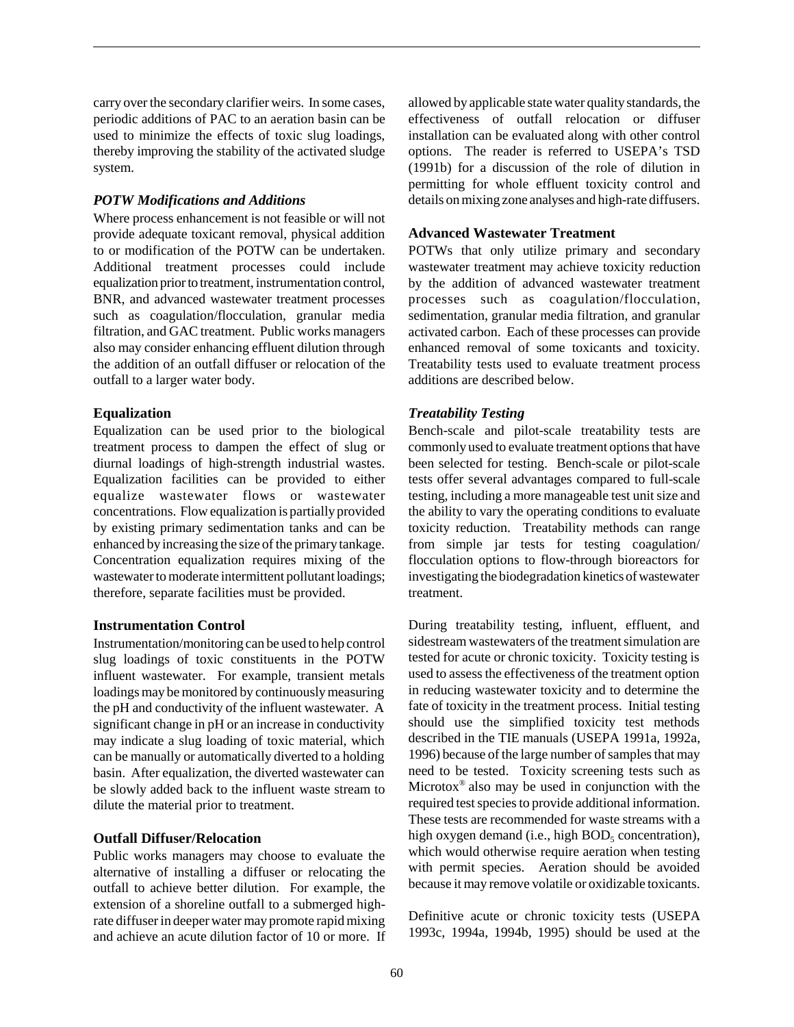carry over the secondary clarifier weirs. In some cases, periodic additions of PAC to an aeration basin can be used to minimize the effects of toxic slug loadings, thereby improving the stability of the activated sludge system.

### *POTW Modifications and Additions*

Where process enhancement is not feasible or will not provide adequate toxicant removal, physical addition to or modification of the POTW can be undertaken. Additional treatment processes could include equalization prior to treatment, instrumentation control, BNR, and advanced wastewater treatment processes such as coagulation/flocculation, granular media filtration, and GAC treatment. Public works managers also may consider enhancing effluent dilution through the addition of an outfall diffuser or relocation of the outfall to a larger water body.

#### **Equalization**

Equalization can be used prior to the biological treatment process to dampen the effect of slug or diurnal loadings of high-strength industrial wastes. Equalization facilities can be provided to either equalize wastewater flows or wastewater concentrations. Flow equalization is partially provided by existing primary sedimentation tanks and can be enhanced by increasing the size of the primary tankage. Concentration equalization requires mixing of the wastewater to moderate intermittent pollutant loadings; therefore, separate facilities must be provided.

#### **Instrumentation Control**

Instrumentation/monitoring can be used to help control slug loadings of toxic constituents in the POTW influent wastewater. For example, transient metals loadings may be monitored by continuously measuring the pH and conductivity of the influent wastewater. A significant change in pH or an increase in conductivity may indicate a slug loading of toxic material, which can be manually or automatically diverted to a holding basin. After equalization, the diverted wastewater can be slowly added back to the influent waste stream to dilute the material prior to treatment.

#### **Outfall Diffuser/Relocation**

Public works managers may choose to evaluate the alternative of installing a diffuser or relocating the outfall to achieve better dilution. For example, the extension of a shoreline outfall to a submerged high-rate diffuser in deeper water may promote rapid mixing and achieve an acute dilution factor of 10 or more. If allowed by applicable state water quality standards, the effectiveness of outfall relocation or diffuser installation can be evaluated along with other control options. The reader is referred to USEPA's TSD (1991b) for a discussion of the role of dilution in permitting for whole effluent toxicity control and details on mixing zone analyses and high-rate diffusers.

#### **Advanced Wastewater Treatment**

POTWs that only utilize primary and secondary wastewater treatment may achieve toxicity reduction by the addition of advanced wastewater treatment processes such as coagulation/flocculation, sedimentation, granular media filtration, and granular activated carbon. Each of these processes can provide enhanced removal of some toxicants and toxicity. Treatability tests used to evaluate treatment process additions are described below.

### *Treatability Testing*

Bench-scale and pilot-scale treatability tests are commonly used to evaluate treatment options that have been selected for testing. Bench-scale or pilot-scale tests offer several advantages compared to full-scale testing, including a more manageable test unit size and the ability to vary the operating conditions to evaluate toxicity reduction. Treatability methods can range from simple jar tests for testing coagulation/flocculation options to flow-through bioreactors for investigating the biodegradation kinetics of wastewater treatment.

During treatability testing, influent, effluent, and sidestream wastewaters of the treatment simulation are tested for acute or chronic toxicity. Toxicity testing is used to assess the effectiveness of the treatment option in reducing wastewater toxicity and to determine the fate of toxicity in the treatment process. Initial testing should use the simplified toxicity test methods described in the TIE manuals (USEPA 1991a, 1992a, 1996) because of the large number of samples that may need to be tested. Toxicity screening tests such as Microtox® also may be used in conjunction with the required test species to provide additional information. These tests are recommended for waste streams with a high oxygen demand (i.e., high $BOD_5$ concentration), which would otherwise require aeration when testing with permit species. Aeration should be avoided because it may remove volatile or oxidizable toxicants.

Definitive acute or chronic toxicity tests (USEPA 1993c, 1994a, 1994b, 1995) should be used at the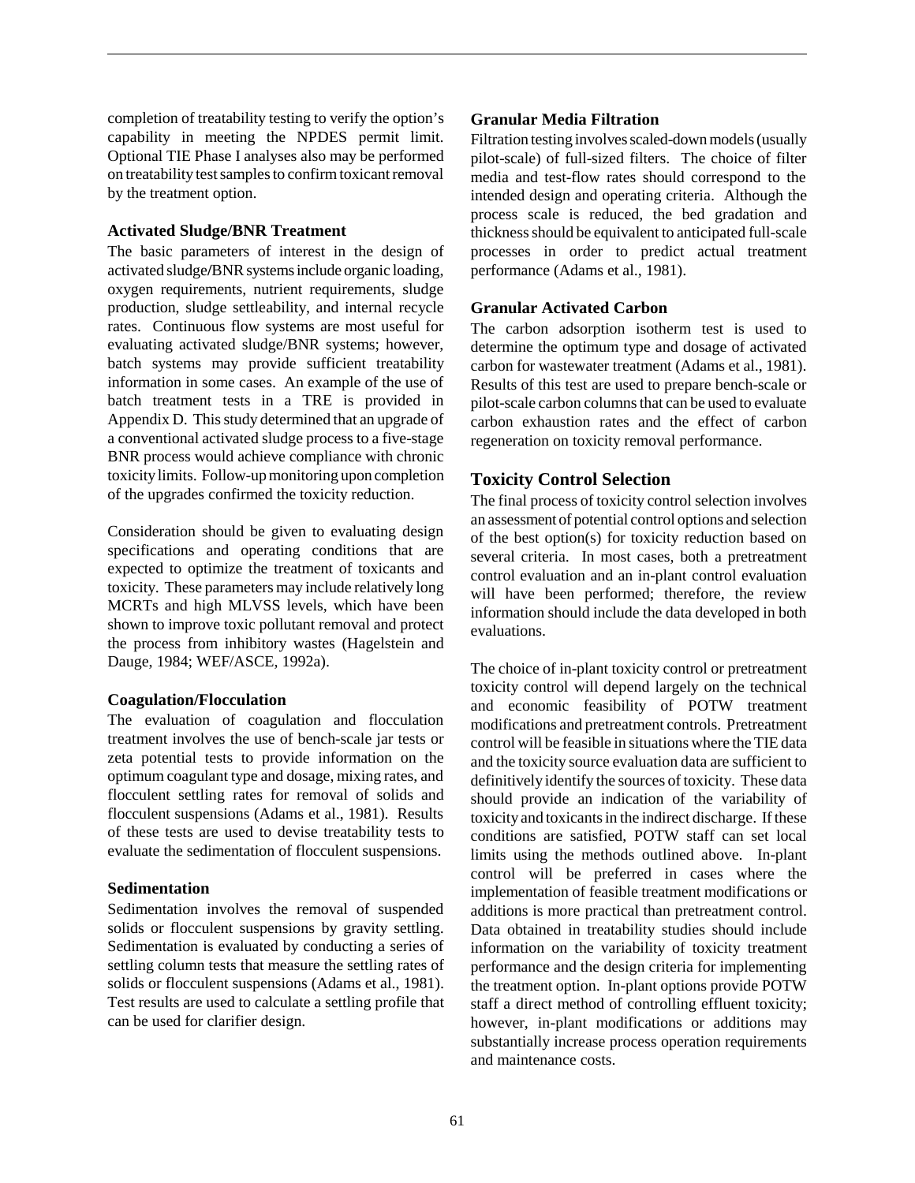completion of treatability testing to verify the option's capability in meeting the NPDES permit limit. Optional TIE Phase I analyses also may be performed on treatability test samples to confirm toxicant removal by the treatment option.

### Activated Sludge/BNR Treatment

The basic parameters of interest in the design of activated sludge/BNR systems include organic loading, oxygen requirements, nutrient requirements, sludge production, sludge settleability, and internal recycle rates. Continuous flow systems are most useful for evaluating activated sludge/BNR systems; however, batch systems may provide sufficient treatability information in some cases. An example of the use of batch treatment tests in a TRE is provided in Appendix D. This study determined that an upgrade of a conventional activated sludge process to a five-stage BNR process would achieve compliance with chronic toxicity limits. Follow-up monitoring upon completion of the upgrades confirmed the toxicity reduction.

Consideration should be given to evaluating design specifications and operating conditions that are expected to optimize the treatment of toxicants and toxicity. These parameters may include relatively long MCRTs and high MLVSS levels, which have been shown to improve toxic pollutant removal and protect the process from inhibitory wastes (Hagelstein and Dauge, 1984; WEF/ASCE, 1992a).

### Coagulation/Flocculation

The evaluation of coagulation and flocculation treatment involves the use of bench-scale jar tests or zeta potential tests to provide information on the optimum coagulant type and dosage, mixing rates, and flocculent settling rates for removal of solids and flocculent suspensions (Adams et al., 1981). Results of these tests are used to devise treatability tests to evaluate the sedimentation of flocculent suspensions.

### Sedimentation

Sedimentation involves the removal of suspended solids or flocculent suspensions by gravity settling. Sedimentation is evaluated by conducting a series of settling column tests that measure the settling rates of solids or flocculent suspensions (Adams et al., 1981). Test results are used to calculate a settling profile that can be used for clarifier design.

### Granular Media Filtration

Filtration testing involves scaled-down models (usually pilot-scale) of full-sized filters. The choice of filter media and test-flow rates should correspond to the intended design and operating criteria. Although the process scale is reduced, the bed gradation and thickness should be equivalent to anticipated full-scale processes in order to predict actual treatment performance (Adams et al., 1981).

### Granular Activated Carbon

The carbon adsorption isotherm test is used to determine the optimum type and dosage of activated carbon for wastewater treatment (Adams et al., 1981). Results of this test are used to prepare bench-scale or pilot-scale carbon columns that can be used to evaluate carbon exhaustion rates and the effect of carbon regeneration on toxicity removal performance.

## Toxicity Control Selection

The final process of toxicity control selection involves an assessment of potential control options and selection of the best option(s) for toxicity reduction based on several criteria. In most cases, both a pretreatment control evaluation and an in-plant control evaluation will have been performed; therefore, the review information should include the data developed in both evaluations.

The choice of in-plant toxicity control or pretreatment toxicity control will depend largely on the technical and economic feasibility of POTW treatment modifications and pretreatment controls. Pretreatment control will be feasible in situations where the TIE data and the toxicity source evaluation data are sufficient to definitively identify the sources of toxicity. These data should provide an indication of the variability of toxicity and toxicants in the indirect discharge. If these conditions are satisfied, POTW staff can set local limits using the methods outlined above. In-plant control will be preferred in cases where the implementation of feasible treatment modifications or additions is more practical than pretreatment control. Data obtained in treatability studies should include information on the variability of toxicity treatment performance and the design criteria for implementing the treatment option. In-plant options provide POTW staff a direct method of controlling effluent toxicity; however, in-plant modifications or additions may substantially increase process operation requirements and maintenance costs.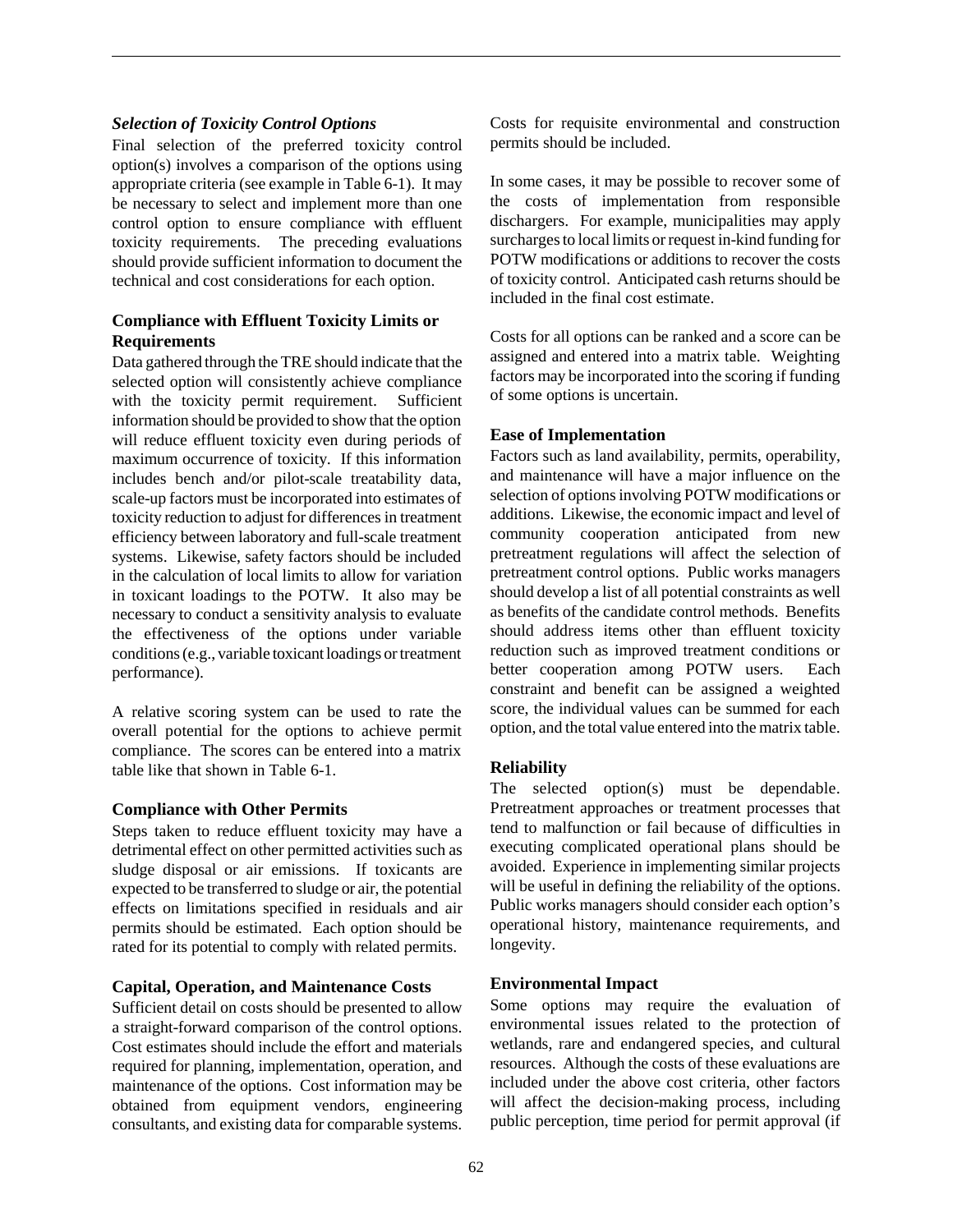### *Selection of Toxicity Control Options*

Final selection of the preferred toxicity control option(s) involves a comparison of the options using appropriate criteria (see example in Table 6-1). It may be necessary to select and implement more than one control option to ensure compliance with effluent toxicity requirements. The preceding evaluations should provide sufficient information to document the technical and cost considerations for each option.

#### Compliance with Effluent Toxicity Limits or Requirements

Data gathered through the TRE should indicate that the selected option will consistently achieve compliance with the toxicity permit requirement. Sufficient information should be provided to show that the option will reduce effluent toxicity even during periods of maximum occurrence of toxicity. If this information includes bench and/or pilot-scale treatability data, scale-up factors must be incorporated into estimates of toxicity reduction to adjust for differences in treatment efficiency between laboratory and full-scale treatment systems. Likewise, safety factors should be included in the calculation of local limits to allow for variation in toxicant loadings to the POTW. It also may be necessary to conduct a sensitivity analysis to evaluate the effectiveness of the options under variable conditions (e.g., variable toxicant loadings or treatment performance).

A relative scoring system can be used to rate the overall potential for the options to achieve permit compliance. The scores can be entered into a matrix table like that shown in Table 6-1.

#### Compliance with Other Permits

Steps taken to reduce effluent toxicity may have a detrimental effect on other permitted activities such as sludge disposal or air emissions. If toxicants are expected to be transferred to sludge or air, the potential effects on limitations specified in residuals and air permits should be estimated. Each option should be rated for its potential to comply with related permits.

#### Capital, Operation, and Maintenance Costs

Sufficient detail on costs should be presented to allow a straight-forward comparison of the control options. Cost estimates should include the effort and materials required for planning, implementation, operation, and maintenance of the options. Cost information may be obtained from equipment vendors, engineering consultants, and existing data for comparable systems. Costs for requisite environmental and construction permits should be included.

In some cases, it may be possible to recover some of the costs of implementation from responsible dischargers. For example, municipalities may apply surcharges to local limits or request in-kind funding for POTW modifications or additions to recover the costs of toxicity control. Anticipated cash returns should be included in the final cost estimate.

Costs for all options can be ranked and a score can be assigned and entered into a matrix table. Weighting factors may be incorporated into the scoring if funding of some options is uncertain.

#### Ease of Implementation

Factors such as land availability, permits, operability, and maintenance will have a major influence on the selection of options involving POTW modifications or additions. Likewise, the economic impact and level of community cooperation anticipated from new pretreatment regulations will affect the selection of pretreatment control options. Public works managers should develop a list of all potential constraints as well as benefits of the candidate control methods. Benefits should address items other than effluent toxicity reduction such as improved treatment conditions or better cooperation among POTW users. Each constraint and benefit can be assigned a weighted score, the individual values can be summed for each option, and the total value entered into the matrix table.

#### Reliability

The selected option(s) must be dependable. Pretreatment approaches or treatment processes that tend to malfunction or fail because of difficulties in executing complicated operational plans should be avoided. Experience in implementing similar projects will be useful in defining the reliability of the options. Public works managers should consider each option's operational history, maintenance requirements, and longevity.

#### Environmental Impact

Some options may require the evaluation of environmental issues related to the protection of wetlands, rare and endangered species, and cultural resources. Although the costs of these evaluations are included under the above cost criteria, other factors will affect the decision-making process, including public perception, time period for permit approval (if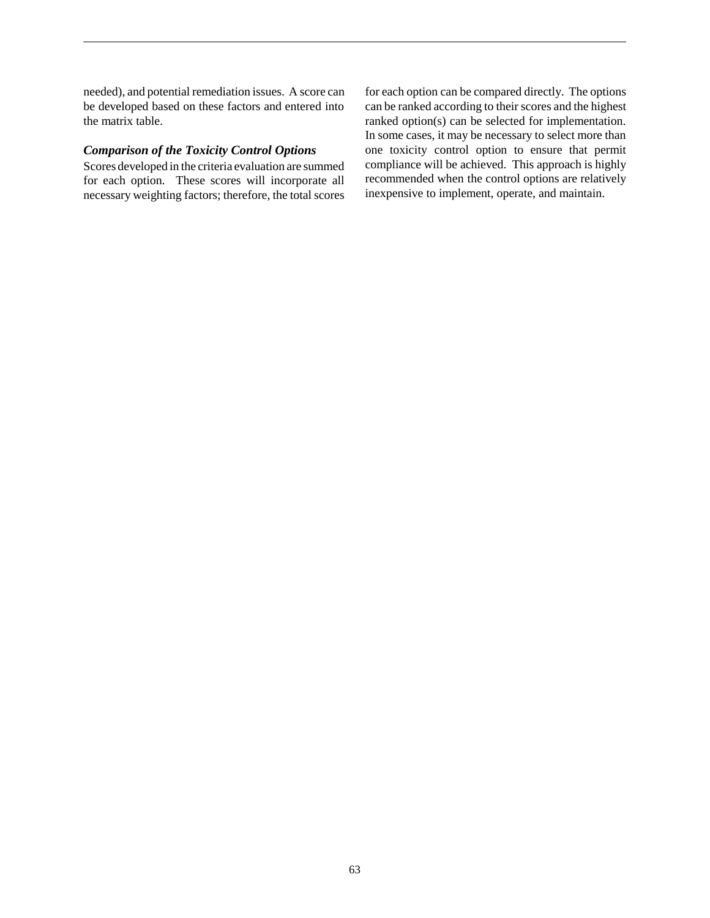needed), and potential remediation issues. A score can be developed based on these factors and entered into the matrix table.

### *Comparison of the Toxicity Control Options*

Scores developed in the criteria evaluation are summed for each option. These scores will incorporate all necessary weighting factors; therefore, the total scores for each option can be compared directly. The options can be ranked according to their scores and the highest ranked option(s) can be selected for implementation. In some cases, it may be necessary to select more than one toxicity control option to ensure that permit compliance will be achieved. This approach is highly recommended when the control options are relatively inexpensive to implement, operate, and maintain.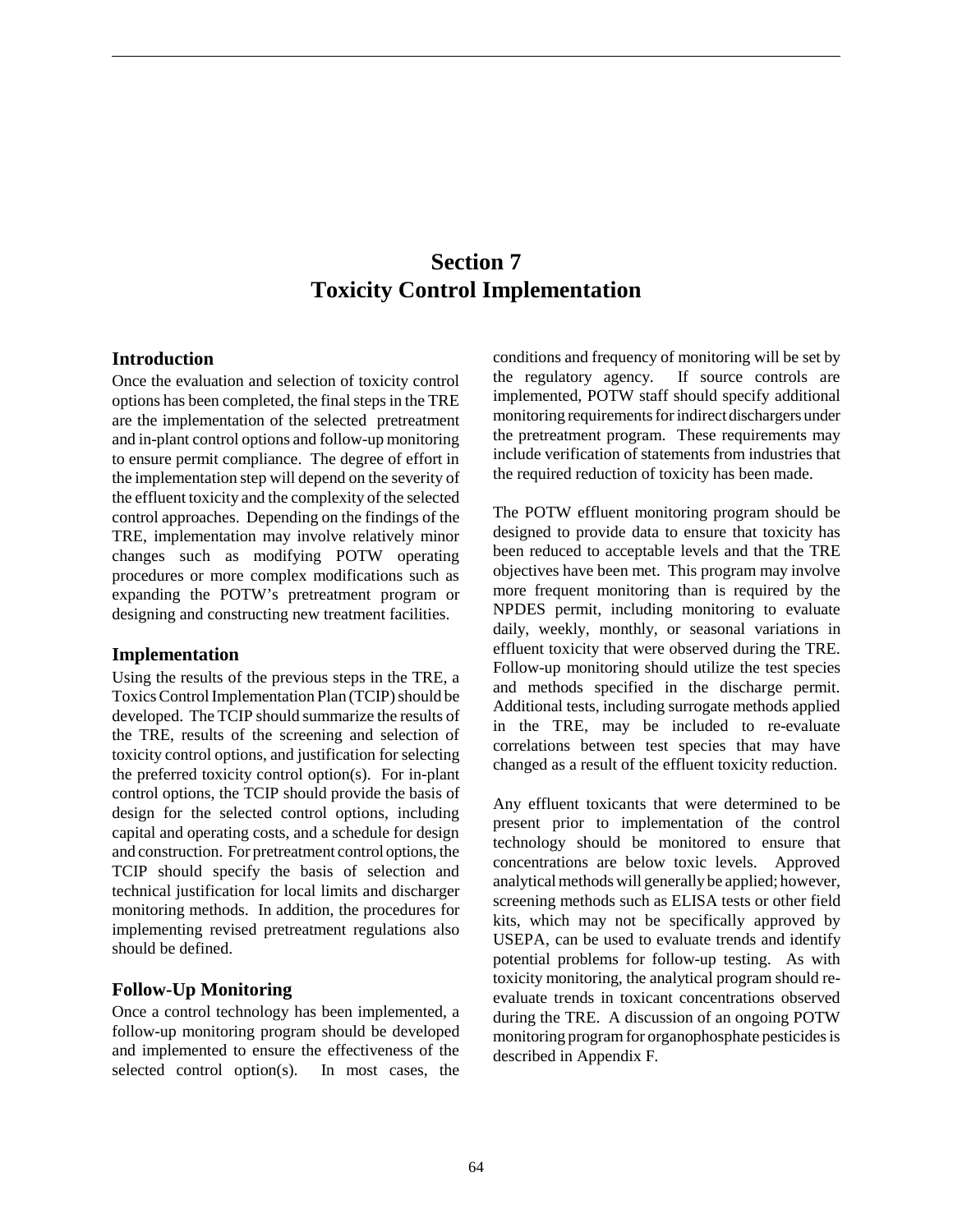# Section 7
# Toxicity Control Implementation

## Introduction

Once the evaluation and selection of toxicity control options has been completed, the final steps in the TRE are the implementation of the selected pretreatment and in-plant control options and follow-up monitoring to ensure permit compliance. The degree of effort in the implementation step will depend on the severity of the effluent toxicity and the complexity of the selected control approaches. Depending on the findings of the TRE, implementation may involve relatively minor changes such as modifying POTW operating procedures or more complex modifications such as expanding the POTW's pretreatment program or designing and constructing new treatment facilities.

## Implementation

Using the results of the previous steps in the TRE, a Toxics Control Implementation Plan (TCIP) should be developed. The TCIP should summarize the results of the TRE, results of the screening and selection of toxicity control options, and justification for selecting the preferred toxicity control option(s). For in-plant control options, the TCIP should provide the basis of design for the selected control options, including capital and operating costs, and a schedule for design and construction. For pretreatment control options, the TCIP should specify the basis of selection and technical justification for local limits and discharger monitoring methods. In addition, the procedures for implementing revised pretreatment regulations also should be defined.

## Follow-Up Monitoring

Once a control technology has been implemented, a follow-up monitoring program should be developed and implemented to ensure the effectiveness of the selected control option(s). In most cases, the conditions and frequency of monitoring will be set by the regulatory agency. If source controls are implemented, POTW staff should specify additional monitoring requirements for indirect dischargers under the pretreatment program. These requirements may include verification of statements from industries that the required reduction of toxicity has been made.

The POTW effluent monitoring program should be designed to provide data to ensure that toxicity has been reduced to acceptable levels and that the TRE objectives have been met. This program may involve more frequent monitoring than is required by the NPDES permit, including monitoring to evaluate daily, weekly, monthly, or seasonal variations in effluent toxicity that were observed during the TRE. Follow-up monitoring should utilize the test species and methods specified in the discharge permit. Additional tests, including surrogate methods applied in the TRE, may be included to re-evaluate correlations between test species that may have changed as a result of the effluent toxicity reduction.

Any effluent toxicants that were determined to be present prior to implementation of the control technology should be monitored to ensure that concentrations are below toxic levels. Approved analytical methods will generally be applied; however, screening methods such as ELISA tests or other field kits, which may not be specifically approved by USEPA, can be used to evaluate trends and identify potential problems for follow-up testing. As with toxicity monitoring, the analytical program should re-evaluate trends in toxicant concentrations observed during the TRE. A discussion of an ongoing POTW monitoring program for organophosphate pesticides is described in Appendix F.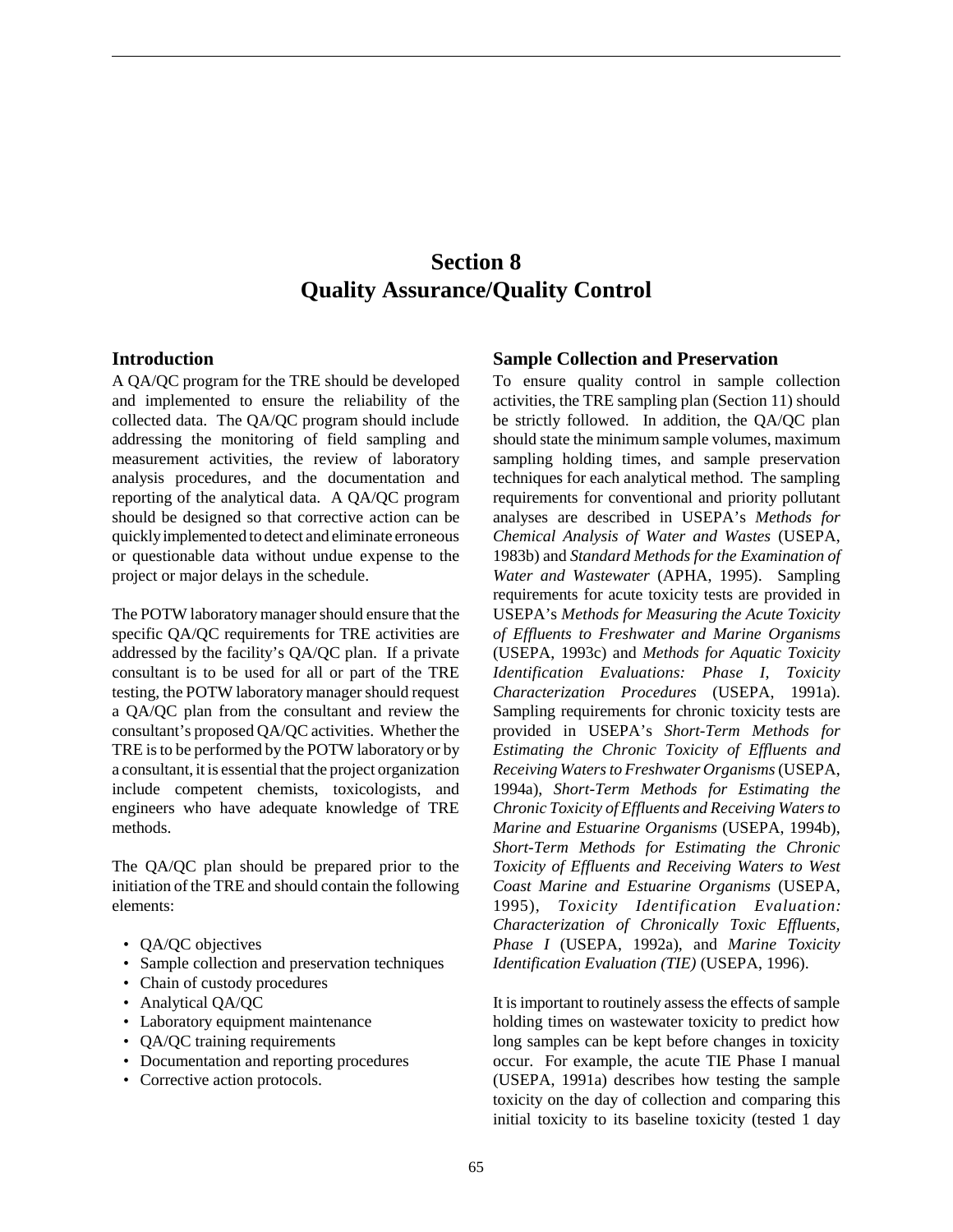# Section 8
# Quality Assurance/Quality Control

## Introduction

A QA/QC program for the TRE should be developed and implemented to ensure the reliability of the collected data. The QA/QC program should include addressing the monitoring of field sampling and measurement activities, the review of laboratory analysis procedures, and the documentation and reporting of the analytical data. A QA/QC program should be designed so that corrective action can be quickly implemented to detect and eliminate erroneous or questionable data without undue expense to the project or major delays in the schedule.

The POTW laboratory manager should ensure that the specific QA/QC requirements for TRE activities are addressed by the facility's QA/QC plan. If a private consultant is to be used for all or part of the TRE testing, the POTW laboratory manager should request a QA/QC plan from the consultant and review the consultant's proposed QA/QC activities. Whether the TRE is to be performed by the POTW laboratory or by a consultant, it is essential that the project organization include competent chemists, toxicologists, and engineers who have adequate knowledge of TRE methods.

The QA/QC plan should be prepared prior to the initiation of the TRE and should contain the following elements:

- QA/QC objectives
- Sample collection and preservation techniques
- Chain of custody procedures
- Analytical QA/QC
- Laboratory equipment maintenance
- QA/QC training requirements
- Documentation and reporting procedures
- Corrective action protocols.

## Sample Collection and Preservation

To ensure quality control in sample collection activities, the TRE sampling plan (Section 11) should be strictly followed. In addition, the QA/QC plan should state the minimum sample volumes, maximum sampling holding times, and sample preservation techniques for each analytical method. The sampling requirements for conventional and priority pollutant analyses are described in USEPA's *Methods for Chemical Analysis of Water and Wastes* (USEPA, 1983b) and *Standard Methods for the Examination of Water and Wastewater* (APHA, 1995). Sampling requirements for acute toxicity tests are provided in USEPA's *Methods for Measuring the Acute Toxicity of Effluents to Freshwater and Marine Organisms* (USEPA, 1993c) and *Methods for Aquatic Toxicity Identification Evaluations: Phase I, Toxicity Characterization Procedures* (USEPA, 1991a). Sampling requirements for chronic toxicity tests are provided in USEPA's *Short-Term Methods for Estimating the Chronic Toxicity of Effluents and Receiving Waters to Freshwater Organisms* (USEPA, 1994a), *Short-Term Methods for Estimating the Chronic Toxicity of Effluents and Receiving Waters to Marine and Estuarine Organisms* (USEPA, 1994b), *Short-Term Methods for Estimating the Chronic Toxicity of Effluents and Receiving Waters to West Coast Marine and Estuarine Organisms* (USEPA, 1995), *Toxicity Identification Evaluation: Characterization of Chronically Toxic Effluents, Phase I* (USEPA, 1992a), and *Marine Toxicity Identification Evaluation (TIE)* (USEPA, 1996).

It is important to routinely assess the effects of sample holding times on wastewater toxicity to predict how long samples can be kept before changes in toxicity occur. For example, the acute TIE Phase I manual (USEPA, 1991a) describes how testing the sample toxicity on the day of collection and comparing this initial toxicity to its baseline toxicity (tested 1 day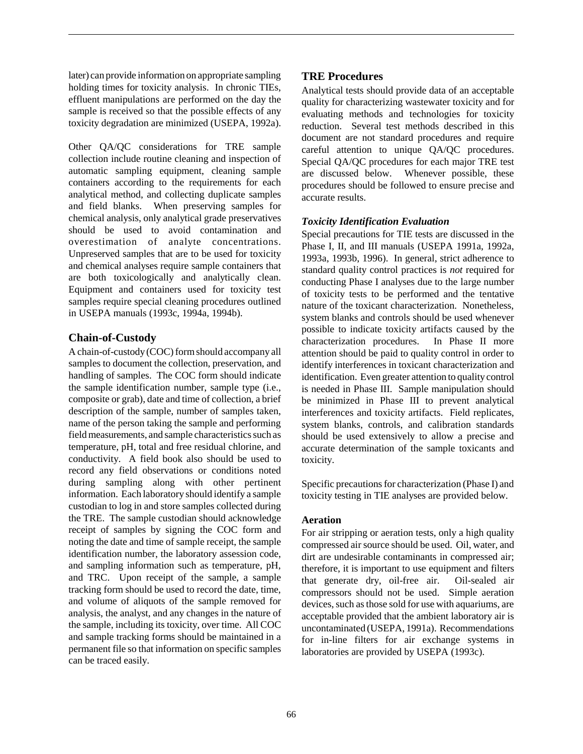later) can provide information on appropriate sampling holding times for toxicity analysis. In chronic TIEs, effluent manipulations are performed on the day the sample is received so that the possible effects of any toxicity degradation are minimized (USEPA, 1992a).

Other QA/QC considerations for TRE sample collection include routine cleaning and inspection of automatic sampling equipment, cleaning sample containers according to the requirements for each analytical method, and collecting duplicate samples and field blanks. When preserving samples for chemical analysis, only analytical grade preservatives should be used to avoid contamination and overestimation of analyte concentrations. Unpreserved samples that are to be used for toxicity and chemical analyses require sample containers that are both toxicologically and analytically clean. Equipment and containers used for toxicity test samples require special cleaning procedures outlined in USEPA manuals (1993c, 1994a, 1994b).

## Chain-of-Custody

A chain-of-custody (COC) form should accompany all samples to document the collection, preservation, and handling of samples. The COC form should indicate the sample identification number, sample type (i.e., composite or grab), date and time of collection, a brief description of the sample, number of samples taken, name of the person taking the sample and performing field measurements, and sample characteristics such as temperature, pH, total and free residual chlorine, and conductivity. A field book also should be used to record any field observations or conditions noted during sampling along with other pertinent information. Each laboratory should identify a sample custodian to log in and store samples collected during the TRE. The sample custodian should acknowledge receipt of samples by signing the COC form and noting the date and time of sample receipt, the sample identification number, the laboratory assession code, and sampling information such as temperature, pH, and TRC. Upon receipt of the sample, a sample tracking form should be used to record the date, time, and volume of aliquots of the sample removed for analysis, the analyst, and any changes in the nature of the sample, including its toxicity, over time. All COC and sample tracking forms should be maintained in a permanent file so that information on specific samples can be traced easily.

## TRE Procedures

Analytical tests should provide data of an acceptable quality for characterizing wastewater toxicity and for evaluating methods and technologies for toxicity reduction. Several test methods described in this document are not standard procedures and require careful attention to unique QA/QC procedures. Special QA/QC procedures for each major TRE test are discussed below. Whenever possible, these procedures should be followed to ensure precise and accurate results.

### *Toxicity Identification Evaluation*

Special precautions for TIE tests are discussed in the Phase I, II, and III manuals (USEPA 1991a, 1992a, 1993a, 1993b, 1996). In general, strict adherence to standard quality control practices is *not* required for conducting Phase I analyses due to the large number of toxicity tests to be performed and the tentative nature of the toxicant characterization. Nonetheless, system blanks and controls should be used whenever possible to indicate toxicity artifacts caused by the characterization procedures. In Phase II more attention should be paid to quality control in order to identify interferences in toxicant characterization and identification. Even greater attention to quality control is needed in Phase III. Sample manipulation should be minimized in Phase III to prevent analytical interferences and toxicity artifacts. Field replicates, system blanks, controls, and calibration standards should be used extensively to allow a precise and accurate determination of the sample toxicants and toxicity.

Specific precautions for characterization (Phase I) and toxicity testing in TIE analyses are provided below.

#### Aeration

For air stripping or aeration tests, only a high quality compressed air source should be used. Oil, water, and dirt are undesirable contaminants in compressed air; therefore, it is important to use equipment and filters that generate dry, oil-free air. Oil-sealed air compressors should not be used. Simple aeration devices, such as those sold for use with aquariums, are acceptable provided that the ambient laboratory air is uncontaminated (USEPA, 1991a). Recommendations for in-line filters for air exchange systems in laboratories are provided by USEPA (1993c).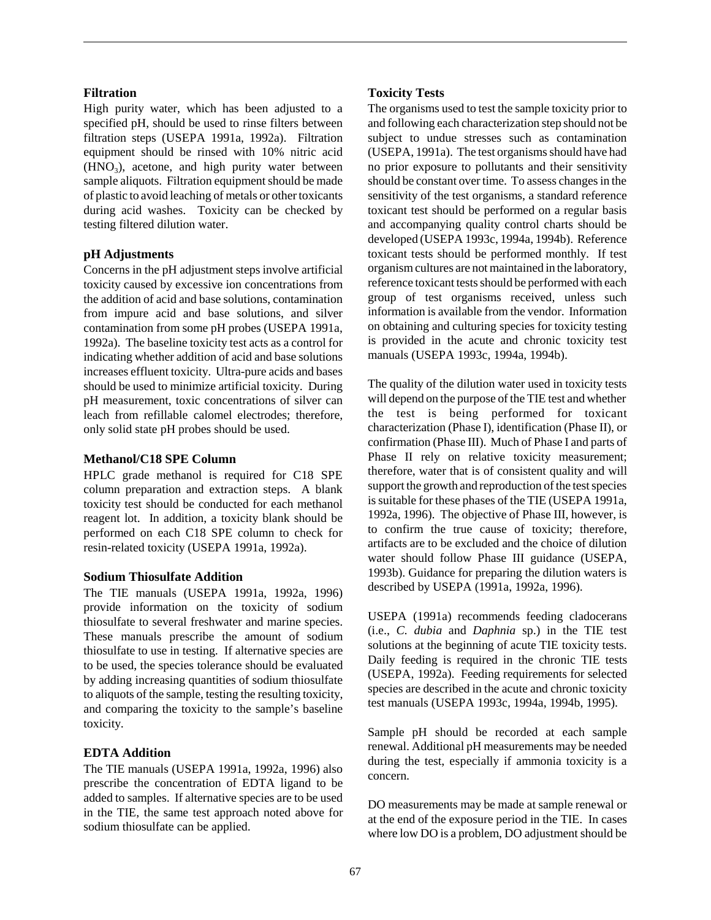**Filtration**

High purity water, which has been adjusted to a specified pH, should be used to rinse filters between filtration steps (USEPA 1991a, 1992a). Filtration equipment should be rinsed with 10% nitric acid ($HNO_3$), acetone, and high purity water between sample aliquots. Filtration equipment should be made of plastic to avoid leaching of metals or other toxicants during acid washes. Toxicity can be checked by testing filtered dilution water.

**pH Adjustments**

Concerns in the pH adjustment steps involve artificial toxicity caused by excessive ion concentrations from the addition of acid and base solutions, contamination from impure acid and base solutions, and silver contamination from some pH probes (USEPA 1991a, 1992a). The baseline toxicity test acts as a control for indicating whether addition of acid and base solutions increases effluent toxicity. Ultra-pure acids and bases should be used to minimize artificial toxicity. During pH measurement, toxic concentrations of silver can leach from refillable calomel electrodes; therefore, only solid state pH probes should be used.

**Methanol/C18 SPE Column**

HPLC grade methanol is required for C18 SPE column preparation and extraction steps. A blank toxicity test should be conducted for each methanol reagent lot. In addition, a toxicity blank should be performed on each C18 SPE column to check for resin-related toxicity (USEPA 1991a, 1992a).

**Sodium Thiosulfate Addition**

The TIE manuals (USEPA 1991a, 1992a, 1996) provide information on the toxicity of sodium thiosulfate to several freshwater and marine species. These manuals prescribe the amount of sodium thiosulfate to use in testing. If alternative species are to be used, the species tolerance should be evaluated by adding increasing quantities of sodium thiosulfate to aliquots of the sample, testing the resulting toxicity, and comparing the toxicity to the sample's baseline toxicity.

**EDTA Addition**

The TIE manuals (USEPA 1991a, 1992a, 1996) also prescribe the concentration of EDTA ligand to be added to samples. If alternative species are to be used in the TIE, the same test approach noted above for sodium thiosulfate can be applied.

**Toxicity Tests**

The organisms used to test the sample toxicity prior to and following each characterization step should not be subject to undue stresses such as contamination (USEPA, 1991a). The test organisms should have had no prior exposure to pollutants and their sensitivity should be constant over time. To assess changes in the sensitivity of the test organisms, a standard reference toxicant test should be performed on a regular basis and accompanying quality control charts should be developed (USEPA 1993c, 1994a, 1994b). Reference toxicant tests should be performed monthly. If test organism cultures are not maintained in the laboratory, reference toxicant tests should be performed with each group of test organisms received, unless such information is available from the vendor. Information on obtaining and culturing species for toxicity testing is provided in the acute and chronic toxicity test manuals (USEPA 1993c, 1994a, 1994b).

The quality of the dilution water used in toxicity tests will depend on the purpose of the TIE test and whether the test is being performed for toxicant characterization (Phase I), identification (Phase II), or confirmation (Phase III). Much of Phase I and parts of Phase II rely on relative toxicity measurement; therefore, water that is of consistent quality and will support the growth and reproduction of the test species is suitable for these phases of the TIE (USEPA 1991a, 1992a, 1996). The objective of Phase III, however, is to confirm the true cause of toxicity; therefore, artifacts are to be excluded and the choice of dilution water should follow Phase III guidance (USEPA, 1993b). Guidance for preparing the dilution waters is described by USEPA (1991a, 1992a, 1996).

USEPA (1991a) recommends feeding cladocerans (i.e., *C. dubia* and *Daphnia* sp.) in the TIE test solutions at the beginning of acute TIE toxicity tests. Daily feeding is required in the chronic TIE tests (USEPA, 1992a). Feeding requirements for selected species are described in the acute and chronic toxicity test manuals (USEPA 1993c, 1994a, 1994b, 1995).

Sample pH should be recorded at each sample renewal. Additional pH measurements may be needed during the test, especially if ammonia toxicity is a concern.

DO measurements may be made at sample renewal or at the end of the exposure period in the TIE. In cases where low DO is a problem, DO adjustment should be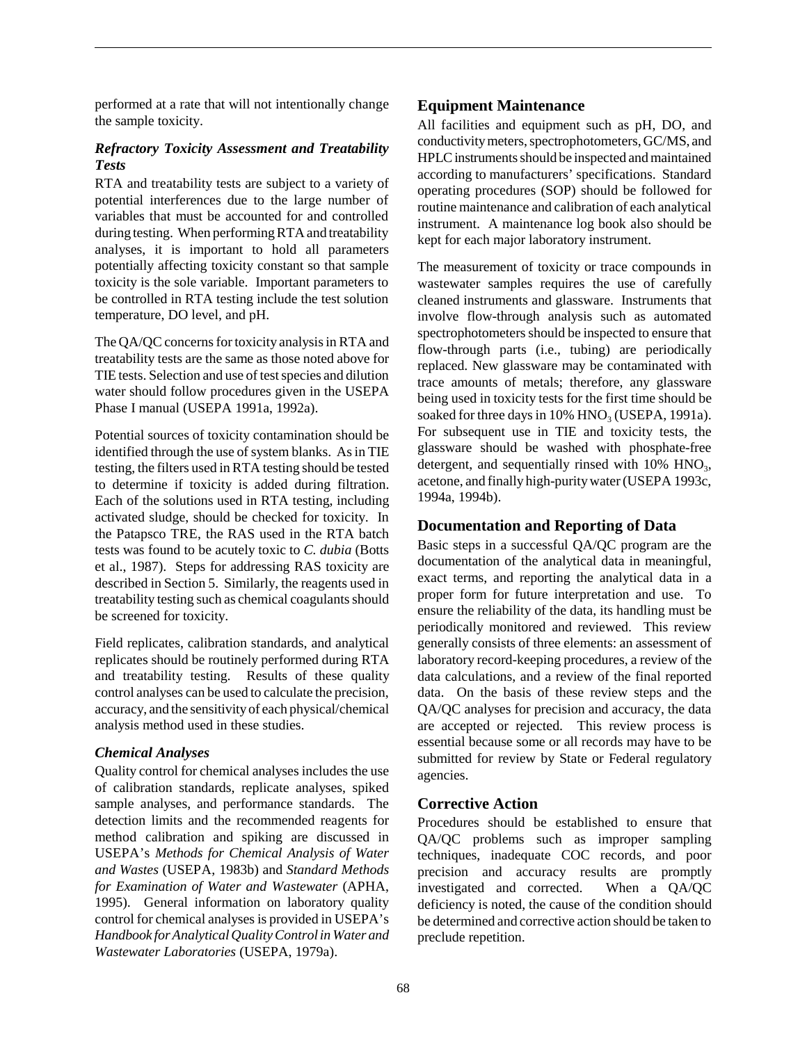performed at a rate that will not intentionally change the sample toxicity.

### *Refractory Toxicity Assessment and Treatability Tests*

RTA and treatability tests are subject to a variety of potential interferences due to the large number of variables that must be accounted for and controlled during testing. When performing RTA and treatability analyses, it is important to hold all parameters potentially affecting toxicity constant so that sample toxicity is the sole variable. Important parameters to be controlled in RTA testing include the test solution temperature, DO level, and pH.

The QA/QC concerns for toxicity analysis in RTA and treatability tests are the same as those noted above for TIE tests. Selection and use of test species and dilution water should follow procedures given in the USEPA Phase I manual (USEPA 1991a, 1992a).

Potential sources of toxicity contamination should be identified through the use of system blanks. As in TIE testing, the filters used in RTA testing should be tested to determine if toxicity is added during filtration. Each of the solutions used in RTA testing, including activated sludge, should be checked for toxicity. In the Patapsco TRE, the RAS used in the RTA batch tests was found to be acutely toxic to *C. dubia* (Botts et al., 1987). Steps for addressing RAS toxicity are described in Section 5. Similarly, the reagents used in treatability testing such as chemical coagulants should be screened for toxicity.

Field replicates, calibration standards, and analytical replicates should be routinely performed during RTA and treatability testing. Results of these quality control analyses can be used to calculate the precision, accuracy, and the sensitivity of each physical/chemical analysis method used in these studies.

### *Chemical Analyses*

Quality control for chemical analyses includes the use of calibration standards, replicate analyses, spiked sample analyses, and performance standards. The detection limits and the recommended reagents for method calibration and spiking are discussed in USEPA's *Methods for Chemical Analysis of Water and Wastes* (USEPA, 1983b) and *Standard Methods for Examination of Water and Wastewater* (APHA, 1995). General information on laboratory quality control for chemical analyses is provided in USEPA's *Handbook for Analytical Quality Control in Water and Wastewater Laboratories* (USEPA, 1979a).

## Equipment Maintenance

All facilities and equipment such as pH, DO, and conductivity meters, spectrophotometers, GC/MS, and HPLC instruments should be inspected and maintained according to manufacturers' specifications. Standard operating procedures (SOP) should be followed for routine maintenance and calibration of each analytical instrument. A maintenance log book also should be kept for each major laboratory instrument.

The measurement of toxicity or trace compounds in wastewater samples requires the use of carefully cleaned instruments and glassware. Instruments that involve flow-through analysis such as automated spectrophotometers should be inspected to ensure that flow-through parts (i.e., tubing) are periodically replaced. New glassware may be contaminated with trace amounts of metals; therefore, any glassware being used in toxicity tests for the first time should be soaked for three days in 10% $HNO_3$ (USEPA, 1991a). For subsequent use in TIE and toxicity tests, the glassware should be washed with phosphate-free detergent, and sequentially rinsed with 10% $HNO_3$, acetone, and finally high-purity water (USEPA 1993c, 1994a, 1994b).

## Documentation and Reporting of Data

Basic steps in a successful QA/QC program are the documentation of the analytical data in meaningful, exact terms, and reporting the analytical data in a proper form for future interpretation and use. To ensure the reliability of the data, its handling must be periodically monitored and reviewed. This review generally consists of three elements: an assessment of laboratory record-keeping procedures, a review of the data calculations, and a review of the final reported data. On the basis of these review steps and the QA/QC analyses for precision and accuracy, the data are accepted or rejected. This review process is essential because some or all records may have to be submitted for review by State or Federal regulatory agencies.

## Corrective Action

Procedures should be established to ensure that QA/QC problems such as improper sampling techniques, inadequate COC records, and poor precision and accuracy results are promptly investigated and corrected. When a QA/QC deficiency is noted, the cause of the condition should be determined and corrective action should be taken to preclude repetition.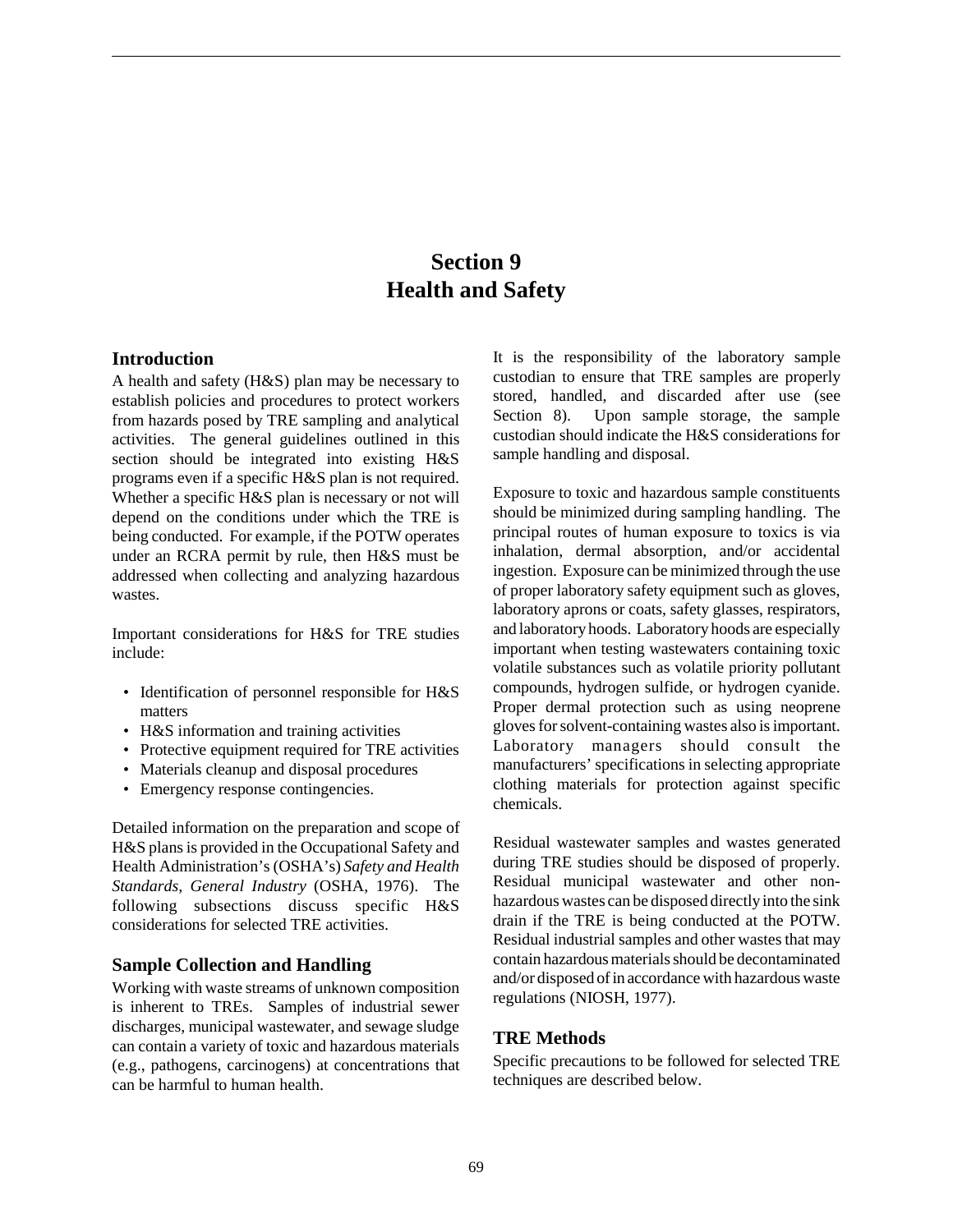# Section 9
# Health and Safety

## Introduction

A health and safety (H&S) plan may be necessary to establish policies and procedures to protect workers from hazards posed by TRE sampling and analytical activities. The general guidelines outlined in this section should be integrated into existing H&S programs even if a specific H&S plan is not required. Whether a specific H&S plan is necessary or not will depend on the conditions under which the TRE is being conducted. For example, if the POTW operates under an RCRA permit by rule, then H&S must be addressed when collecting and analyzing hazardous wastes.

Important considerations for H&S for TRE studies include:

- Identification of personnel responsible for H&S matters
- H&S information and training activities
- Protective equipment required for TRE activities
- Materials cleanup and disposal procedures
- Emergency response contingencies.

Detailed information on the preparation and scope of H&S plans is provided in the Occupational Safety and Health Administration's (OSHA's) *Safety and Health Standards, General Industry* (OSHA, 1976). The following subsections discuss specific H&S considerations for selected TRE activities.

## Sample Collection and Handling

Working with waste streams of unknown composition is inherent to TREs. Samples of industrial sewer discharges, municipal wastewater, and sewage sludge can contain a variety of toxic and hazardous materials (e.g., pathogens, carcinogens) at concentrations that can be harmful to human health.

It is the responsibility of the laboratory sample custodian to ensure that TRE samples are properly stored, handled, and discarded after use (see Section 8). Upon sample storage, the sample custodian should indicate the H&S considerations for sample handling and disposal.

Exposure to toxic and hazardous sample constituents should be minimized during sampling handling. The principal routes of human exposure to toxics is via inhalation, dermal absorption, and/or accidental ingestion. Exposure can be minimized through the use of proper laboratory safety equipment such as gloves, laboratory aprons or coats, safety glasses, respirators, and laboratory hoods. Laboratory hoods are especially important when testing wastewaters containing toxic volatile substances such as volatile priority pollutant compounds, hydrogen sulfide, or hydrogen cyanide. Proper dermal protection such as using neoprene gloves for solvent-containing wastes also is important. Laboratory managers should consult the manufacturers' specifications in selecting appropriate clothing materials for protection against specific chemicals.

Residual wastewater samples and wastes generated during TRE studies should be disposed of properly. Residual municipal wastewater and other non-hazardous wastes can be disposed directly into the sink drain if the TRE is being conducted at the POTW. Residual industrial samples and other wastes that may contain hazardous materials should be decontaminated and/or disposed of in accordance with hazardous waste regulations (NIOSH, 1977).

## TRE Methods

Specific precautions to be followed for selected TRE techniques are described below.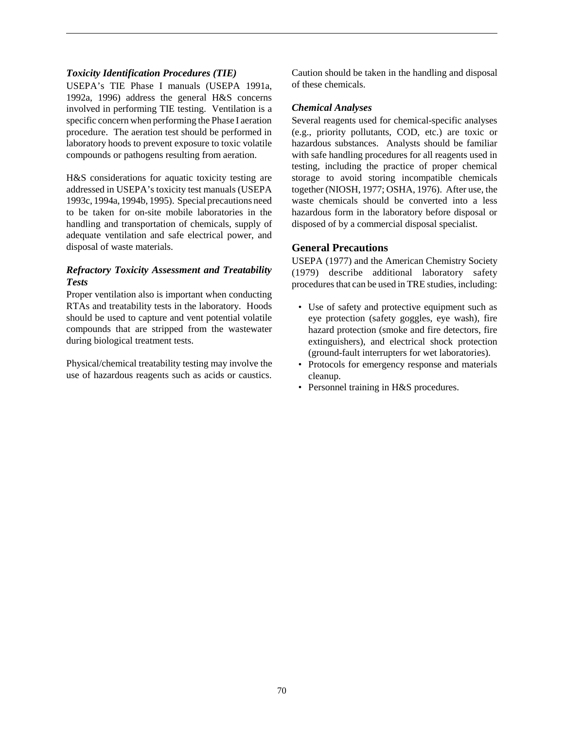### *Toxicity Identification Procedures (TIE)*

USEPA's TIE Phase I manuals (USEPA 1991a, 1992a, 1996) address the general H&S concerns involved in performing TIE testing. Ventilation is a specific concern when performing the Phase I aeration procedure. The aeration test should be performed in laboratory hoods to prevent exposure to toxic volatile compounds or pathogens resulting from aeration.

H&S considerations for aquatic toxicity testing are addressed in USEPA's toxicity test manuals (USEPA 1993c, 1994a, 1994b, 1995). Special precautions need to be taken for on-site mobile laboratories in the handling and transportation of chemicals, supply of adequate ventilation and safe electrical power, and disposal of waste materials.

### *Refractory Toxicity Assessment and Treatability Tests*

Proper ventilation also is important when conducting RTAs and treatability tests in the laboratory. Hoods should be used to capture and vent potential volatile compounds that are stripped from the wastewater during biological treatment tests.

Physical/chemical treatability testing may involve the use of hazardous reagents such as acids or caustics. Caution should be taken in the handling and disposal of these chemicals.

### *Chemical Analyses*

Several reagents used for chemical-specific analyses (e.g., priority pollutants, COD, etc.) are toxic or hazardous substances. Analysts should be familiar with safe handling procedures for all reagents used in testing, including the practice of proper chemical storage to avoid storing incompatible chemicals together (NIOSH, 1977; OSHA, 1976). After use, the waste chemicals should be converted into a less hazardous form in the laboratory before disposal or disposed of by a commercial disposal specialist.

## General Precautions

USEPA (1977) and the American Chemistry Society (1979) describe additional laboratory safety procedures that can be used in TRE studies, including:

- Use of safety and protective equipment such as eye protection (safety goggles, eye wash), fire hazard protection (smoke and fire detectors, fire extinguishers), and electrical shock protection (ground-fault interrupters for wet laboratories).
- Protocols for emergency response and materials cleanup.
- Personnel training in H&S procedures.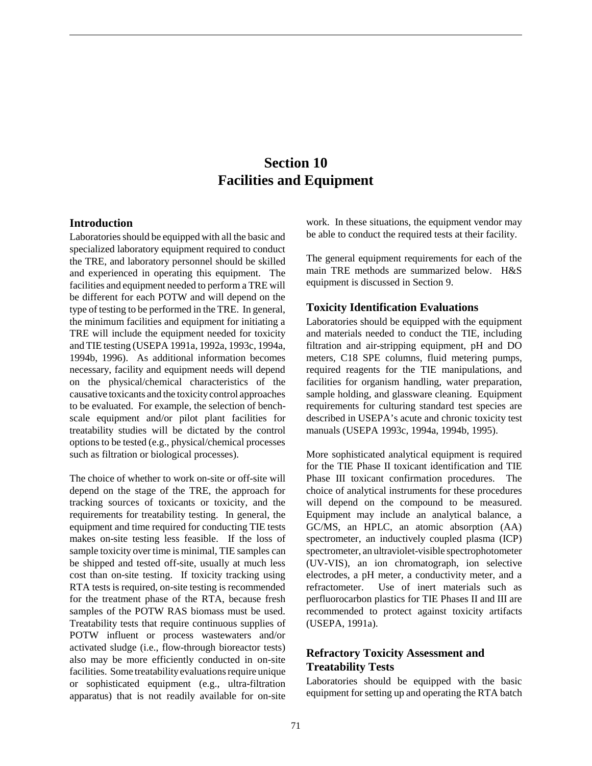# Section 10
# Facilities and Equipment

## Introduction

Laboratories should be equipped with all the basic and specialized laboratory equipment required to conduct the TRE, and laboratory personnel should be skilled and experienced in operating this equipment. The facilities and equipment needed to perform a TRE will be different for each POTW and will depend on the type of testing to be performed in the TRE. In general, the minimum facilities and equipment for initiating a TRE will include the equipment needed for toxicity and TIE testing (USEPA 1991a, 1992a, 1993c, 1994a, 1994b, 1996). As additional information becomes necessary, facility and equipment needs will depend on the physical/chemical characteristics of the causative toxicants and the toxicity control approaches to be evaluated. For example, the selection of bench-scale equipment and/or pilot plant facilities for treatability studies will be dictated by the control options to be tested (e.g., physical/chemical processes such as filtration or biological processes).

The choice of whether to work on-site or off-site will depend on the stage of the TRE, the approach for tracking sources of toxicants or toxicity, and the requirements for treatability testing. In general, the equipment and time required for conducting TIE tests makes on-site testing less feasible. If the loss of sample toxicity over time is minimal, TIE samples can be shipped and tested off-site, usually at much less cost than on-site testing. If toxicity tracking using RTA tests is required, on-site testing is recommended for the treatment phase of the RTA, because fresh samples of the POTW RAS biomass must be used. Treatability tests that require continuous supplies of POTW influent or process wastewaters and/or activated sludge (i.e., flow-through bioreactor tests) also may be more efficiently conducted in on-site facilities. Some treatability evaluations require unique or sophisticated equipment (e.g., ultra-filtration apparatus) that is not readily available for on-site work. In these situations, the equipment vendor may be able to conduct the required tests at their facility.

The general equipment requirements for each of the main TRE methods are summarized below. H&S equipment is discussed in Section 9.

## Toxicity Identification Evaluations

Laboratories should be equipped with the equipment and materials needed to conduct the TIE, including filtration and air-stripping equipment, pH and DO meters, C18 SPE columns, fluid metering pumps, required reagents for the TIE manipulations, and facilities for organism handling, water preparation, sample holding, and glassware cleaning. Equipment requirements for culturing standard test species are described in USEPA's acute and chronic toxicity test manuals (USEPA 1993c, 1994a, 1994b, 1995).

More sophisticated analytical equipment is required for the TIE Phase II toxicant identification and TIE Phase III toxicant confirmation procedures. The choice of analytical instruments for these procedures will depend on the compound to be measured. Equipment may include an analytical balance, a GC/MS, an HPLC, an atomic absorption (AA) spectrometer, an inductively coupled plasma (ICP) spectrometer, an ultraviolet-visible spectrophotometer (UV-VIS), an ion chromatograph, ion selective electrodes, a pH meter, a conductivity meter, and a refractometer. Use of inert materials such as perfluorocarbon plastics for TIE Phases II and III are recommended to protect against toxicity artifacts (USEPA, 1991a).

## Refractory Toxicity Assessment and Treatability Tests

Laboratories should be equipped with the basic equipment for setting up and operating the RTA batch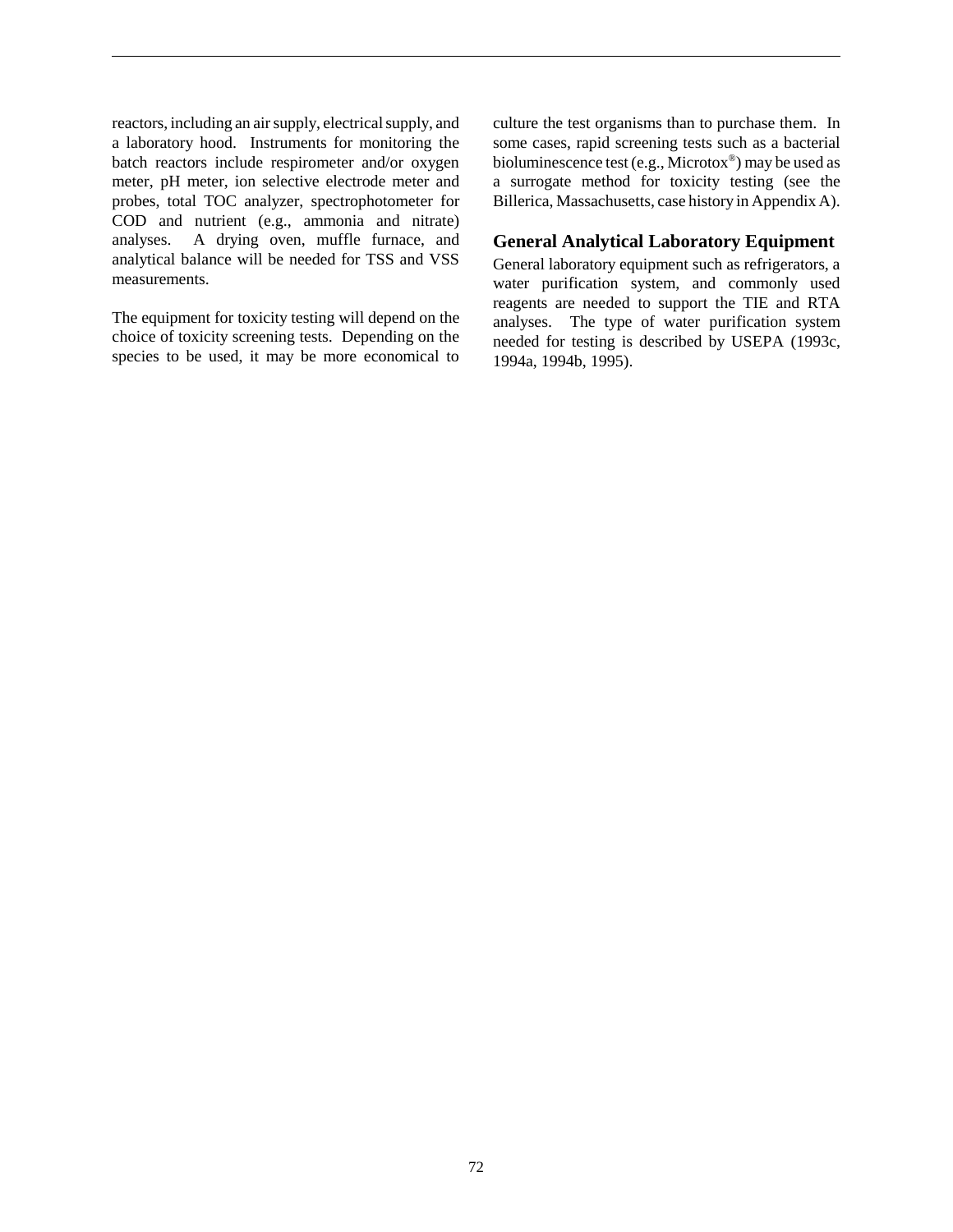reactors, including an air supply, electrical supply, and a laboratory hood. Instruments for monitoring the batch reactors include respirometer and/or oxygen meter, pH meter, ion selective electrode meter and probes, total TOC analyzer, spectrophotometer for COD and nutrient (e.g., ammonia and nitrate) analyses. A drying oven, muffle furnace, and analytical balance will be needed for TSS and VSS measurements.

The equipment for toxicity testing will depend on the choice of toxicity screening tests. Depending on the species to be used, it may be more economical to culture the test organisms than to purchase them. In some cases, rapid screening tests such as a bacterial bioluminescence test (e.g., Microtox®) may be used as a surrogate method for toxicity testing (see the Billerica, Massachusetts, case history in Appendix A).

## General Analytical Laboratory Equipment

General laboratory equipment such as refrigerators, a water purification system, and commonly used reagents are needed to support the TIE and RTA analyses. The type of water purification system needed for testing is described by USEPA (1993c, 1994a, 1994b, 1995).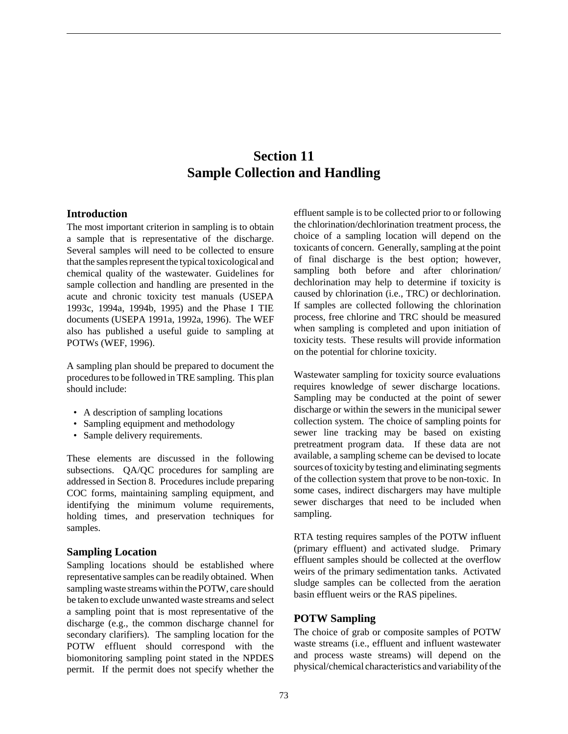# Section 11
# Sample Collection and Handling

## Introduction

The most important criterion in sampling is to obtain a sample that is representative of the discharge. Several samples will need to be collected to ensure that the samples represent the typical toxicological and chemical quality of the wastewater. Guidelines for sample collection and handling are presented in the acute and chronic toxicity test manuals (USEPA 1993c, 1994a, 1994b, 1995) and the Phase I TIE documents (USEPA 1991a, 1992a, 1996). The WEF also has published a useful guide to sampling at POTWs (WEF, 1996).

A sampling plan should be prepared to document the procedures to be followed in TRE sampling. This plan should include:

- A description of sampling locations
- Sampling equipment and methodology
- Sample delivery requirements.

These elements are discussed in the following subsections. QA/QC procedures for sampling are addressed in Section 8. Procedures include preparing COC forms, maintaining sampling equipment, and identifying the minimum volume requirements, holding times, and preservation techniques for samples.

## Sampling Location

Sampling locations should be established where representative samples can be readily obtained. When sampling waste streams within the POTW, care should be taken to exclude unwanted waste streams and select a sampling point that is most representative of the discharge (e.g., the common discharge channel for secondary clarifiers). The sampling location for the POTW effluent should correspond with the biomonitoring sampling point stated in the NPDES permit. If the permit does not specify whether the effluent sample is to be collected prior to or following the chlorination/dechlorination treatment process, the choice of a sampling location will depend on the toxicants of concern. Generally, sampling at the point of final discharge is the best option; however, sampling both before and after chlorination/ dechlorination may help to determine if toxicity is caused by chlorination (i.e., TRC) or dechlorination. If samples are collected following the chlorination process, free chlorine and TRC should be measured when sampling is completed and upon initiation of toxicity tests. These results will provide information on the potential for chlorine toxicity.

Wastewater sampling for toxicity source evaluations requires knowledge of sewer discharge locations. Sampling may be conducted at the point of sewer discharge or within the sewers in the municipal sewer collection system. The choice of sampling points for sewer line tracking may be based on existing pretreatment program data. If these data are not available, a sampling scheme can be devised to locate sources of toxicity by testing and eliminating segments of the collection system that prove to be non-toxic. In some cases, indirect dischargers may have multiple sewer discharges that need to be included when sampling.

RTA testing requires samples of the POTW influent (primary effluent) and activated sludge. Primary effluent samples should be collected at the overflow weirs of the primary sedimentation tanks. Activated sludge samples can be collected from the aeration basin effluent weirs or the RAS pipelines.

## POTW Sampling

The choice of grab or composite samples of POTW waste streams (i.e., effluent and influent wastewater and process waste streams) will depend on the physical/chemical characteristics and variability of the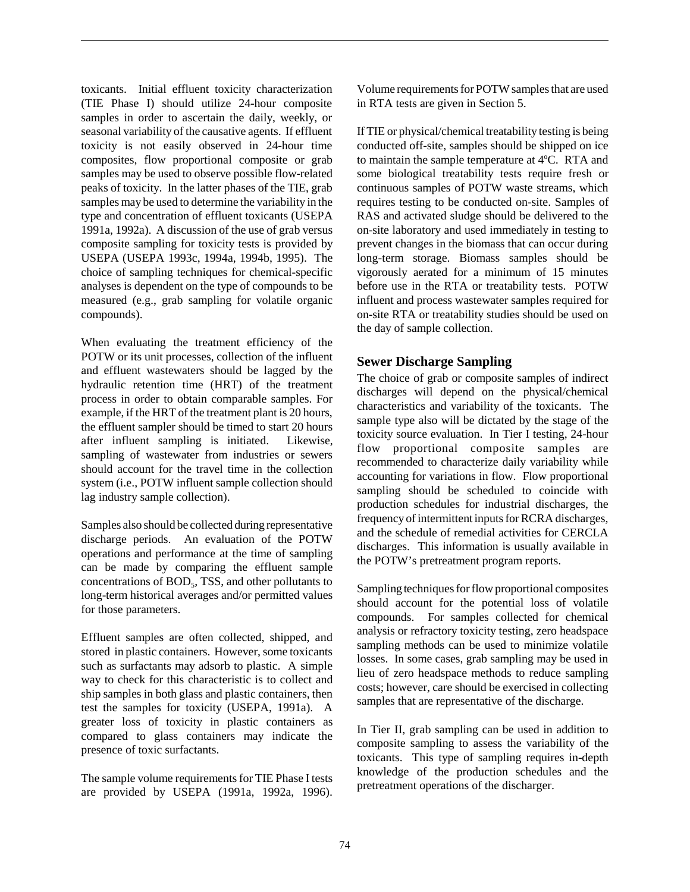toxicants. Initial effluent toxicity characterization (TIE Phase I) should utilize 24-hour composite samples in order to ascertain the daily, weekly, or seasonal variability of the causative agents. If effluent toxicity is not easily observed in 24-hour time composites, flow proportional composite or grab samples may be used to observe possible flow-related peaks of toxicity. In the latter phases of the TIE, grab samples may be used to determine the variability in the type and concentration of effluent toxicants (USEPA 1991a, 1992a). A discussion of the use of grab versus composite sampling for toxicity tests is provided by USEPA (USEPA 1993c, 1994a, 1994b, 1995). The choice of sampling techniques for chemical-specific analyses is dependent on the type of compounds to be measured (e.g., grab sampling for volatile organic compounds).

When evaluating the treatment efficiency of the POTW or its unit processes, collection of the influent and effluent wastewaters should be lagged by the hydraulic retention time (HRT) of the treatment process in order to obtain comparable samples. For example, if the HRT of the treatment plant is 20 hours, the effluent sampler should be timed to start 20 hours after influent sampling is initiated. Likewise, sampling of wastewater from industries or sewers should account for the travel time in the collection system (i.e., POTW influent sample collection should lag industry sample collection).

Samples also should be collected during representative discharge periods. An evaluation of the POTW operations and performance at the time of sampling can be made by comparing the effluent sample concentrations of $BOD_5$, TSS, and other pollutants to long-term historical averages and/or permitted values for those parameters.

Effluent samples are often collected, shipped, and stored in plastic containers. However, some toxicants such as surfactants may adsorb to plastic. A simple way to check for this characteristic is to collect and ship samples in both glass and plastic containers, then test the samples for toxicity (USEPA, 1991a). A greater loss of toxicity in plastic containers as compared to glass containers may indicate the presence of toxic surfactants.

The sample volume requirements for TIE Phase I tests are provided by USEPA (1991a, 1992a, 1996). Volume requirements for POTW samples that are used in RTA tests are given in Section 5.

If TIE or physical/chemical treatability testing is being conducted off-site, samples should be shipped on ice to maintain the sample temperature at 4°C. RTA and some biological treatability tests require fresh or continuous samples of POTW waste streams, which requires testing to be conducted on-site. Samples of RAS and activated sludge should be delivered to the on-site laboratory and used immediately in testing to prevent changes in the biomass that can occur during long-term storage. Biomass samples should be vigorously aerated for a minimum of 15 minutes before use in the RTA or treatability tests. POTW influent and process wastewater samples required for on-site RTA or treatability studies should be used on the day of sample collection.

## Sewer Discharge Sampling

The choice of grab or composite samples of indirect discharges will depend on the physical/chemical characteristics and variability of the toxicants. The sample type also will be dictated by the stage of the toxicity source evaluation. In Tier I testing, 24-hour flow proportional composite samples are recommended to characterize daily variability while accounting for variations in flow. Flow proportional sampling should be scheduled to coincide with production schedules for industrial discharges, the frequency of intermittent inputs for RCRA discharges, and the schedule of remedial activities for CERCLA discharges. This information is usually available in the POTW's pretreatment program reports.

Sampling techniques for flow proportional composites should account for the potential loss of volatile compounds. For samples collected for chemical analysis or refractory toxicity testing, zero headspace sampling methods can be used to minimize volatile losses. In some cases, grab sampling may be used in lieu of zero headspace methods to reduce sampling costs; however, care should be exercised in collecting samples that are representative of the discharge.

In Tier II, grab sampling can be used in addition to composite sampling to assess the variability of the toxicants. This type of sampling requires in-depth knowledge of the production schedules and the pretreatment operations of the discharger.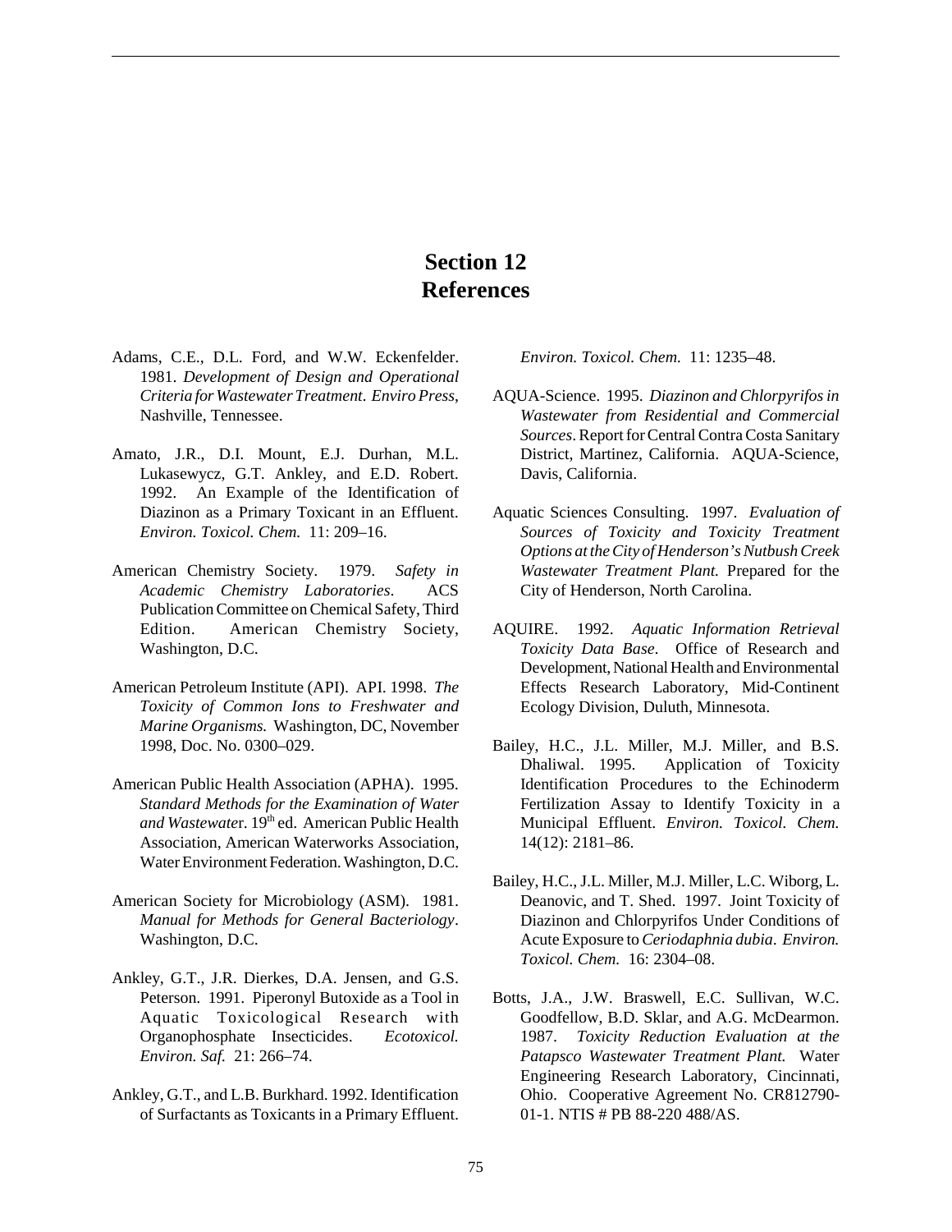# Section 12
# References

Adams, C.E., D.L. Ford, and W.W. Eckenfelder. 1981. *Development of Design and Operational Criteria for Wastewater Treatment*. *Enviro Press*, Nashville, Tennessee.

Amato, J.R., D.I. Mount, E.J. Durhan, M.L. Lukasewycz, G.T. Ankley, and E.D. Robert. 1992. An Example of the Identification of Diazinon as a Primary Toxicant in an Effluent. *Environ. Toxicol. Chem.* 11: 209–16.

American Chemistry Society. 1979. *Safety in Academic Chemistry Laboratories*. ACS Publication Committee on Chemical Safety, Third Edition. American Chemistry Society, Washington, D.C.

American Petroleum Institute (API). API. 1998. *The Toxicity of Common Ions to Freshwater and Marine Organisms.* Washington, DC, November 1998, Doc. No. 0300–029.

American Public Health Association (APHA). 1995. *Standard Methods for the Examination of Water and Wastewate*r. 19th ed. American Public Health Association, American Waterworks Association, Water Environment Federation. Washington, D.C.

American Society for Microbiology (ASM). 1981. *Manual for Methods for General Bacteriology*. Washington, D.C.

Ankley, G.T., J.R. Dierkes, D.A. Jensen, and G.S. Peterson. 1991. Piperonyl Butoxide as a Tool in Aquatic Toxicological Research with Organophosphate Insecticides. *Ecotoxicol. Environ. Saf.* 21: 266–74.

Ankley, G.T., and L.B. Burkhard. 1992. Identification of Surfactants as Toxicants in a Primary Effluent. *Environ. Toxicol. Chem.* 11: 1235–48.

AQUA-Science. 1995. *Diazinon and Chlorpyrifos in Wastewater from Residential and Commercial Sources*. Report for Central Contra Costa Sanitary District, Martinez, California. AQUA-Science, Davis, California.

Aquatic Sciences Consulting. 1997. *Evaluation of Sources of Toxicity and Toxicity Treatment Options at the City of Henderson's Nutbush Creek Wastewater Treatment Plant.* Prepared for the City of Henderson, North Carolina.

AQUIRE. 1992. *Aquatic Information Retrieval Toxicity Data Base*. Office of Research and Development, National Health and Environmental Effects Research Laboratory, Mid-Continent Ecology Division, Duluth, Minnesota.

Bailey, H.C., J.L. Miller, M.J. Miller, and B.S. Dhaliwal. 1995. Application of Toxicity Identification Procedures to the Echinoderm Fertilization Assay to Identify Toxicity in a Municipal Effluent. *Environ. Toxicol. Chem.* 14(12): 2181–86.

Bailey, H.C., J.L. Miller, M.J. Miller, L.C. Wiborg, L. Deanovic, and T. Shed. 1997. Joint Toxicity of Diazinon and Chlorpyrifos Under Conditions of Acute Exposure to *Ceriodaphnia dubia*. *Environ. Toxicol. Chem.* 16: 2304–08.

Botts, J.A., J.W. Braswell, E.C. Sullivan, W.C. Goodfellow, B.D. Sklar, and A.G. McDearmon. 1987. *Toxicity Reduction Evaluation at the Patapsco Wastewater Treatment Plant.* Water Engineering Research Laboratory, Cincinnati, Ohio. Cooperative Agreement No. CR812790-01-1. NTIS # PB 88-220 488/AS.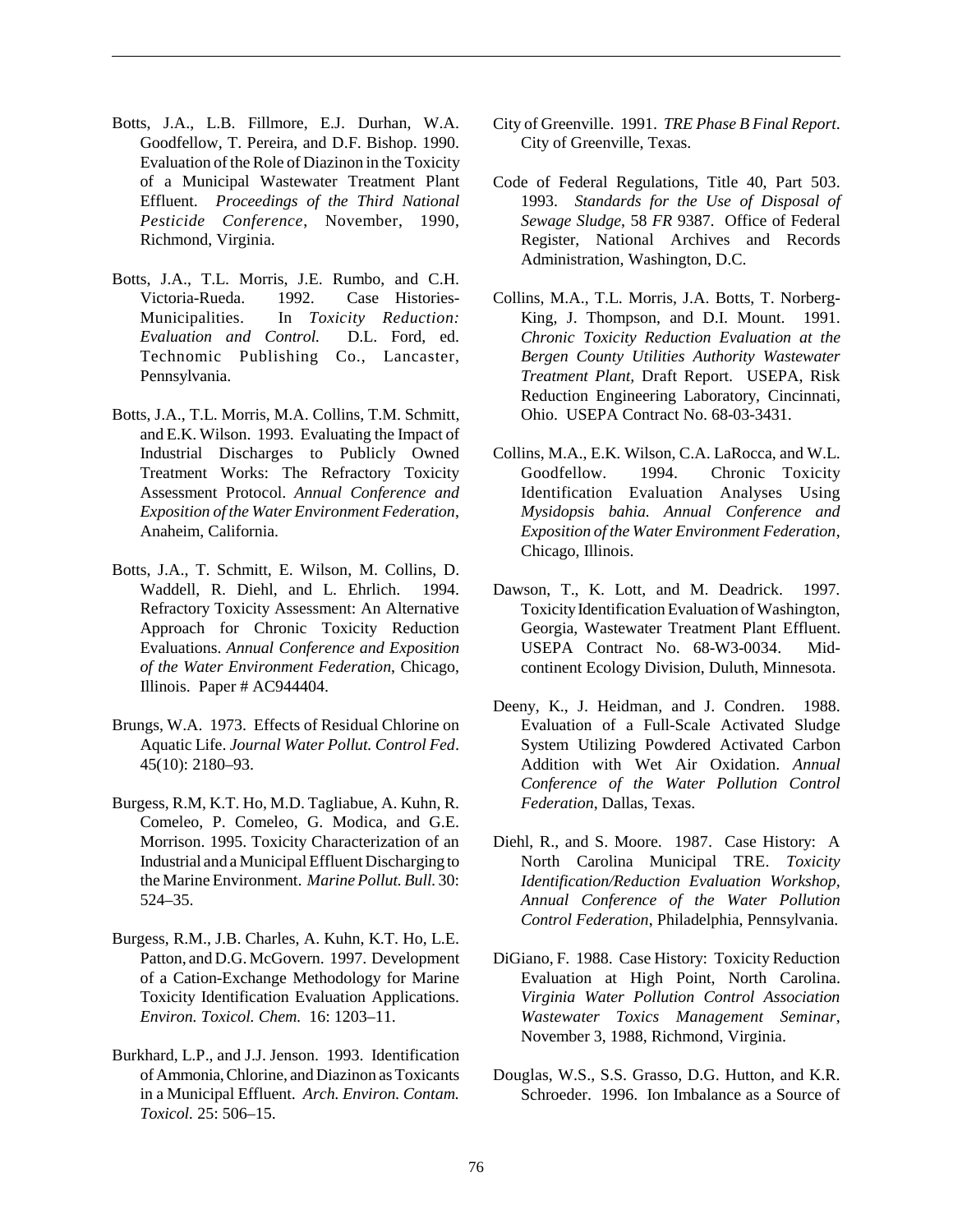Botts, J.A., L.B. Fillmore, E.J. Durhan, W.A. Goodfellow, T. Pereira, and D.F. Bishop. 1990. Evaluation of the Role of Diazinon in the Toxicity of a Municipal Wastewater Treatment Plant Effluent. *Proceedings of the Third National Pesticide Conference*, November, 1990, Richmond, Virginia.

Botts, J.A., T.L. Morris, J.E. Rumbo, and C.H. Victoria-Rueda. 1992. Case Histories-Municipalities. In *Toxicity Reduction: Evaluation and Control.* D.L. Ford, ed. Technomic Publishing Co., Lancaster, Pennsylvania.

Botts, J.A., T.L. Morris, M.A. Collins, T.M. Schmitt, and E.K. Wilson. 1993. Evaluating the Impact of Industrial Discharges to Publicly Owned Treatment Works: The Refractory Toxicity Assessment Protocol. *Annual Conference and Exposition of the Water Environment Federation*, Anaheim, California.

Botts, J.A., T. Schmitt, E. Wilson, M. Collins, D. Waddell, R. Diehl, and L. Ehrlich. 1994. Refractory Toxicity Assessment: An Alternative Approach for Chronic Toxicity Reduction Evaluations. *Annual Conference and Exposition of the Water Environment Federation*, Chicago, Illinois. Paper # AC944404.

Brungs, W.A. 1973. Effects of Residual Chlorine on Aquatic Life. *Journal Water Pollut. Control Fed*. 45(10): 2180–93.

Burgess, R.M, K.T. Ho, M.D. Tagliabue, A. Kuhn, R. Comeleo, P. Comeleo, G. Modica, and G.E. Morrison. 1995. Toxicity Characterization of an Industrial and a Municipal Effluent Discharging to the Marine Environment. *Marine Pollut. Bull.* 30: 524–35.

Burgess, R.M., J.B. Charles, A. Kuhn, K.T. Ho, L.E. Patton, and D.G. McGovern. 1997. Development of a Cation-Exchange Methodology for Marine Toxicity Identification Evaluation Applications. *Environ. Toxicol. Chem.* 16: 1203–11.

Burkhard, L.P., and J.J. Jenson. 1993. Identification of Ammonia, Chlorine, and Diazinon as Toxicants in a Municipal Effluent. *Arch. Environ. Contam. Toxicol.* 25: 506–15.

City of Greenville. 1991. *TRE Phase B Final Report*. City of Greenville, Texas.

Code of Federal Regulations, Title 40, Part 503. 1993. *Standards for the Use of Disposal of Sewage Sludge*, 58 *FR* 9387. Office of Federal Register, National Archives and Records Administration, Washington, D.C.

Collins, M.A., T.L. Morris, J.A. Botts, T. Norberg-King, J. Thompson, and D.I. Mount. 1991. *Chronic Toxicity Reduction Evaluation at the Bergen County Utilities Authority Wastewater Treatment Plant*, Draft Report. USEPA, Risk Reduction Engineering Laboratory, Cincinnati, Ohio. USEPA Contract No. 68-03-3431.

Collins, M.A., E.K. Wilson, C.A. LaRocca, and W.L. Goodfellow. 1994. Chronic Toxicity Identification Evaluation Analyses Using *Mysidopsis bahia. Annual Conference and Exposition of the Water Environment Federation*, Chicago, Illinois.

Dawson, T., K. Lott, and M. Deadrick. 1997. Toxicity Identification Evaluation of Washington, Georgia, Wastewater Treatment Plant Effluent. USEPA Contract No. 68-W3-0034. Mid-continent Ecology Division, Duluth, Minnesota.

Deeny, K., J. Heidman, and J. Condren. 1988. Evaluation of a Full-Scale Activated Sludge System Utilizing Powdered Activated Carbon Addition with Wet Air Oxidation. *Annual Conference of the Water Pollution Control Federation*, Dallas, Texas.

Diehl, R., and S. Moore. 1987. Case History: A North Carolina Municipal TRE. *Toxicity Identification/Reduction Evaluation Workshop, Annual Conference of the Water Pollution Control Federation*, Philadelphia, Pennsylvania.

DiGiano, F. 1988. Case History: Toxicity Reduction Evaluation at High Point, North Carolina. *Virginia Water Pollution Control Association Wastewater Toxics Management Seminar*, November 3, 1988, Richmond, Virginia.

Douglas, W.S., S.S. Grasso, D.G. Hutton, and K.R. Schroeder. 1996. Ion Imbalance as a Source of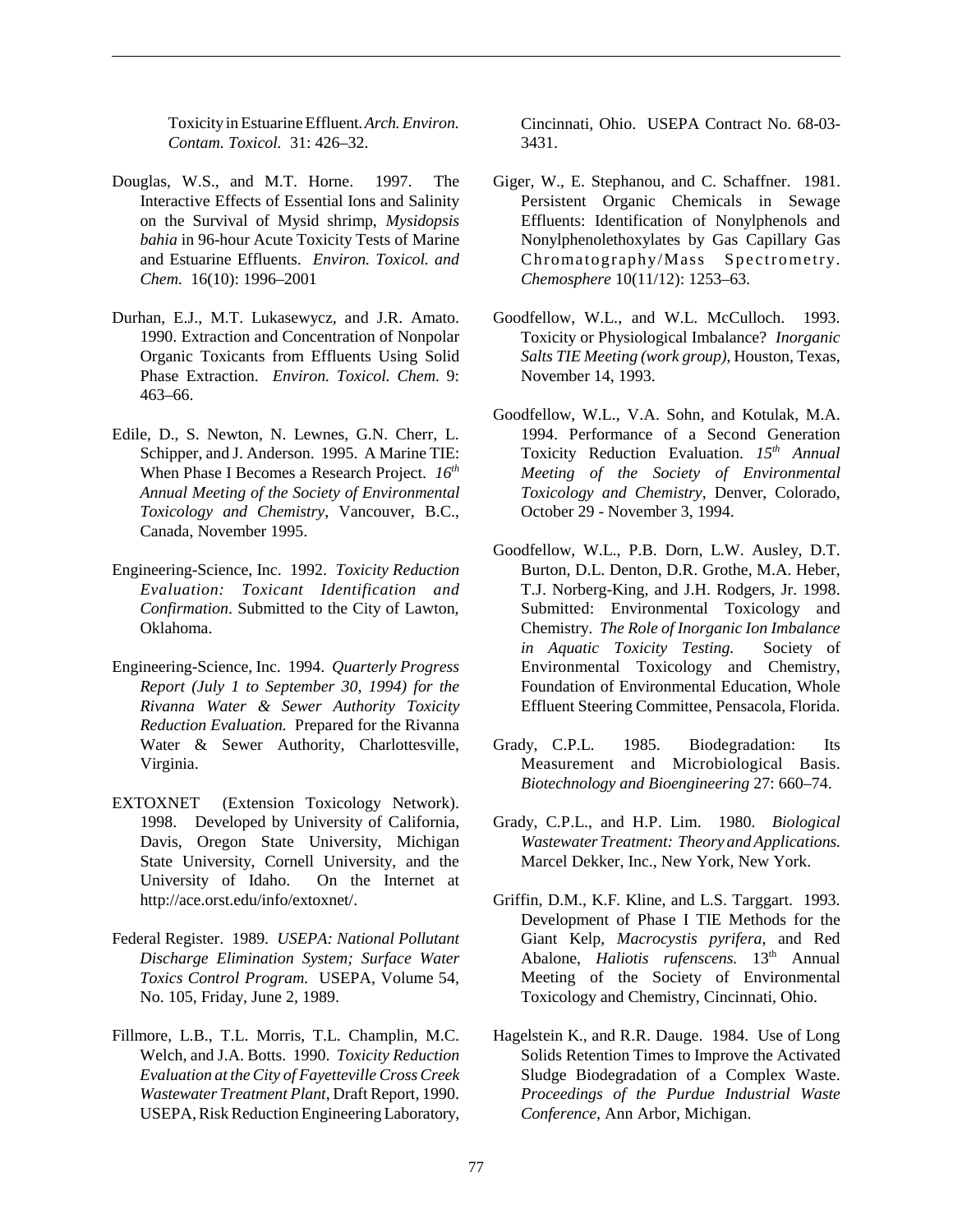Toxicity in Estuarine Effluent. *Arch. Environ. Contam. Toxicol.* 31: 426–32.

Douglas, W.S., and M.T. Horne. 1997. The Interactive Effects of Essential Ions and Salinity on the Survival of Mysid shrimp, *Mysidopsis bahia* in 96-hour Acute Toxicity Tests of Marine and Estuarine Effluents. *Environ. Toxicol. and Chem.* 16(10): 1996–2001

Durhan, E.J., M.T. Lukasewycz, and J.R. Amato. 1990. Extraction and Concentration of Nonpolar Organic Toxicants from Effluents Using Solid Phase Extraction. *Environ. Toxicol. Chem.* 9: 463–66.

Edile, D., S. Newton, N. Lewnes, G.N. Cherr, L. Schipper, and J. Anderson. 1995. A Marine TIE: When Phase I Becomes a Research Project. *16th Annual Meeting of the Society of Environmental Toxicology and Chemistry*, Vancouver, B.C., Canada, November 1995.

Engineering-Science, Inc. 1992. *Toxicity Reduction Evaluation: Toxicant Identification and Confirmation*. Submitted to the City of Lawton, Oklahoma.

Engineering-Science, Inc. 1994. *Quarterly Progress Report (July 1 to September 30, 1994) for the Rivanna Water & Sewer Authority Toxicity Reduction Evaluation.* Prepared for the Rivanna Water & Sewer Authority, Charlottesville, Virginia.

EXTOXNET (Extension Toxicology Network). 1998. Developed by University of California, Davis, Oregon State University, Michigan State University, Cornell University, and the University of Idaho. On the Internet at http://ace.orst.edu/info/extoxnet/.

Federal Register. 1989. *USEPA: National Pollutant Discharge Elimination System; Surface Water Toxics Control Program.* USEPA, Volume 54, No. 105, Friday, June 2, 1989.

Fillmore, L.B., T.L. Morris, T.L. Champlin, M.C. Welch, and J.A. Botts. 1990. *Toxicity Reduction Evaluation at the City of Fayetteville Cross Creek Wastewater Treatment Plant*, Draft Report, 1990. USEPA, Risk Reduction Engineering Laboratory, Cincinnati, Ohio. USEPA Contract No. 68-03-3431.

Giger, W., E. Stephanou, and C. Schaffner. 1981. Persistent Organic Chemicals in Sewage Effluents: Identification of Nonylphenols and Nonylphenolethoxylates by Gas Capillary Gas Chromatography/Mass Spectrometry. *Chemosphere* 10(11/12): 1253–63.

Goodfellow, W.L., and W.L. McCulloch. 1993. Toxicity or Physiological Imbalance? *Inorganic Salts TIE Meeting (work group)*, Houston, Texas, November 14, 1993.

Goodfellow, W.L., V.A. Sohn, and Kotulak, M.A. 1994. Performance of a Second Generation Toxicity Reduction Evaluation. *15th Annual Meeting of the Society of Environmental Toxicology and Chemistry*, Denver, Colorado, October 29 - November 3, 1994.

Goodfellow, W.L., P.B. Dorn, L.W. Ausley, D.T. Burton, D.L. Denton, D.R. Grothe, M.A. Heber, T.J. Norberg-King, and J.H. Rodgers, Jr. 1998. Submitted: Environmental Toxicology and Chemistry. *The Role of Inorganic Ion Imbalance in Aquatic Toxicity Testing.* Society of Environmental Toxicology and Chemistry, Foundation of Environmental Education, Whole Effluent Steering Committee, Pensacola, Florida.

Grady, C.P.L. 1985. Biodegradation: Its Measurement and Microbiological Basis. *Biotechnology and Bioengineering* 27: 660–74.

Grady, C.P.L., and H.P. Lim. 1980. *Biological Wastewater Treatment: Theory and Applications.* Marcel Dekker, Inc., New York, New York.

Griffin, D.M., K.F. Kline, and L.S. Targgart. 1993. Development of Phase I TIE Methods for the Giant Kelp, *Macrocystis pyrifera*, and Red Abalone, *Haliotis rufenscens.* 13th Annual Meeting of the Society of Environmental Toxicology and Chemistry, Cincinnati, Ohio.

Hagelstein K., and R.R. Dauge. 1984. Use of Long Solids Retention Times to Improve the Activated Sludge Biodegradation of a Complex Waste. *Proceedings of the Purdue Industrial Waste Conference*, Ann Arbor, Michigan.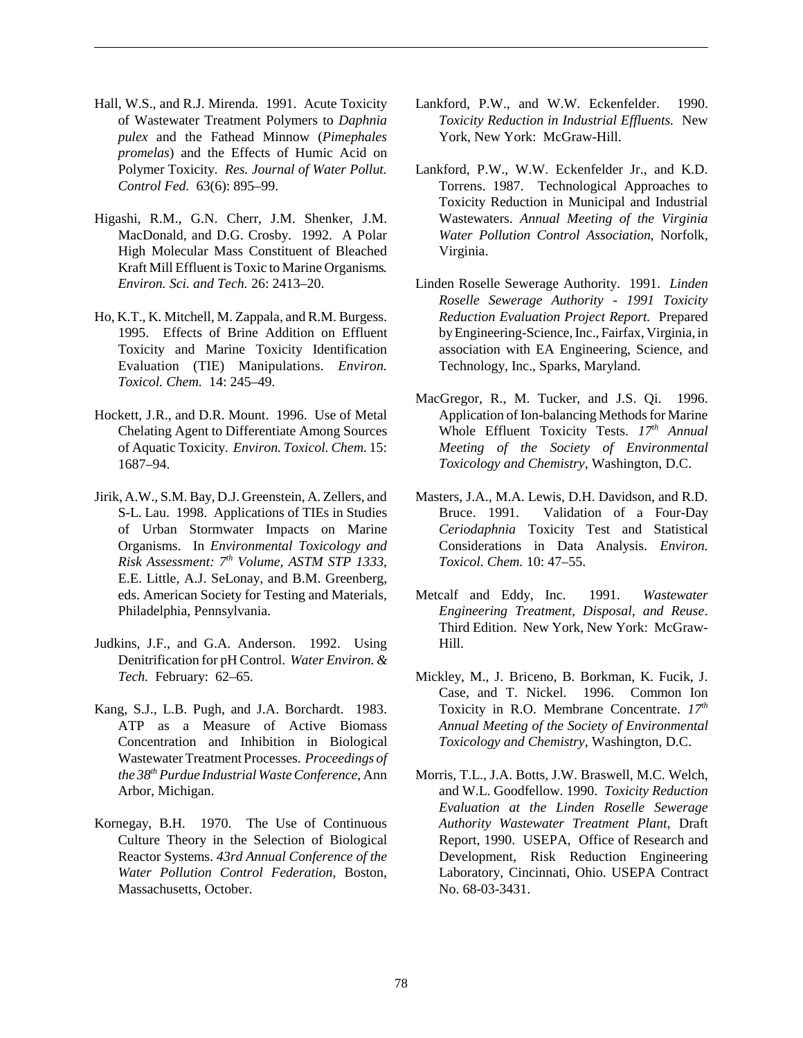Hall, W.S., and R.J. Mirenda. 1991. Acute Toxicity of Wastewater Treatment Polymers to *Daphnia pulex* and the Fathead Minnow (*Pimephales promelas*) and the Effects of Humic Acid on Polymer Toxicity. *Res. Journal of Water Pollut. Control Fed.* 63(6): 895–99.

Higashi, R.M., G.N. Cherr, J.M. Shenker, J.M. MacDonald, and D.G. Crosby. 1992. A Polar High Molecular Mass Constituent of Bleached Kraft Mill Effluent is Toxic to Marine Organisms. *Environ. Sci. and Tech.* 26: 2413–20.

Ho, K.T., K. Mitchell, M. Zappala, and R.M. Burgess. 1995. Effects of Brine Addition on Effluent Toxicity and Marine Toxicity Identification Evaluation (TIE) Manipulations. *Environ. Toxicol. Chem.* 14: 245–49.

Hockett, J.R., and D.R. Mount. 1996. Use of Metal Chelating Agent to Differentiate Among Sources of Aquatic Toxicity. *Environ. Toxicol. Chem.* 15: 1687–94.

Jirik, A.W., S.M. Bay, D.J. Greenstein, A. Zellers, and S-L. Lau. 1998. Applications of TIEs in Studies of Urban Stormwater Impacts on Marine Organisms. In *Environmental Toxicology and Risk Assessment: 7th Volume, ASTM STP 1333*, E.E. Little, A.J. SeLonay, and B.M. Greenberg, eds. American Society for Testing and Materials, Philadelphia, Pennsylvania.

Judkins, J.F., and G.A. Anderson. 1992. Using Denitrification for pH Control. *Water Environ. & Tech.* February: 62–65.

Kang, S.J., L.B. Pugh, and J.A. Borchardt. 1983. ATP as a Measure of Active Biomass Concentration and Inhibition in Biological Wastewater Treatment Processes. *Proceedings of the 38th Purdue Industrial Waste Conference*, Ann Arbor, Michigan.

Kornegay, B.H. 1970. The Use of Continuous Culture Theory in the Selection of Biological Reactor Systems. *43rd Annual Conference of the Water Pollution Control Federation*, Boston, Massachusetts, October.

Lankford, P.W., and W.W. Eckenfelder. 1990. *Toxicity Reduction in Industrial Effluents.* New York, New York: McGraw-Hill.

Lankford, P.W., W.W. Eckenfelder Jr., and K.D. Torrens. 1987. Technological Approaches to Toxicity Reduction in Municipal and Industrial Wastewaters. *Annual Meeting of the Virginia Water Pollution Control Association*, Norfolk, Virginia.

Linden Roselle Sewerage Authority. 1991. *Linden Roselle Sewerage Authority - 1991 Toxicity Reduction Evaluation Project Report.* Prepared by Engineering-Science, Inc., Fairfax, Virginia, in association with EA Engineering, Science, and Technology, Inc., Sparks, Maryland.

MacGregor, R., M. Tucker, and J.S. Qi. 1996. Application of Ion-balancing Methods for Marine Whole Effluent Toxicity Tests. *17th Annual Meeting of the Society of Environmental Toxicology and Chemistry*, Washington, D.C.

Masters, J.A., M.A. Lewis, D.H. Davidson, and R.D. Bruce. 1991. Validation of a Four-Day *Ceriodaphnia* Toxicity Test and Statistical Considerations in Data Analysis. *Environ. Toxicol. Chem.* 10: 47–55.

Metcalf and Eddy, Inc. 1991. *Wastewater Engineering Treatment, Disposal, and Reuse*. Third Edition. New York, New York: McGraw-Hill.

Mickley, M., J. Briceno, B. Borkman, K. Fucik, J. Case, and T. Nickel. 1996. Common Ion Toxicity in R.O. Membrane Concentrate. *17th Annual Meeting of the Society of Environmental Toxicology and Chemistry*, Washington, D.C.

Morris, T.L., J.A. Botts, J.W. Braswell, M.C. Welch, and W.L. Goodfellow. 1990. *Toxicity Reduction Evaluation at the Linden Roselle Sewerage Authority Wastewater Treatment Plant*, Draft Report, 1990. USEPA, Office of Research and Development, Risk Reduction Engineering Laboratory, Cincinnati, Ohio. USEPA Contract No. 68-03-3431.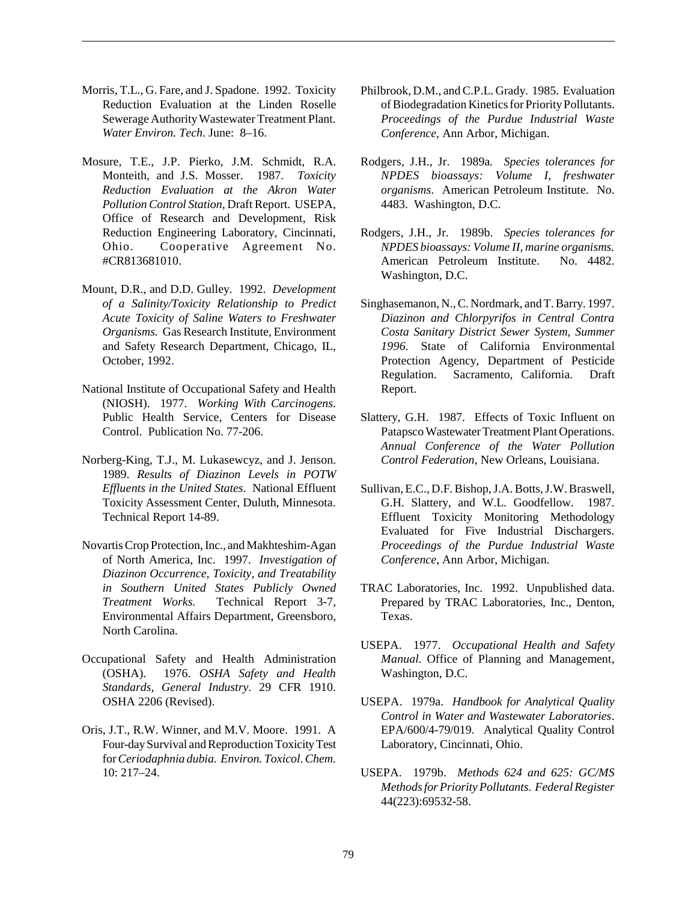Morris, T.L., G. Fare, and J. Spadone. 1992. Toxicity Reduction Evaluation at the Linden Roselle Sewerage Authority Wastewater Treatment Plant. *Water Environ. Tech*. June: 8–16.

Mosure, T.E., J.P. Pierko, J.M. Schmidt, R.A. Monteith, and J.S. Mosser. 1987. *Toxicity Reduction Evaluation at the Akron Water Pollution Control Station*, Draft Report. USEPA, Office of Research and Development, Risk Reduction Engineering Laboratory, Cincinnati, Ohio. Cooperative Agreement No. #CR813681010.

Mount, D.R., and D.D. Gulley. 1992. *Development of a Salinity/Toxicity Relationship to Predict Acute Toxicity of Saline Waters to Freshwater Organisms.* Gas Research Institute, Environment and Safety Research Department, Chicago, IL, October, 1992.

National Institute of Occupational Safety and Health (NIOSH). 1977. *Working With Carcinogens*. Public Health Service, Centers for Disease Control. Publication No. 77-206.

Norberg-King, T.J., M. Lukasewcyz, and J. Jenson. 1989. *Results of Diazinon Levels in POTW Effluents in the United States*. National Effluent Toxicity Assessment Center, Duluth, Minnesota. Technical Report 14-89.

Novartis Crop Protection, Inc., and Makhteshim-Agan of North America, Inc. 1997. *Investigation of Diazinon Occurrence, Toxicity, and Treatability in Southern United States Publicly Owned Treatment Works.* Technical Report 3-7, Environmental Affairs Department, Greensboro, North Carolina.

Occupational Safety and Health Administration (OSHA). 1976. *OSHA Safety and Health Standards, General Industry*. 29 CFR 1910. OSHA 2206 (Revised).

Oris, J.T., R.W. Winner, and M.V. Moore. 1991. A Four-day Survival and Reproduction Toxicity Test for *Ceriodaphnia dubia. Environ. Toxicol. Chem.* 10: 217–24.

Philbrook, D.M., and C.P.L. Grady. 1985. Evaluation of Biodegradation Kinetics for Priority Pollutants. *Proceedings of the Purdue Industrial Waste Conference,* Ann Arbor, Michigan.

Rodgers, J.H., Jr. 1989a. *Species tolerances for NPDES bioassays: Volume I, freshwater organisms*. American Petroleum Institute. No. 4483. Washington, D.C.

Rodgers, J.H., Jr. 1989b. *Species tolerances for NPDES bioassays: Volume II, marine organisms.* American Petroleum Institute. No. 4482. Washington, D.C.

Singhasemanon, N., C. Nordmark, and T. Barry. 1997. *Diazinon and Chlorpyrifos in Central Contra Costa Sanitary District Sewer System, Summer 1996.* State of California Environmental Protection Agency, Department of Pesticide Regulation. Sacramento, California. Draft Report.

Slattery, G.H. 1987. Effects of Toxic Influent on Patapsco Wastewater Treatment Plant Operations. *Annual Conference of the Water Pollution Control Federation*, New Orleans, Louisiana.

Sullivan, E.C., D.F. Bishop, J.A. Botts, J.W. Braswell, G.H. Slattery, and W.L. Goodfellow. 1987. Effluent Toxicity Monitoring Methodology Evaluated for Five Industrial Dischargers. *Proceedings of the Purdue Industrial Waste Conference*, Ann Arbor, Michigan.

TRAC Laboratories, Inc. 1992. Unpublished data. Prepared by TRAC Laboratories, Inc., Denton, Texas.

USEPA. 1977. *Occupational Health and Safety Manual.* Office of Planning and Management, Washington, D.C.

USEPA. 1979a. *Handbook for Analytical Quality Control in Water and Wastewater Laboratories*. EPA/600/4-79/019. Analytical Quality Control Laboratory, Cincinnati, Ohio.

USEPA. 1979b. *Methods 624 and 625: GC/MS Methods for Priority Pollutants. Federal Register* 44(223):69532-58.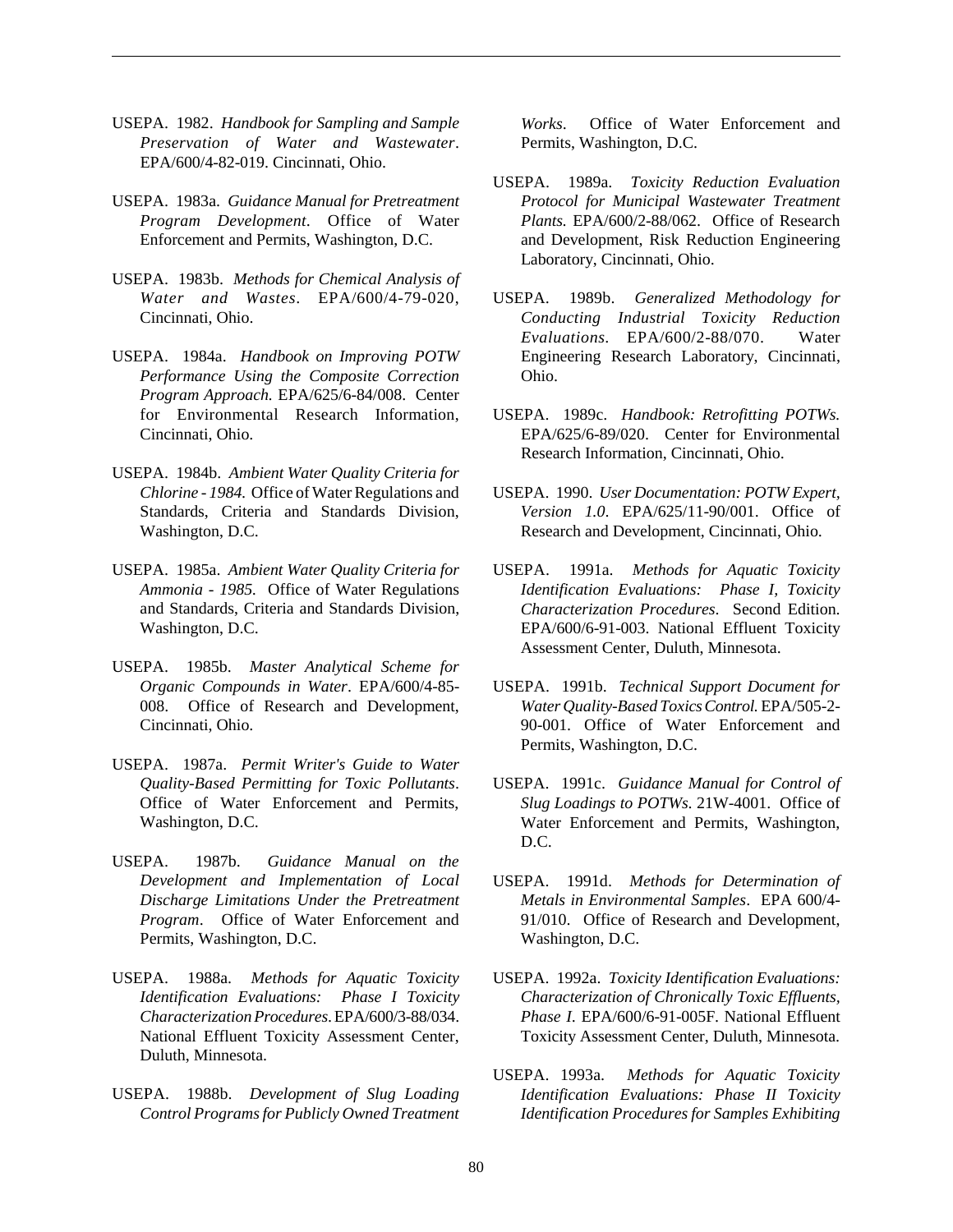USEPA. 1982. *Handbook for Sampling and Sample Preservation of Water and Wastewater*. EPA/600/4-82-019. Cincinnati, Ohio.

USEPA. 1983a. *Guidance Manual for Pretreatment Program Development*. Office of Water Enforcement and Permits, Washington, D.C.

USEPA. 1983b. *Methods for Chemical Analysis of Water and Wastes*. EPA/600/4-79-020, Cincinnati, Ohio.

USEPA. 1984a. *Handbook on Improving POTW Performance Using the Composite Correction Program Approach.* EPA/625/6-84/008. Center for Environmental Research Information, Cincinnati, Ohio.

USEPA. 1984b. *Ambient Water Quality Criteria for Chlorine - 1984.* Office of Water Regulations and Standards, Criteria and Standards Division, Washington, D.C.

USEPA. 1985a. *Ambient Water Quality Criteria for Ammonia - 1985.* Office of Water Regulations and Standards, Criteria and Standards Division, Washington, D.C.

USEPA. 1985b. *Master Analytical Scheme for Organic Compounds in Water*. EPA/600/4-85-008. Office of Research and Development, Cincinnati, Ohio.

USEPA. 1987a. *Permit Writer's Guide to Water Quality-Based Permitting for Toxic Pollutants*. Office of Water Enforcement and Permits, Washington, D.C.

USEPA. 1987b. *Guidance Manual on the Development and Implementation of Local Discharge Limitations Under the Pretreatment Program*. Office of Water Enforcement and Permits, Washington, D.C.

USEPA. 1988a. *Methods for Aquatic Toxicity Identification Evaluations: Phase I Toxicity Characterization Procedures*. EPA/600/3-88/034. National Effluent Toxicity Assessment Center, Duluth, Minnesota.

USEPA. 1988b. *Development of Slug Loading Control Programs for Publicly Owned Treatment Works*. Office of Water Enforcement and Permits, Washington, D.C.

USEPA. 1989a. *Toxicity Reduction Evaluation Protocol for Municipal Wastewater Treatment Plants.* EPA/600/2-88/062. Office of Research and Development, Risk Reduction Engineering Laboratory, Cincinnati, Ohio.

USEPA. 1989b. *Generalized Methodology for Conducting Industrial Toxicity Reduction Evaluations*. EPA/600/2-88/070. Water Engineering Research Laboratory, Cincinnati, Ohio.

USEPA. 1989c. *Handbook: Retrofitting POTWs.* EPA/625/6-89/020. Center for Environmental Research Information, Cincinnati, Ohio.

USEPA. 1990. *User Documentation: POTW Expert, Version 1.0*. EPA/625/11-90/001. Office of Research and Development, Cincinnati, Ohio.

USEPA. 1991a. *Methods for Aquatic Toxicity Identification Evaluations: Phase I, Toxicity Characterization Procedures.* Second Edition. EPA/600/6-91-003. National Effluent Toxicity Assessment Center, Duluth, Minnesota.

USEPA. 1991b. *Technical Support Document for Water Quality-Based Toxics Control.* EPA/505-2-90-001. Office of Water Enforcement and Permits, Washington, D.C.

USEPA. 1991c. *Guidance Manual for Control of Slug Loadings to POTWs*. 21W-4001. Office of Water Enforcement and Permits, Washington, D.C.

USEPA. 1991d. *Methods for Determination of Metals in Environmental Samples*. EPA 600/4-91/010. Office of Research and Development, Washington, D.C.

USEPA. 1992a. *Toxicity Identification Evaluations: Characterization of Chronically Toxic Effluents, Phase I.* EPA/600/6-91-005F. National Effluent Toxicity Assessment Center, Duluth, Minnesota.

USEPA. 1993a. *Methods for Aquatic Toxicity Identification Evaluations: Phase II Toxicity Identification Procedures for Samples Exhibiting*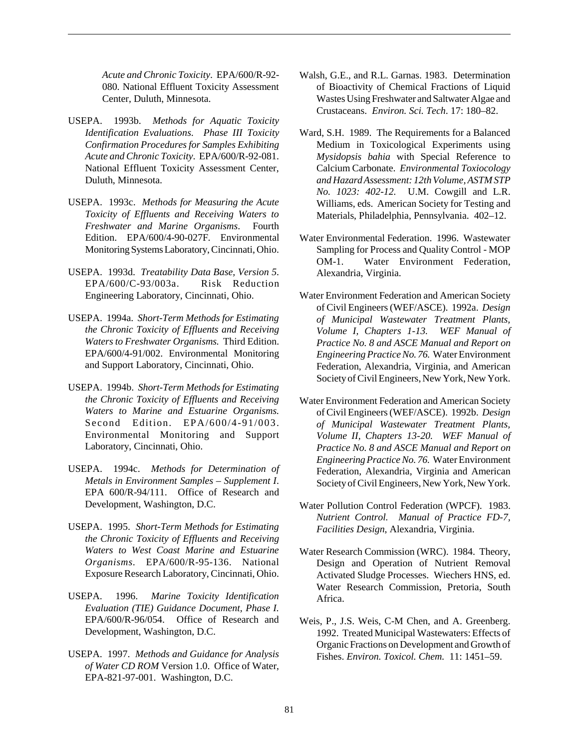*Acute and Chronic Toxicity*. EPA/600/R-92-080. National Effluent Toxicity Assessment Center, Duluth, Minnesota.

USEPA. 1993b. *Methods for Aquatic Toxicity Identification Evaluations. Phase III Toxicity Confirmation Procedures for Samples Exhibiting Acute and Chronic Toxicity*. EPA/600/R-92-081. National Effluent Toxicity Assessment Center, Duluth, Minnesota.

USEPA. 1993c. *Methods for Measuring the Acute Toxicity of Effluents and Receiving Waters to Freshwater and Marine Organisms*. Fourth Edition. EPA/600/4-90-027F. Environmental Monitoring Systems Laboratory, Cincinnati, Ohio.

USEPA. 1993d. *Treatability Data Base, Version 5*. EPA/600/C-93/003a. Risk Reduction Engineering Laboratory, Cincinnati, Ohio.

USEPA. 1994a. *Short-Term Methods for Estimating the Chronic Toxicity of Effluents and Receiving Waters to Freshwater Organisms.* Third Edition. EPA/600/4-91/002. Environmental Monitoring and Support Laboratory, Cincinnati, Ohio.

USEPA. 1994b. *Short-Term Methods for Estimating the Chronic Toxicity of Effluents and Receiving Waters to Marine and Estuarine Organisms.* Second Edition. EPA/600/4-91/003. Environmental Monitoring and Support Laboratory, Cincinnati, Ohio.

USEPA. 1994c. *Methods for Determination of Metals in Environment Samples – Supplement I*. EPA 600/R-94/111. Office of Research and Development, Washington, D.C.

USEPA. 1995. *Short-Term Methods for Estimating the Chronic Toxicity of Effluents and Receiving Waters to West Coast Marine and Estuarine Organisms*. EPA/600/R-95-136. National Exposure Research Laboratory, Cincinnati, Ohio.

USEPA. 1996. *Marine Toxicity Identification Evaluation (TIE) Guidance Document, Phase I*. EPA/600/R-96/054. Office of Research and Development, Washington, D.C.

USEPA. 1997. *Methods and Guidance for Analysis of Water CD ROM* Version 1.0. Office of Water, EPA-821-97-001. Washington, D.C.

Walsh, G.E., and R.L. Garnas. 1983. Determination of Bioactivity of Chemical Fractions of Liquid Wastes Using Freshwater and Saltwater Algae and Crustaceans. *Environ. Sci. Tech*. 17: 180–82.

Ward, S.H. 1989. The Requirements for a Balanced Medium in Toxicological Experiments using *Mysidopsis bahia* with Special Reference to Calcium Carbonate. *Environmental Toxiocology and Hazard Assessment: 12th Volume, ASTM STP No. 1023: 402-12.* U.M. Cowgill and L.R. Williams, eds. American Society for Testing and Materials, Philadelphia, Pennsylvania. 402–12.

Water Environmental Federation. 1996. Wastewater Sampling for Process and Quality Control - MOP OM-1. Water Environment Federation, Alexandria, Virginia.

Water Environment Federation and American Society of Civil Engineers (WEF/ASCE). 1992a. *Design of Municipal Wastewater Treatment Plants, Volume I, Chapters 1-13. WEF Manual of Practice No. 8 and ASCE Manual and Report on Engineering Practice No. 76.* Water Environment Federation, Alexandria, Virginia, and American Society of Civil Engineers, New York, New York.

Water Environment Federation and American Society of Civil Engineers (WEF/ASCE). 1992b. *Design of Municipal Wastewater Treatment Plants, Volume II, Chapters 13-20. WEF Manual of Practice No. 8 and ASCE Manual and Report on Engineering Practice No. 76.* Water Environment Federation, Alexandria, Virginia and American Society of Civil Engineers, New York, New York.

Water Pollution Control Federation (WPCF). 1983. *Nutrient Control. Manual of Practice FD-7, Facilities Design*, Alexandria, Virginia.

Water Research Commission (WRC). 1984. Theory, Design and Operation of Nutrient Removal Activated Sludge Processes. Wiechers HNS, ed. Water Research Commission, Pretoria, South Africa.

Weis, P., J.S. Weis, C-M Chen, and A. Greenberg. 1992. Treated Municipal Wastewaters: Effects of Organic Fractions on Development and Growth of Fishes. *Environ. Toxicol. Chem.* 11: 1451–59.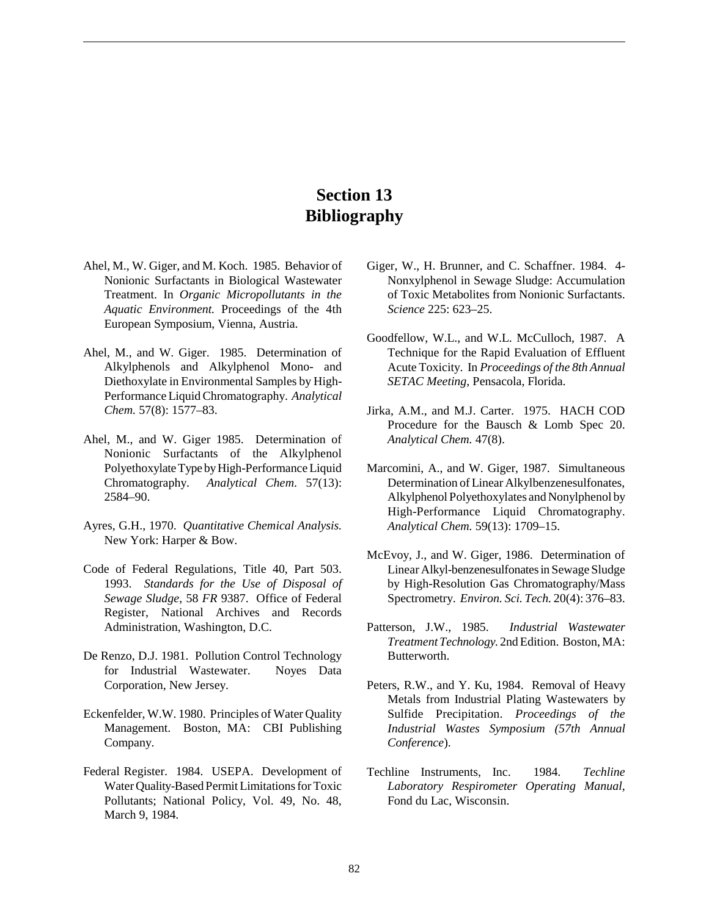# Section 13
# Bibliography

Ahel, M., W. Giger, and M. Koch. 1985. Behavior of Nonionic Surfactants in Biological Wastewater Treatment. In *Organic Micropollutants in the Aquatic Environment.* Proceedings of the 4th European Symposium, Vienna, Austria.

Ahel, M., and W. Giger. 1985. Determination of Alkylphenols and Alkylphenol Mono- and Diethoxylate in Environmental Samples by High-Performance Liquid Chromatography. *Analytical Chem.* 57(8): 1577–83.

Ahel, M., and W. Giger 1985. Determination of Nonionic Surfactants of the Alkylphenol Polyethoxylate Type by High-Performance Liquid Chromatography. *Analytical Chem*. 57(13): 2584–90.

Ayres, G.H., 1970. *Quantitative Chemical Analysis.* New York: Harper & Bow.

Code of Federal Regulations, Title 40, Part 503. 1993. *Standards for the Use of Disposal of Sewage Sludge*, 58 *FR* 9387. Office of Federal Register, National Archives and Records Administration, Washington, D.C.

De Renzo, D.J. 1981. Pollution Control Technology for Industrial Wastewater. Noyes Data Corporation, New Jersey.

Eckenfelder, W.W. 1980. Principles of Water Quality Management. Boston, MA: CBI Publishing Company.

Federal Register. 1984. USEPA. Development of Water Quality-Based Permit Limitations for Toxic Pollutants; National Policy, Vol. 49, No. 48, March 9, 1984.

Giger, W., H. Brunner, and C. Schaffner. 1984. 4-Nonxylphenol in Sewage Sludge: Accumulation of Toxic Metabolites from Nonionic Surfactants. *Science* 225: 623–25.

Goodfellow, W.L., and W.L. McCulloch, 1987. A Technique for the Rapid Evaluation of Effluent Acute Toxicity. In *Proceedings of the 8th Annual SETAC Meeting*, Pensacola, Florida.

Jirka, A.M., and M.J. Carter. 1975. HACH COD Procedure for the Bausch & Lomb Spec 20. *Analytical Chem.* 47(8).

Marcomini, A., and W. Giger, 1987. Simultaneous Determination of Linear Alkylbenzenesulfonates, Alkylphenol Polyethoxylates and Nonylphenol by High-Performance Liquid Chromatography. *Analytical Chem.* 59(13): 1709–15.

McEvoy, J., and W. Giger, 1986. Determination of Linear Alkyl-benzenesulfonates in Sewage Sludge by High-Resolution Gas Chromatography/Mass Spectrometry. *Environ. Sci. Tech.* 20(4): 376–83.

Patterson, J.W., 1985. *Industrial Wastewater Treatment Technology.* 2nd Edition. Boston, MA: Butterworth.

Peters, R.W., and Y. Ku, 1984. Removal of Heavy Metals from Industrial Plating Wastewaters by Sulfide Precipitation. *Proceedings of the Industrial Wastes Symposium (57th Annual Conference*).

Techline Instruments, Inc. 1984. *Techline Laboratory Respirometer Operating Manual*, Fond du Lac, Wisconsin.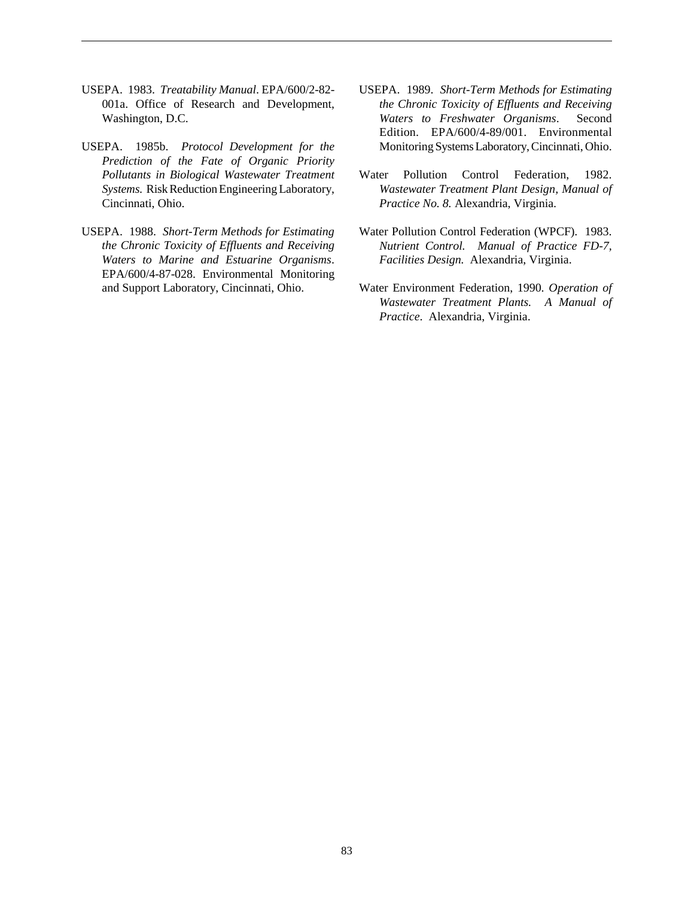USEPA. 1983. *Treatability Manual*. EPA/600/2-82-001a. Office of Research and Development, Washington, D.C.

USEPA. 1985b. *Protocol Development for the Prediction of the Fate of Organic Priority Pollutants in Biological Wastewater Treatment Systems.* Risk Reduction Engineering Laboratory, Cincinnati, Ohio.

USEPA. 1988. *Short-Term Methods for Estimating the Chronic Toxicity of Effluents and Receiving Waters to Marine and Estuarine Organisms*. EPA/600/4-87-028. Environmental Monitoring and Support Laboratory, Cincinnati, Ohio.

USEPA. 1989. *Short-Term Methods for Estimating the Chronic Toxicity of Effluents and Receiving Waters to Freshwater Organisms*. Second Edition. EPA/600/4-89/001. Environmental Monitoring Systems Laboratory, Cincinnati, Ohio.

Water Pollution Control Federation, 1982. *Wastewater Treatment Plant Design, Manual of Practice No. 8.* Alexandria, Virginia.

Water Pollution Control Federation (WPCF). 1983. *Nutrient Control. Manual of Practice FD-7, Facilities Design.* Alexandria, Virginia.

Water Environment Federation, 1990. *Operation of Wastewater Treatment Plants. A Manual of Practice*. Alexandria, Virginia.